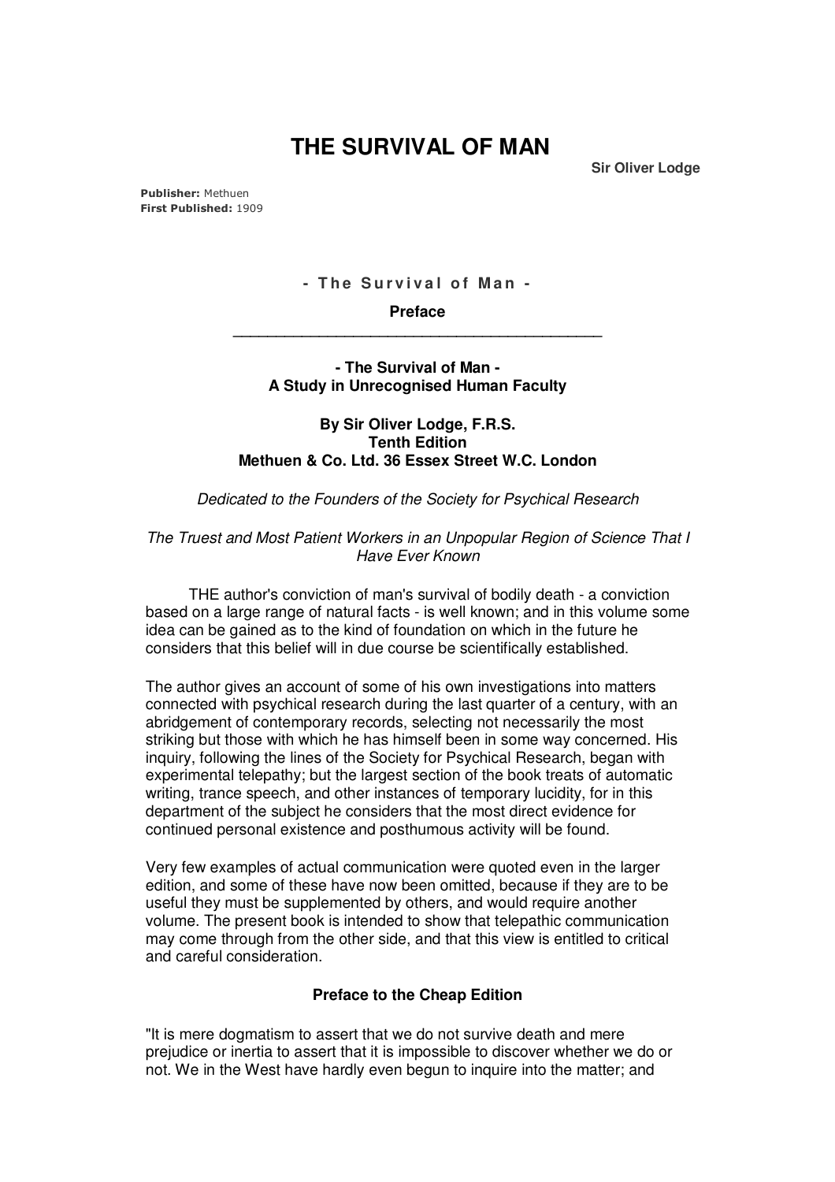# THE SURVIVAL OF MAN

**Sir Oliver Lodge**

**Publisher:** Methuen
**First Published:** 1909

**- The Survival of Man -**

## Preface

---

**- The Survival of Man -**
**A Study in Unrecognised Human Faculty**

**By Sir Oliver Lodge, F.R.S.**
**Tenth Edition**
**Methuen & Co. Ltd. 36 Essex Street W.C. London**

*Dedicated to the Founders of the Society for Psychical Research*

*The Truest and Most Patient Workers in an Unpopular Region of Science That I Have Ever Known*

THE author's conviction of man's survival of bodily death - a conviction based on a large range of natural facts - is well known; and in this volume some idea can be gained as to the kind of foundation on which in the future he considers that this belief will in due course be scientifically established.

The author gives an account of some of his own investigations into matters connected with psychical research during the last quarter of a century, with an abridgement of contemporary records, selecting not necessarily the most striking but those with which he has himself been in some way concerned. His inquiry, following the lines of the Society for Psychical Research, began with experimental telepathy; but the largest section of the book treats of automatic writing, trance speech, and other instances of temporary lucidity, for in this department of the subject he considers that the most direct evidence for continued personal existence and posthumous activity will be found.

Very few examples of actual communication were quoted even in the larger edition, and some of these have now been omitted, because if they are to be useful they must be supplemented by others, and would require another volume. The present book is intended to show that telepathic communication may come through from the other side, and that this view is entitled to critical and careful consideration.

### Preface to the Cheap Edition

"It is mere dogmatism to assert that we do not survive death and mere prejudice or inertia to assert that it is impossible to discover whether we do or not. We in the West have hardly even begun to inquire into the matter; and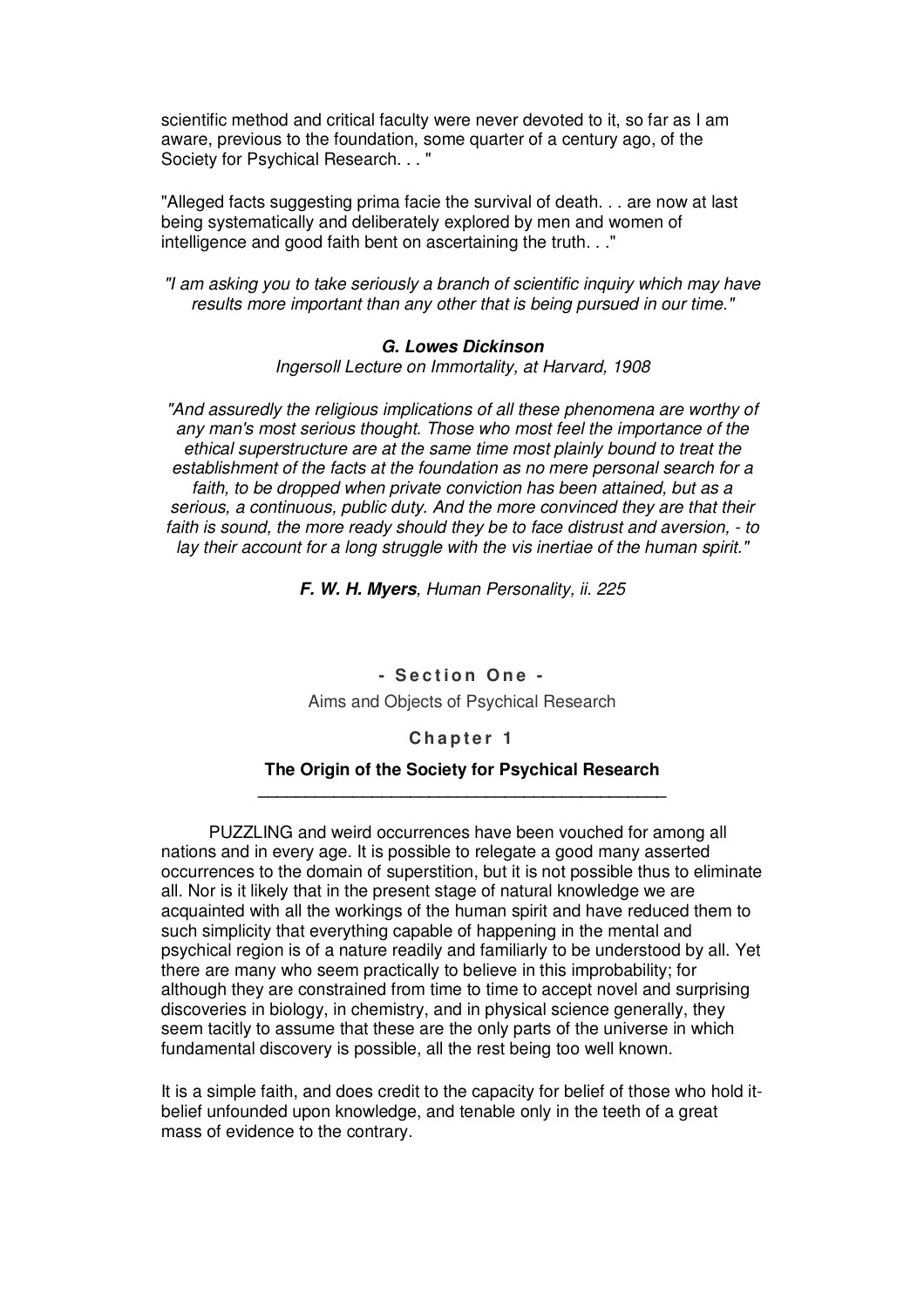scientific method and critical faculty were never devoted to it, so far as I am aware, previous to the foundation, some quarter of a century ago, of the Society for Psychical Research. . . "

"Alleged facts suggesting prima facie the survival of death. . . are now at last being systematically and deliberately explored by men and women of intelligence and good faith bent on ascertaining the truth. . ."

*"I am asking you to take seriously a branch of scientific inquiry which may have results more important than any other that is being pursued in our time."*

***G. Lowes Dickinson***
*Ingersoll Lecture on Immortality, at Harvard, 1908*

*"And assuredly the religious implications of all these phenomena are worthy of any man's most serious thought. Those who most feel the importance of the ethical superstructure are at the same time most plainly bound to treat the establishment of the facts at the foundation as no mere personal search for a faith, to be dropped when private conviction has been attained, but as a serious, a continuous, public duty. And the more convinced they are that their faith is sound, the more ready should they be to face distrust and aversion, - to lay their account for a long struggle with the vis inertiae of the human spirit."*

***F. W. H. Myers**, Human Personality, ii. 225*

# - Section One -

Aims and Objects of Psychical Research

## Chapter 1

### The Origin of the Society for Psychical Research

PUZZLING and weird occurrences have been vouched for among all nations and in every age. It is possible to relegate a good many asserted occurrences to the domain of superstition, but it is not possible thus to eliminate all. Nor is it likely that in the present stage of natural knowledge we are acquainted with all the workings of the human spirit and have reduced them to such simplicity that everything capable of happening in the mental and psychical region is of a nature readily and familiarly to be understood by all. Yet there are many who seem practically to believe in this improbability; for although they are constrained from time to time to accept novel and surprising discoveries in biology, in chemistry, and in physical science generally, they seem tacitly to assume that these are the only parts of the universe in which fundamental discovery is possible, all the rest being too well known.

It is a simple faith, and does credit to the capacity for belief of those who hold it- belief unfounded upon knowledge, and tenable only in the teeth of a great mass of evidence to the contrary.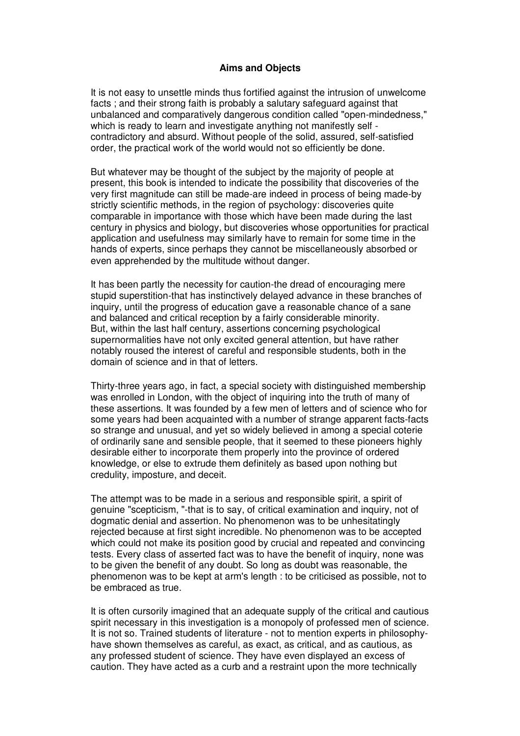**Aims and Objects**

It is not easy to unsettle minds thus fortified against the intrusion of unwelcome facts ; and their strong faith is probably a salutary safeguard against that unbalanced and comparatively dangerous condition called "open-mindedness," which is ready to learn and investigate anything not manifestly self - contradictory and absurd. Without people of the solid, assured, self-satisfied order, the practical work of the world would not so efficiently be done.

But whatever may be thought of the subject by the majority of people at present, this book is intended to indicate the possibility that discoveries of the very first magnitude can still be made-are indeed in process of being made-by strictly scientific methods, in the region of psychology: discoveries quite comparable in importance with those which have been made during the last century in physics and biology, but discoveries whose opportunities for practical application and usefulness may similarly have to remain for some time in the hands of experts, since perhaps they cannot be miscellaneously absorbed or even apprehended by the multitude without danger.

It has been partly the necessity for caution-the dread of encouraging mere stupid superstition-that has instinctively delayed advance in these branches of inquiry, until the progress of education gave a reasonable chance of a sane and balanced and critical reception by a fairly considerable minority.
But, within the last half century, assertions concerning psychological supernormalities have not only excited general attention, but have rather notably roused the interest of careful and responsible students, both in the domain of science and in that of letters.

Thirty-three years ago, in fact, a special society with distinguished membership was enrolled in London, with the object of inquiring into the truth of many of these assertions. It was founded by a few men of letters and of science who for some years had been acquainted with a number of strange apparent facts-facts so strange and unusual, and yet so widely believed in among a special coterie of ordinarily sane and sensible people, that it seemed to these pioneers highly desirable either to incorporate them properly into the province of ordered knowledge, or else to extrude them definitely as based upon nothing but credulity, imposture, and deceit.

The attempt was to be made in a serious and responsible spirit, a spirit of genuine "scepticism, "-that is to say, of critical examination and inquiry, not of dogmatic denial and assertion. No phenomenon was to be unhesitatingly rejected because at first sight incredible. No phenomenon was to be accepted which could not make its position good by crucial and repeated and convincing tests. Every class of asserted fact was to have the benefit of inquiry, none was to be given the benefit of any doubt. So long as doubt was reasonable, the phenomenon was to be kept at arm's length : to be criticised as possible, not to be embraced as true.

It is often cursorily imagined that an adequate supply of the critical and cautious spirit necessary in this investigation is a monopoly of professed men of science. It is not so. Trained students of literature - not to mention experts in philosophy- have shown themselves as careful, as exact, as critical, and as cautious, as any professed student of science. They have even displayed an excess of caution. They have acted as a curb and a restraint upon the more technically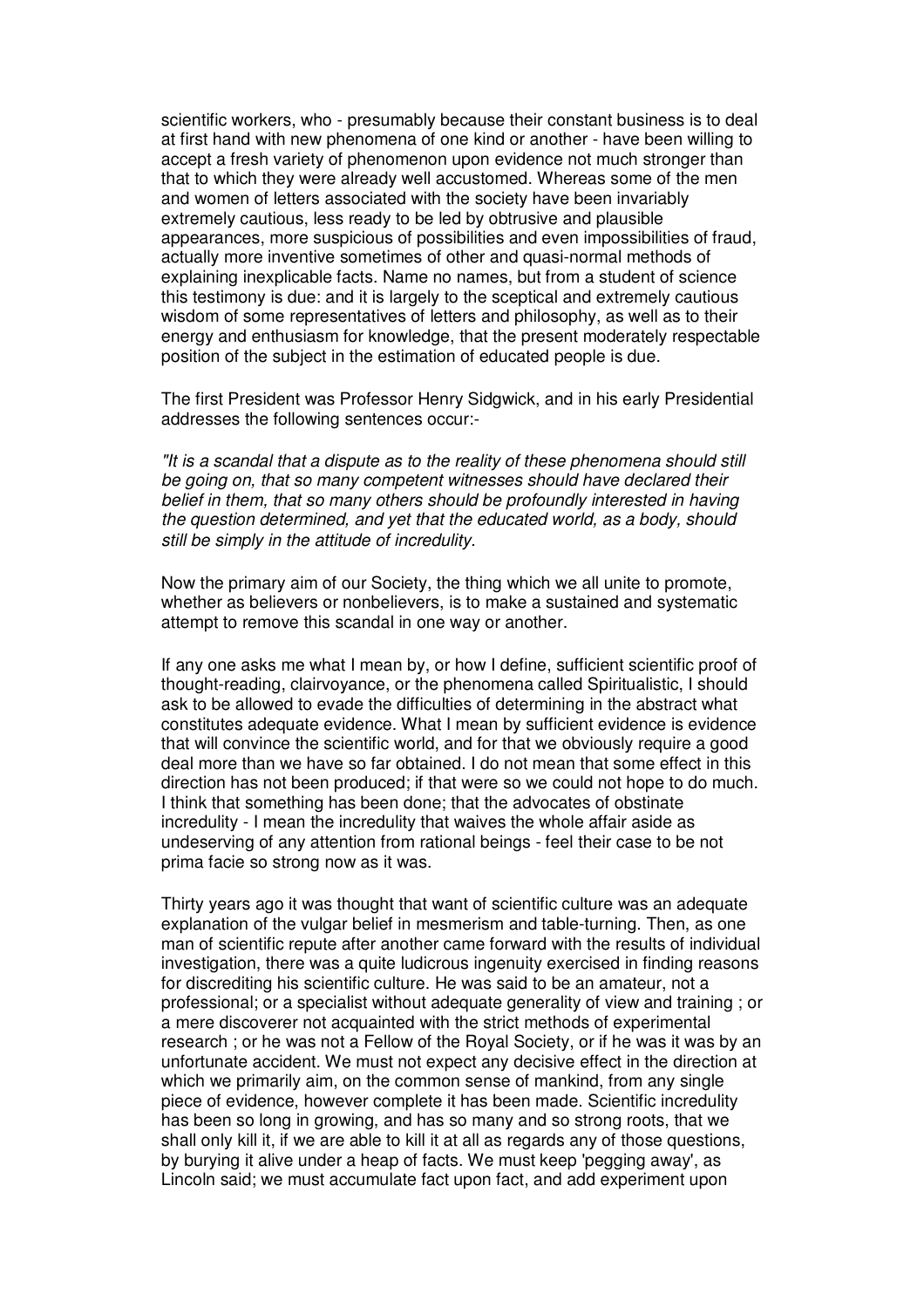scientific workers, who - presumably because their constant business is to deal at first hand with new phenomena of one kind or another - have been willing to accept a fresh variety of phenomenon upon evidence not much stronger than that to which they were already well accustomed. Whereas some of the men and women of letters associated with the society have been invariably extremely cautious, less ready to be led by obtrusive and plausible appearances, more suspicious of possibilities and even impossibilities of fraud, actually more inventive sometimes of other and quasi-normal methods of explaining inexplicable facts. Name no names, but from a student of science this testimony is due: and it is largely to the sceptical and extremely cautious wisdom of some representatives of letters and philosophy, as well as to their energy and enthusiasm for knowledge, that the present moderately respectable position of the subject in the estimation of educated people is due.

The first President was Professor Henry Sidgwick, and in his early Presidential addresses the following sentences occur:-

*"It is a scandal that a dispute as to the reality of these phenomena should still be going on, that so many competent witnesses should have declared their belief in them, that so many others should be profoundly interested in having the question determined, and yet that the educated world, as a body, should still be simply in the attitude of incredulity.*

Now the primary aim of our Society, the thing which we all unite to promote, whether as believers or nonbelievers, is to make a sustained and systematic attempt to remove this scandal in one way or another.

If any one asks me what I mean by, or how I define, sufficient scientific proof of thought-reading, clairvoyance, or the phenomena called Spiritualistic, I should ask to be allowed to evade the difficulties of determining in the abstract what constitutes adequate evidence. What I mean by sufficient evidence is evidence that will convince the scientific world, and for that we obviously require a good deal more than we have so far obtained. I do not mean that some effect in this direction has not been produced; if that were so we could not hope to do much. I think that something has been done; that the advocates of obstinate incredulity - I mean the incredulity that waives the whole affair aside as undeserving of any attention from rational beings - feel their case to be not prima facie so strong now as it was.

Thirty years ago it was thought that want of scientific culture was an adequate explanation of the vulgar belief in mesmerism and table-turning. Then, as one man of scientific repute after another came forward with the results of individual investigation, there was a quite ludicrous ingenuity exercised in finding reasons for discrediting his scientific culture. He was said to be an amateur, not a professional; or a specialist without adequate generality of view and training ; or a mere discoverer not acquainted with the strict methods of experimental research ; or he was not a Fellow of the Royal Society, or if he was it was by an unfortunate accident. We must not expect any decisive effect in the direction at which we primarily aim, on the common sense of mankind, from any single piece of evidence, however complete it has been made. Scientific incredulity has been so long in growing, and has so many and so strong roots, that we shall only kill it, if we are able to kill it at all as regards any of those questions, by burying it alive under a heap of facts. We must keep 'pegging away', as Lincoln said; we must accumulate fact upon fact, and add experiment upon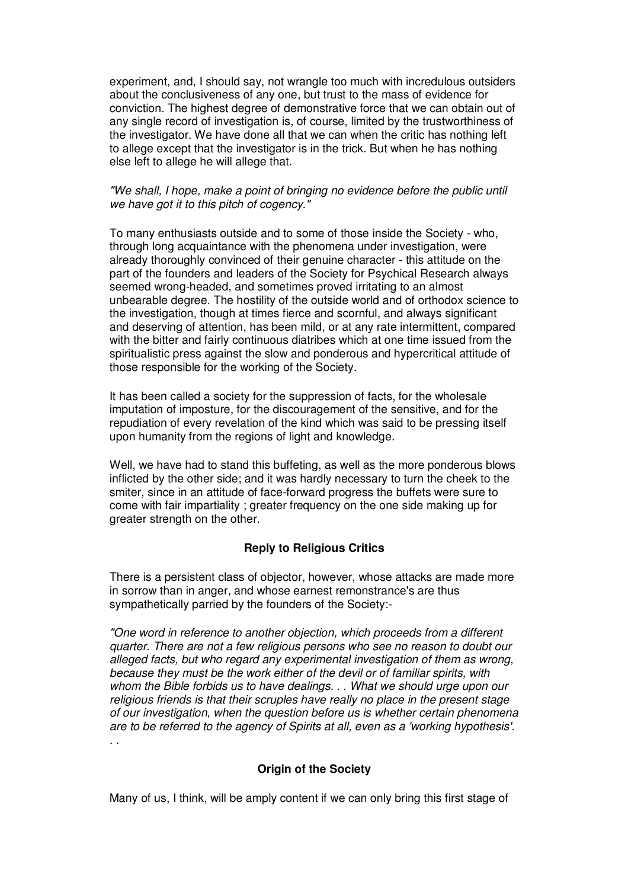experiment, and, I should say, not wrangle too much with incredulous outsiders about the conclusiveness of any one, but trust to the mass of evidence for conviction. The highest degree of demonstrative force that we can obtain out of any single record of investigation is, of course, limited by the trustworthiness of the investigator. We have done all that we can when the critic has nothing left to allege except that the investigator is in the trick. But when he has nothing else left to allege he will allege that.

*"We shall, I hope, make a point of bringing no evidence before the public until we have got it to this pitch of cogency."*

To many enthusiasts outside and to some of those inside the Society - who, through long acquaintance with the phenomena under investigation, were already thoroughly convinced of their genuine character - this attitude on the part of the founders and leaders of the Society for Psychical Research always seemed wrong-headed, and sometimes proved irritating to an almost unbearable degree. The hostility of the outside world and of orthodox science to the investigation, though at times fierce and scornful, and always significant and deserving of attention, has been mild, or at any rate intermittent, compared with the bitter and fairly continuous diatribes which at one time issued from the spiritualistic press against the slow and ponderous and hypercritical attitude of those responsible for the working of the Society.

It has been called a society for the suppression of facts, for the wholesale imputation of imposture, for the discouragement of the sensitive, and for the repudiation of every revelation of the kind which was said to be pressing itself upon humanity from the regions of light and knowledge.

Well, we have had to stand this buffeting, as well as the more ponderous blows inflicted by the other side; and it was hardly necessary to turn the cheek to the smiter, since in an attitude of face-forward progress the buffets were sure to come with fair impartiality ; greater frequency on the one side making up for greater strength on the other.

### Reply to Religious Critics

There is a persistent class of objector, however, whose attacks are made more in sorrow than in anger, and whose earnest remonstrance's are thus sympathetically parried by the founders of the Society:-

*"One word in reference to another objection, which proceeds from a different quarter. There are not a few religious persons who see no reason to doubt our alleged facts, but who regard any experimental investigation of them as wrong, because they must be the work either of the devil or of familiar spirits, with whom the Bible forbids us to have dealings. . . What we should urge upon our religious friends is that their scruples have really no place in the present stage of our investigation, when the question before us is whether certain phenomena are to be referred to the agency of Spirits at all, even as a 'working hypothesis'. . .*

### Origin of the Society

Many of us, I think, will be amply content if we can only bring this first stage of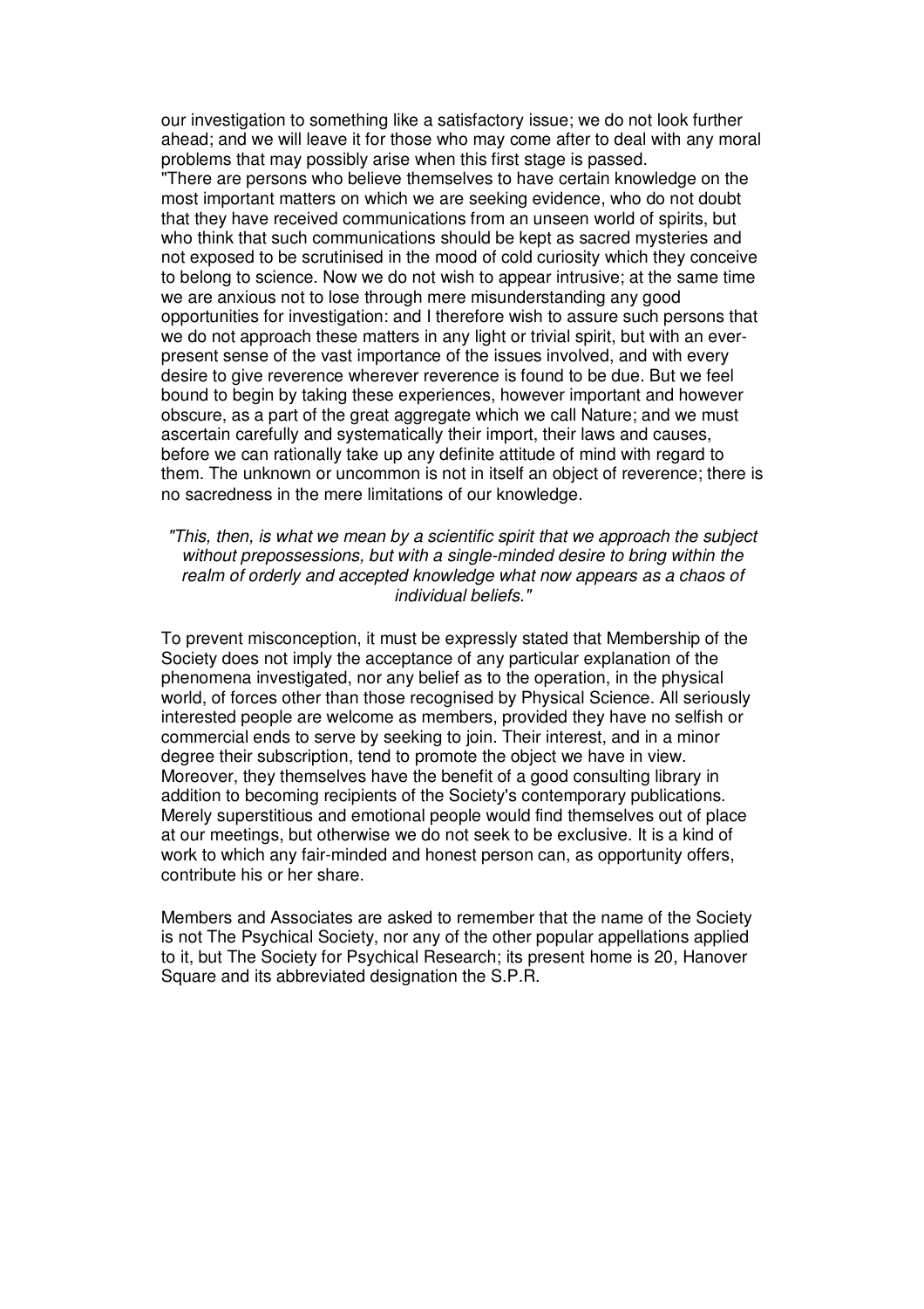our investigation to something like a satisfactory issue; we do not look further ahead; and we will leave it for those who may come after to deal with any moral problems that may possibly arise when this first stage is passed.

"There are persons who believe themselves to have certain knowledge on the most important matters on which we are seeking evidence, who do not doubt that they have received communications from an unseen world of spirits, but who think that such communications should be kept as sacred mysteries and not exposed to be scrutinised in the mood of cold curiosity which they conceive to belong to science. Now we do not wish to appear intrusive; at the same time we are anxious not to lose through mere misunderstanding any good opportunities for investigation: and I therefore wish to assure such persons that we do not approach these matters in any light or trivial spirit, but with an ever-present sense of the vast importance of the issues involved, and with every desire to give reverence wherever reverence is found to be due. But we feel bound to begin by taking these experiences, however important and however obscure, as a part of the great aggregate which we call Nature; and we must ascertain carefully and systematically their import, their laws and causes, before we can rationally take up any definite attitude of mind with regard to them. The unknown or uncommon is not in itself an object of reverence; there is no sacredness in the mere limitations of our knowledge.

*"This, then, is what we mean by a scientific spirit that we approach the subject without prepossessions, but with a single-minded desire to bring within the realm of orderly and accepted knowledge what now appears as a chaos of individual beliefs."*

To prevent misconception, it must be expressly stated that Membership of the Society does not imply the acceptance of any particular explanation of the phenomena investigated, nor any belief as to the operation, in the physical world, of forces other than those recognised by Physical Science. All seriously interested people are welcome as members, provided they have no selfish or commercial ends to serve by seeking to join. Their interest, and in a minor degree their subscription, tend to promote the object we have in view. Moreover, they themselves have the benefit of a good consulting library in addition to becoming recipients of the Society's contemporary publications. Merely superstitious and emotional people would find themselves out of place at our meetings, but otherwise we do not seek to be exclusive. It is a kind of work to which any fair-minded and honest person can, as opportunity offers, contribute his or her share.

Members and Associates are asked to remember that the name of the Society is not The Psychical Society, nor any of the other popular appellations applied to it, but The Society for Psychical Research; its present home is 20, Hanover Square and its abbreviated designation the S.P.R.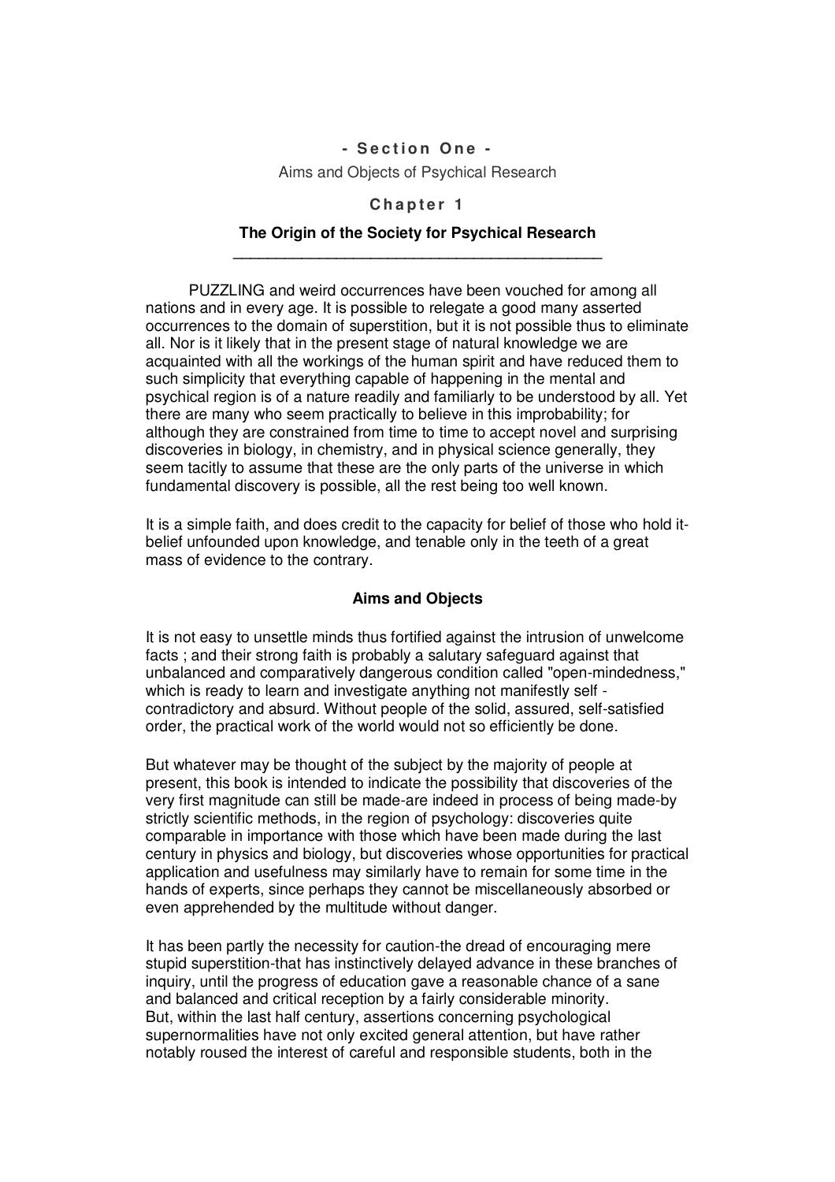## - Section One -

Aims and Objects of Psychical Research

### Chapter 1

### The Origin of the Society for Psychical Research

PUZZLING and weird occurrences have been vouched for among all nations and in every age. It is possible to relegate a good many asserted occurrences to the domain of superstition, but it is not possible thus to eliminate all. Nor is it likely that in the present stage of natural knowledge we are acquainted with all the workings of the human spirit and have reduced them to such simplicity that everything capable of happening in the mental and psychical region is of a nature readily and familiarly to be understood by all. Yet there are many who seem practically to believe in this improbability; for although they are constrained from time to time to accept novel and surprising discoveries in biology, in chemistry, and in physical science generally, they seem tacitly to assume that these are the only parts of the universe in which fundamental discovery is possible, all the rest being too well known.

It is a simple faith, and does credit to the capacity for belief of those who hold it-belief unfounded upon knowledge, and tenable only in the teeth of a great mass of evidence to the contrary.

#### Aims and Objects

It is not easy to unsettle minds thus fortified against the intrusion of unwelcome facts ; and their strong faith is probably a salutary safeguard against that unbalanced and comparatively dangerous condition called "open-mindedness," which is ready to learn and investigate anything not manifestly self - contradictory and absurd. Without people of the solid, assured, self-satisfied order, the practical work of the world would not so efficiently be done.

But whatever may be thought of the subject by the majority of people at present, this book is intended to indicate the possibility that discoveries of the very first magnitude can still be made-are indeed in process of being made-by strictly scientific methods, in the region of psychology: discoveries quite comparable in importance with those which have been made during the last century in physics and biology, but discoveries whose opportunities for practical application and usefulness may similarly have to remain for some time in the hands of experts, since perhaps they cannot be miscellaneously absorbed or even apprehended by the multitude without danger.

It has been partly the necessity for caution-the dread of encouraging mere stupid superstition-that has instinctively delayed advance in these branches of inquiry, until the progress of education gave a reasonable chance of a sane and balanced and critical reception by a fairly considerable minority.
But, within the last half century, assertions concerning psychological supernormalities have not only excited general attention, but have rather notably roused the interest of careful and responsible students, both in the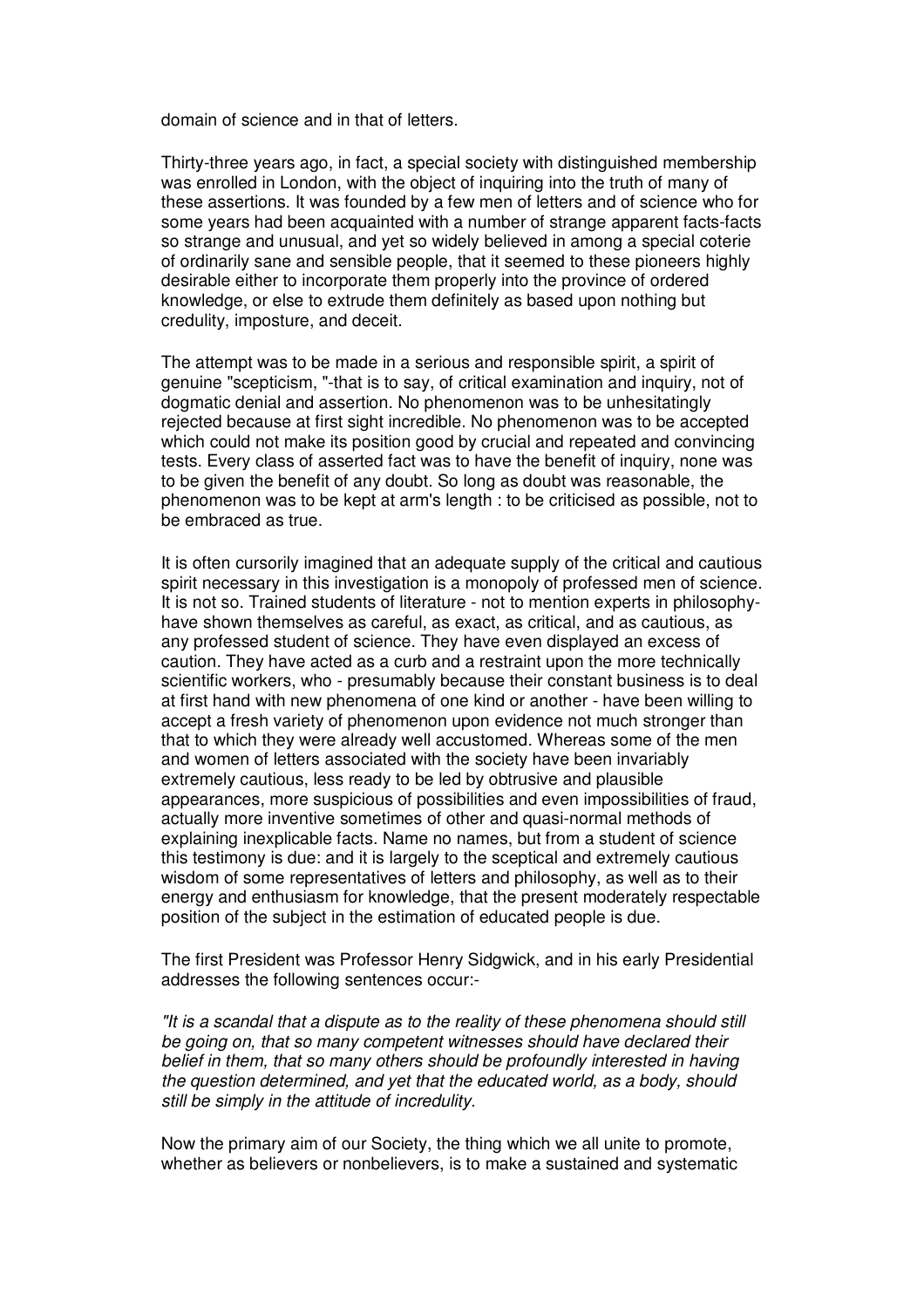domain of science and in that of letters.

Thirty-three years ago, in fact, a special society with distinguished membership was enrolled in London, with the object of inquiring into the truth of many of these assertions. It was founded by a few men of letters and of science who for some years had been acquainted with a number of strange apparent facts-facts so strange and unusual, and yet so widely believed in among a special coterie of ordinarily sane and sensible people, that it seemed to these pioneers highly desirable either to incorporate them properly into the province of ordered knowledge, or else to extrude them definitely as based upon nothing but credulity, imposture, and deceit.

The attempt was to be made in a serious and responsible spirit, a spirit of genuine "scepticism, "-that is to say, of critical examination and inquiry, not of dogmatic denial and assertion. No phenomenon was to be unhesitatingly rejected because at first sight incredible. No phenomenon was to be accepted which could not make its position good by crucial and repeated and convincing tests. Every class of asserted fact was to have the benefit of inquiry, none was to be given the benefit of any doubt. So long as doubt was reasonable, the phenomenon was to be kept at arm's length : to be criticised as possible, not to be embraced as true.

It is often cursorily imagined that an adequate supply of the critical and cautious spirit necessary in this investigation is a monopoly of professed men of science. It is not so. Trained students of literature - not to mention experts in philosophy- have shown themselves as careful, as exact, as critical, and as cautious, as any professed student of science. They have even displayed an excess of caution. They have acted as a curb and a restraint upon the more technically scientific workers, who - presumably because their constant business is to deal at first hand with new phenomena of one kind or another - have been willing to accept a fresh variety of phenomenon upon evidence not much stronger than that to which they were already well accustomed. Whereas some of the men and women of letters associated with the society have been invariably extremely cautious, less ready to be led by obtrusive and plausible appearances, more suspicious of possibilities and even impossibilities of fraud, actually more inventive sometimes of other and quasi-normal methods of explaining inexplicable facts. Name no names, but from a student of science this testimony is due: and it is largely to the sceptical and extremely cautious wisdom of some representatives of letters and philosophy, as well as to their energy and enthusiasm for knowledge, that the present moderately respectable position of the subject in the estimation of educated people is due.

The first President was Professor Henry Sidgwick, and in his early Presidential addresses the following sentences occur:-

*"It is a scandal that a dispute as to the reality of these phenomena should still be going on, that so many competent witnesses should have declared their belief in them, that so many others should be profoundly interested in having the question determined, and yet that the educated world, as a body, should still be simply in the attitude of incredulity.*

Now the primary aim of our Society, the thing which we all unite to promote, whether as believers or nonbelievers, is to make a sustained and systematic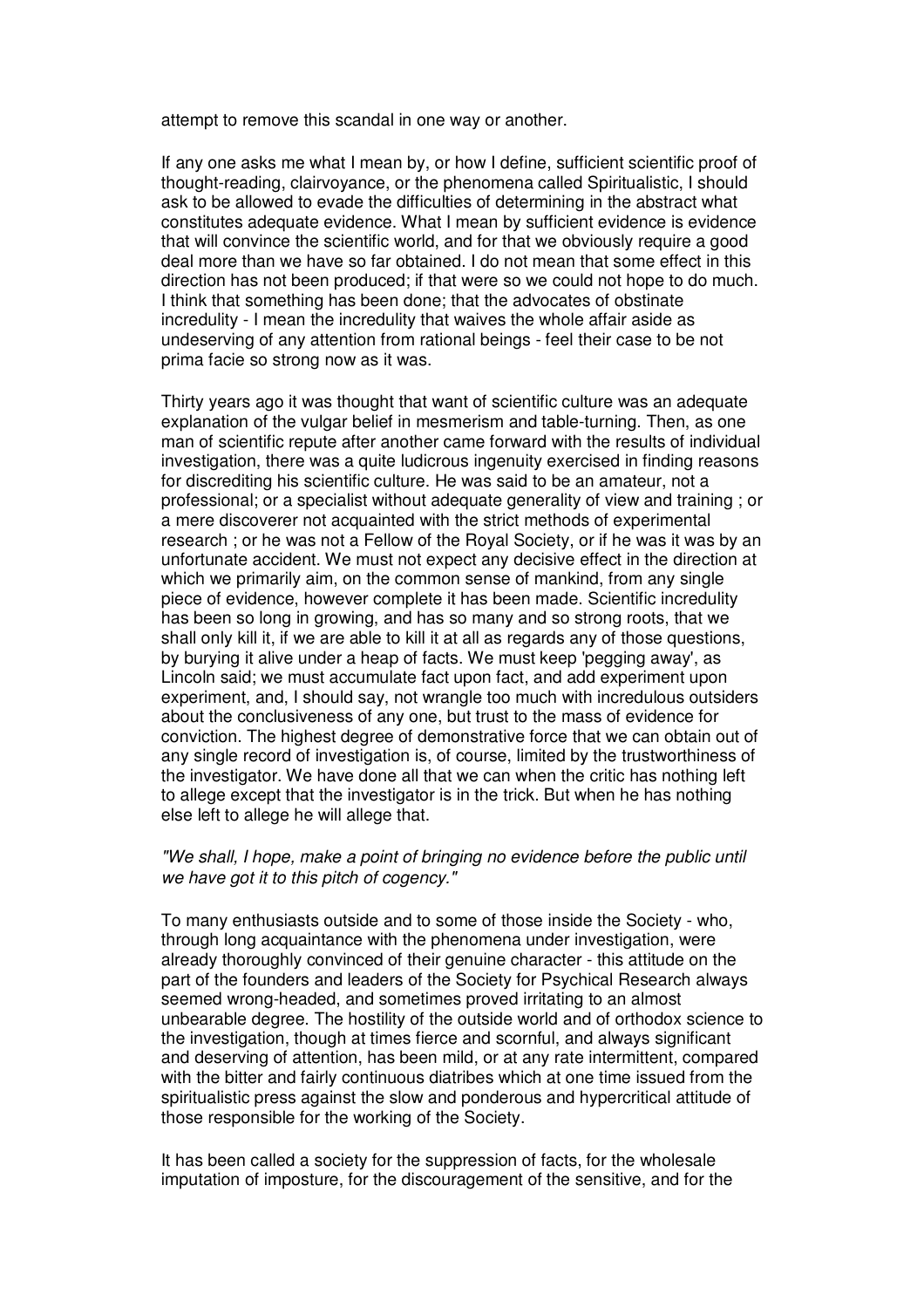attempt to remove this scandal in one way or another.

If any one asks me what I mean by, or how I define, sufficient scientific proof of thought-reading, clairvoyance, or the phenomena called Spiritualistic, I should ask to be allowed to evade the difficulties of determining in the abstract what constitutes adequate evidence. What I mean by sufficient evidence is evidence that will convince the scientific world, and for that we obviously require a good deal more than we have so far obtained. I do not mean that some effect in this direction has not been produced; if that were so we could not hope to do much. I think that something has been done; that the advocates of obstinate incredulity - I mean the incredulity that waives the whole affair aside as undeserving of any attention from rational beings - feel their case to be not prima facie so strong now as it was.

Thirty years ago it was thought that want of scientific culture was an adequate explanation of the vulgar belief in mesmerism and table-turning. Then, as one man of scientific repute after another came forward with the results of individual investigation, there was a quite ludicrous ingenuity exercised in finding reasons for discrediting his scientific culture. He was said to be an amateur, not a professional; or a specialist without adequate generality of view and training ; or a mere discoverer not acquainted with the strict methods of experimental research ; or he was not a Fellow of the Royal Society, or if he was it was by an unfortunate accident. We must not expect any decisive effect in the direction at which we primarily aim, on the common sense of mankind, from any single piece of evidence, however complete it has been made. Scientific incredulity has been so long in growing, and has so many and so strong roots, that we shall only kill it, if we are able to kill it at all as regards any of those questions, by burying it alive under a heap of facts. We must keep 'pegging away', as Lincoln said; we must accumulate fact upon fact, and add experiment upon experiment, and, I should say, not wrangle too much with incredulous outsiders about the conclusiveness of any one, but trust to the mass of evidence for conviction. The highest degree of demonstrative force that we can obtain out of any single record of investigation is, of course, limited by the trustworthiness of the investigator. We have done all that we can when the critic has nothing left to allege except that the investigator is in the trick. But when he has nothing else left to allege he will allege that.

*"We shall, I hope, make a point of bringing no evidence before the public until we have got it to this pitch of cogency."*

To many enthusiasts outside and to some of those inside the Society - who, through long acquaintance with the phenomena under investigation, were already thoroughly convinced of their genuine character - this attitude on the part of the founders and leaders of the Society for Psychical Research always seemed wrong-headed, and sometimes proved irritating to an almost unbearable degree. The hostility of the outside world and of orthodox science to the investigation, though at times fierce and scornful, and always significant and deserving of attention, has been mild, or at any rate intermittent, compared with the bitter and fairly continuous diatribes which at one time issued from the spiritualistic press against the slow and ponderous and hypercritical attitude of those responsible for the working of the Society.

It has been called a society for the suppression of facts, for the wholesale imputation of imposture, for the discouragement of the sensitive, and for the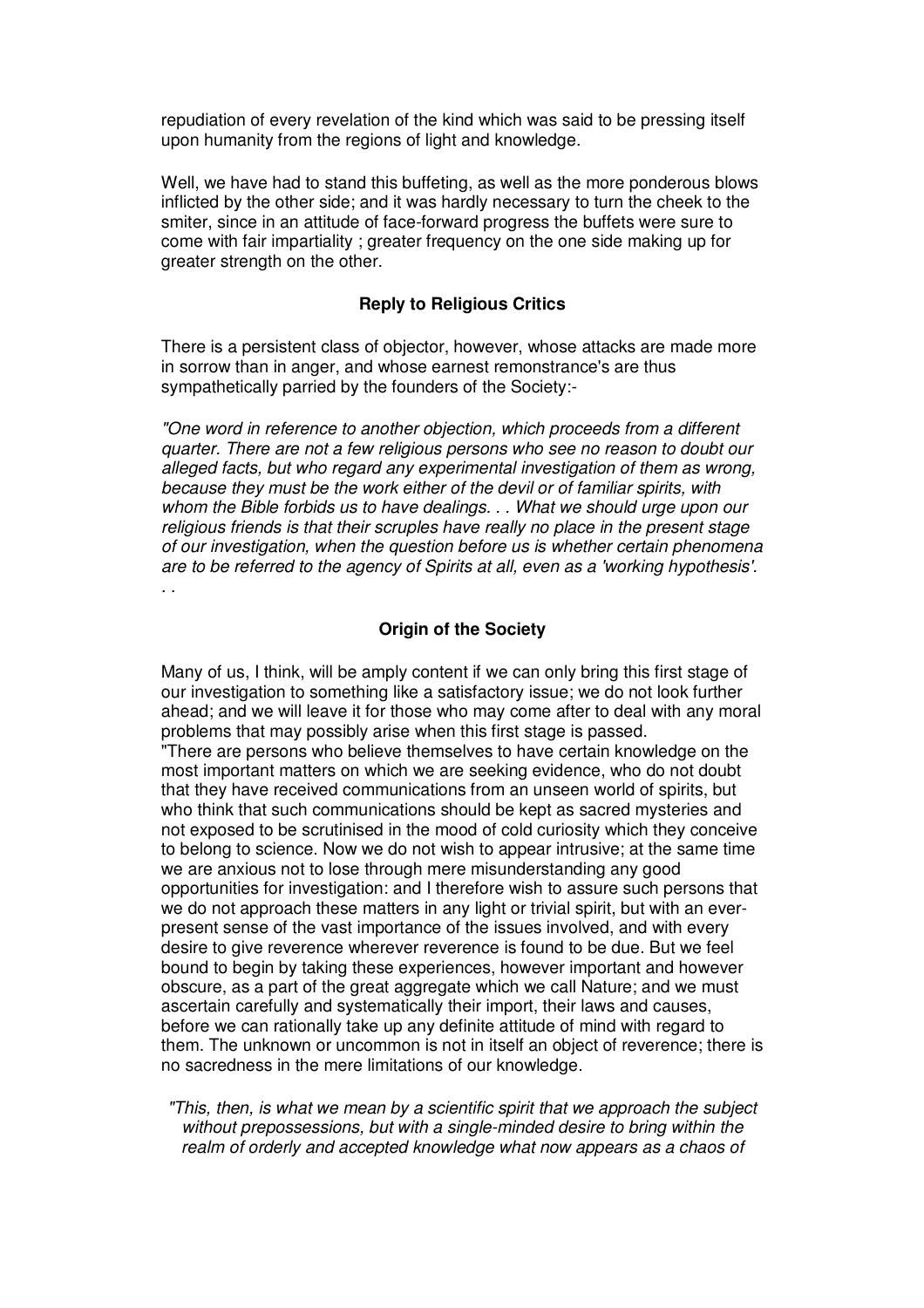repudiation of every revelation of the kind which was said to be pressing itself upon humanity from the regions of light and knowledge.

Well, we have had to stand this buffeting, as well as the more ponderous blows inflicted by the other side; and it was hardly necessary to turn the cheek to the smiter, since in an attitude of face-forward progress the buffets were sure to come with fair impartiality ; greater frequency on the one side making up for greater strength on the other.

### Reply to Religious Critics

There is a persistent class of objector, however, whose attacks are made more in sorrow than in anger, and whose earnest remonstrance's are thus sympathetically parried by the founders of the Society:-

*"One word in reference to another objection, which proceeds from a different quarter. There are not a few religious persons who see no reason to doubt our alleged facts, but who regard any experimental investigation of them as wrong, because they must be the work either of the devil or of familiar spirits, with whom the Bible forbids us to have dealings. . . What we should urge upon our religious friends is that their scruples have really no place in the present stage of our investigation, when the question before us is whether certain phenomena are to be referred to the agency of Spirits at all, even as a 'working hypothesis'. . .*

### Origin of the Society

Many of us, I think, will be amply content if we can only bring this first stage of our investigation to something like a satisfactory issue; we do not look further ahead; and we will leave it for those who may come after to deal with any moral problems that may possibly arise when this first stage is passed.
"There are persons who believe themselves to have certain knowledge on the most important matters on which we are seeking evidence, who do not doubt that they have received communications from an unseen world of spirits, but who think that such communications should be kept as sacred mysteries and not exposed to be scrutinised in the mood of cold curiosity which they conceive to belong to science. Now we do not wish to appear intrusive; at the same time we are anxious not to lose through mere misunderstanding any good opportunities for investigation: and I therefore wish to assure such persons that we do not approach these matters in any light or trivial spirit, but with an ever-present sense of the vast importance of the issues involved, and with every desire to give reverence wherever reverence is found to be due. But we feel bound to begin by taking these experiences, however important and however obscure, as a part of the great aggregate which we call Nature; and we must ascertain carefully and systematically their import, their laws and causes, before we can rationally take up any definite attitude of mind with regard to them. The unknown or uncommon is not in itself an object of reverence; there is no sacredness in the mere limitations of our knowledge.

*"This, then, is what we mean by a scientific spirit that we approach the subject without prepossessions, but with a single-minded desire to bring within the realm of orderly and accepted knowledge what now appears as a chaos of*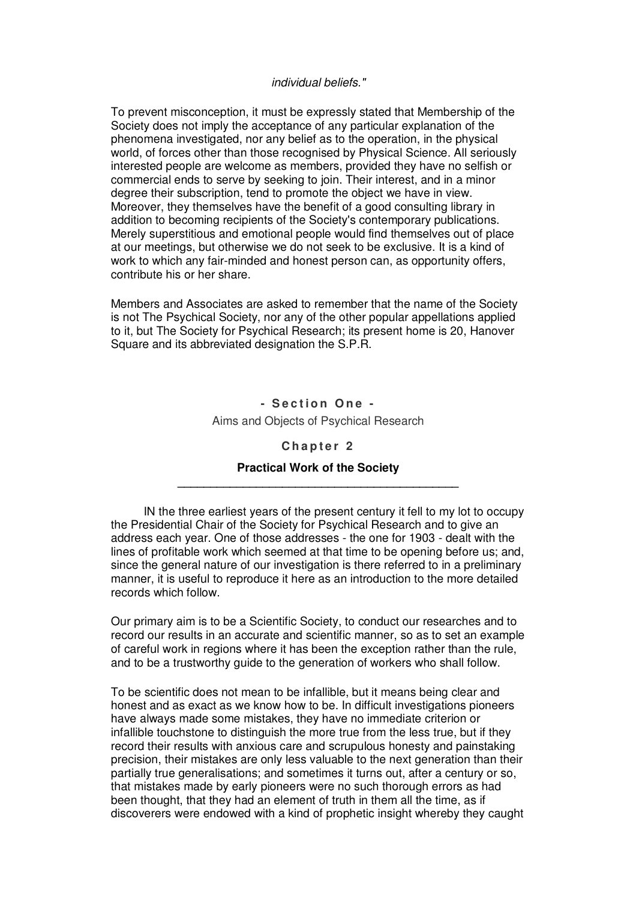*individual beliefs."*

To prevent misconception, it must be expressly stated that Membership of the Society does not imply the acceptance of any particular explanation of the phenomena investigated, nor any belief as to the operation, in the physical world, of forces other than those recognised by Physical Science. All seriously interested people are welcome as members, provided they have no selfish or commercial ends to serve by seeking to join. Their interest, and in a minor degree their subscription, tend to promote the object we have in view. Moreover, they themselves have the benefit of a good consulting library in addition to becoming recipients of the Society's contemporary publications. Merely superstitious and emotional people would find themselves out of place at our meetings, but otherwise we do not seek to be exclusive. It is a kind of work to which any fair-minded and honest person can, as opportunity offers, contribute his or her share.

Members and Associates are asked to remember that the name of the Society is not The Psychical Society, nor any of the other popular appellations applied to it, but The Society for Psychical Research; its present home is 20, Hanover Square and its abbreviated designation the S.P.R.

## - Section One -

Aims and Objects of Psychical Research

### Chapter 2

### Practical Work of the Society

IN the three earliest years of the present century it fell to my lot to occupy the Presidential Chair of the Society for Psychical Research and to give an address each year. One of those addresses - the one for 1903 - dealt with the lines of profitable work which seemed at that time to be opening before us; and, since the general nature of our investigation is there referred to in a preliminary manner, it is useful to reproduce it here as an introduction to the more detailed records which follow.

Our primary aim is to be a Scientific Society, to conduct our researches and to record our results in an accurate and scientific manner, so as to set an example of careful work in regions where it has been the exception rather than the rule, and to be a trustworthy guide to the generation of workers who shall follow.

To be scientific does not mean to be infallible, but it means being clear and honest and as exact as we know how to be. In difficult investigations pioneers have always made some mistakes, they have no immediate criterion or infallible touchstone to distinguish the more true from the less true, but if they record their results with anxious care and scrupulous honesty and painstaking precision, their mistakes are only less valuable to the next generation than their partially true generalisations; and sometimes it turns out, after a century or so, that mistakes made by early pioneers were no such thorough errors as had been thought, that they had an element of truth in them all the time, as if discoverers were endowed with a kind of prophetic insight whereby they caught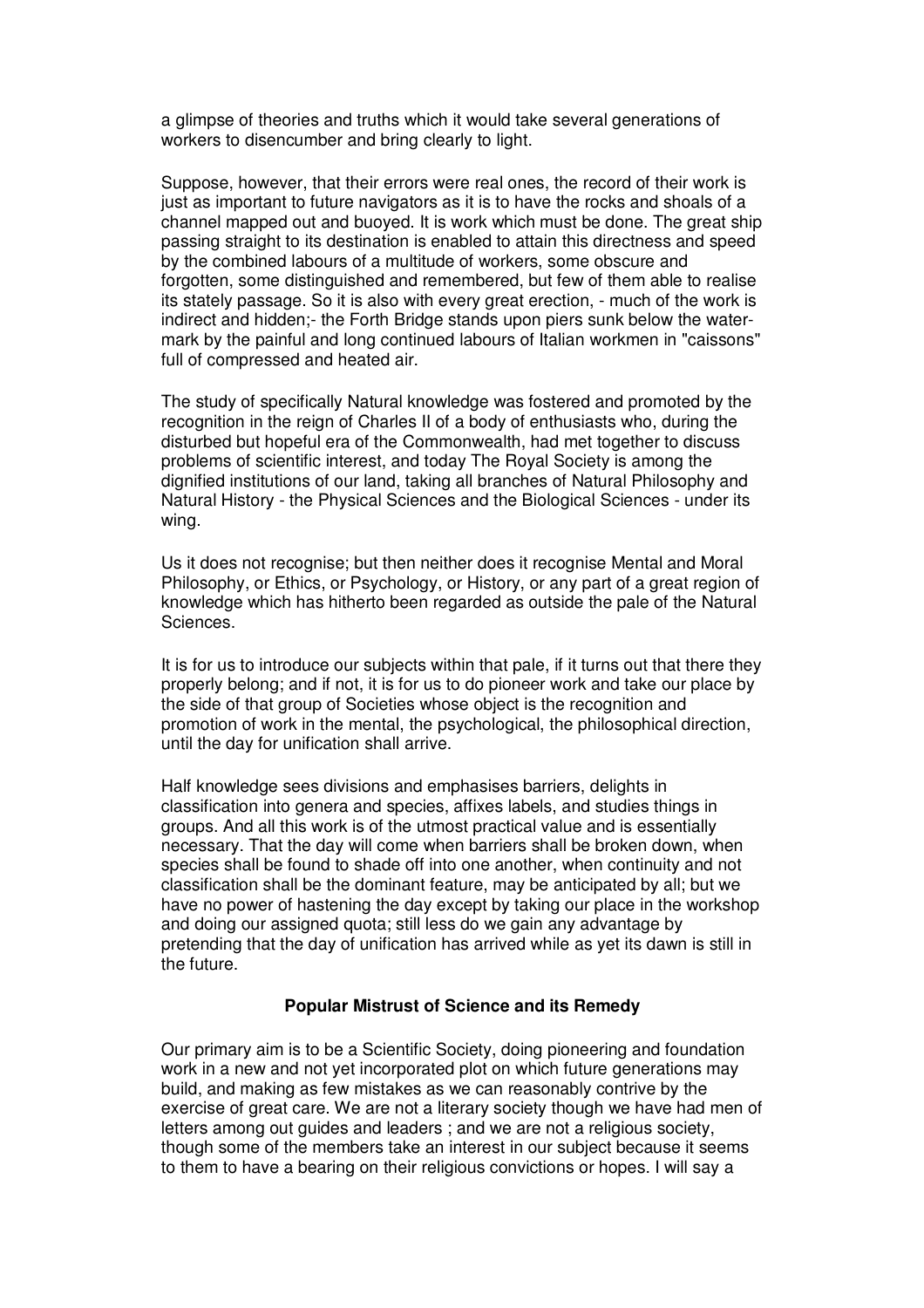a glimpse of theories and truths which it would take several generations of workers to disencumber and bring clearly to light.

Suppose, however, that their errors were real ones, the record of their work is just as important to future navigators as it is to have the rocks and shoals of a channel mapped out and buoyed. It is work which must be done. The great ship passing straight to its destination is enabled to attain this directness and speed by the combined labours of a multitude of workers, some obscure and forgotten, some distinguished and remembered, but few of them able to realise its stately passage. So it is also with every great erection, - much of the work is indirect and hidden;- the Forth Bridge stands upon piers sunk below the water-mark by the painful and long continued labours of Italian workmen in "caissons" full of compressed and heated air.

The study of specifically Natural knowledge was fostered and promoted by the recognition in the reign of Charles II of a body of enthusiasts who, during the disturbed but hopeful era of the Commonwealth, had met together to discuss problems of scientific interest, and today The Royal Society is among the dignified institutions of our land, taking all branches of Natural Philosophy and Natural History - the Physical Sciences and the Biological Sciences - under its wing.

Us it does not recognise; but then neither does it recognise Mental and Moral Philosophy, or Ethics, or Psychology, or History, or any part of a great region of knowledge which has hitherto been regarded as outside the pale of the Natural Sciences.

It is for us to introduce our subjects within that pale, if it turns out that there they properly belong; and if not, it is for us to do pioneer work and take our place by the side of that group of Societies whose object is the recognition and promotion of work in the mental, the psychological, the philosophical direction, until the day for unification shall arrive.

Half knowledge sees divisions and emphasises barriers, delights in classification into genera and species, affixes labels, and studies things in groups. And all this work is of the utmost practical value and is essentially necessary. That the day will come when barriers shall be broken down, when species shall be found to shade off into one another, when continuity and not classification shall be the dominant feature, may be anticipated by all; but we have no power of hastening the day except by taking our place in the workshop and doing our assigned quota; still less do we gain any advantage by pretending that the day of unification has arrived while as yet its dawn is still in the future.

### Popular Mistrust of Science and its Remedy

Our primary aim is to be a Scientific Society, doing pioneering and foundation work in a new and not yet incorporated plot on which future generations may build, and making as few mistakes as we can reasonably contrive by the exercise of great care. We are not a literary society though we have had men of letters among out guides and leaders ; and we are not a religious society, though some of the members take an interest in our subject because it seems to them to have a bearing on their religious convictions or hopes. I will say a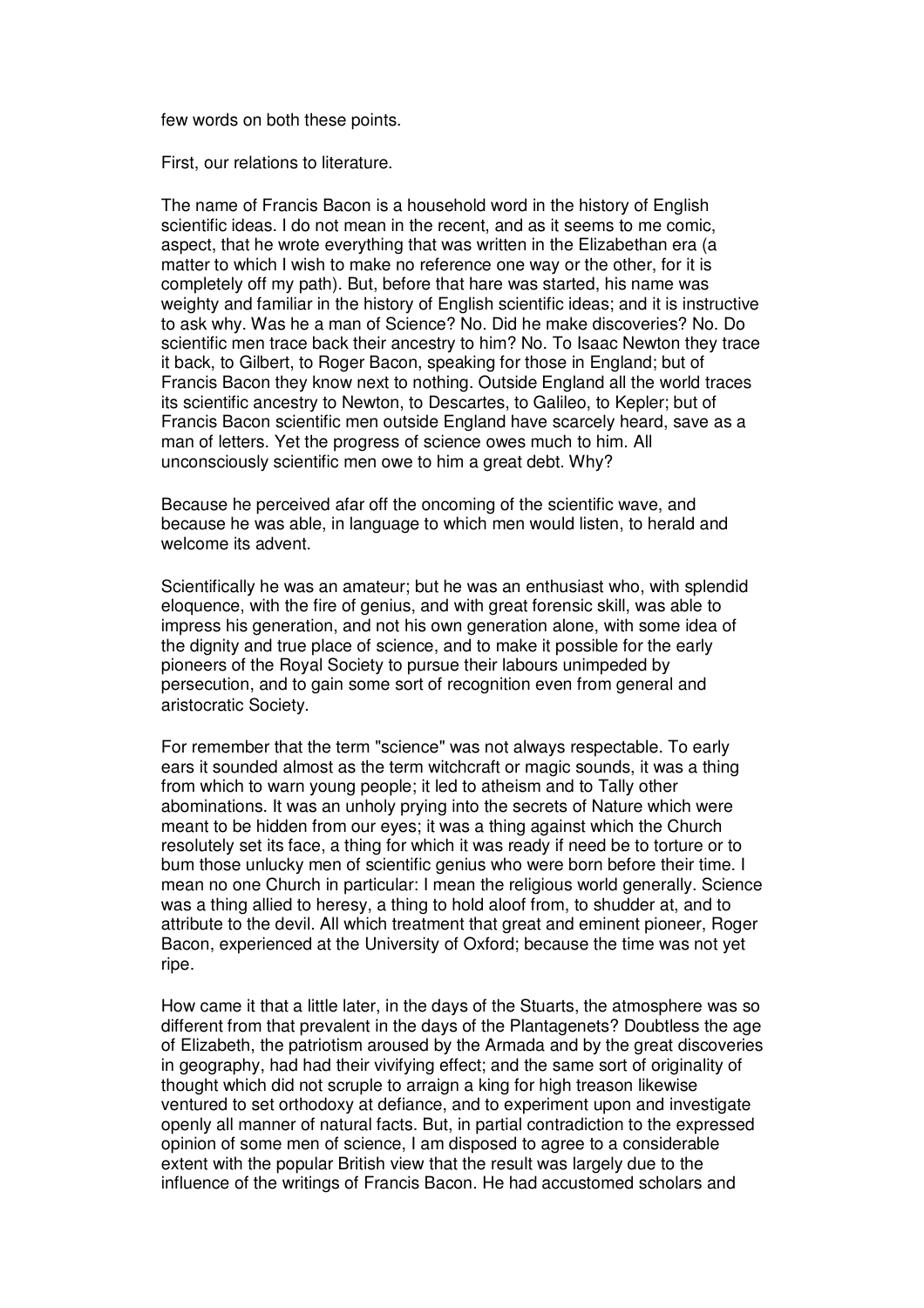few words on both these points.

First, our relations to literature.

The name of Francis Bacon is a household word in the history of English scientific ideas. I do not mean in the recent, and as it seems to me comic, aspect, that he wrote everything that was written in the Elizabethan era (a matter to which I wish to make no reference one way or the other, for it is completely off my path). But, before that hare was started, his name was weighty and familiar in the history of English scientific ideas; and it is instructive to ask why. Was he a man of Science? No. Did he make discoveries? No. Do scientific men trace back their ancestry to him? No. To Isaac Newton they trace it back, to Gilbert, to Roger Bacon, speaking for those in England; but of Francis Bacon they know next to nothing. Outside England all the world traces its scientific ancestry to Newton, to Descartes, to Galileo, to Kepler; but of Francis Bacon scientific men outside England have scarcely heard, save as a man of letters. Yet the progress of science owes much to him. All unconsciously scientific men owe to him a great debt. Why?

Because he perceived afar off the oncoming of the scientific wave, and because he was able, in language to which men would listen, to herald and welcome its advent.

Scientifically he was an amateur; but he was an enthusiast who, with splendid eloquence, with the fire of genius, and with great forensic skill, was able to impress his generation, and not his own generation alone, with some idea of the dignity and true place of science, and to make it possible for the early pioneers of the Royal Society to pursue their labours unimpeded by persecution, and to gain some sort of recognition even from general and aristocratic Society.

For remember that the term "science" was not always respectable. To early ears it sounded almost as the term witchcraft or magic sounds, it was a thing from which to warn young people; it led to atheism and to Tally other abominations. It was an unholy prying into the secrets of Nature which were meant to be hidden from our eyes; it was a thing against which the Church resolutely set its face, a thing for which it was ready if need be to torture or to bum those unlucky men of scientific genius who were born before their time. I mean no one Church in particular: I mean the religious world generally. Science was a thing allied to heresy, a thing to hold aloof from, to shudder at, and to attribute to the devil. All which treatment that great and eminent pioneer, Roger Bacon, experienced at the University of Oxford; because the time was not yet ripe.

How came it that a little later, in the days of the Stuarts, the atmosphere was so different from that prevalent in the days of the Plantagenets? Doubtless the age of Elizabeth, the patriotism aroused by the Armada and by the great discoveries in geography, had had their vivifying effect; and the same sort of originality of thought which did not scruple to arraign a king for high treason likewise ventured to set orthodoxy at defiance, and to experiment upon and investigate openly all manner of natural facts. But, in partial contradiction to the expressed opinion of some men of science, I am disposed to agree to a considerable extent with the popular British view that the result was largely due to the influence of the writings of Francis Bacon. He had accustomed scholars and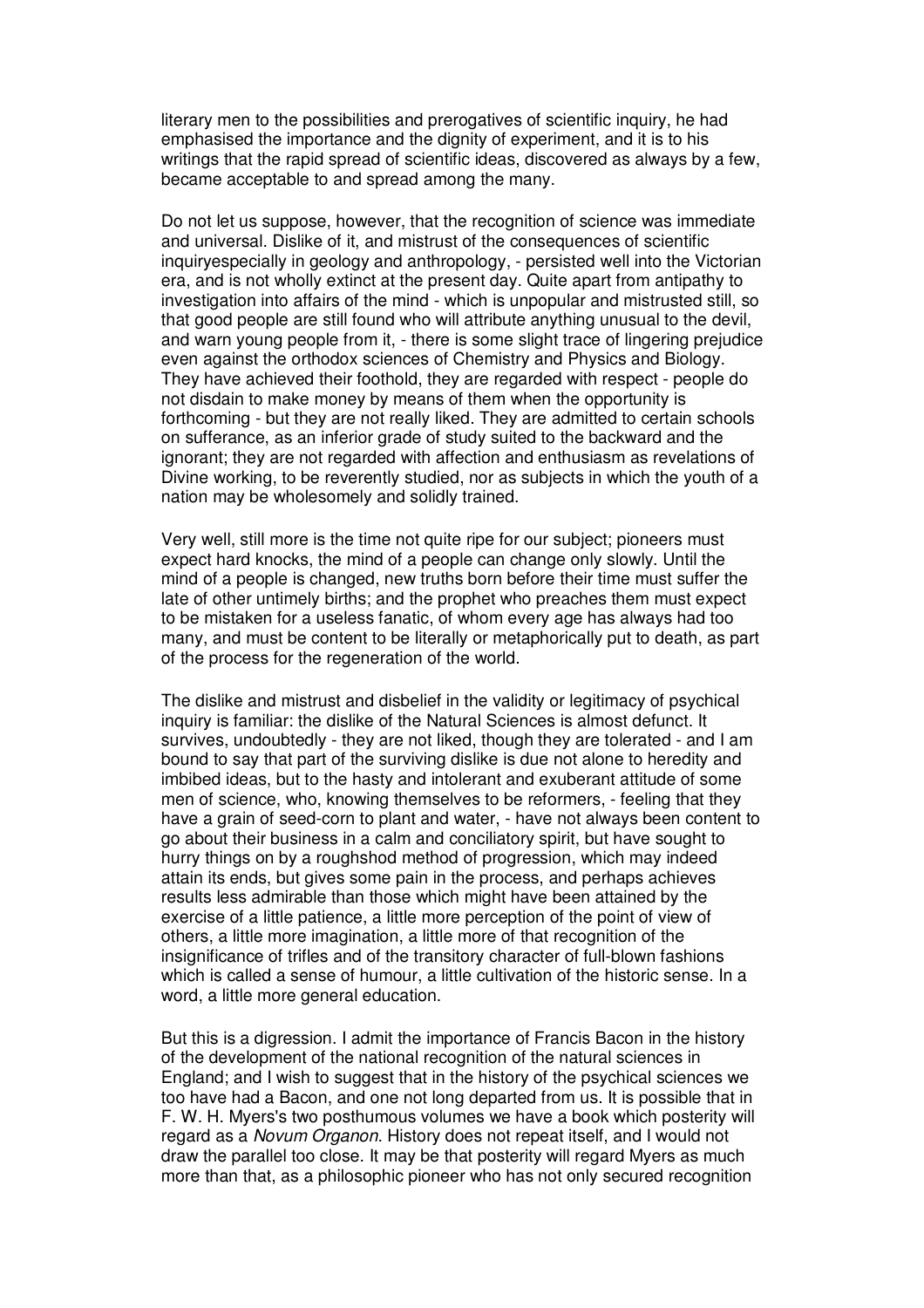literary men to the possibilities and prerogatives of scientific inquiry, he had emphasised the importance and the dignity of experiment, and it is to his writings that the rapid spread of scientific ideas, discovered as always by a few, became acceptable to and spread among the many.

Do not let us suppose, however, that the recognition of science was immediate and universal. Dislike of it, and mistrust of the consequences of scientific inquiryespecially in geology and anthropology, - persisted well into the Victorian era, and is not wholly extinct at the present day. Quite apart from antipathy to investigation into affairs of the mind - which is unpopular and mistrusted still, so that good people are still found who will attribute anything unusual to the devil, and warn young people from it, - there is some slight trace of lingering prejudice even against the orthodox sciences of Chemistry and Physics and Biology. They have achieved their foothold, they are regarded with respect - people do not disdain to make money by means of them when the opportunity is forthcoming - but they are not really liked. They are admitted to certain schools on sufferance, as an inferior grade of study suited to the backward and the ignorant; they are not regarded with affection and enthusiasm as revelations of Divine working, to be reverently studied, nor as subjects in which the youth of a nation may be wholesomely and solidly trained.

Very well, still more is the time not quite ripe for our subject; pioneers must expect hard knocks, the mind of a people can change only slowly. Until the mind of a people is changed, new truths born before their time must suffer the late of other untimely births; and the prophet who preaches them must expect to be mistaken for a useless fanatic, of whom every age has always had too many, and must be content to be literally or metaphorically put to death, as part of the process for the regeneration of the world.

The dislike and mistrust and disbelief in the validity or legitimacy of psychical inquiry is familiar: the dislike of the Natural Sciences is almost defunct. It survives, undoubtedly - they are not liked, though they are tolerated - and I am bound to say that part of the surviving dislike is due not alone to heredity and imbibed ideas, but to the hasty and intolerant and exuberant attitude of some men of science, who, knowing themselves to be reformers, - feeling that they have a grain of seed-corn to plant and water, - have not always been content to go about their business in a calm and conciliatory spirit, but have sought to hurry things on by a roughshod method of progression, which may indeed attain its ends, but gives some pain in the process, and perhaps achieves results less admirable than those which might have been attained by the exercise of a little patience, a little more perception of the point of view of others, a little more imagination, a little more of that recognition of the insignificance of trifles and of the transitory character of full-blown fashions which is called a sense of humour, a little cultivation of the historic sense. In a word, a little more general education.

But this is a digression. I admit the importance of Francis Bacon in the history of the development of the national recognition of the natural sciences in England; and I wish to suggest that in the history of the psychical sciences we too have had a Bacon, and one not long departed from us. It is possible that in F. W. H. Myers's two posthumous volumes we have a book which posterity will regard as a *Novum Organon*. History does not repeat itself, and I would not draw the parallel too close. It may be that posterity will regard Myers as much more than that, as a philosophic pioneer who has not only secured recognition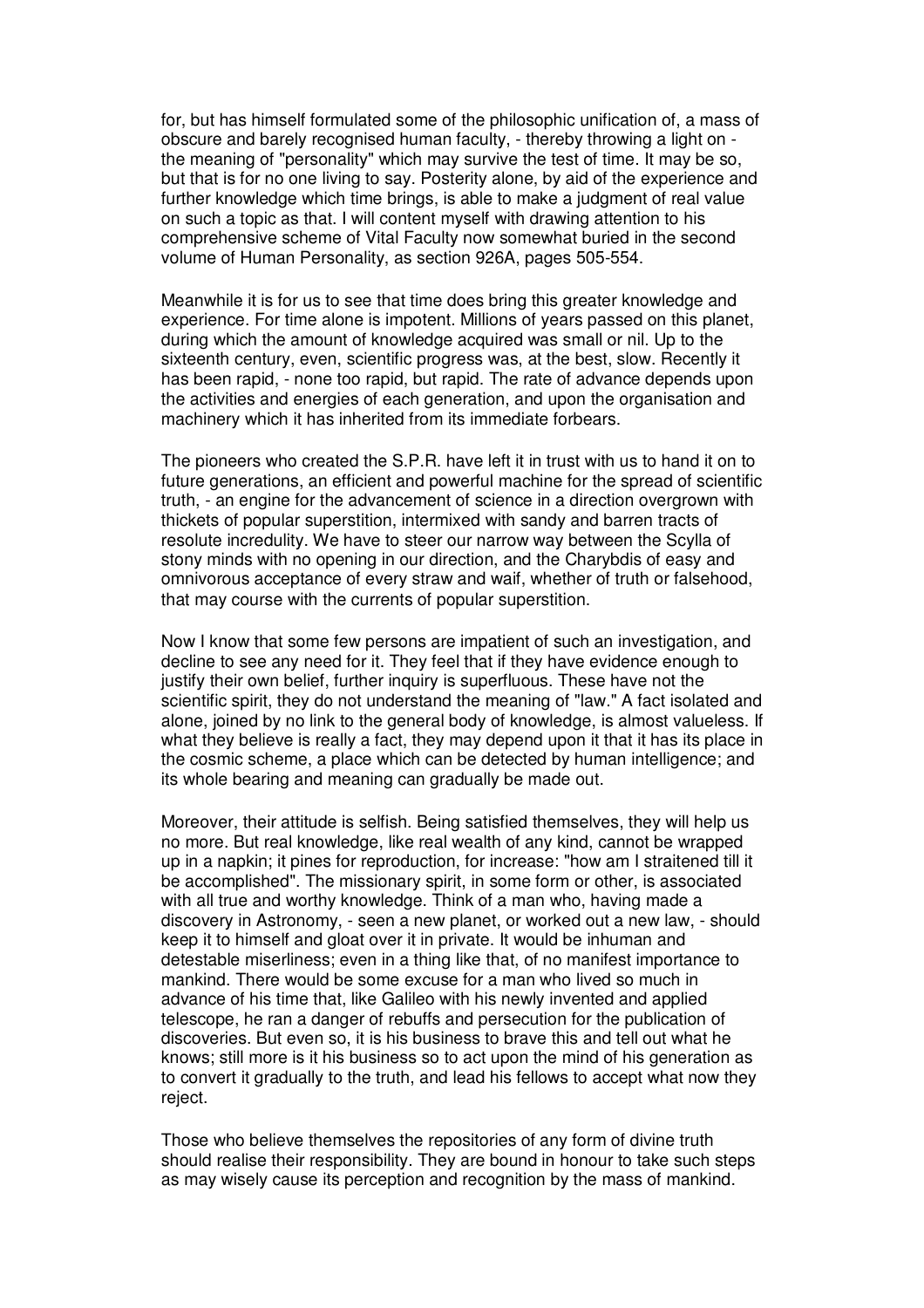for, but has himself formulated some of the philosophic unification of, a mass of obscure and barely recognised human faculty, - thereby throwing a light on - the meaning of "personality" which may survive the test of time. It may be so, but that is for no one living to say. Posterity alone, by aid of the experience and further knowledge which time brings, is able to make a judgment of real value on such a topic as that. I will content myself with drawing attention to his comprehensive scheme of Vital Faculty now somewhat buried in the second volume of Human Personality, as section 926A, pages 505-554.

Meanwhile it is for us to see that time does bring this greater knowledge and experience. For time alone is impotent. Millions of years passed on this planet, during which the amount of knowledge acquired was small or nil. Up to the sixteenth century, even, scientific progress was, at the best, slow. Recently it has been rapid, - none too rapid, but rapid. The rate of advance depends upon the activities and energies of each generation, and upon the organisation and machinery which it has inherited from its immediate forbears.

The pioneers who created the S.P.R. have left it in trust with us to hand it on to future generations, an efficient and powerful machine for the spread of scientific truth, - an engine for the advancement of science in a direction overgrown with thickets of popular superstition, intermixed with sandy and barren tracts of resolute incredulity. We have to steer our narrow way between the Scylla of stony minds with no opening in our direction, and the Charybdis of easy and omnivorous acceptance of every straw and waif, whether of truth or falsehood, that may course with the currents of popular superstition.

Now I know that some few persons are impatient of such an investigation, and decline to see any need for it. They feel that if they have evidence enough to justify their own belief, further inquiry is superfluous. These have not the scientific spirit, they do not understand the meaning of "law." A fact isolated and alone, joined by no link to the general body of knowledge, is almost valueless. If what they believe is really a fact, they may depend upon it that it has its place in the cosmic scheme, a place which can be detected by human intelligence; and its whole bearing and meaning can gradually be made out.

Moreover, their attitude is selfish. Being satisfied themselves, they will help us no more. But real knowledge, like real wealth of any kind, cannot be wrapped up in a napkin; it pines for reproduction, for increase: "how am I straitened till it be accomplished". The missionary spirit, in some form or other, is associated with all true and worthy knowledge. Think of a man who, having made a discovery in Astronomy, - seen a new planet, or worked out a new law, - should keep it to himself and gloat over it in private. It would be inhuman and detestable miserliness; even in a thing like that, of no manifest importance to mankind. There would be some excuse for a man who lived so much in advance of his time that, like Galileo with his newly invented and applied telescope, he ran a danger of rebuffs and persecution for the publication of discoveries. But even so, it is his business to brave this and tell out what he knows; still more is it his business so to act upon the mind of his generation as to convert it gradually to the truth, and lead his fellows to accept what now they reject.

Those who believe themselves the repositories of any form of divine truth should realise their responsibility. They are bound in honour to take such steps as may wisely cause its perception and recognition by the mass of mankind.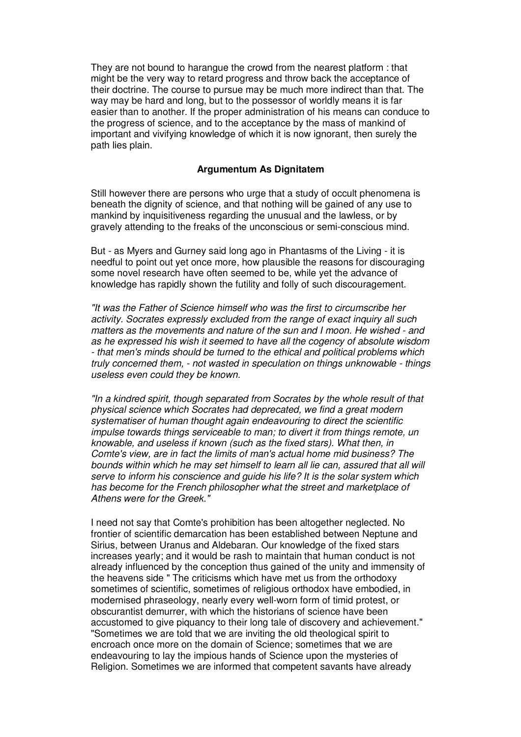They are not bound to harangue the crowd from the nearest platform : that might be the very way to retard progress and throw back the acceptance of their doctrine. The course to pursue may be much more indirect than that. The way may be hard and long, but to the possessor of worldly means it is far easier than to another. If the proper administration of his means can conduce to the progress of science, and to the acceptance by the mass of mankind of important and vivifying knowledge of which it is now ignorant, then surely the path lies plain.

**Argumentum As Dignitatem**

Still however there are persons who urge that a study of occult phenomena is beneath the dignity of science, and that nothing will be gained of any use to mankind by inquisitiveness regarding the unusual and the lawless, or by gravely attending to the freaks of the unconscious or semi-conscious mind.

But - as Myers and Gurney said long ago in Phantasms of the Living - it is needful to point out yet once more, how plausible the reasons for discouraging some novel research have often seemed to be, while yet the advance of knowledge has rapidly shown the futility and folly of such discouragement.

*"It was the Father of Science himself who was the first to circumscribe her activity. Socrates expressly excluded from the range of exact inquiry all such matters as the movements and nature of the sun and I moon. He wished - and as he expressed his wish it seemed to have all the cogency of absolute wisdom - that men's minds should be turned to the ethical and political problems which truly concerned them, - not wasted in speculation on things unknowable - things useless even could they be known.*

*"In a kindred spirit, though separated from Socrates by the whole result of that physical science which Socrates had deprecated, we find a great modern systematiser of human thought again endeavouring to direct the scientific impulse towards things serviceable to man; to divert it from things remote, un knowable, and useless if known (such as the fixed stars). What then, in Comte's view, are in fact the limits of man's actual home mid business? The bounds within which he may set himself to learn all lie can, assured that all will serve to inform his conscience and guide his life? It is the solar system which has become for the French philosopher what the street and marketplace of Athens were for the Greek."*

I need not say that Comte's prohibition has been altogether neglected. No frontier of scientific demarcation has been established between Neptune and Sirius, between Uranus and Aldebaran. Our knowledge of the fixed stars increases yearly; and it would be rash to maintain that human conduct is not already influenced by the conception thus gained of the unity and immensity of the heavens side " The criticisms which have met us from the orthodoxy sometimes of scientific, sometimes of religious orthodox have embodied, in modernised phraseology, nearly every well-worn form of timid protest, or obscurantist demurrer, with which the historians of science have been accustomed to give piquancy to their long tale of discovery and achievement." "Sometimes we are told that we are inviting the old theological spirit to encroach once more on the domain of Science; sometimes that we are endeavouring to lay the impious hands of Science upon the mysteries of Religion. Sometimes we are informed that competent savants have already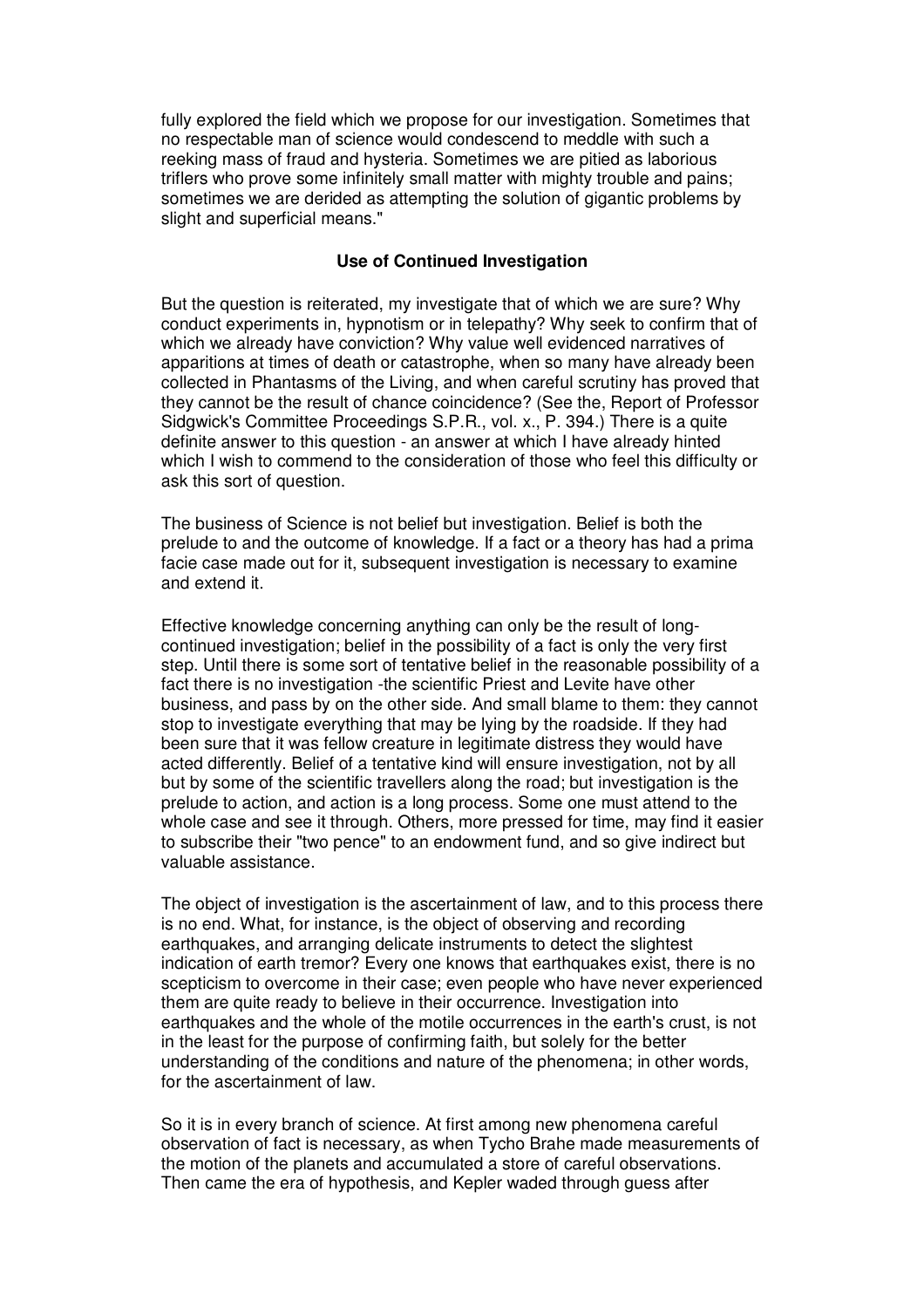fully explored the field which we propose for our investigation. Sometimes that no respectable man of science would condescend to meddle with such a reeking mass of fraud and hysteria. Sometimes we are pitied as laborious triflers who prove some infinitely small matter with mighty trouble and pains; sometimes we are derided as attempting the solution of gigantic problems by slight and superficial means."

### Use of Continued Investigation

But the question is reiterated, my investigate that of which we are sure? Why conduct experiments in, hypnotism or in telepathy? Why seek to confirm that of which we already have conviction? Why value well evidenced narratives of apparitions at times of death or catastrophe, when so many have already been collected in Phantasms of the Living, and when careful scrutiny has proved that they cannot be the result of chance coincidence? (See the, Report of Professor Sidgwick's Committee Proceedings S.P.R., vol. x., P. 394.) There is a quite definite answer to this question - an answer at which I have already hinted which I wish to commend to the consideration of those who feel this difficulty or ask this sort of question.

The business of Science is not belief but investigation. Belief is both the prelude to and the outcome of knowledge. If a fact or a theory has had a prima facie case made out for it, subsequent investigation is necessary to examine and extend it.

Effective knowledge concerning anything can only be the result of long-continued investigation; belief in the possibility of a fact is only the very first step. Until there is some sort of tentative belief in the reasonable possibility of a fact there is no investigation -the scientific Priest and Levite have other business, and pass by on the other side. And small blame to them: they cannot stop to investigate everything that may be lying by the roadside. If they had been sure that it was fellow creature in legitimate distress they would have acted differently. Belief of a tentative kind will ensure investigation, not by all but by some of the scientific travellers along the road; but investigation is the prelude to action, and action is a long process. Some one must attend to the whole case and see it through. Others, more pressed for time, may find it easier to subscribe their "two pence" to an endowment fund, and so give indirect but valuable assistance.

The object of investigation is the ascertainment of law, and to this process there is no end. What, for instance, is the object of observing and recording earthquakes, and arranging delicate instruments to detect the slightest indication of earth tremor? Every one knows that earthquakes exist, there is no scepticism to overcome in their case; even people who have never experienced them are quite ready to believe in their occurrence. Investigation into earthquakes and the whole of the motile occurrences in the earth's crust, is not in the least for the purpose of confirming faith, but solely for the better understanding of the conditions and nature of the phenomena; in other words, for the ascertainment of law.

So it is in every branch of science. At first among new phenomena careful observation of fact is necessary, as when Tycho Brahe made measurements of the motion of the planets and accumulated a store of careful observations. Then came the era of hypothesis, and Kepler waded through guess after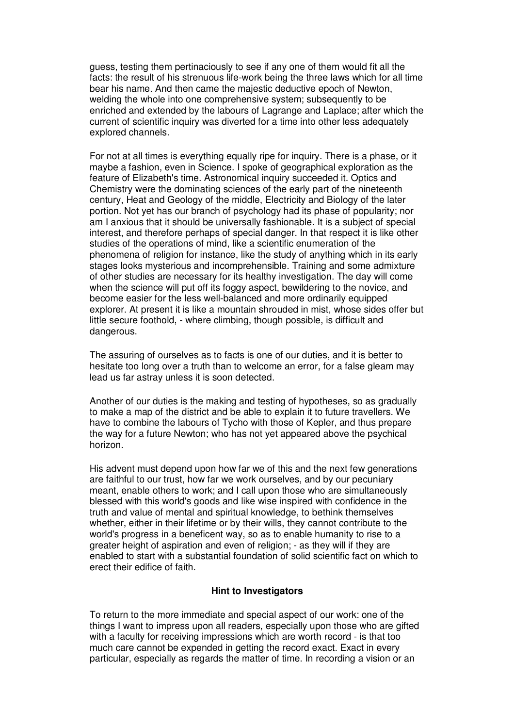guess, testing them pertinaciously to see if any one of them would fit all the facts: the result of his strenuous life-work being the three laws which for all time bear his name. And then came the majestic deductive epoch of Newton, welding the whole into one comprehensive system; subsequently to be enriched and extended by the labours of Lagrange and Laplace; after which the current of scientific inquiry was diverted for a time into other less adequately explored channels.

For not at all times is everything equally ripe for inquiry. There is a phase, or it maybe a fashion, even in Science. I spoke of geographical exploration as the feature of Elizabeth's time. Astronomical inquiry succeeded it. Optics and Chemistry were the dominating sciences of the early part of the nineteenth century, Heat and Geology of the middle, Electricity and Biology of the later portion. Not yet has our branch of psychology had its phase of popularity; nor am I anxious that it should be universally fashionable. It is a subject of special interest, and therefore perhaps of special danger. In that respect it is like other studies of the operations of mind, like a scientific enumeration of the phenomena of religion for instance, like the study of anything which in its early stages looks mysterious and incomprehensible. Training and some admixture of other studies are necessary for its healthy investigation. The day will come when the science will put off its foggy aspect, bewildering to the novice, and become easier for the less well-balanced and more ordinarily equipped explorer. At present it is like a mountain shrouded in mist, whose sides offer but little secure foothold, - where climbing, though possible, is difficult and dangerous.

The assuring of ourselves as to facts is one of our duties, and it is better to hesitate too long over a truth than to welcome an error, for a false gleam may lead us far astray unless it is soon detected.

Another of our duties is the making and testing of hypotheses, so as gradually to make a map of the district and be able to explain it to future travellers. We have to combine the labours of Tycho with those of Kepler, and thus prepare the way for a future Newton; who has not yet appeared above the psychical horizon.

His advent must depend upon how far we of this and the next few generations are faithful to our trust, how far we work ourselves, and by our pecuniary meant, enable others to work; and I call upon those who are simultaneously blessed with this world's goods and like wise inspired with confidence in the truth and value of mental and spiritual knowledge, to bethink themselves whether, either in their lifetime or by their wills, they cannot contribute to the world's progress in a beneficent way, so as to enable humanity to rise to a greater height of aspiration and even of religion; - as they will if they are enabled to start with a substantial foundation of solid scientific fact on which to erect their edifice of faith.

### Hint to Investigators

To return to the more immediate and special aspect of our work: one of the things I want to impress upon all readers, especially upon those who are gifted with a faculty for receiving impressions which are worth record - is that too much care cannot be expended in getting the record exact. Exact in every particular, especially as regards the matter of time. In recording a vision or an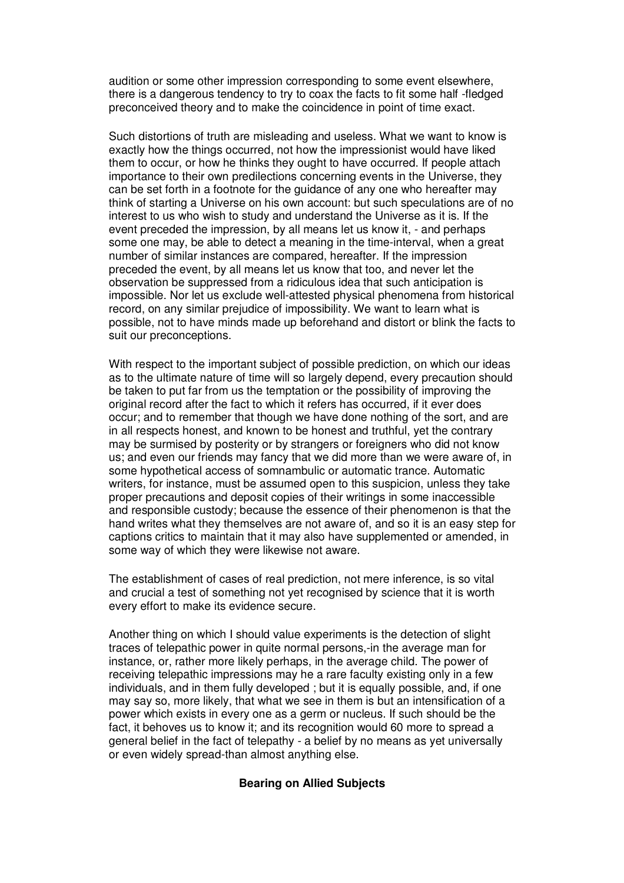audition or some other impression corresponding to some event elsewhere, there is a dangerous tendency to try to coax the facts to fit some half -fledged preconceived theory and to make the coincidence in point of time exact.

Such distortions of truth are misleading and useless. What we want to know is exactly how the things occurred, not how the impressionist would have liked them to occur, or how he thinks they ought to have occurred. If people attach importance to their own predilections concerning events in the Universe, they can be set forth in a footnote for the guidance of any one who hereafter may think of starting a Universe on his own account: but such speculations are of no interest to us who wish to study and understand the Universe as it is. If the event preceded the impression, by all means let us know it, - and perhaps some one may, be able to detect a meaning in the time-interval, when a great number of similar instances are compared, hereafter. If the impression preceded the event, by all means let us know that too, and never let the observation be suppressed from a ridiculous idea that such anticipation is impossible. Nor let us exclude well-attested physical phenomena from historical record, on any similar prejudice of impossibility. We want to learn what is possible, not to have minds made up beforehand and distort or blink the facts to suit our preconceptions.

With respect to the important subject of possible prediction, on which our ideas as to the ultimate nature of time will so largely depend, every precaution should be taken to put far from us the temptation or the possibility of improving the original record after the fact to which it refers has occurred, if it ever does occur; and to remember that though we have done nothing of the sort, and are in all respects honest, and known to be honest and truthful, yet the contrary may be surmised by posterity or by strangers or foreigners who did not know us; and even our friends may fancy that we did more than we were aware of, in some hypothetical access of somnambulic or automatic trance. Automatic writers, for instance, must be assumed open to this suspicion, unless they take proper precautions and deposit copies of their writings in some inaccessible and responsible custody; because the essence of their phenomenon is that the hand writes what they themselves are not aware of, and so it is an easy step for captions critics to maintain that it may also have supplemented or amended, in some way of which they were likewise not aware.

The establishment of cases of real prediction, not mere inference, is so vital and crucial a test of something not yet recognised by science that it is worth every effort to make its evidence secure.

Another thing on which I should value experiments is the detection of slight traces of telepathic power in quite normal persons,-in the average man for instance, or, rather more likely perhaps, in the average child. The power of receiving telepathic impressions may he a rare faculty existing only in a few individuals, and in them fully developed ; but it is equally possible, and, if one may say so, more likely, that what we see in them is but an intensification of a power which exists in every one as a germ or nucleus. If such should be the fact, it behoves us to know it; and its recognition would 60 more to spread a general belief in the fact of telepathy - a belief by no means as yet universally or even widely spread-than almost anything else.

### Bearing on Allied Subjects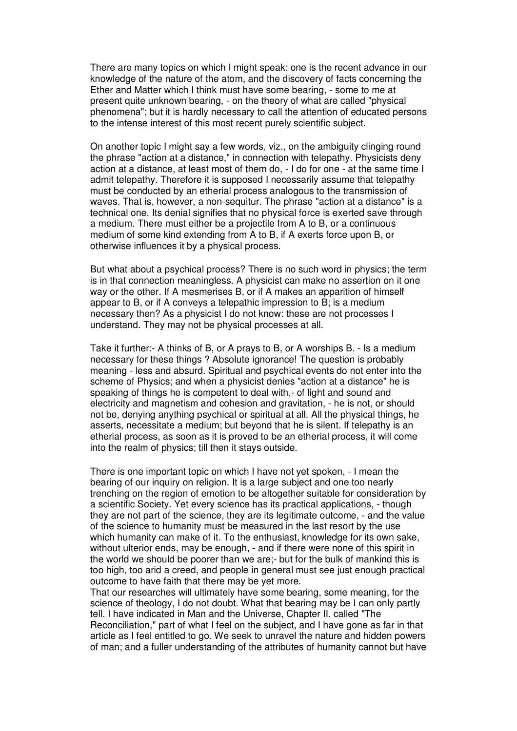There are many topics on which I might speak: one is the recent advance in our knowledge of the nature of the atom, and the discovery of facts concerning the Ether and Matter which I think must have some bearing, - some to me at present quite unknown bearing, - on the theory of what are called "physical phenomena"; but it is hardly necessary to call the attention of educated persons to the intense interest of this most recent purely scientific subject.

On another topic I might say a few words, viz., on the ambiguity clinging round the phrase "action at a distance," in connection with telepathy. Physicists deny action at a distance, at least most of them do, - I do for one - at the same time I admit telepathy. Therefore it is supposed I necessarily assume that telepathy must be conducted by an etherial process analogous to the transmission of waves. That is, however, a non-sequitur. The phrase "action at a distance" is a technical one. Its denial signifies that no physical force is exerted save through a medium. There must either be a projectile from A to B, or a continuous medium of some kind extending from A to B, if A exerts force upon B, or otherwise influences it by a physical process.

But what about a psychical process? There is no such word in physics; the term is in that connection meaningless. A physicist can make no assertion on it one way or the other. If A mesmerises B, or if A makes an apparition of himself appear to B, or if A conveys a telepathic impression to B; is a medium necessary then? As a physicist I do not know: these are not processes I understand. They may not be physical processes at all.

Take it further:- A thinks of B, or A prays to B, or A worships B. - Is a medium necessary for these things ? Absolute ignorance! The question is probably meaning - less and absurd. Spiritual and psychical events do not enter into the scheme of Physics; and when a physicist denies "action at a distance" he is speaking of things he is competent to deal with,- of light and sound and electricity and magnetism and cohesion and gravitation, - he is not, or should not be, denying anything psychical or spiritual at all. All the physical things, he asserts, necessitate a medium; but beyond that he is silent. If telepathy is an etherial process, as soon as it is proved to be an etherial process, it will come into the realm of physics; till then it stays outside.

There is one important topic on which I have not yet spoken, - I mean the bearing of our inquiry on religion. It is a large subject and one too nearly trenching on the region of emotion to be altogether suitable for consideration by a scientific Society. Yet every science has its practical applications, - though they are not part of the science, they are its legitimate outcome, - and the value of the science to humanity must be measured in the last resort by the use which humanity can make of it. To the enthusiast, knowledge for its own sake, without ulterior ends, may be enough, - and if there were none of this spirit in the world we should be poorer than we are;- but for the bulk of mankind this is too high, too arid a creed, and people in general must see just enough practical outcome to have faith that there may be yet more.

That our researches will ultimately have some bearing, some meaning, for the science of theology, I do not doubt. What that bearing may be I can only partly tell. I have indicated in Man and the Universe, Chapter II. called "The Reconciliation," part of what I feel on the subject, and I have gone as far in that article as I feel entitled to go. We seek to unravel the nature and hidden powers of man; and a fuller understanding of the attributes of humanity cannot but have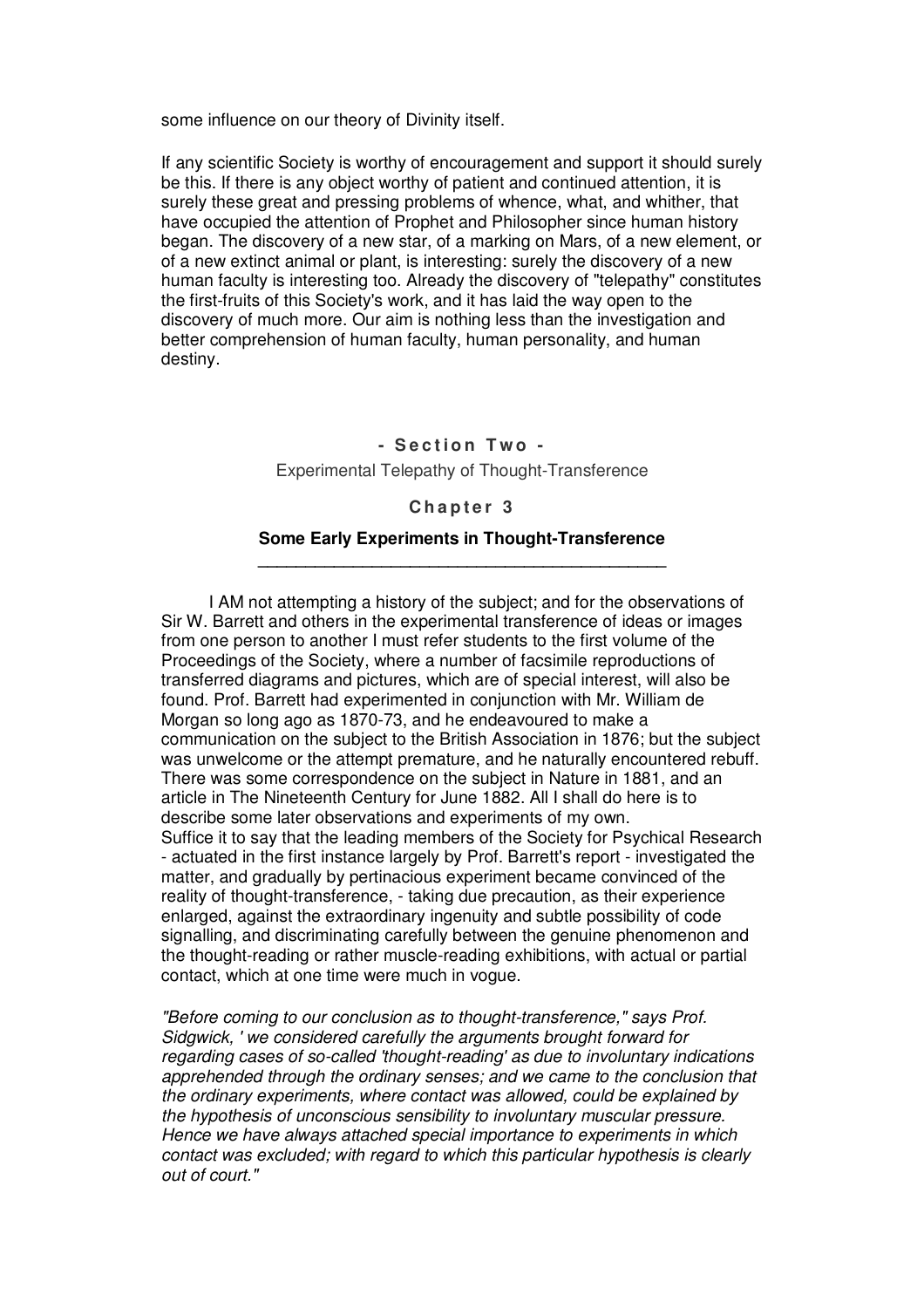some influence on our theory of Divinity itself.

If any scientific Society is worthy of encouragement and support it should surely be this. If there is any object worthy of patient and continued attention, it is surely these great and pressing problems of whence, what, and whither, that have occupied the attention of Prophet and Philosopher since human history began. The discovery of a new star, of a marking on Mars, of a new element, or of a new extinct animal or plant, is interesting: surely the discovery of a new human faculty is interesting too. Already the discovery of "telepathy" constitutes the first-fruits of this Society's work, and it has laid the way open to the discovery of much more. Our aim is nothing less than the investigation and better comprehension of human faculty, human personality, and human destiny.

## - Section Two -

Experimental Telepathy of Thought-Transference

### Chapter 3

### Some Early Experiments in Thought-Transference

I AM not attempting a history of the subject; and for the observations of Sir W. Barrett and others in the experimental transference of ideas or images from one person to another I must refer students to the first volume of the Proceedings of the Society, where a number of facsimile reproductions of transferred diagrams and pictures, which are of special interest, will also be found. Prof. Barrett had experimented in conjunction with Mr. William de Morgan so long ago as 1870-73, and he endeavoured to make a communication on the subject to the British Association in 1876; but the subject was unwelcome or the attempt premature, and he naturally encountered rebuff. There was some correspondence on the subject in Nature in 1881, and an article in The Nineteenth Century for June 1882. All I shall do here is to describe some later observations and experiments of my own.
Suffice it to say that the leading members of the Society for Psychical Research - actuated in the first instance largely by Prof. Barrett's report - investigated the matter, and gradually by pertinacious experiment became convinced of the reality of thought-transference, - taking due precaution, as their experience enlarged, against the extraordinary ingenuity and subtle possibility of code signalling, and discriminating carefully between the genuine phenomenon and the thought-reading or rather muscle-reading exhibitions, with actual or partial contact, which at one time were much in vogue.

*"Before coming to our conclusion as to thought-transference," says Prof. Sidgwick, ' we considered carefully the arguments brought forward for regarding cases of so-called 'thought-reading' as due to involuntary indications apprehended through the ordinary senses; and we came to the conclusion that the ordinary experiments, where contact was allowed, could be explained by the hypothesis of unconscious sensibility to involuntary muscular pressure. Hence we have always attached special importance to experiments in which contact was excluded; with regard to which this particular hypothesis is clearly out of court."*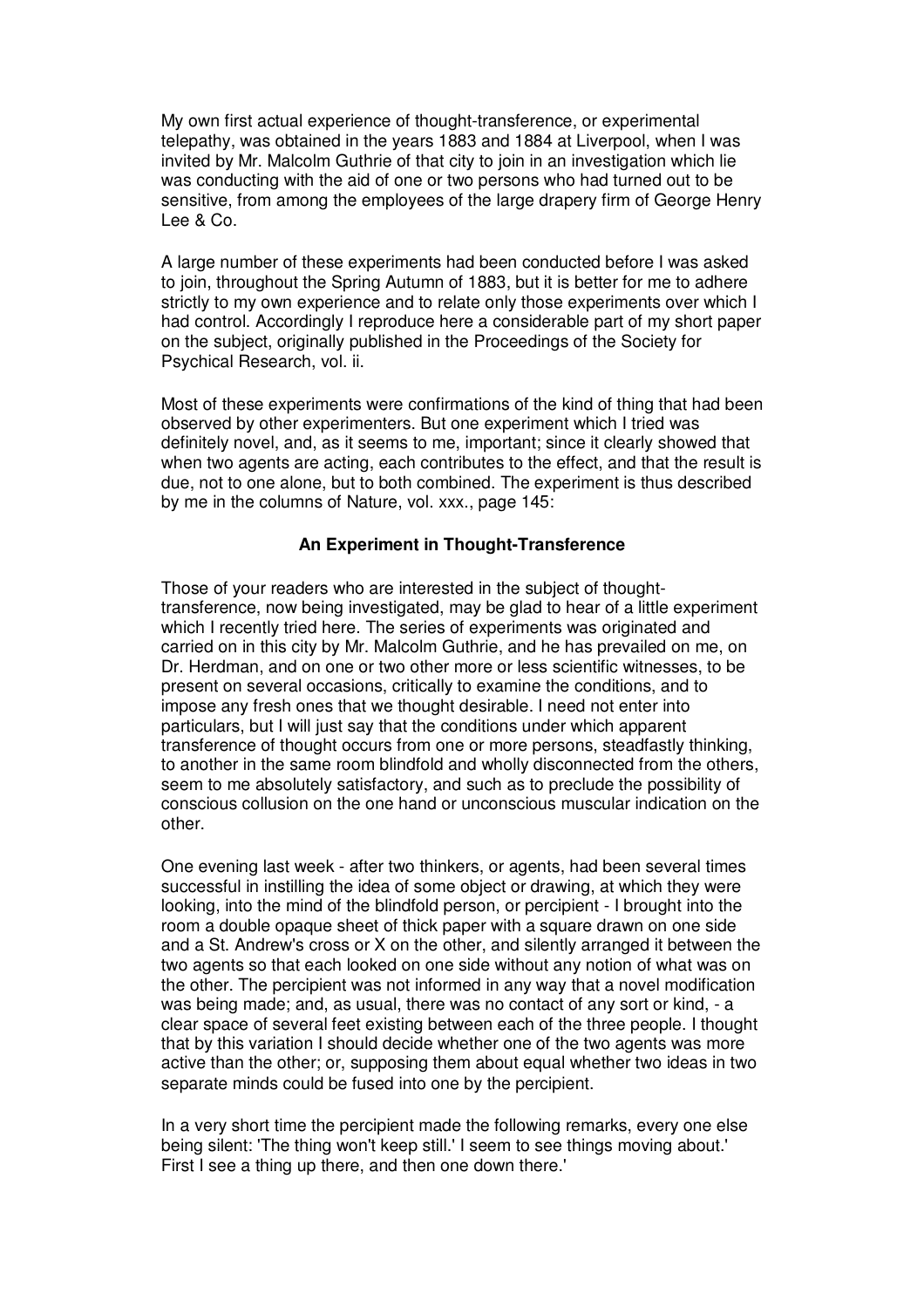My own first actual experience of thought-transference, or experimental telepathy, was obtained in the years 1883 and 1884 at Liverpool, when I was invited by Mr. Malcolm Guthrie of that city to join in an investigation which lie was conducting with the aid of one or two persons who had turned out to be sensitive, from among the employees of the large drapery firm of George Henry Lee & Co.

A large number of these experiments had been conducted before I was asked to join, throughout the Spring Autumn of 1883, but it is better for me to adhere strictly to my own experience and to relate only those experiments over which I had control. Accordingly I reproduce here a considerable part of my short paper on the subject, originally published in the Proceedings of the Society for Psychical Research, vol. ii.

Most of these experiments were confirmations of the kind of thing that had been observed by other experimenters. But one experiment which I tried was definitely novel, and, as it seems to me, important; since it clearly showed that when two agents are acting, each contributes to the effect, and that the result is due, not to one alone, but to both combined. The experiment is thus described by me in the columns of Nature, vol. xxx., page 145:

### An Experiment in Thought-Transference

Those of your readers who are interested in the subject of thought-transference, now being investigated, may be glad to hear of a little experiment which I recently tried here. The series of experiments was originated and carried on in this city by Mr. Malcolm Guthrie, and he has prevailed on me, on Dr. Herdman, and on one or two other more or less scientific witnesses, to be present on several occasions, critically to examine the conditions, and to impose any fresh ones that we thought desirable. I need not enter into particulars, but I will just say that the conditions under which apparent transference of thought occurs from one or more persons, steadfastly thinking, to another in the same room blindfold and wholly disconnected from the others, seem to me absolutely satisfactory, and such as to preclude the possibility of conscious collusion on the one hand or unconscious muscular indication on the other.

One evening last week - after two thinkers, or agents, had been several times successful in instilling the idea of some object or drawing, at which they were looking, into the mind of the blindfold person, or percipient - I brought into the room a double opaque sheet of thick paper with a square drawn on one side and a St. Andrew's cross or X on the other, and silently arranged it between the two agents so that each looked on one side without any notion of what was on the other. The percipient was not informed in any way that a novel modification was being made; and, as usual, there was no contact of any sort or kind, - a clear space of several feet existing between each of the three people. I thought that by this variation I should decide whether one of the two agents was more active than the other; or, supposing them about equal whether two ideas in two separate minds could be fused into one by the percipient.

In a very short time the percipient made the following remarks, every one else being silent: 'The thing won't keep still.' I seem to see things moving about.' First I see a thing up there, and then one down there.'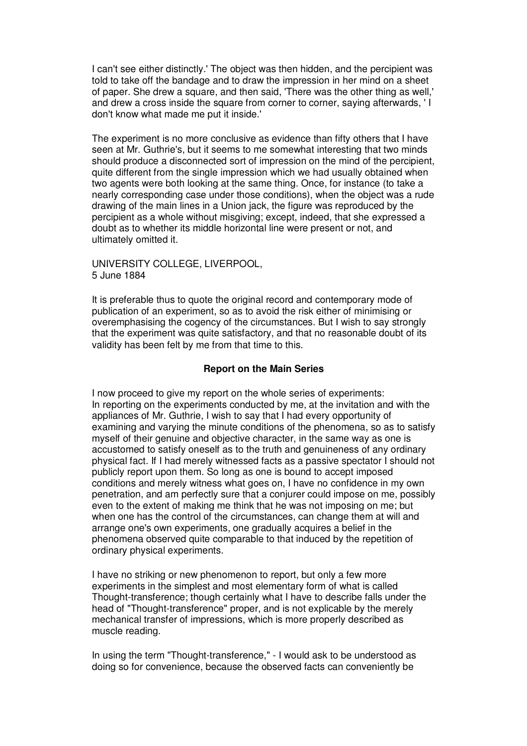I can't see either distinctly.' The object was then hidden, and the percipient was told to take off the bandage and to draw the impression in her mind on a sheet of paper. She drew a square, and then said, 'There was the other thing as well,' and drew a cross inside the square from corner to corner, saying afterwards, ' I don't know what made me put it inside.'

The experiment is no more conclusive as evidence than fifty others that I have seen at Mr. Guthrie's, but it seems to me somewhat interesting that two minds should produce a disconnected sort of impression on the mind of the percipient, quite different from the single impression which we had usually obtained when two agents were both looking at the same thing. Once, for instance (to take a nearly corresponding case under those conditions), when the object was a rude drawing of the main lines in a Union jack, the figure was reproduced by the percipient as a whole without misgiving; except, indeed, that she expressed a doubt as to whether its middle horizontal line were present or not, and ultimately omitted it.

UNIVERSITY COLLEGE, LIVERPOOL,
5 June 1884

It is preferable thus to quote the original record and contemporary mode of publication of an experiment, so as to avoid the risk either of minimising or overemphasising the cogency of the circumstances. But I wish to say strongly that the experiment was quite satisfactory, and that no reasonable doubt of its validity has been felt by me from that time to this.

### Report on the Main Series

I now proceed to give my report on the whole series of experiments:
In reporting on the experiments conducted by me, at the invitation and with the appliances of Mr. Guthrie, I wish to say that I had every opportunity of examining and varying the minute conditions of the phenomena, so as to satisfy myself of their genuine and objective character, in the same way as one is accustomed to satisfy oneself as to the truth and genuineness of any ordinary physical fact. If I had merely witnessed facts as a passive spectator I should not publicly report upon them. So long as one is bound to accept imposed conditions and merely witness what goes on, I have no confidence in my own penetration, and am perfectly sure that a conjurer could impose on me, possibly even to the extent of making me think that he was not imposing on me; but when one has the control of the circumstances, can change them at will and arrange one's own experiments, one gradually acquires a belief in the phenomena observed quite comparable to that induced by the repetition of ordinary physical experiments.

I have no striking or new phenomenon to report, but only a few more experiments in the simplest and most elementary form of what is called Thought-transference; though certainly what I have to describe falls under the head of "Thought-transference" proper, and is not explicable by the merely mechanical transfer of impressions, which is more properly described as muscle reading.

In using the term "Thought-transference," - I would ask to be understood as doing so for convenience, because the observed facts can conveniently be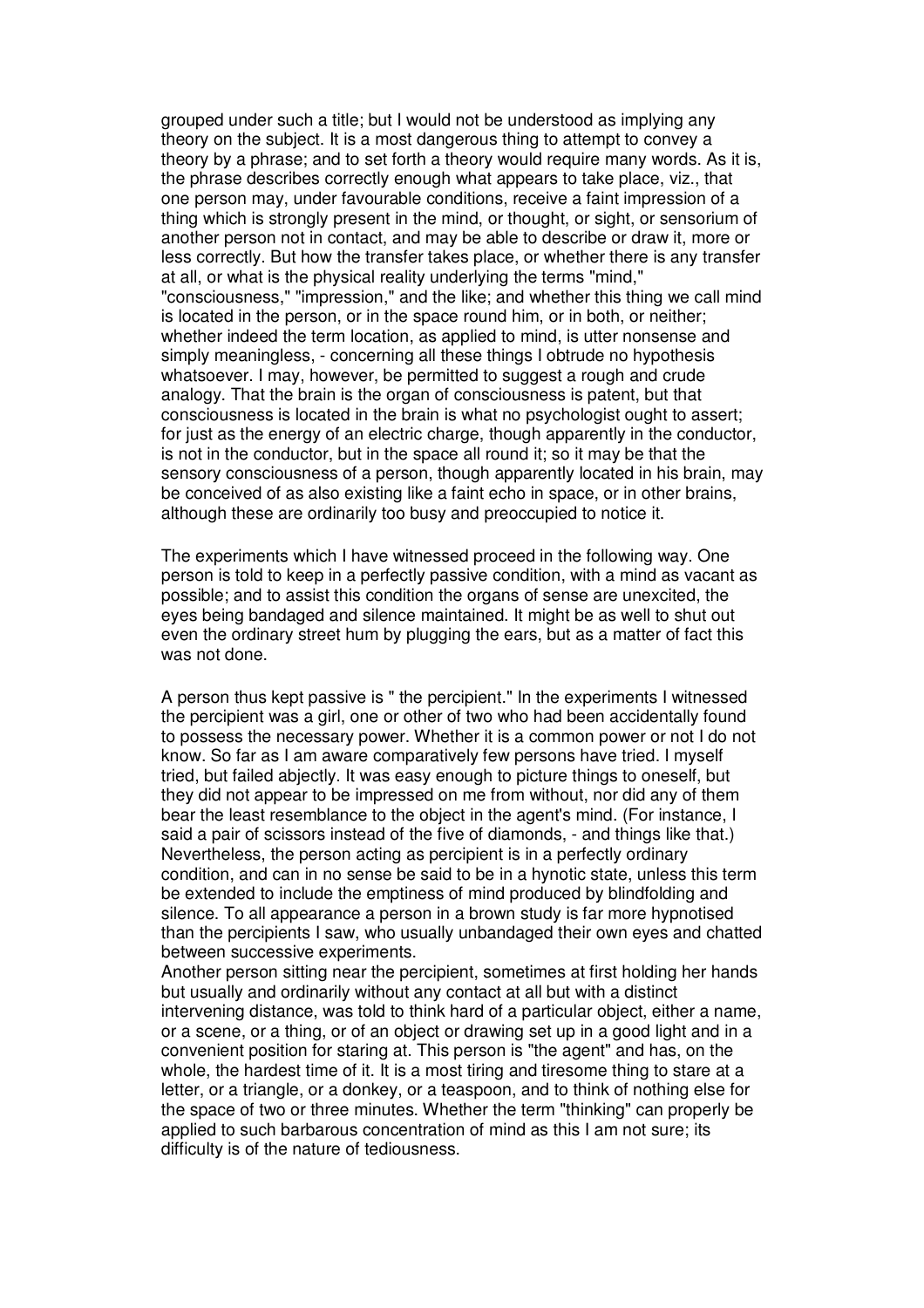grouped under such a title; but I would not be understood as implying any theory on the subject. It is a most dangerous thing to attempt to convey a theory by a phrase; and to set forth a theory would require many words. As it is, the phrase describes correctly enough what appears to take place, viz., that one person may, under favourable conditions, receive a faint impression of a thing which is strongly present in the mind, or thought, or sight, or sensorium of another person not in contact, and may be able to describe or draw it, more or less correctly. But how the transfer takes place, or whether there is any transfer at all, or what is the physical reality underlying the terms "mind," "consciousness," "impression," and the like; and whether this thing we call mind is located in the person, or in the space round him, or in both, or neither; whether indeed the term location, as applied to mind, is utter nonsense and simply meaningless, - concerning all these things I obtrude no hypothesis whatsoever. I may, however, be permitted to suggest a rough and crude analogy. That the brain is the organ of consciousness is patent, but that consciousness is located in the brain is what no psychologist ought to assert; for just as the energy of an electric charge, though apparently in the conductor, is not in the conductor, but in the space all round it; so it may be that the sensory consciousness of a person, though apparently located in his brain, may be conceived of as also existing like a faint echo in space, or in other brains, although these are ordinarily too busy and preoccupied to notice it.

The experiments which I have witnessed proceed in the following way. One person is told to keep in a perfectly passive condition, with a mind as vacant as possible; and to assist this condition the organs of sense are unexcited, the eyes being bandaged and silence maintained. It might be as well to shut out even the ordinary street hum by plugging the ears, but as a matter of fact this was not done.

A person thus kept passive is " the percipient." In the experiments I witnessed the percipient was a girl, one or other of two who had been accidentally found to possess the necessary power. Whether it is a common power or not I do not know. So far as I am aware comparatively few persons have tried. I myself tried, but failed abjectly. It was easy enough to picture things to oneself, but they did not appear to be impressed on me from without, nor did any of them bear the least resemblance to the object in the agent's mind. (For instance, I said a pair of scissors instead of the five of diamonds, - and things like that.) Nevertheless, the person acting as percipient is in a perfectly ordinary condition, and can in no sense be said to be in a hynotic state, unless this term be extended to include the emptiness of mind produced by blindfolding and silence. To all appearance a person in a brown study is far more hypnotised than the percipients I saw, who usually unbandaged their own eyes and chatted between successive experiments.

Another person sitting near the percipient, sometimes at first holding her hands but usually and ordinarily without any contact at all but with a distinct intervening distance, was told to think hard of a particular object, either a name, or a scene, or a thing, or of an object or drawing set up in a good light and in a convenient position for staring at. This person is "the agent" and has, on the whole, the hardest time of it. It is a most tiring and tiresome thing to stare at a letter, or a triangle, or a donkey, or a teaspoon, and to think of nothing else for the space of two or three minutes. Whether the term "thinking" can properly be applied to such barbarous concentration of mind as this I am not sure; its difficulty is of the nature of tediousness.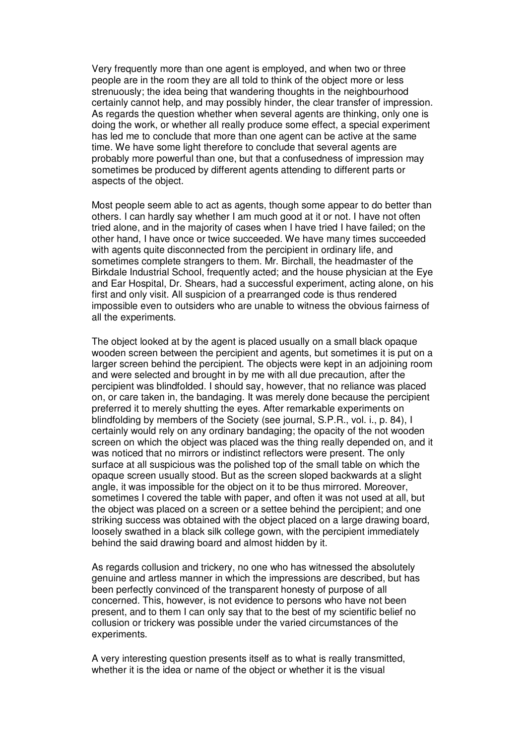Very frequently more than one agent is employed, and when two or three people are in the room they are all told to think of the object more or less strenuously; the idea being that wandering thoughts in the neighbourhood certainly cannot help, and may possibly hinder, the clear transfer of impression. As regards the question whether when several agents are thinking, only one is doing the work, or whether all really produce some effect, a special experiment has led me to conclude that more than one agent can be active at the same time. We have some light therefore to conclude that several agents are probably more powerful than one, but that a confusedness of impression may sometimes be produced by different agents attending to different parts or aspects of the object.

Most people seem able to act as agents, though some appear to do better than others. I can hardly say whether I am much good at it or not. I have not often tried alone, and in the majority of cases when I have tried I have failed; on the other hand, I have once or twice succeeded. We have many times succeeded with agents quite disconnected from the percipient in ordinary life, and sometimes complete strangers to them. Mr. Birchall, the headmaster of the Birkdale Industrial School, frequently acted; and the house physician at the Eye and Ear Hospital, Dr. Shears, had a successful experiment, acting alone, on his first and only visit. All suspicion of a prearranged code is thus rendered impossible even to outsiders who are unable to witness the obvious fairness of all the experiments.

The object looked at by the agent is placed usually on a small black opaque wooden screen between the percipient and agents, but sometimes it is put on a larger screen behind the percipient. The objects were kept in an adjoining room and were selected and brought in by me with all due precaution, after the percipient was blindfolded. I should say, however, that no reliance was placed on, or care taken in, the bandaging. It was merely done because the percipient preferred it to merely shutting the eyes. After remarkable experiments on blindfolding by members of the Society (see journal, S.P.R., vol. i., p. 84), I certainly would rely on any ordinary bandaging; the opacity of the not wooden screen on which the object was placed was the thing really depended on, and it was noticed that no mirrors or indistinct reflectors were present. The only surface at all suspicious was the polished top of the small table on which the opaque screen usually stood. But as the screen sloped backwards at a slight angle, it was impossible for the object on it to be thus mirrored. Moreover, sometimes I covered the table with paper, and often it was not used at all, but the object was placed on a screen or a settee behind the percipient; and one striking success was obtained with the object placed on a large drawing board, loosely swathed in a black silk college gown, with the percipient immediately behind the said drawing board and almost hidden by it.

As regards collusion and trickery, no one who has witnessed the absolutely genuine and artless manner in which the impressions are described, but has been perfectly convinced of the transparent honesty of purpose of all concerned. This, however, is not evidence to persons who have not been present, and to them I can only say that to the best of my scientific belief no collusion or trickery was possible under the varied circumstances of the experiments.

A very interesting question presents itself as to what is really transmitted, whether it is the idea or name of the object or whether it is the visual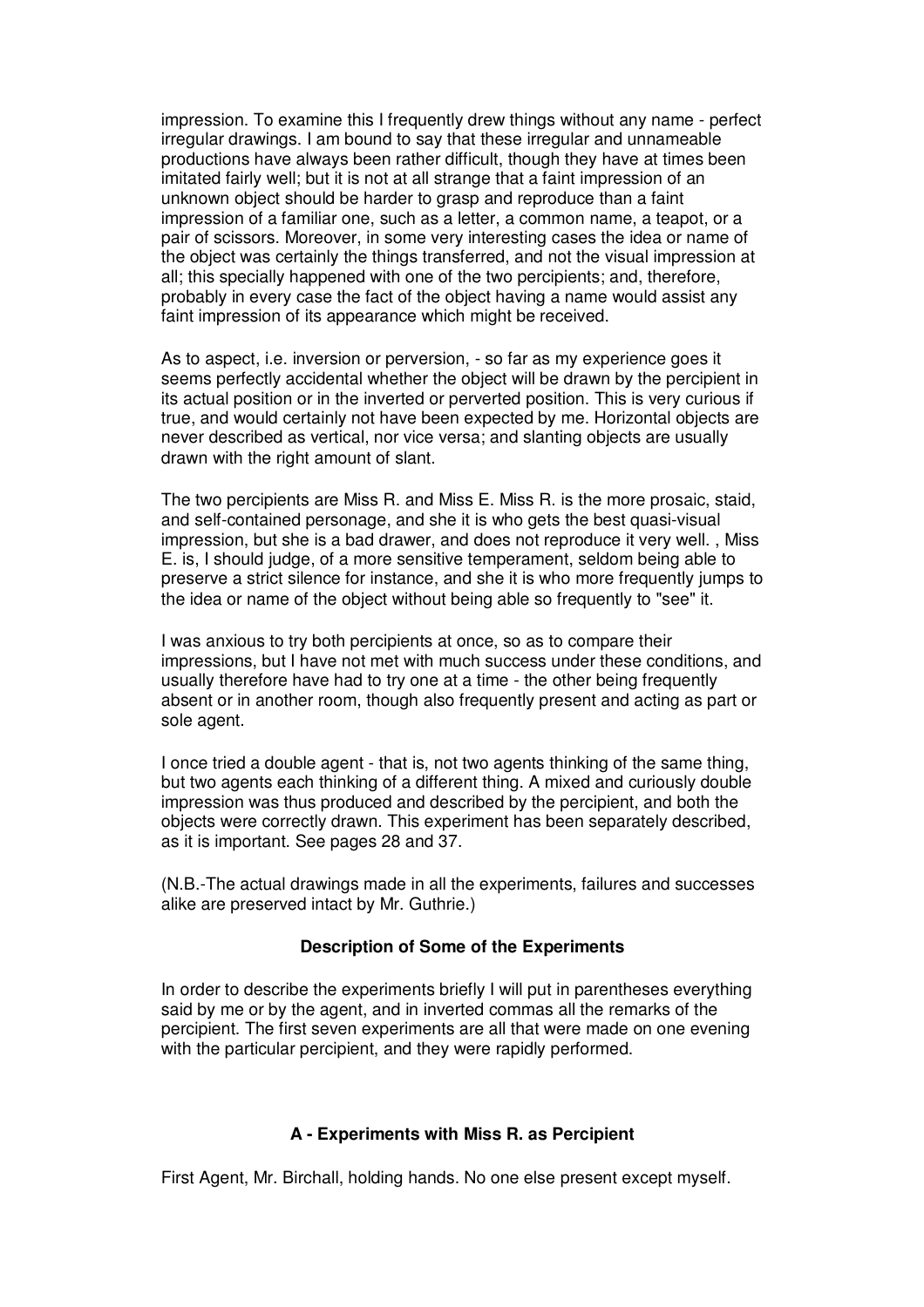impression. To examine this I frequently drew things without any name - perfect irregular drawings. I am bound to say that these irregular and unnameable productions have always been rather difficult, though they have at times been imitated fairly well; but it is not at all strange that a faint impression of an unknown object should be harder to grasp and reproduce than a faint impression of a familiar one, such as a letter, a common name, a teapot, or a pair of scissors. Moreover, in some very interesting cases the idea or name of the object was certainly the things transferred, and not the visual impression at all; this specially happened with one of the two percipients; and, therefore, probably in every case the fact of the object having a name would assist any faint impression of its appearance which might be received.

As to aspect, i.e. inversion or perversion, - so far as my experience goes it seems perfectly accidental whether the object will be drawn by the percipient in its actual position or in the inverted or perverted position. This is very curious if true, and would certainly not have been expected by me. Horizontal objects are never described as vertical, nor vice versa; and slanting objects are usually drawn with the right amount of slant.

The two percipients are Miss R. and Miss E. Miss R. is the more prosaic, staid, and self-contained personage, and she it is who gets the best quasi-visual impression, but she is a bad drawer, and does not reproduce it very well. , Miss E. is, I should judge, of a more sensitive temperament, seldom being able to preserve a strict silence for instance, and she it is who more frequently jumps to the idea or name of the object without being able so frequently to "see" it.

I was anxious to try both percipients at once, so as to compare their impressions, but I have not met with much success under these conditions, and usually therefore have had to try one at a time - the other being frequently absent or in another room, though also frequently present and acting as part or sole agent.

I once tried a double agent - that is, not two agents thinking of the same thing, but two agents each thinking of a different thing. A mixed and curiously double impression was thus produced and described by the percipient, and both the objects were correctly drawn. This experiment has been separately described, as it is important. See pages 28 and 37.

(N.B.-The actual drawings made in all the experiments, failures and successes alike are preserved intact by Mr. Guthrie.)

### Description of Some of the Experiments

In order to describe the experiments briefly I will put in parentheses everything said by me or by the agent, and in inverted commas all the remarks of the percipient. The first seven experiments are all that were made on one evening with the particular percipient, and they were rapidly performed.

### A - Experiments with Miss R. as Percipient

First Agent, Mr. Birchall, holding hands. No one else present except myself.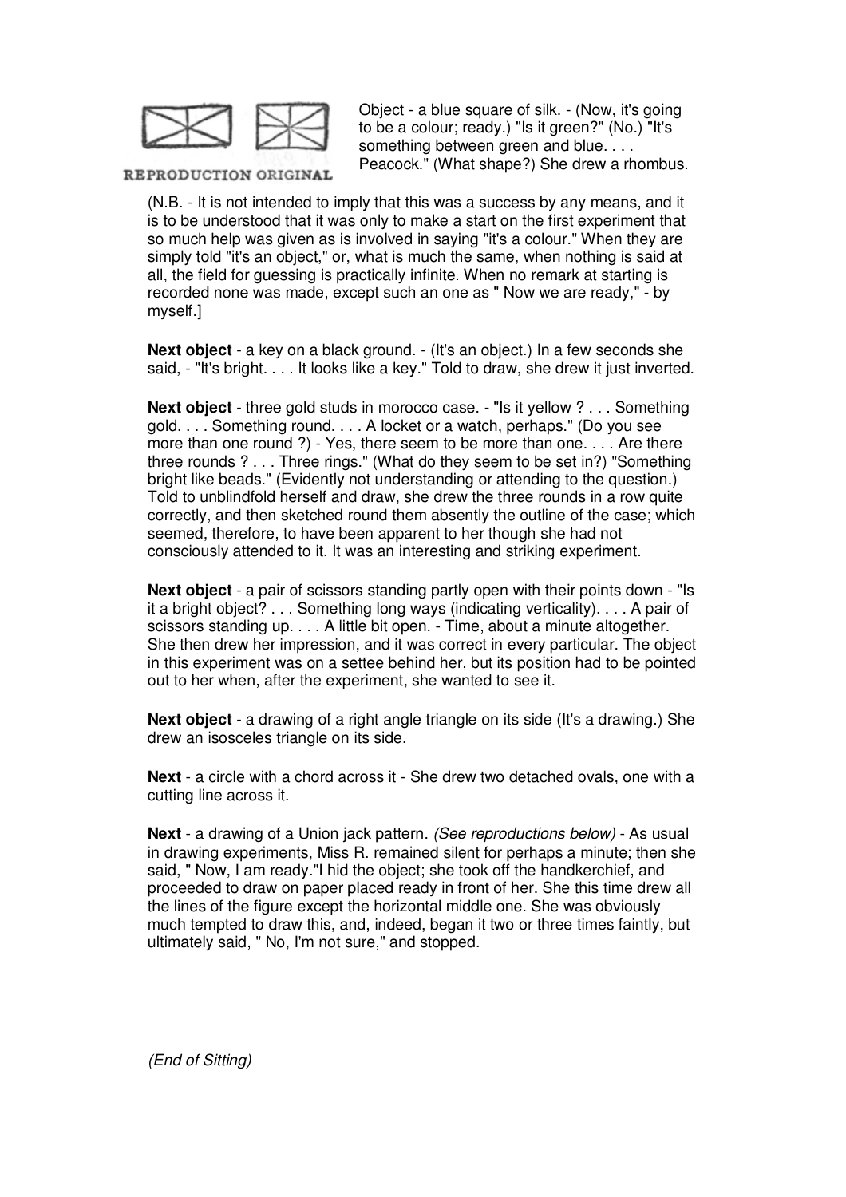REPRODUCTION ORIGINAL

Object - a blue square of silk. - (Now, it's going to be a colour; ready.) "Is it green?" (No.) "It's something between green and blue. . . . Peacock." (What shape?) She drew a rhombus.

(N.B. - It is not intended to imply that this was a success by any means, and it is to be understood that it was only to make a start on the first experiment that so much help was given as is involved in saying "it's a colour." When they are simply told "it's an object," or, what is much the same, when nothing is said at all, the field for guessing is practically infinite. When no remark at starting is recorded none was made, except such an one as " Now we are ready," - by myself.]

**Next object** - a key on a black ground. - (It's an object.) In a few seconds she said, - "It's bright. . . . It looks like a key." Told to draw, she drew it just inverted.

**Next object** - three gold studs in morocco case. - "Is it yellow ? . . . Something gold. . . . Something round. . . . A locket or a watch, perhaps." (Do you see more than one round ?) - Yes, there seem to be more than one. . . . Are there three rounds ? . . . Three rings." (What do they seem to be set in?) "Something bright like beads." (Evidently not understanding or attending to the question.) Told to unblindfold herself and draw, she drew the three rounds in a row quite correctly, and then sketched round them absently the outline of the case; which seemed, therefore, to have been apparent to her though she had not consciously attended to it. It was an interesting and striking experiment.

**Next object** - a pair of scissors standing partly open with their points down - "Is it a bright object? . . . Something long ways (indicating verticality). . . . A pair of scissors standing up. . . . A little bit open. - Time, about a minute altogether. She then drew her impression, and it was correct in every particular. The object in this experiment was on a settee behind her, but its position had to be pointed out to her when, after the experiment, she wanted to see it.

**Next object** - a drawing of a right angle triangle on its side (It's a drawing.) She drew an isosceles triangle on its side.

**Next** - a circle with a chord across it - She drew two detached ovals, one with a cutting line across it.

**Next** - a drawing of a Union jack pattern. *(See reproductions below)* - As usual in drawing experiments, Miss R. remained silent for perhaps a minute; then she said, " Now, I am ready."I hid the object; she took off the handkerchief, and proceeded to draw on paper placed ready in front of her. She this time drew all the lines of the figure except the horizontal middle one. She was obviously much tempted to draw this, and, indeed, began it two or three times faintly, but ultimately said, " No, I'm not sure," and stopped.

*(End of Sitting)*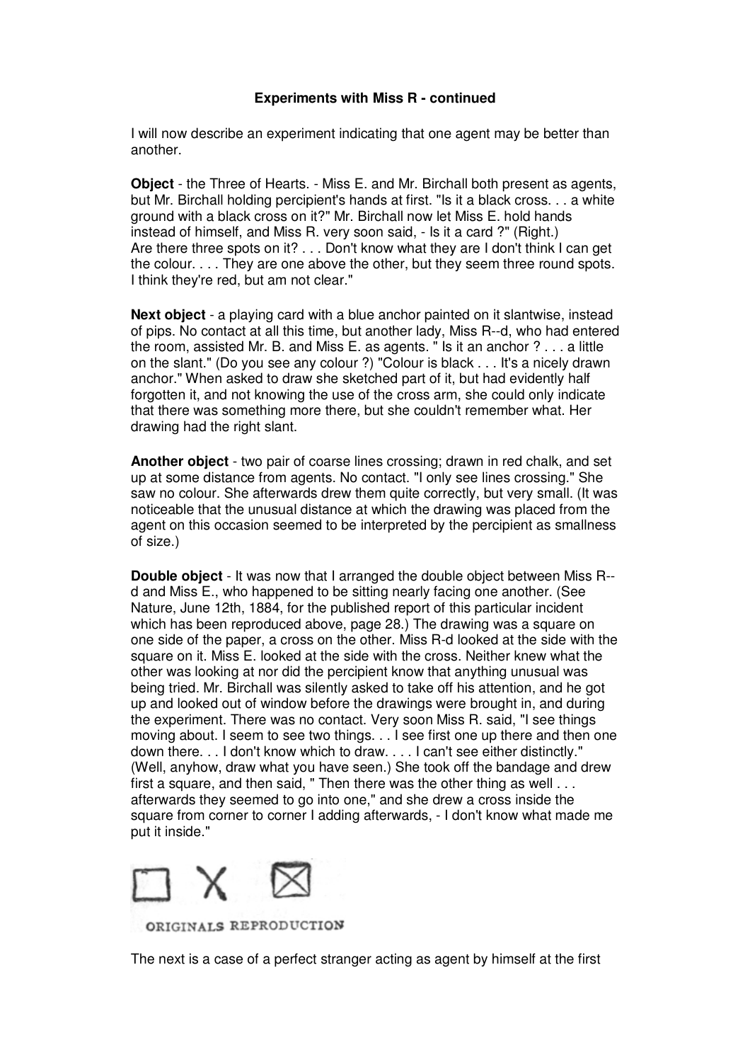**Experiments with Miss R - continued**

I will now describe an experiment indicating that one agent may be better than another.

**Object** - the Three of Hearts. - Miss E. and Mr. Birchall both present as agents, but Mr. Birchall holding percipient's hands at first. "Is it a black cross. . . a white ground with a black cross on it?" Mr. Birchall now let Miss E. hold hands instead of himself, and Miss R. very soon said, - Is it a card ?" (Right.) Are there three spots on it? . . . Don't know what they are I don't think I can get the colour. . . . They are one above the other, but they seem three round spots. I think they're red, but am not clear."

**Next object** - a playing card with a blue anchor painted on it slantwise, instead of pips. No contact at all this time, but another lady, Miss R--d, who had entered the room, assisted Mr. B. and Miss E. as agents. " Is it an anchor ? . . . a little on the slant." (Do you see any colour ?) "Colour is black . . . It's a nicely drawn anchor." When asked to draw she sketched part of it, but had evidently half forgotten it, and not knowing the use of the cross arm, she could only indicate that there was something more there, but she couldn't remember what. Her drawing had the right slant.

**Another object** - two pair of coarse lines crossing; drawn in red chalk, and set up at some distance from agents. No contact. "I only see lines crossing." She saw no colour. She afterwards drew them quite correctly, but very small. (It was noticeable that the unusual distance at which the drawing was placed from the agent on this occasion seemed to be interpreted by the percipient as smallness of size.)

**Double object** - It was now that I arranged the double object between Miss R--d and Miss E., who happened to be sitting nearly facing one another. (See Nature, June 12th, 1884, for the published report of this particular incident which has been reproduced above, page 28.) The drawing was a square on one side of the paper, a cross on the other. Miss R-d looked at the side with the square on it. Miss E. looked at the side with the cross. Neither knew what the other was looking at nor did the percipient know that anything unusual was being tried. Mr. Birchall was silently asked to take off his attention, and he got up and looked out of window before the drawings were brought in, and during the experiment. There was no contact. Very soon Miss R. said, "I see things moving about. I seem to see two things. . . I see first one up there and then one down there. . . I don't know which to draw. . . . I can't see either distinctly." (Well, anyhow, draw what you have seen.) She took off the bandage and drew first a square, and then said, " Then there was the other thing as well . . . afterwards they seemed to go into one," and she drew a cross inside the square from corner to corner I adding afterwards, - I don't know what made me put it inside."

ORIGINALS REPRODUCTION

The next is a case of a perfect stranger acting as agent by himself at the first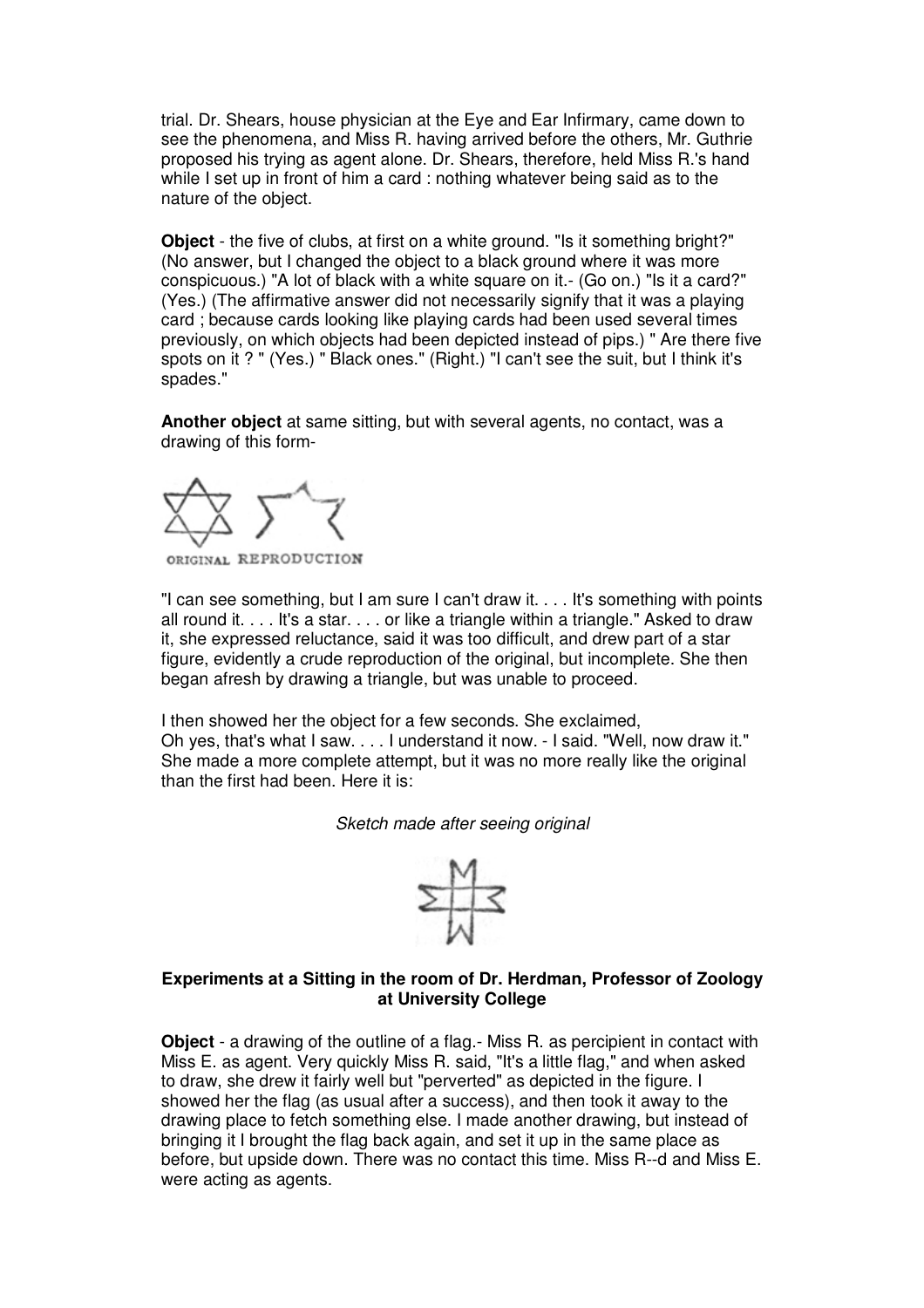trial. Dr. Shears, house physician at the Eye and Ear Infirmary, came down to see the phenomena, and Miss R. having arrived before the others, Mr. Guthrie proposed his trying as agent alone. Dr. Shears, therefore, held Miss R.'s hand while I set up in front of him a card : nothing whatever being said as to the nature of the object.

**Object** - the five of clubs, at first on a white ground. "Is it something bright?" (No answer, but I changed the object to a black ground where it was more conspicuous.) "A lot of black with a white square on it.- (Go on.) "Is it a card?" (Yes.) (The affirmative answer did not necessarily signify that it was a playing card ; because cards looking like playing cards had been used several times previously, on which objects had been depicted instead of pips.) " Are there five spots on it ? " (Yes.) " Black ones." (Right.) "I can't see the suit, but I think it's spades."

**Another object** at same sitting, but with several agents, no contact, was a drawing of this form-

ORIGINAL REPRODUCTION

"I can see something, but I am sure I can't draw it. . . . It's something with points all round it. . . . It's a star. . . . or like a triangle within a triangle." Asked to draw it, she expressed reluctance, said it was too difficult, and drew part of a star figure, evidently a crude reproduction of the original, but incomplete. She then began afresh by drawing a triangle, but was unable to proceed.

I then showed her the object for a few seconds. She exclaimed,
Oh yes, that's what I saw. . . . I understand it now. - I said. "Well, now draw it." She made a more complete attempt, but it was no more really like the original than the first had been. Here it is:

*Sketch made after seeing original*

**Experiments at a Sitting in the room of Dr. Herdman, Professor of Zoology at University College**

**Object** - a drawing of the outline of a flag.- Miss R. as percipient in contact with Miss E. as agent. Very quickly Miss R. said, "It's a little flag," and when asked to draw, she drew it fairly well but "perverted" as depicted in the figure. I showed her the flag (as usual after a success), and then took it away to the drawing place to fetch something else. I made another drawing, but instead of bringing it I brought the flag back again, and set it up in the same place as before, but upside down. There was no contact this time. Miss R--d and Miss E. were acting as agents.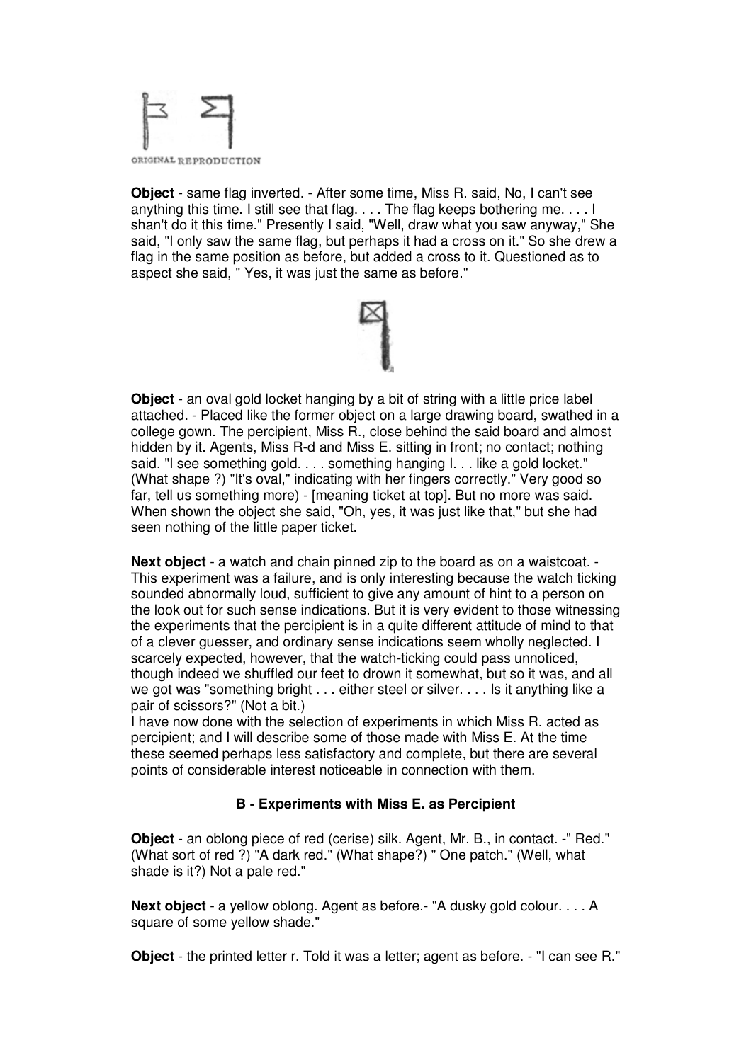ORIGINAL REPRODUCTION

**Object** - same flag inverted. - After some time, Miss R. said, No, I can't see anything this time. I still see that flag. . . . The flag keeps bothering me. . . . I shan't do it this time." Presently I said, "Well, draw what you saw anyway," She said, "I only saw the same flag, but perhaps it had a cross on it." So she drew a flag in the same position as before, but added a cross to it. Questioned as to aspect she said, " Yes, it was just the same as before."

**Object** - an oval gold locket hanging by a bit of string with a little price label attached. - Placed like the former object on a large drawing board, swathed in a college gown. The percipient, Miss R., close behind the said board and almost hidden by it. Agents, Miss R-d and Miss E. sitting in front; no contact; nothing said. "I see something gold. . . . something hanging I. . . like a gold locket." (What shape ?) "It's oval," indicating with her fingers correctly." Very good so far, tell us something more) - [meaning ticket at top]. But no more was said. When shown the object she said, "Oh, yes, it was just like that," but she had seen nothing of the little paper ticket.

**Next object** - a watch and chain pinned zip to the board as on a waistcoat. - This experiment was a failure, and is only interesting because the watch ticking sounded abnormally loud, sufficient to give any amount of hint to a person on the look out for such sense indications. But it is very evident to those witnessing the experiments that the percipient is in a quite different attitude of mind to that of a clever guesser, and ordinary sense indications seem wholly neglected. I scarcely expected, however, that the watch-ticking could pass unnoticed, though indeed we shuffled our feet to drown it somewhat, but so it was, and all we got was "something bright . . . either steel or silver. . . . Is it anything like a pair of scissors?" (Not a bit.)

I have now done with the selection of experiments in which Miss R. acted as percipient; and I will describe some of those made with Miss E. At the time these seemed perhaps less satisfactory and complete, but there are several points of considerable interest noticeable in connection with them.

### B - Experiments with Miss E. as Percipient

**Object** - an oblong piece of red (cerise) silk. Agent, Mr. B., in contact. -" Red." (What sort of red ?) "A dark red." (What shape?) " One patch." (Well, what shade is it?) Not a pale red."

**Next object** - a yellow oblong. Agent as before.- "A dusky gold colour. . . . A square of some yellow shade."

**Object** - the printed letter r. Told it was a letter; agent as before. - "I can see R."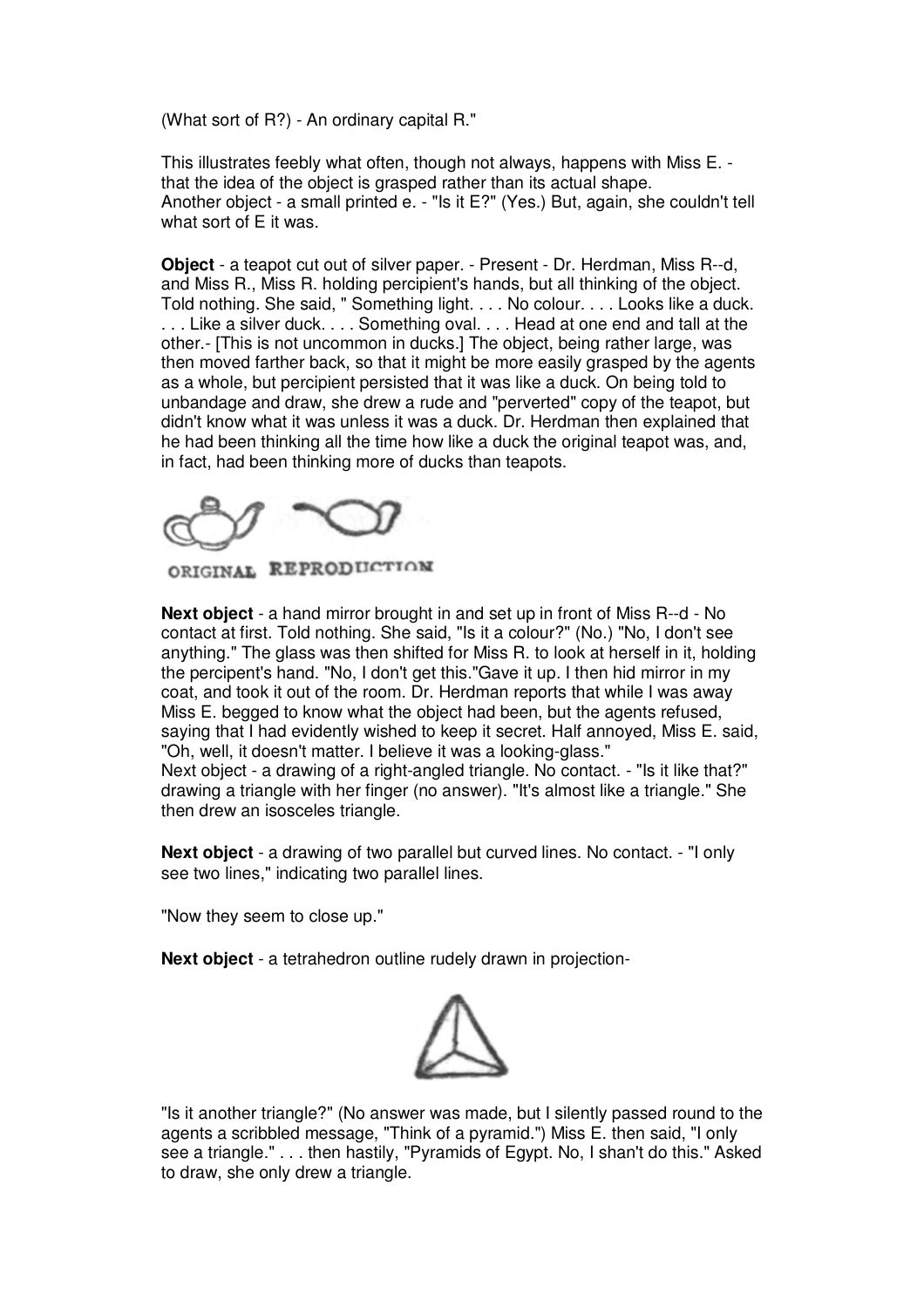(What sort of R?) - An ordinary capital R."

This illustrates feebly what often, though not always, happens with Miss E. - that the idea of the object is grasped rather than its actual shape.
Another object - a small printed e. - "Is it E?" (Yes.) But, again, she couldn't tell what sort of E it was.

**Object** - a teapot cut out of silver paper. - Present - Dr. Herdman, Miss R--d, and Miss R., Miss R. holding percipient's hands, but all thinking of the object. Told nothing. She said, " Something light. . . . No colour. . . . Looks like a duck. . . . Like a silver duck. . . . Something oval. . . . Head at one end and tall at the other.- [This is not uncommon in ducks.] The object, being rather large, was then moved farther back, so that it might be more easily grasped by the agents as a whole, but percipient persisted that it was like a duck. On being told to unbandage and draw, she drew a rude and "perverted" copy of the teapot, but didn't know what it was unless it was a duck. Dr. Herdman then explained that he had been thinking all the time how like a duck the original teapot was, and, in fact, had been thinking more of ducks than teapots.

ORIGINAL REPRODUCTION

**Next object** - a hand mirror brought in and set up in front of Miss R--d - No contact at first. Told nothing. She said, "Is it a colour?" (No.) "No, I don't see anything." The glass was then shifted for Miss R. to look at herself in it, holding the percipent's hand. "No, I don't get this."Gave it up. I then hid mirror in my coat, and took it out of the room. Dr. Herdman reports that while I was away Miss E. begged to know what the object had been, but the agents refused, saying that I had evidently wished to keep it secret. Half annoyed, Miss E. said, "Oh, well, it doesn't matter. I believe it was a looking-glass."
Next object - a drawing of a right-angled triangle. No contact. - "Is it like that?" drawing a triangle with her finger (no answer). "It's almost like a triangle." She then drew an isosceles triangle.

**Next object** - a drawing of two parallel but curved lines. No contact. - "I only see two lines," indicating two parallel lines.

"Now they seem to close up."

**Next object** - a tetrahedron outline rudely drawn in projection-

"Is it another triangle?" (No answer was made, but I silently passed round to the agents a scribbled message, "Think of a pyramid.") Miss E. then said, "I only see a triangle." . . . then hastily, "Pyramids of Egypt. No, I shan't do this." Asked to draw, she only drew a triangle.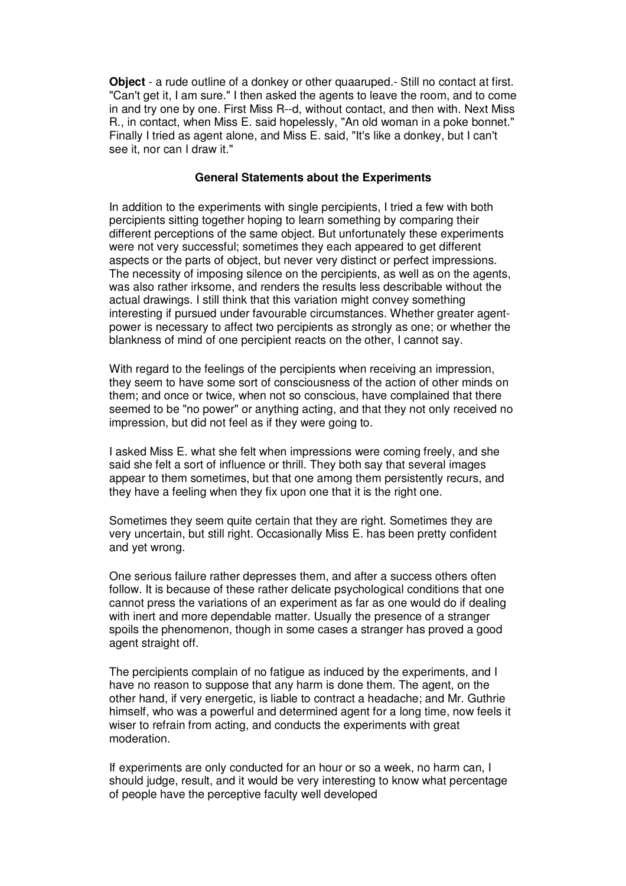**Object** - a rude outline of a donkey or other quaaruped.- Still no contact at first. "Can't get it, I am sure." I then asked the agents to leave the room, and to come in and try one by one. First Miss R--d, without contact, and then with. Next Miss R., in contact, when Miss E. said hopelessly, "An old woman in a poke bonnet." Finally I tried as agent alone, and Miss E. said, "It's like a donkey, but I can't see it, nor can I draw it."

**General Statements about the Experiments**

In addition to the experiments with single percipients, I tried a few with both percipients sitting together hoping to learn something by comparing their different perceptions of the same object. But unfortunately these experiments were not very successful; sometimes they each appeared to get different aspects or the parts of object, but never very distinct or perfect impressions. The necessity of imposing silence on the percipients, as well as on the agents, was also rather irksome, and renders the results less describable without the actual drawings. I still think that this variation might convey something interesting if pursued under favourable circumstances. Whether greater agent-power is necessary to affect two percipients as strongly as one; or whether the blankness of mind of one percipient reacts on the other, I cannot say.

With regard to the feelings of the percipients when receiving an impression, they seem to have some sort of consciousness of the action of other minds on them; and once or twice, when not so conscious, have complained that there seemed to be "no power" or anything acting, and that they not only received no impression, but did not feel as if they were going to.

I asked Miss E. what she felt when impressions were coming freely, and she said she felt a sort of influence or thrill. They both say that several images appear to them sometimes, but that one among them persistently recurs, and they have a feeling when they fix upon one that it is the right one.

Sometimes they seem quite certain that they are right. Sometimes they are very uncertain, but still right. Occasionally Miss E. has been pretty confident and yet wrong.

One serious failure rather depresses them, and after a success others often follow. It is because of these rather delicate psychological conditions that one cannot press the variations of an experiment as far as one would do if dealing with inert and more dependable matter. Usually the presence of a stranger spoils the phenomenon, though in some cases a stranger has proved a good agent straight off.

The percipients complain of no fatigue as induced by the experiments, and I have no reason to suppose that any harm is done them. The agent, on the other hand, if very energetic, is liable to contract a headache; and Mr. Guthrie himself, who was a powerful and determined agent for a long time, now feels it wiser to refrain from acting, and conducts the experiments with great moderation.

If experiments are only conducted for an hour or so a week, no harm can, I should judge, result, and it would be very interesting to know what percentage of people have the perceptive faculty well developed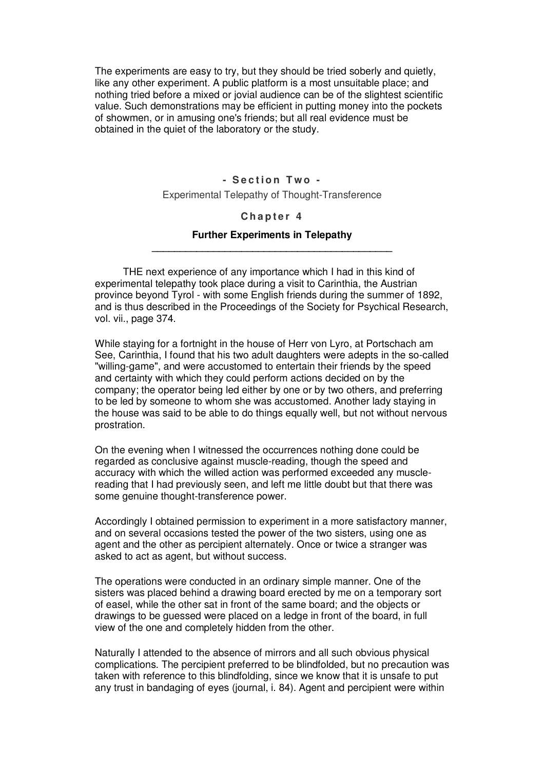The experiments are easy to try, but they should be tried soberly and quietly, like any other experiment. A public platform is a most unsuitable place; and nothing tried before a mixed or jovial audience can be of the slightest scientific value. Such demonstrations may be efficient in putting money into the pockets of showmen, or in amusing one's friends; but all real evidence must be obtained in the quiet of the laboratory or the study.

## - Section Two -

Experimental Telepathy of Thought-Transference

## Chapter 4

### Further Experiments in Telepathy

THE next experience of any importance which I had in this kind of experimental telepathy took place during a visit to Carinthia, the Austrian province beyond Tyrol - with some English friends during the summer of 1892, and is thus described in the Proceedings of the Society for Psychical Research, vol. vii., page 374.

While staying for a fortnight in the house of Herr von Lyro, at Portschach am See, Carinthia, I found that his two adult daughters were adepts in the so-called "willing-game", and were accustomed to entertain their friends by the speed and certainty with which they could perform actions decided on by the company; the operator being led either by one or by two others, and preferring to be led by someone to whom she was accustomed. Another lady staying in the house was said to be able to do things equally well, but not without nervous prostration.

On the evening when I witnessed the occurrences nothing done could be regarded as conclusive against muscle-reading, though the speed and accuracy with which the willed action was performed exceeded any muscle-reading that I had previously seen, and left me little doubt but that there was some genuine thought-transference power.

Accordingly I obtained permission to experiment in a more satisfactory manner, and on several occasions tested the power of the two sisters, using one as agent and the other as percipient alternately. Once or twice a stranger was asked to act as agent, but without success.

The operations were conducted in an ordinary simple manner. One of the sisters was placed behind a drawing board erected by me on a temporary sort of easel, while the other sat in front of the same board; and the objects or drawings to be guessed were placed on a ledge in front of the board, in full view of the one and completely hidden from the other.

Naturally I attended to the absence of mirrors and all such obvious physical complications. The percipient preferred to be blindfolded, but no precaution was taken with reference to this blindfolding, since we know that it is unsafe to put any trust in bandaging of eyes (journal, i. 84). Agent and percipient were within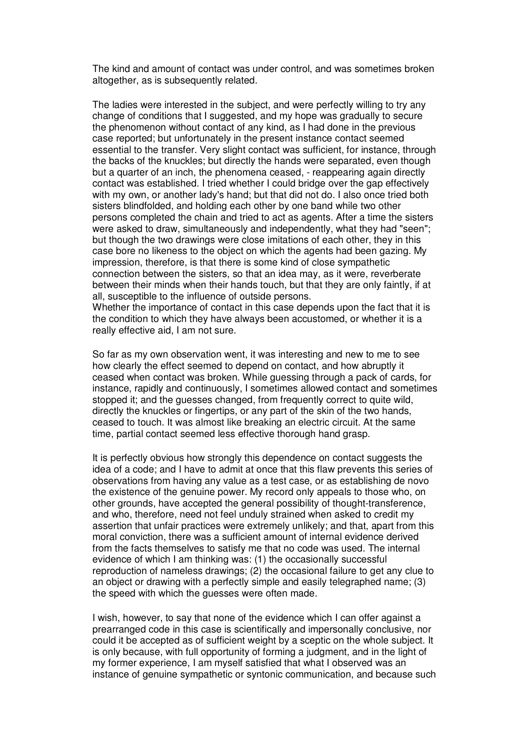The kind and amount of contact was under control, and was sometimes broken altogether, as is subsequently related.

The ladies were interested in the subject, and were perfectly willing to try any change of conditions that I suggested, and my hope was gradually to secure the phenomenon without contact of any kind, as I had done in the previous case reported; but unfortunately in the present instance contact seemed essential to the transfer. Very slight contact was sufficient, for instance, through the backs of the knuckles; but directly the hands were separated, even though but a quarter of an inch, the phenomena ceased, - reappearing again directly contact was established. I tried whether I could bridge over the gap effectively with my own, or another lady's hand; but that did not do. I also once tried both sisters blindfolded, and holding each other by one band while two other persons completed the chain and tried to act as agents. After a time the sisters were asked to draw, simultaneously and independently, what they had "seen"; but though the two drawings were close imitations of each other, they in this case bore no likeness to the object on which the agents had been gazing. My impression, therefore, is that there is some kind of close sympathetic connection between the sisters, so that an idea may, as it were, reverberate between their minds when their hands touch, but that they are only faintly, if at all, susceptible to the influence of outside persons.
Whether the importance of contact in this case depends upon the fact that it is the condition to which they have always been accustomed, or whether it is a really effective aid, I am not sure.

So far as my own observation went, it was interesting and new to me to see how clearly the effect seemed to depend on contact, and how abruptly it ceased when contact was broken. While guessing through a pack of cards, for instance, rapidly and continuously, I sometimes allowed contact and sometimes stopped it; and the guesses changed, from frequently correct to quite wild, directly the knuckles or fingertips, or any part of the skin of the two hands, ceased to touch. It was almost like breaking an electric circuit. At the same time, partial contact seemed less effective thorough hand grasp.

It is perfectly obvious how strongly this dependence on contact suggests the idea of a code; and I have to admit at once that this flaw prevents this series of observations from having any value as a test case, or as establishing de novo the existence of the genuine power. My record only appeals to those who, on other grounds, have accepted the general possibility of thought-transference, and who, therefore, need not feel unduly strained when asked to credit my assertion that unfair practices were extremely unlikely; and that, apart from this moral conviction, there was a sufficient amount of internal evidence derived from the facts themselves to satisfy me that no code was used. The internal evidence of which I am thinking was: (1) the occasionally successful reproduction of nameless drawings; (2) the occasional failure to get any clue to an object or drawing with a perfectly simple and easily telegraphed name; (3) the speed with which the guesses were often made.

I wish, however, to say that none of the evidence which I can offer against a prearranged code in this case is scientifically and impersonally conclusive, nor could it be accepted as of sufficient weight by a sceptic on the whole subject. It is only because, with full opportunity of forming a judgment, and in the light of my former experience, I am myself satisfied that what I observed was an instance of genuine sympathetic or syntonic communication, and because such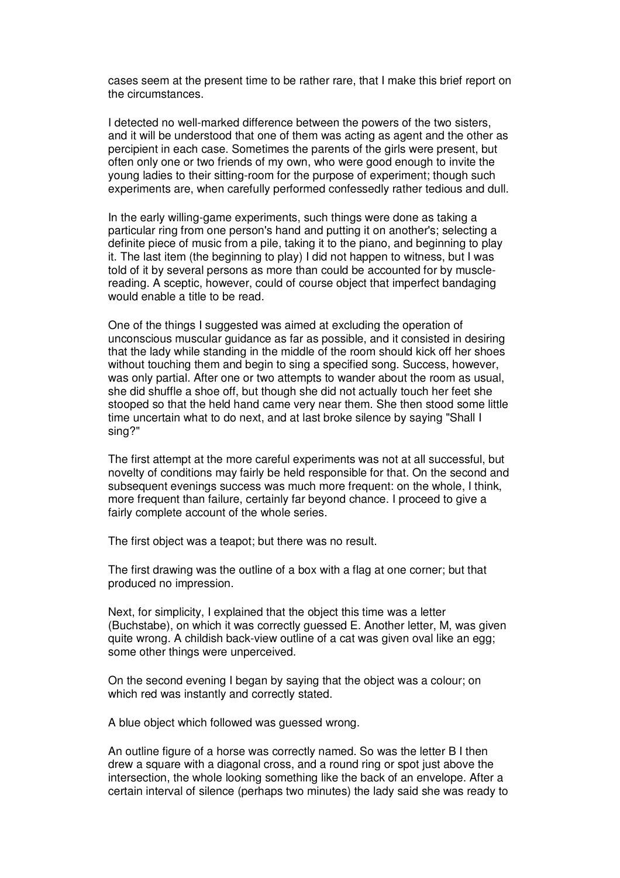cases seem at the present time to be rather rare, that I make this brief report on the circumstances.

I detected no well-marked difference between the powers of the two sisters, and it will be understood that one of them was acting as agent and the other as percipient in each case. Sometimes the parents of the girls were present, but often only one or two friends of my own, who were good enough to invite the young ladies to their sitting-room for the purpose of experiment; though such experiments are, when carefully performed confessedly rather tedious and dull.

In the early willing-game experiments, such things were done as taking a particular ring from one person's hand and putting it on another's; selecting a definite piece of music from a pile, taking it to the piano, and beginning to play it. The last item (the beginning to play) I did not happen to witness, but I was told of it by several persons as more than could be accounted for by muscle-reading. A sceptic, however, could of course object that imperfect bandaging would enable a title to be read.

One of the things I suggested was aimed at excluding the operation of unconscious muscular guidance as far as possible, and it consisted in desiring that the lady while standing in the middle of the room should kick off her shoes without touching them and begin to sing a specified song. Success, however, was only partial. After one or two attempts to wander about the room as usual, she did shuffle a shoe off, but though she did not actually touch her feet she stooped so that the held hand came very near them. She then stood some little time uncertain what to do next, and at last broke silence by saying "Shall I sing?"

The first attempt at the more careful experiments was not at all successful, but novelty of conditions may fairly be held responsible for that. On the second and subsequent evenings success was much more frequent: on the whole, I think, more frequent than failure, certainly far beyond chance. I proceed to give a fairly complete account of the whole series.

The first object was a teapot; but there was no result.

The first drawing was the outline of a box with a flag at one corner; but that produced no impression.

Next, for simplicity, I explained that the object this time was a letter (Buchstabe), on which it was correctly guessed E. Another letter, M, was given quite wrong. A childish back-view outline of a cat was given oval like an egg; some other things were unperceived.

On the second evening I began by saying that the object was a colour; on which red was instantly and correctly stated.

A blue object which followed was guessed wrong.

An outline figure of a horse was correctly named. So was the letter B I then drew a square with a diagonal cross, and a round ring or spot just above the intersection, the whole looking something like the back of an envelope. After a certain interval of silence (perhaps two minutes) the lady said she was ready to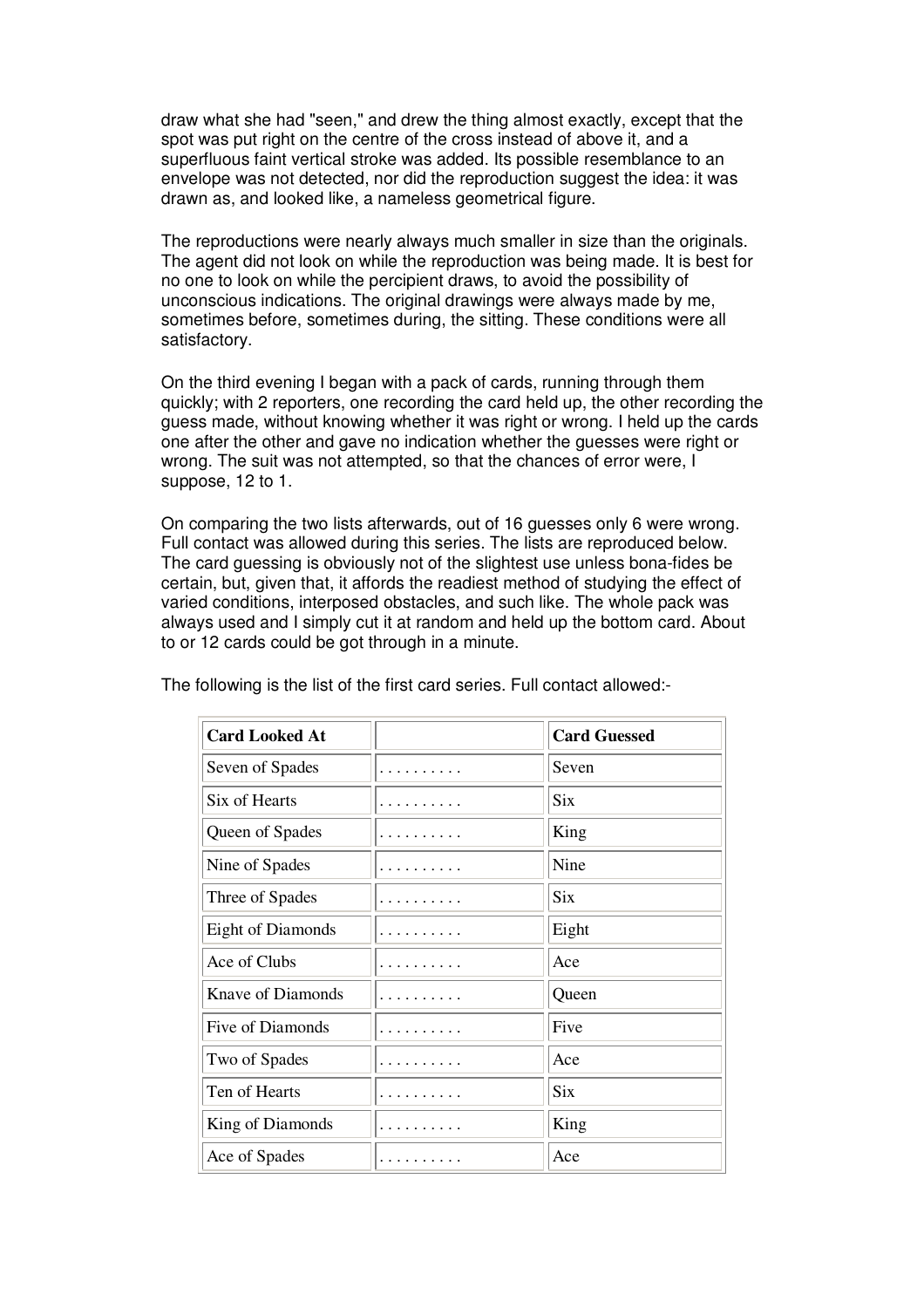draw what she had "seen," and drew the thing almost exactly, except that the spot was put right on the centre of the cross instead of above it, and a superfluous faint vertical stroke was added. Its possible resemblance to an envelope was not detected, nor did the reproduction suggest the idea: it was drawn as, and looked like, a nameless geometrical figure.

The reproductions were nearly always much smaller in size than the originals. The agent did not look on while the reproduction was being made. It is best for no one to look on while the percipient draws, to avoid the possibility of unconscious indications. The original drawings were always made by me, sometimes before, sometimes during, the sitting. These conditions were all satisfactory.

On the third evening I began with a pack of cards, running through them quickly; with 2 reporters, one recording the card held up, the other recording the guess made, without knowing whether it was right or wrong. I held up the cards one after the other and gave no indication whether the guesses were right or wrong. The suit was not attempted, so that the chances of error were, I suppose, 12 to 1.

On comparing the two lists afterwards, out of 16 guesses only 6 were wrong. Full contact was allowed during this series. The lists are reproduced below. The card guessing is obviously not of the slightest use unless bona-fides be certain, but, given that, it affords the readiest method of studying the effect of varied conditions, interposed obstacles, and such like. The whole pack was always used and I simply cut it at random and held up the bottom card. About to or 12 cards could be got through in a minute.

The following is the list of the first card series. Full contact allowed:-

| Card Looked At | | Card Guessed |
|---|---|---|
| Seven of Spades | . . . . . . . . . . | Seven |
| Six of Hearts | . . . . . . . . . . | Six |
| Queen of Spades | . . . . . . . . . . | King |
| Nine of Spades | . . . . . . . . . . | Nine |
| Three of Spades | . . . . . . . . . . | Six |
| Eight of Diamonds | . . . . . . . . . . | Eight |
| Ace of Clubs | . . . . . . . . . . | Ace |
| Knave of Diamonds | . . . . . . . . . . | Queen |
| Five of Diamonds | . . . . . . . . . . | Five |
| Two of Spades | . . . . . . . . . . | Ace |
| Ten of Hearts | . . . . . . . . . . | Six |
| King of Diamonds | . . . . . . . . . . | King |
| Ace of Spades | . . . . . . . . . . | Ace |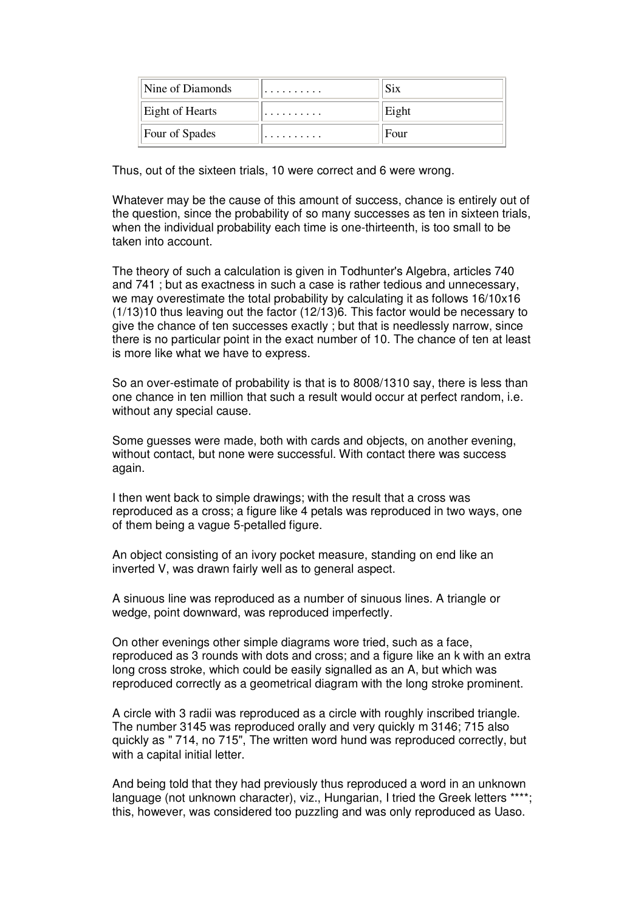| Nine of Diamonds | . . . . . . . . . . | Six |
|---|---|---|
| Eight of Hearts | . . . . . . . . . . | Eight |
| Four of Spades | . . . . . . . . . . | Four |

Thus, out of the sixteen trials, 10 were correct and 6 were wrong.

Whatever may be the cause of this amount of success, chance is entirely out of the question, since the probability of so many successes as ten in sixteen trials, when the individual probability each time is one-thirteenth, is too small to be taken into account.

The theory of such a calculation is given in Todhunter's Algebra, articles 740 and 741 ; but as exactness in such a case is rather tedious and unnecessary, we may overestimate the total probability by calculating it as follows 16/10x16 (1/13)10 thus leaving out the factor (12/13)6. This factor would be necessary to give the chance of ten successes exactly ; but that is needlessly narrow, since there is no particular point in the exact number of 10. The chance of ten at least is more like what we have to express.

So an over-estimate of probability is that is to 8008/1310 say, there is less than one chance in ten million that such a result would occur at perfect random, i.e. without any special cause.

Some guesses were made, both with cards and objects, on another evening, without contact, but none were successful. With contact there was success again.

I then went back to simple drawings; with the result that a cross was reproduced as a cross; a figure like 4 petals was reproduced in two ways, one of them being a vague 5-petalled figure.

An object consisting of an ivory pocket measure, standing on end like an inverted V, was drawn fairly well as to general aspect.

A sinuous line was reproduced as a number of sinuous lines. A triangle or wedge, point downward, was reproduced imperfectly.

On other evenings other simple diagrams wore tried, such as a face, reproduced as 3 rounds with dots and cross; and a figure like an k with an extra long cross stroke, which could be easily signalled as an A, but which was reproduced correctly as a geometrical diagram with the long stroke prominent.

A circle with 3 radii was reproduced as a circle with roughly inscribed triangle. The number 3145 was reproduced orally and very quickly m 3146; 715 also quickly as " 714, no 715", The written word hund was reproduced correctly, but with a capital initial letter.

And being told that they had previously thus reproduced a word in an unknown language (not unknown character), viz., Hungarian, I tried the Greek letters ****; this, however, was considered too puzzling and was only reproduced as Uaso.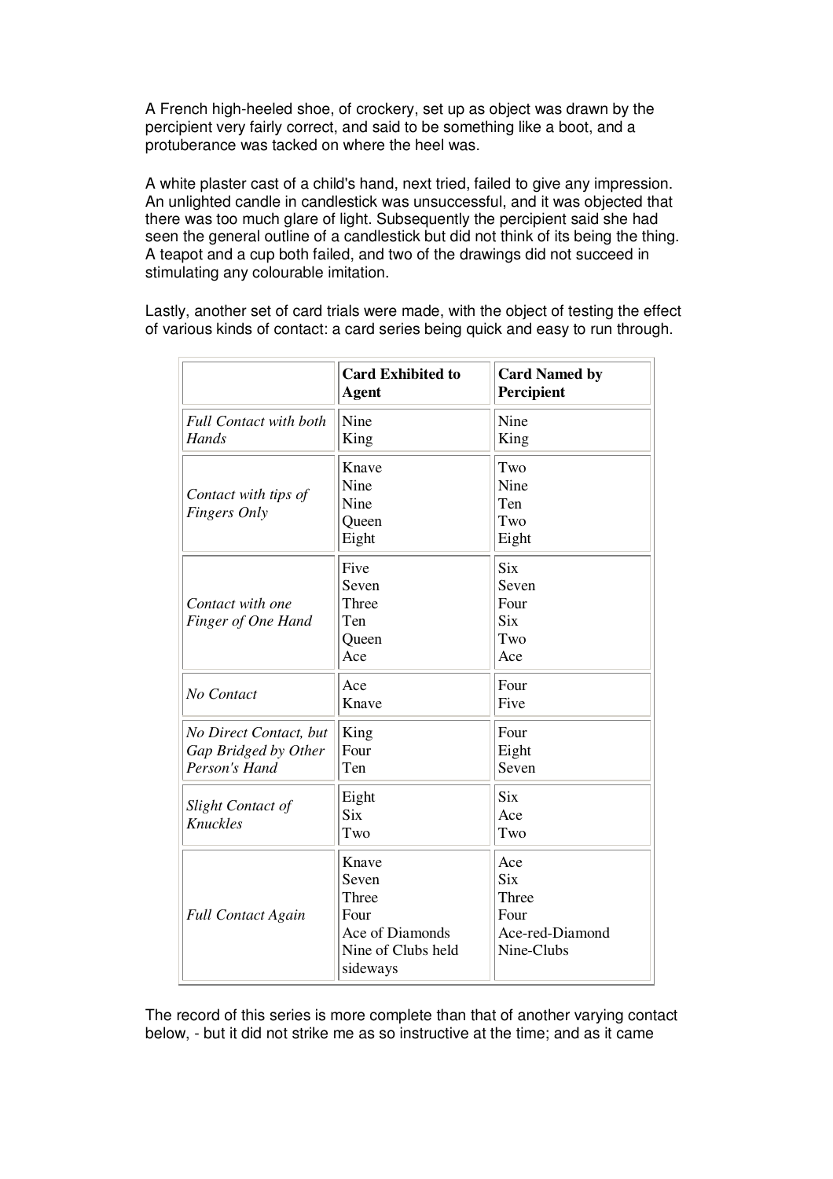A French high-heeled shoe, of crockery, set up as object was drawn by the percipient very fairly correct, and said to be something like a boot, and a protuberance was tacked on where the heel was.

A white plaster cast of a child's hand, next tried, failed to give any impression. An unlighted candle in candlestick was unsuccessful, and it was objected that there was too much glare of light. Subsequently the percipient said she had seen the general outline of a candlestick but did not think of its being the thing. A teapot and a cup both failed, and two of the drawings did not succeed in stimulating any colourable imitation.

Lastly, another set of card trials were made, with the object of testing the effect of various kinds of contact: a card series being quick and easy to run through.

| | **Card Exhibited to Agent** | **Card Named by Percipient** |
|---|---|---|
| *Full Contact with both Hands* | Nine<br>King | Nine<br>King |
| *Contact with tips of Fingers Only* | Knave<br>Nine<br>Nine<br>Queen<br>Eight | Two<br>Nine<br>Ten<br>Two<br>Eight |
| *Contact with one Finger of One Hand* | Five<br>Seven<br>Three<br>Ten<br>Queen<br>Ace | Six<br>Seven<br>Four<br>Six<br>Two<br>Ace |
| *No Contact* | Ace<br>Knave | Four<br>Five |
| *No Direct Contact, but Gap Bridged by Other Person's Hand* | King<br>Four<br>Ten | Four<br>Eight<br>Seven |
| *Slight Contact of Knuckles* | Eight<br>Six<br>Two | Six<br>Ace<br>Two |
| *Full Contact Again* | Knave<br>Seven<br>Three<br>Four<br>Ace of Diamonds<br>Nine of Clubs held sideways | Ace<br>Six<br>Three<br>Four<br>Ace-red-Diamond<br>Nine-Clubs |

The record of this series is more complete than that of another varying contact below, - but it did not strike me as so instructive at the time; and as it came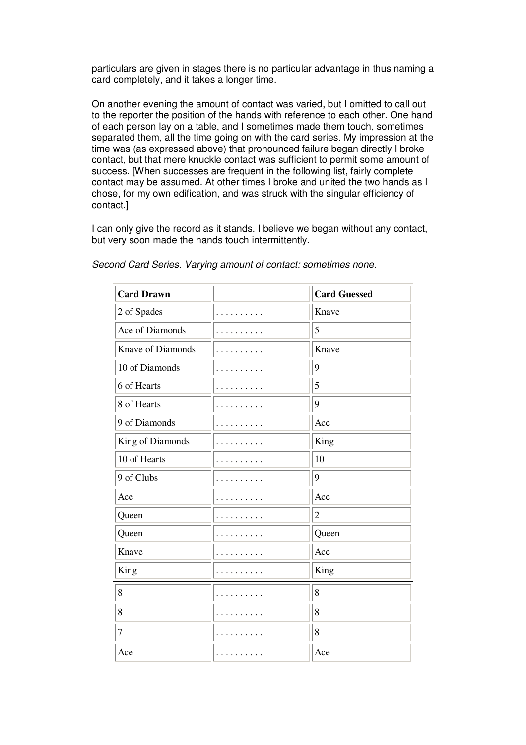particulars are given in stages there is no particular advantage in thus naming a card completely, and it takes a longer time.

On another evening the amount of contact was varied, but I omitted to call out to the reporter the position of the hands with reference to each other. One hand of each person lay on a table, and I sometimes made them touch, sometimes separated them, all the time going on with the card series. My impression at the time was (as expressed above) that pronounced failure began directly I broke contact, but that mere knuckle contact was sufficient to permit some amount of success. [When successes are frequent in the following list, fairly complete contact may be assumed. At other times I broke and united the two hands as I chose, for my own edification, and was struck with the singular efficiency of contact.]

I can only give the record as it stands. I believe we began without any contact, but very soon made the hands touch intermittently.

*Second Card Series. Varying amount of contact: sometimes none.*

| Card Drawn | | Card Guessed |
|---|---|---|
| 2 of Spades | . . . . . . . . . . | Knave |
| Ace of Diamonds | . . . . . . . . . . | 5 |
| Knave of Diamonds | . . . . . . . . . . | Knave |
| 10 of Diamonds | . . . . . . . . . . | 9 |
| 6 of Hearts | . . . . . . . . . . | 5 |
| 8 of Hearts | . . . . . . . . . . | 9 |
| 9 of Diamonds | . . . . . . . . . . | Ace |
| King of Diamonds | . . . . . . . . . . | King |
| 10 of Hearts | . . . . . . . . . . | 10 |
| 9 of Clubs | . . . . . . . . . . | 9 |
| Ace | . . . . . . . . . . | Ace |
| Queen | . . . . . . . . . . | 2 |
| Queen | . . . . . . . . . . | Queen |
| Knave | . . . . . . . . . . | Ace |
| King | . . . . . . . . . . | King |
| 8 | . . . . . . . . . . | 8 |
| 8 | . . . . . . . . . . | 8 |
| 7 | . . . . . . . . . . | 8 |
| Ace | . . . . . . . . . . | Ace |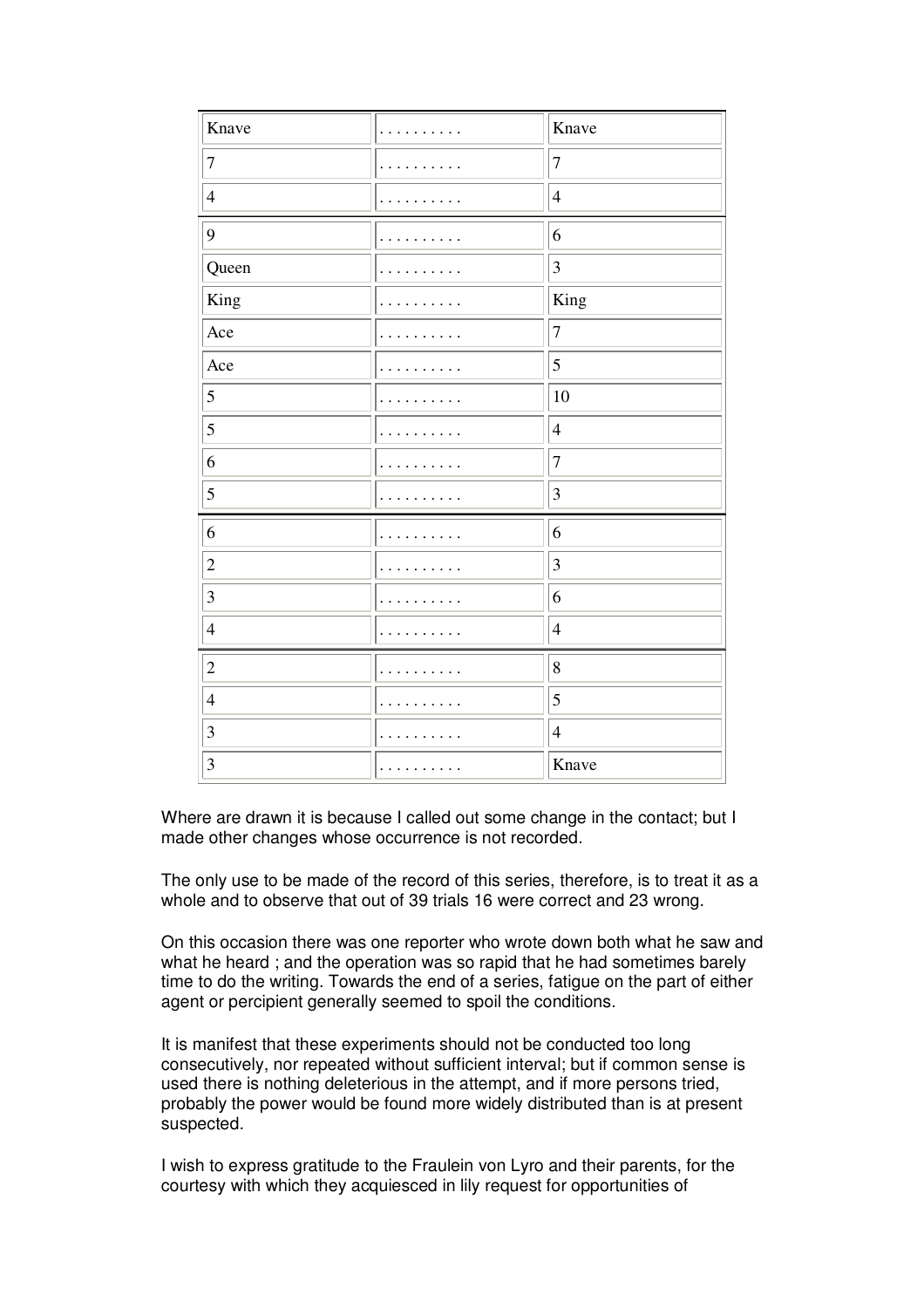| | | |
|---|---|---|
| Knave | . . . . . . . . . . | Knave |
| 7 | . . . . . . . . . . | 7 |
| 4 | . . . . . . . . . . | 4 |
| 9 | . . . . . . . . . . | 6 |
| Queen | . . . . . . . . . . | 3 |
| King | . . . . . . . . . . | King |
| Ace | . . . . . . . . . . | 7 |
| Ace | . . . . . . . . . . | 5 |
| 5 | . . . . . . . . . . | 10 |
| 5 | . . . . . . . . . . | 4 |
| 6 | . . . . . . . . . . | 7 |
| 5 | . . . . . . . . . . | 3 |
| 6 | . . . . . . . . . . | 6 |
| 2 | . . . . . . . . . . | 3 |
| 3 | . . . . . . . . . . | 6 |
| 4 | . . . . . . . . . . | 4 |
| 2 | . . . . . . . . . . | 8 |
| 4 | . . . . . . . . . . | 5 |
| 3 | . . . . . . . . . . | 4 |
| 3 | . . . . . . . . . . | Knave |

Where are drawn it is because I called out some change in the contact; but I made other changes whose occurrence is not recorded.

The only use to be made of the record of this series, therefore, is to treat it as a whole and to observe that out of 39 trials 16 were correct and 23 wrong.

On this occasion there was one reporter who wrote down both what he saw and what he heard ; and the operation was so rapid that he had sometimes barely time to do the writing. Towards the end of a series, fatigue on the part of either agent or percipient generally seemed to spoil the conditions.

It is manifest that these experiments should not be conducted too long consecutively, nor repeated without sufficient interval; but if common sense is used there is nothing deleterious in the attempt, and if more persons tried, probably the power would be found more widely distributed than is at present suspected.

I wish to express gratitude to the Fraulein von Lyro and their parents, for the courtesy with which they acquiesced in lily request for opportunities of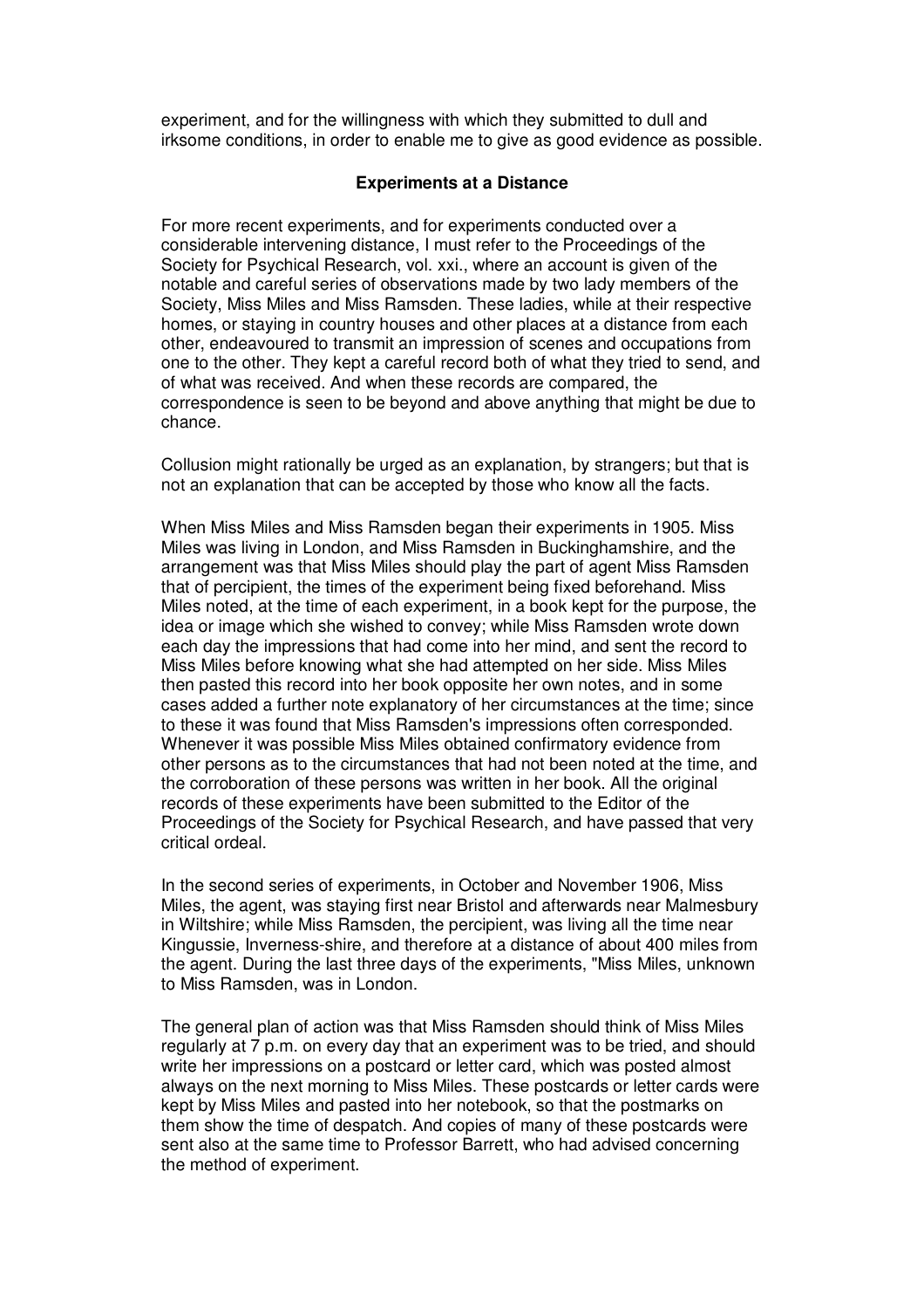experiment, and for the willingness with which they submitted to dull and irksome conditions, in order to enable me to give as good evidence as possible.

### Experiments at a Distance

For more recent experiments, and for experiments conducted over a considerable intervening distance, I must refer to the Proceedings of the Society for Psychical Research, vol. xxi., where an account is given of the notable and careful series of observations made by two lady members of the Society, Miss Miles and Miss Ramsden. These ladies, while at their respective homes, or staying in country houses and other places at a distance from each other, endeavoured to transmit an impression of scenes and occupations from one to the other. They kept a careful record both of what they tried to send, and of what was received. And when these records are compared, the correspondence is seen to be beyond and above anything that might be due to chance.

Collusion might rationally be urged as an explanation, by strangers; but that is not an explanation that can be accepted by those who know all the facts.

When Miss Miles and Miss Ramsden began their experiments in 1905. Miss Miles was living in London, and Miss Ramsden in Buckinghamshire, and the arrangement was that Miss Miles should play the part of agent Miss Ramsden that of percipient, the times of the experiment being fixed beforehand. Miss Miles noted, at the time of each experiment, in a book kept for the purpose, the idea or image which she wished to convey; while Miss Ramsden wrote down each day the impressions that had come into her mind, and sent the record to Miss Miles before knowing what she had attempted on her side. Miss Miles then pasted this record into her book opposite her own notes, and in some cases added a further note explanatory of her circumstances at the time; since to these it was found that Miss Ramsden's impressions often corresponded. Whenever it was possible Miss Miles obtained confirmatory evidence from other persons as to the circumstances that had not been noted at the time, and the corroboration of these persons was written in her book. All the original records of these experiments have been submitted to the Editor of the Proceedings of the Society for Psychical Research, and have passed that very critical ordeal.

In the second series of experiments, in October and November 1906, Miss Miles, the agent, was staying first near Bristol and afterwards near Malmesbury in Wiltshire; while Miss Ramsden, the percipient, was living all the time near Kingussie, Inverness-shire, and therefore at a distance of about 400 miles from the agent. During the last three days of the experiments, "Miss Miles, unknown to Miss Ramsden, was in London.

The general plan of action was that Miss Ramsden should think of Miss Miles regularly at 7 p.m. on every day that an experiment was to be tried, and should write her impressions on a postcard or letter card, which was posted almost always on the next morning to Miss Miles. These postcards or letter cards were kept by Miss Miles and pasted into her notebook, so that the postmarks on them show the time of despatch. And copies of many of these postcards were sent also at the same time to Professor Barrett, who had advised concerning the method of experiment.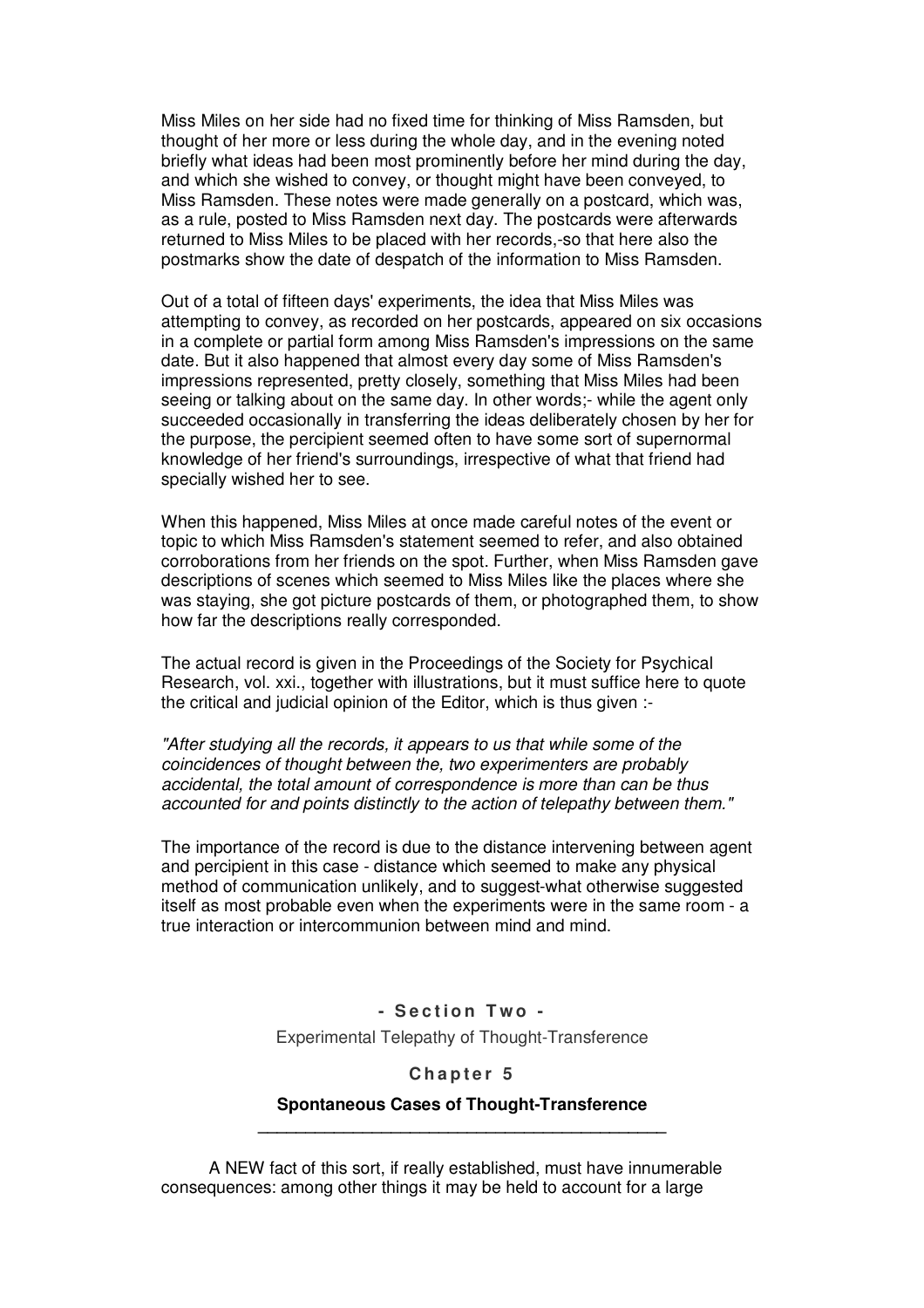Miss Miles on her side had no fixed time for thinking of Miss Ramsden, but thought of her more or less during the whole day, and in the evening noted briefly what ideas had been most prominently before her mind during the day, and which she wished to convey, or thought might have been conveyed, to Miss Ramsden. These notes were made generally on a postcard, which was, as a rule, posted to Miss Ramsden next day. The postcards were afterwards returned to Miss Miles to be placed with her records,-so that here also the postmarks show the date of despatch of the information to Miss Ramsden.

Out of a total of fifteen days' experiments, the idea that Miss Miles was attempting to convey, as recorded on her postcards, appeared on six occasions in a complete or partial form among Miss Ramsden's impressions on the same date. But it also happened that almost every day some of Miss Ramsden's impressions represented, pretty closely, something that Miss Miles had been seeing or talking about on the same day. In other words;- while the agent only succeeded occasionally in transferring the ideas deliberately chosen by her for the purpose, the percipient seemed often to have some sort of supernormal knowledge of her friend's surroundings, irrespective of what that friend had specially wished her to see.

When this happened, Miss Miles at once made careful notes of the event or topic to which Miss Ramsden's statement seemed to refer, and also obtained corroborations from her friends on the spot. Further, when Miss Ramsden gave descriptions of scenes which seemed to Miss Miles like the places where she was staying, she got picture postcards of them, or photographed them, to show how far the descriptions really corresponded.

The actual record is given in the Proceedings of the Society for Psychical Research, vol. xxi., together with illustrations, but it must suffice here to quote the critical and judicial opinion of the Editor, which is thus given :-

*"After studying all the records, it appears to us that while some of the coincidences of thought between the, two experimenters are probably accidental, the total amount of correspondence is more than can be thus accounted for and points distinctly to the action of telepathy between them."*

The importance of the record is due to the distance intervening between agent and percipient in this case - distance which seemed to make any physical method of communication unlikely, and to suggest-what otherwise suggested itself as most probable even when the experiments were in the same room - a true interaction or intercommunion between mind and mind.

## - Section Two -

Experimental Telepathy of Thought-Transference

### Chapter 5

### Spontaneous Cases of Thought-Transference

---

A NEW fact of this sort, if really established, must have innumerable consequences: among other things it may be held to account for a large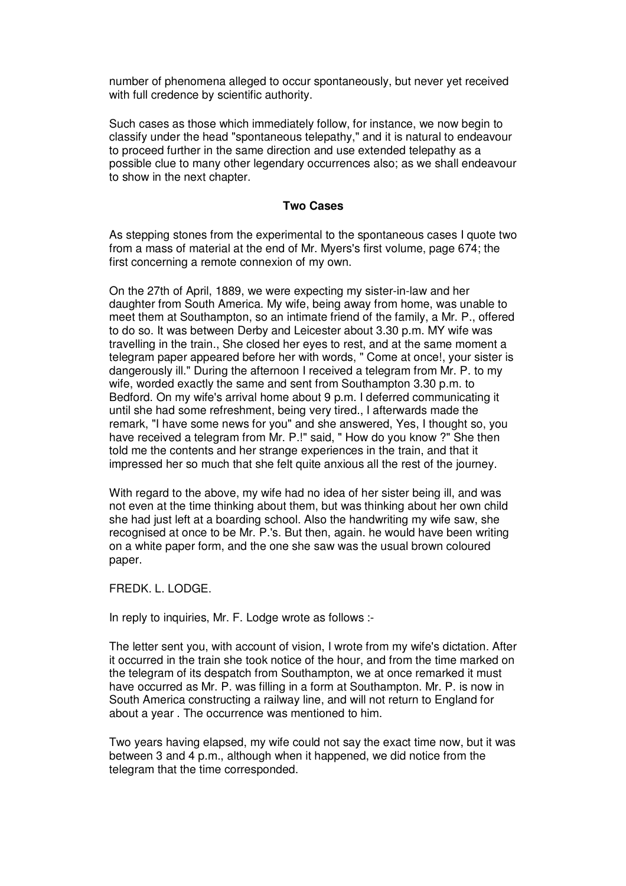number of phenomena alleged to occur spontaneously, but never yet received with full credence by scientific authority.

Such cases as those which immediately follow, for instance, we now begin to classify under the head "spontaneous telepathy," and it is natural to endeavour to proceed further in the same direction and use extended telepathy as a possible clue to many other legendary occurrences also; as we shall endeavour to show in the next chapter.

### Two Cases

As stepping stones from the experimental to the spontaneous cases I quote two from a mass of material at the end of Mr. Myers's first volume, page 674; the first concerning a remote connexion of my own.

On the 27th of April, 1889, we were expecting my sister-in-law and her daughter from South America. My wife, being away from home, was unable to meet them at Southampton, so an intimate friend of the family, a Mr. P., offered to do so. It was between Derby and Leicester about 3.30 p.m. MY wife was travelling in the train., She closed her eyes to rest, and at the same moment a telegram paper appeared before her with words, " Come at once!, your sister is dangerously ill." During the afternoon I received a telegram from Mr. P. to my wife, worded exactly the same and sent from Southampton 3.30 p.m. to Bedford. On my wife's arrival home about 9 p.m. I deferred communicating it until she had some refreshment, being very tired., I afterwards made the remark, "I have some news for you" and she answered, Yes, I thought so, you have received a telegram from Mr. P.!" said, " How do you know ?" She then told me the contents and her strange experiences in the train, and that it impressed her so much that she felt quite anxious all the rest of the journey.

With regard to the above, my wife had no idea of her sister being ill, and was not even at the time thinking about them, but was thinking about her own child she had just left at a boarding school. Also the handwriting my wife saw, she recognised at once to be Mr. P.'s. But then, again. he would have been writing on a white paper form, and the one she saw was the usual brown coloured paper.

FREDK. L. LODGE.

In reply to inquiries, Mr. F. Lodge wrote as follows :-

The letter sent you, with account of vision, I wrote from my wife's dictation. After it occurred in the train she took notice of the hour, and from the time marked on the telegram of its despatch from Southampton, we at once remarked it must have occurred as Mr. P. was filling in a form at Southampton. Mr. P. is now in South America constructing a railway line, and will not return to England for about a year . The occurrence was mentioned to him.

Two years having elapsed, my wife could not say the exact time now, but it was between 3 and 4 p.m., although when it happened, we did notice from the telegram that the time corresponded.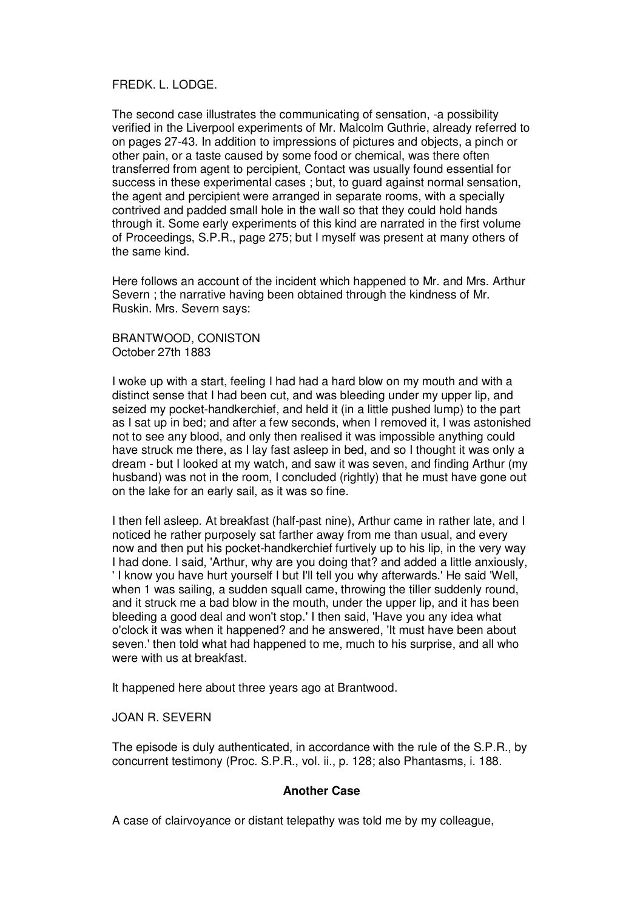FREDK. L. LODGE.

The second case illustrates the communicating of sensation, -a possibility verified in the Liverpool experiments of Mr. Malcolm Guthrie, already referred to on pages 27-43. In addition to impressions of pictures and objects, a pinch or other pain, or a taste caused by some food or chemical, was there often transferred from agent to percipient, Contact was usually found essential for success in these experimental cases ; but, to guard against normal sensation, the agent and percipient were arranged in separate rooms, with a specially contrived and padded small hole in the wall so that they could hold hands through it. Some early experiments of this kind are narrated in the first volume of Proceedings, S.P.R., page 275; but I myself was present at many others of the same kind.

Here follows an account of the incident which happened to Mr. and Mrs. Arthur Severn ; the narrative having been obtained through the kindness of Mr. Ruskin. Mrs. Severn says:

BRANTWOOD, CONISTON
October 27th 1883

I woke up with a start, feeling I had had a hard blow on my mouth and with a distinct sense that I had been cut, and was bleeding under my upper lip, and seized my pocket-handkerchief, and held it (in a little pushed lump) to the part as I sat up in bed; and after a few seconds, when I removed it, I was astonished not to see any blood, and only then realised it was impossible anything could have struck me there, as I lay fast asleep in bed, and so I thought it was only a dream - but I looked at my watch, and saw it was seven, and finding Arthur (my husband) was not in the room, I concluded (rightly) that he must have gone out on the lake for an early sail, as it was so fine.

I then fell asleep. At breakfast (half-past nine), Arthur came in rather late, and I noticed he rather purposely sat farther away from me than usual, and every now and then put his pocket-handkerchief furtively up to his lip, in the very way I had done. I said, 'Arthur, why are you doing that? and added a little anxiously, ' I know you have hurt yourself I but I'll tell you why afterwards.' He said 'Well, when 1 was sailing, a sudden squall came, throwing the tiller suddenly round, and it struck me a bad blow in the mouth, under the upper lip, and it has been bleeding a good deal and won't stop.' I then said, 'Have you any idea what o'clock it was when it happened? and he answered, 'It must have been about seven.' then told what had happened to me, much to his surprise, and all who were with us at breakfast.

It happened here about three years ago at Brantwood.

JOAN R. SEVERN

The episode is duly authenticated, in accordance with the rule of the S.P.R., by concurrent testimony (Proc. S.P.R., vol. ii., p. 128; also Phantasms, i. 188.

### Another Case

A case of clairvoyance or distant telepathy was told me by my colleague,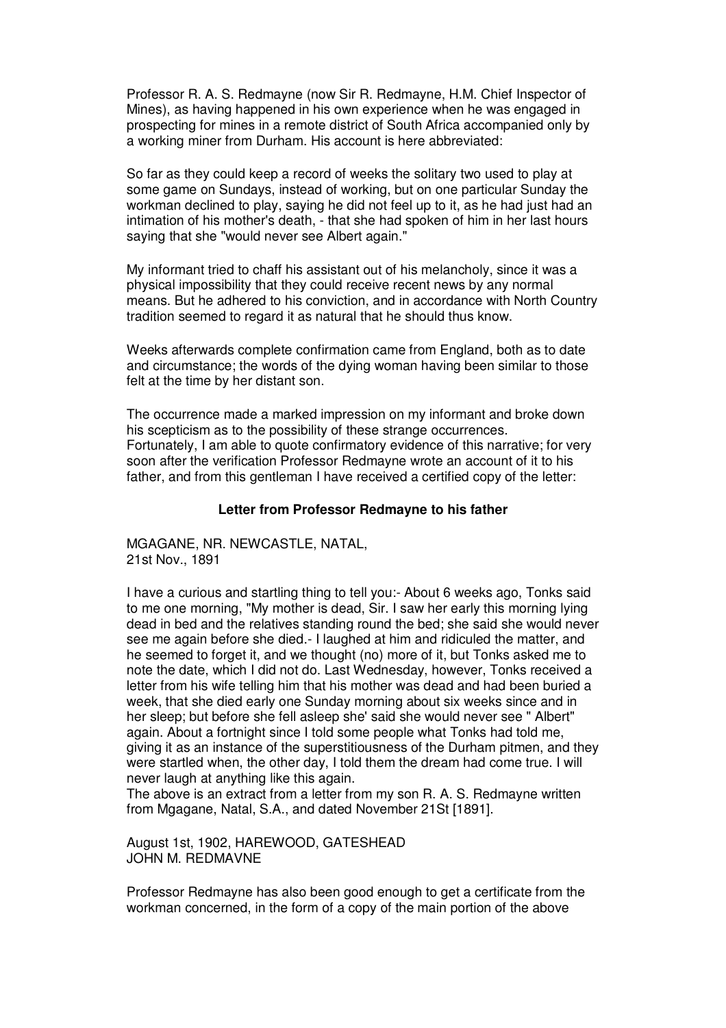Professor R. A. S. Redmayne (now Sir R. Redmayne, H.M. Chief Inspector of Mines), as having happened in his own experience when he was engaged in prospecting for mines in a remote district of South Africa accompanied only by a working miner from Durham. His account is here abbreviated:

So far as they could keep a record of weeks the solitary two used to play at some game on Sundays, instead of working, but on one particular Sunday the workman declined to play, saying he did not feel up to it, as he had just had an intimation of his mother's death, - that she had spoken of him in her last hours saying that she "would never see Albert again."

My informant tried to chaff his assistant out of his melancholy, since it was a physical impossibility that they could receive recent news by any normal means. But he adhered to his conviction, and in accordance with North Country tradition seemed to regard it as natural that he should thus know.

Weeks afterwards complete confirmation came from England, both as to date and circumstance; the words of the dying woman having been similar to those felt at the time by her distant son.

The occurrence made a marked impression on my informant and broke down his scepticism as to the possibility of these strange occurrences. Fortunately, I am able to quote confirmatory evidence of this narrative; for very soon after the verification Professor Redmayne wrote an account of it to his father, and from this gentleman I have received a certified copy of the letter:

**Letter from Professor Redmayne to his father**

MGAGANE, NR. NEWCASTLE, NATAL,
21st Nov., 1891

I have a curious and startling thing to tell you:- About 6 weeks ago, Tonks said to me one morning, "My mother is dead, Sir. I saw her early this morning lying dead in bed and the relatives standing round the bed; she said she would never see me again before she died.- I laughed at him and ridiculed the matter, and he seemed to forget it, and we thought (no) more of it, but Tonks asked me to note the date, which I did not do. Last Wednesday, however, Tonks received a letter from his wife telling him that his mother was dead and had been buried a week, that she died early one Sunday morning about six weeks since and in her sleep; but before she fell asleep she' said she would never see " Albert" again. About a fortnight since I told some people what Tonks had told me, giving it as an instance of the superstitiousness of the Durham pitmen, and they were startled when, the other day, I told them the dream had come true. I will never laugh at anything like this again.
The above is an extract from a letter from my son R. A. S. Redmayne written from Mgagane, Natal, S.A., and dated November 21St [1891].

August 1st, 1902, HAREWOOD, GATESHEAD
JOHN M. REDMAVNE

Professor Redmayne has also been good enough to get a certificate from the workman concerned, in the form of a copy of the main portion of the above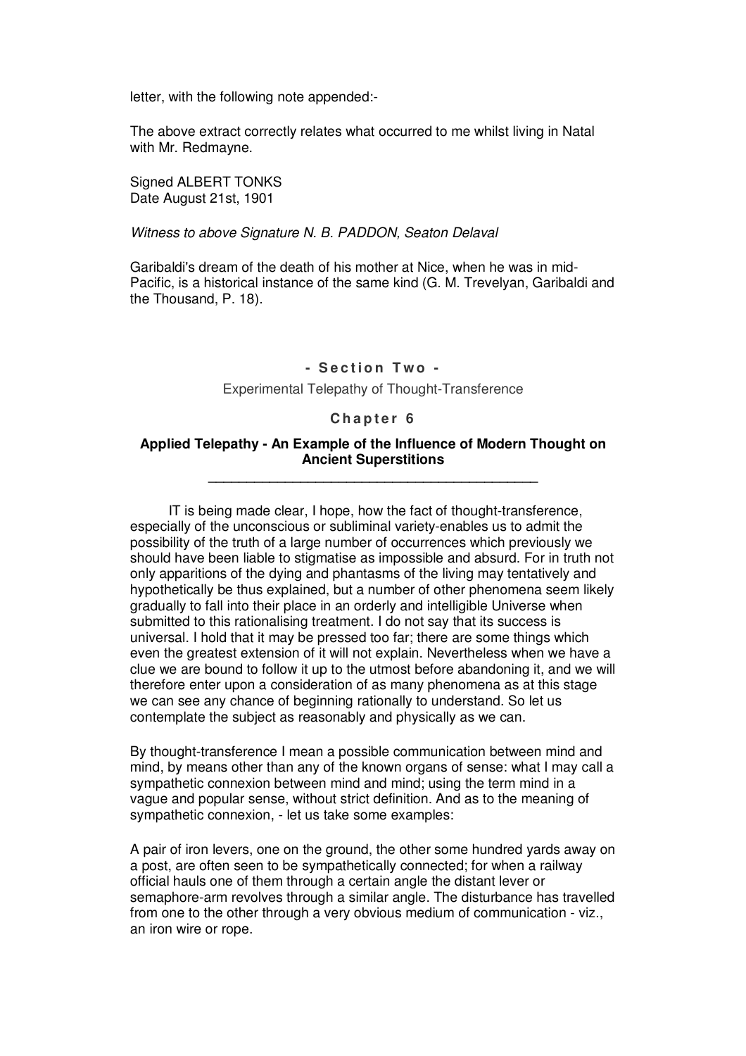letter, with the following note appended:-

The above extract correctly relates what occurred to me whilst living in Natal with Mr. Redmayne.

Signed ALBERT TONKS
Date August 21st, 1901

*Witness to above Signature N. B. PADDON, Seaton Delaval*

Garibaldi's dream of the death of his mother at Nice, when he was in mid-Pacific, is a historical instance of the same kind (G. M. Trevelyan, Garibaldi and the Thousand, P. 18).

## - Section Two -

Experimental Telepathy of Thought-Transference

### Chapter 6

### Applied Telepathy - An Example of the Influence of Modern Thought on Ancient Superstitions

---

IT is being made clear, I hope, how the fact of thought-transference, especially of the unconscious or subliminal variety-enables us to admit the possibility of the truth of a large number of occurrences which previously we should have been liable to stigmatise as impossible and absurd. For in truth not only apparitions of the dying and phantasms of the living may tentatively and hypothetically be thus explained, but a number of other phenomena seem likely gradually to fall into their place in an orderly and intelligible Universe when submitted to this rationalising treatment. I do not say that its success is universal. I hold that it may be pressed too far; there are some things which even the greatest extension of it will not explain. Nevertheless when we have a clue we are bound to follow it up to the utmost before abandoning it, and we will therefore enter upon a consideration of as many phenomena as at this stage we can see any chance of beginning rationally to understand. So let us contemplate the subject as reasonably and physically as we can.

By thought-transference I mean a possible communication between mind and mind, by means other than any of the known organs of sense: what I may call a sympathetic connexion between mind and mind; using the term mind in a vague and popular sense, without strict definition. And as to the meaning of sympathetic connexion, - let us take some examples:

A pair of iron levers, one on the ground, the other some hundred yards away on a post, are often seen to be sympathetically connected; for when a railway official hauls one of them through a certain angle the distant lever or semaphore-arm revolves through a similar angle. The disturbance has travelled from one to the other through a very obvious medium of communication - viz., an iron wire or rope.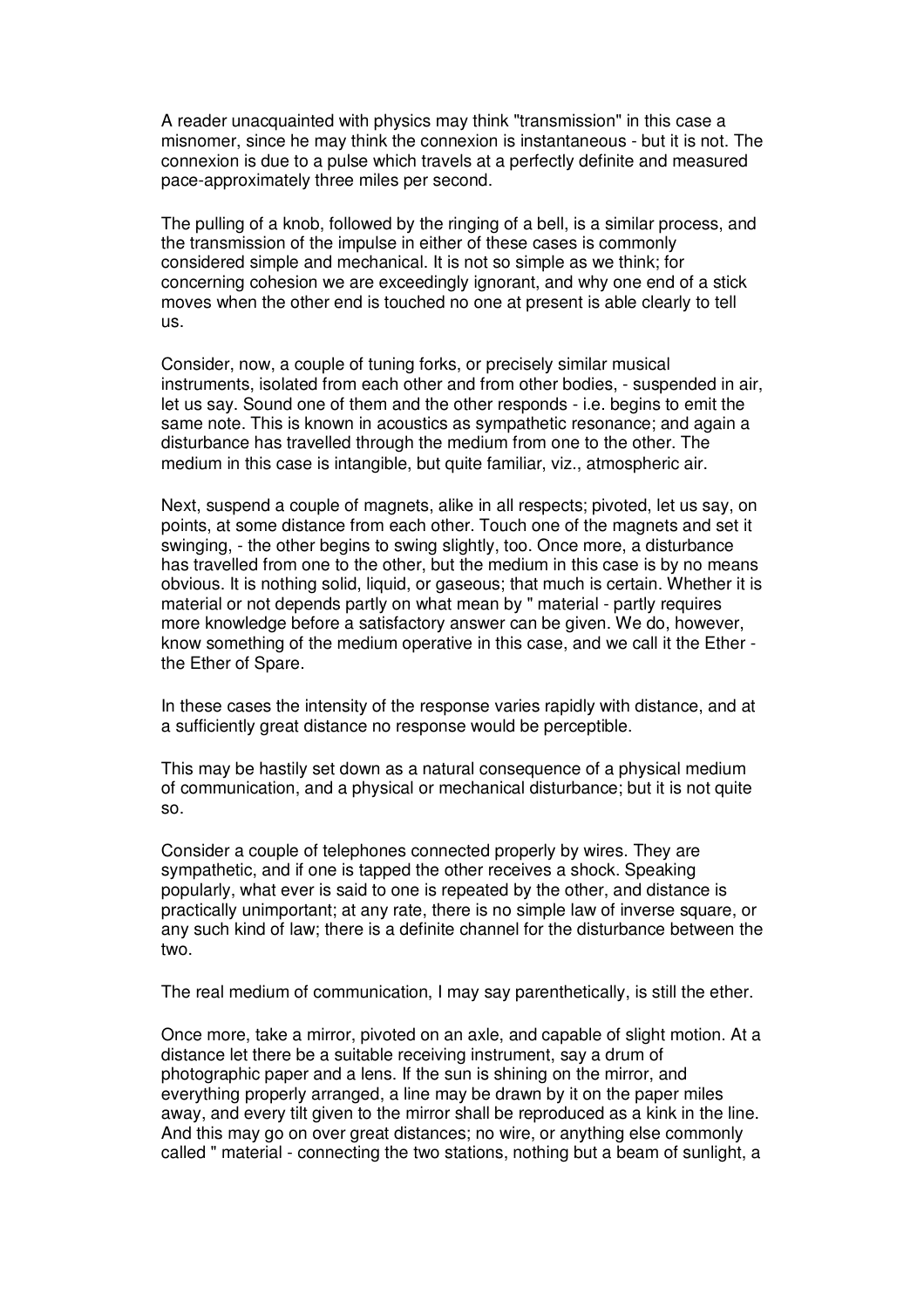A reader unacquainted with physics may think "transmission" in this case a misnomer, since he may think the connexion is instantaneous - but it is not. The connexion is due to a pulse which travels at a perfectly definite and measured pace-approximately three miles per second.

The pulling of a knob, followed by the ringing of a bell, is a similar process, and the transmission of the impulse in either of these cases is commonly considered simple and mechanical. It is not so simple as we think; for concerning cohesion we are exceedingly ignorant, and why one end of a stick moves when the other end is touched no one at present is able clearly to tell us.

Consider, now, a couple of tuning forks, or precisely similar musical instruments, isolated from each other and from other bodies, - suspended in air, let us say. Sound one of them and the other responds - i.e. begins to emit the same note. This is known in acoustics as sympathetic resonance; and again a disturbance has travelled through the medium from one to the other. The medium in this case is intangible, but quite familiar, viz., atmospheric air.

Next, suspend a couple of magnets, alike in all respects; pivoted, let us say, on points, at some distance from each other. Touch one of the magnets and set it swinging, - the other begins to swing slightly, too. Once more, a disturbance has travelled from one to the other, but the medium in this case is by no means obvious. It is nothing solid, liquid, or gaseous; that much is certain. Whether it is material or not depends partly on what mean by " material - partly requires more knowledge before a satisfactory answer can be given. We do, however, know something of the medium operative in this case, and we call it the Ether - the Ether of Spare.

In these cases the intensity of the response varies rapidly with distance, and at a sufficiently great distance no response would be perceptible.

This may be hastily set down as a natural consequence of a physical medium of communication, and a physical or mechanical disturbance; but it is not quite so.

Consider a couple of telephones connected properly by wires. They are sympathetic, and if one is tapped the other receives a shock. Speaking popularly, what ever is said to one is repeated by the other, and distance is practically unimportant; at any rate, there is no simple law of inverse square, or any such kind of law; there is a definite channel for the disturbance between the two.

The real medium of communication, I may say parenthetically, is still the ether.

Once more, take a mirror, pivoted on an axle, and capable of slight motion. At a distance let there be a suitable receiving instrument, say a drum of photographic paper and a lens. If the sun is shining on the mirror, and everything properly arranged, a line may be drawn by it on the paper miles away, and every tilt given to the mirror shall be reproduced as a kink in the line. And this may go on over great distances; no wire, or anything else commonly called " material - connecting the two stations, nothing but a beam of sunlight, a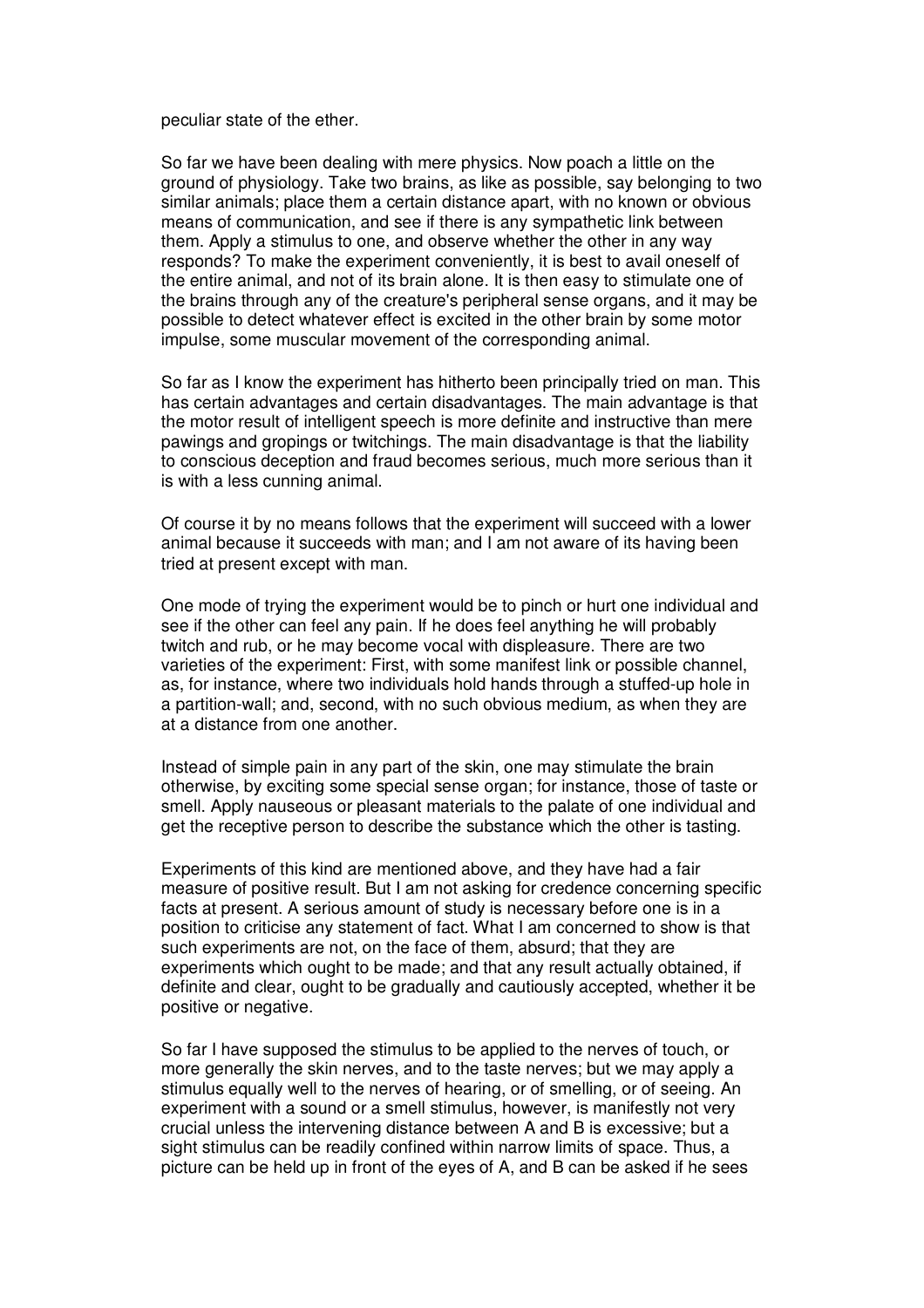peculiar state of the ether.

So far we have been dealing with mere physics. Now poach a little on the ground of physiology. Take two brains, as like as possible, say belonging to two similar animals; place them a certain distance apart, with no known or obvious means of communication, and see if there is any sympathetic link between them. Apply a stimulus to one, and observe whether the other in any way responds? To make the experiment conveniently, it is best to avail oneself of the entire animal, and not of its brain alone. It is then easy to stimulate one of the brains through any of the creature's peripheral sense organs, and it may be possible to detect whatever effect is excited in the other brain by some motor impulse, some muscular movement of the corresponding animal.

So far as I know the experiment has hitherto been principally tried on man. This has certain advantages and certain disadvantages. The main advantage is that the motor result of intelligent speech is more definite and instructive than mere pawings and gropings or twitchings. The main disadvantage is that the liability to conscious deception and fraud becomes serious, much more serious than it is with a less cunning animal.

Of course it by no means follows that the experiment will succeed with a lower animal because it succeeds with man; and I am not aware of its having been tried at present except with man.

One mode of trying the experiment would be to pinch or hurt one individual and see if the other can feel any pain. If he does feel anything he will probably twitch and rub, or he may become vocal with displeasure. There are two varieties of the experiment: First, with some manifest link or possible channel, as, for instance, where two individuals hold hands through a stuffed-up hole in a partition-wall; and, second, with no such obvious medium, as when they are at a distance from one another.

Instead of simple pain in any part of the skin, one may stimulate the brain otherwise, by exciting some special sense organ; for instance, those of taste or smell. Apply nauseous or pleasant materials to the palate of one individual and get the receptive person to describe the substance which the other is tasting.

Experiments of this kind are mentioned above, and they have had a fair measure of positive result. But I am not asking for credence concerning specific facts at present. A serious amount of study is necessary before one is in a position to criticise any statement of fact. What I am concerned to show is that such experiments are not, on the face of them, absurd; that they are experiments which ought to be made; and that any result actually obtained, if definite and clear, ought to be gradually and cautiously accepted, whether it be positive or negative.

So far I have supposed the stimulus to be applied to the nerves of touch, or more generally the skin nerves, and to the taste nerves; but we may apply a stimulus equally well to the nerves of hearing, or of smelling, or of seeing. An experiment with a sound or a smell stimulus, however, is manifestly not very crucial unless the intervening distance between A and B is excessive; but a sight stimulus can be readily confined within narrow limits of space. Thus, a picture can be held up in front of the eyes of A, and B can be asked if he sees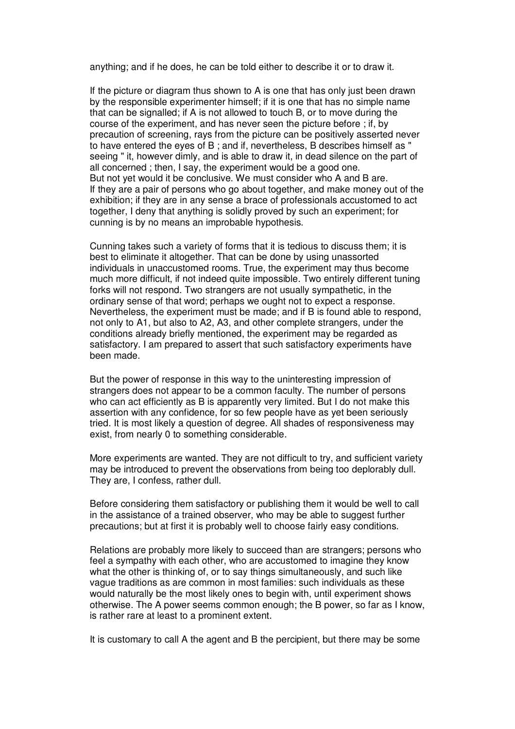anything; and if he does, he can be told either to describe it or to draw it.

If the picture or diagram thus shown to A is one that has only just been drawn by the responsible experimenter himself; if it is one that has no simple name that can be signalled; if A is not allowed to touch B, or to move during the course of the experiment, and has never seen the picture before ; if, by precaution of screening, rays from the picture can be positively asserted never to have entered the eyes of B ; and if, nevertheless, B describes himself as " seeing " it, however dimly, and is able to draw it, in dead silence on the part of all concerned ; then, I say, the experiment would be a good one.
But not yet would it be conclusive. We must consider who A and B are.
If they are a pair of persons who go about together, and make money out of the exhibition; if they are in any sense a brace of professionals accustomed to act together, I deny that anything is solidly proved by such an experiment; for cunning is by no means an improbable hypothesis.

Cunning takes such a variety of forms that it is tedious to discuss them; it is best to eliminate it altogether. That can be done by using unassorted individuals in unaccustomed rooms. True, the experiment may thus become much more difficult, if not indeed quite impossible. Two entirely different tuning forks will not respond. Two strangers are not usually sympathetic, in the ordinary sense of that word; perhaps we ought not to expect a response. Nevertheless, the experiment must be made; and if B is found able to respond, not only to A1, but also to A2, A3, and other complete strangers, under the conditions already briefly mentioned, the experiment may be regarded as satisfactory. I am prepared to assert that such satisfactory experiments have been made.

But the power of response in this way to the uninteresting impression of strangers does not appear to be a common faculty. The number of persons who can act efficiently as B is apparently very limited. But I do not make this assertion with any confidence, for so few people have as yet been seriously tried. It is most likely a question of degree. All shades of responsiveness may exist, from nearly 0 to something considerable.

More experiments are wanted. They are not difficult to try, and sufficient variety may be introduced to prevent the observations from being too deplorably dull. They are, I confess, rather dull.

Before considering them satisfactory or publishing them it would be well to call in the assistance of a trained observer, who may be able to suggest further precautions; but at first it is probably well to choose fairly easy conditions.

Relations are probably more likely to succeed than are strangers; persons who feel a sympathy with each other, who are accustomed to imagine they know what the other is thinking of, or to say things simultaneously, and such like vague traditions as are common in most families: such individuals as these would naturally be the most likely ones to begin with, until experiment shows otherwise. The A power seems common enough; the B power, so far as I know, is rather rare at least to a prominent extent.

It is customary to call A the agent and B the percipient, but there may be some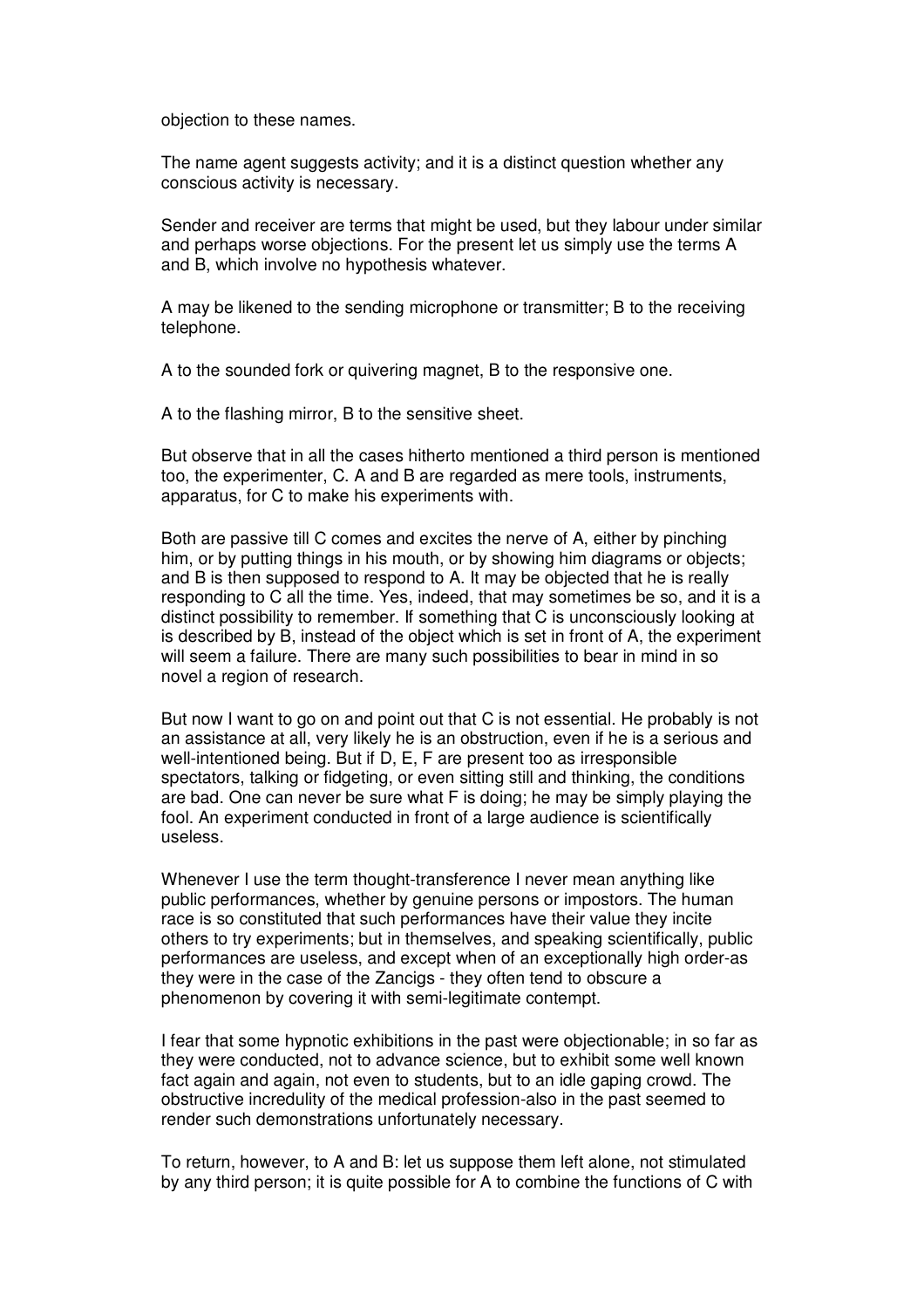objection to these names.

The name agent suggests activity; and it is a distinct question whether any conscious activity is necessary.

Sender and receiver are terms that might be used, but they labour under similar and perhaps worse objections. For the present let us simply use the terms A and B, which involve no hypothesis whatever.

A may be likened to the sending microphone or transmitter; B to the receiving telephone.

A to the sounded fork or quivering magnet, B to the responsive one.

A to the flashing mirror, B to the sensitive sheet.

But observe that in all the cases hitherto mentioned a third person is mentioned too, the experimenter, C. A and B are regarded as mere tools, instruments, apparatus, for C to make his experiments with.

Both are passive till C comes and excites the nerve of A, either by pinching him, or by putting things in his mouth, or by showing him diagrams or objects; and B is then supposed to respond to A. It may be objected that he is really responding to C all the time. Yes, indeed, that may sometimes be so, and it is a distinct possibility to remember. If something that C is unconsciously looking at is described by B, instead of the object which is set in front of A, the experiment will seem a failure. There are many such possibilities to bear in mind in so novel a region of research.

But now I want to go on and point out that C is not essential. He probably is not an assistance at all, very likely he is an obstruction, even if he is a serious and well-intentioned being. But if D, E, F are present too as irresponsible spectators, talking or fidgeting, or even sitting still and thinking, the conditions are bad. One can never be sure what F is doing; he may be simply playing the fool. An experiment conducted in front of a large audience is scientifically useless.

Whenever I use the term thought-transference I never mean anything like public performances, whether by genuine persons or impostors. The human race is so constituted that such performances have their value they incite others to try experiments; but in themselves, and speaking scientifically, public performances are useless, and except when of an exceptionally high order-as they were in the case of the Zancigs - they often tend to obscure a phenomenon by covering it with semi-legitimate contempt.

I fear that some hypnotic exhibitions in the past were objectionable; in so far as they were conducted, not to advance science, but to exhibit some well known fact again and again, not even to students, but to an idle gaping crowd. The obstructive incredulity of the medical profession-also in the past seemed to render such demonstrations unfortunately necessary.

To return, however, to A and B: let us suppose them left alone, not stimulated by any third person; it is quite possible for A to combine the functions of C with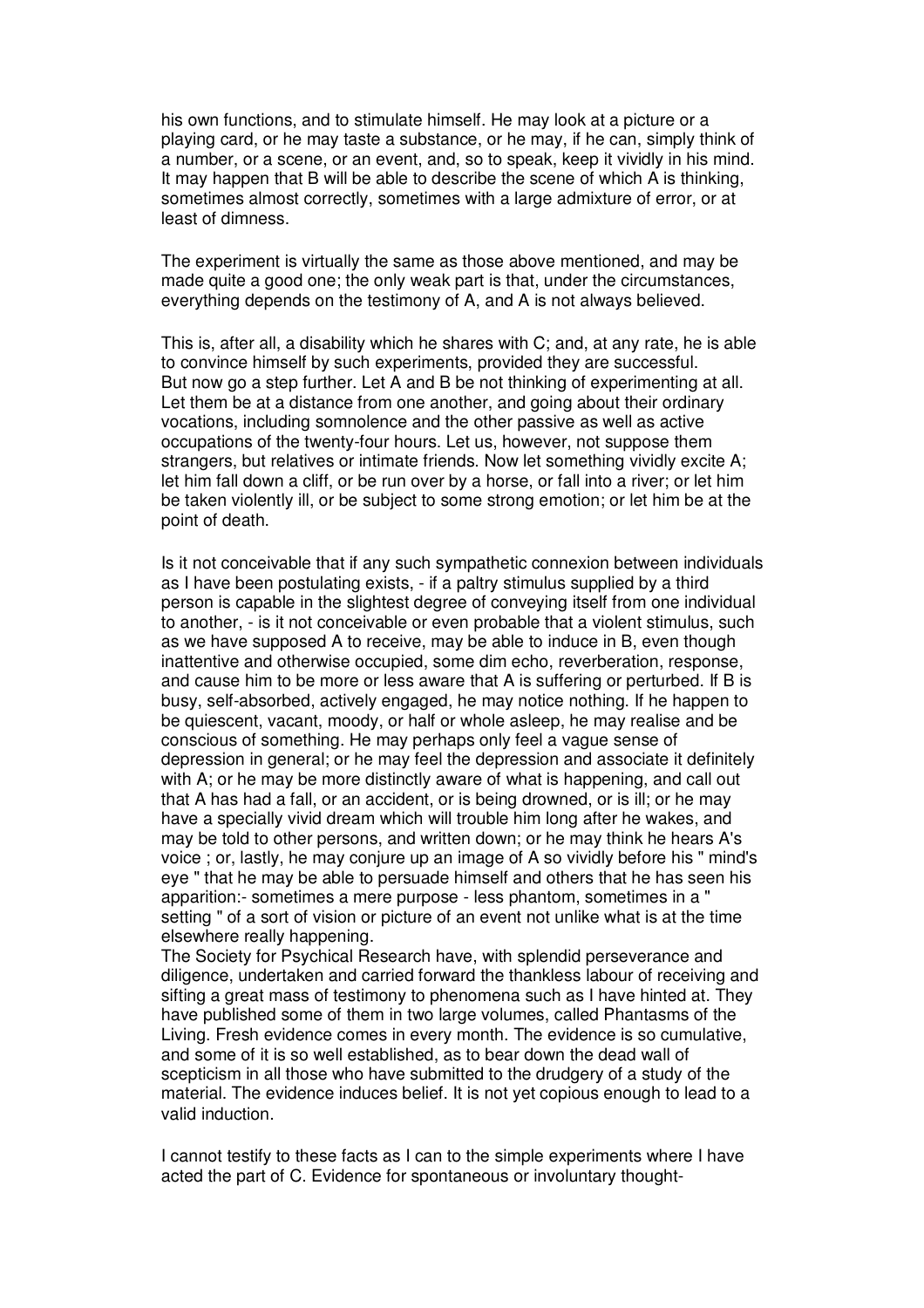his own functions, and to stimulate himself. He may look at a picture or a playing card, or he may taste a substance, or he may, if he can, simply think of a number, or a scene, or an event, and, so to speak, keep it vividly in his mind. It may happen that B will be able to describe the scene of which A is thinking, sometimes almost correctly, sometimes with a large admixture of error, or at least of dimness.

The experiment is virtually the same as those above mentioned, and may be made quite a good one; the only weak part is that, under the circumstances, everything depends on the testimony of A, and A is not always believed.

This is, after all, a disability which he shares with C; and, at any rate, he is able to convince himself by such experiments, provided they are successful.
But now go a step further. Let A and B be not thinking of experimenting at all. Let them be at a distance from one another, and going about their ordinary vocations, including somnolence and the other passive as well as active occupations of the twenty-four hours. Let us, however, not suppose them strangers, but relatives or intimate friends. Now let something vividly excite A; let him fall down a cliff, or be run over by a horse, or fall into a river; or let him be taken violently ill, or be subject to some strong emotion; or let him be at the point of death.

Is it not conceivable that if any such sympathetic connexion between individuals as I have been postulating exists, - if a paltry stimulus supplied by a third person is capable in the slightest degree of conveying itself from one individual to another, - is it not conceivable or even probable that a violent stimulus, such as we have supposed A to receive, may be able to induce in B, even though inattentive and otherwise occupied, some dim echo, reverberation, response, and cause him to be more or less aware that A is suffering or perturbed. If B is busy, self-absorbed, actively engaged, he may notice nothing. If he happen to be quiescent, vacant, moody, or half or whole asleep, he may realise and be conscious of something. He may perhaps only feel a vague sense of depression in general; or he may feel the depression and associate it definitely with A; or he may be more distinctly aware of what is happening, and call out that A has had a fall, or an accident, or is being drowned, or is ill; or he may have a specially vivid dream which will trouble him long after he wakes, and may be told to other persons, and written down; or he may think he hears A's voice ; or, lastly, he may conjure up an image of A so vividly before his " mind's eye " that he may be able to persuade himself and others that he has seen his apparition:- sometimes a mere purpose - less phantom, sometimes in a " setting " of a sort of vision or picture of an event not unlike what is at the time elsewhere really happening.
The Society for Psychical Research have, with splendid perseverance and diligence, undertaken and carried forward the thankless labour of receiving and sifting a great mass of testimony to phenomena such as I have hinted at. They have published some of them in two large volumes, called Phantasms of the Living. Fresh evidence comes in every month. The evidence is so cumulative, and some of it is so well established, as to bear down the dead wall of scepticism in all those who have submitted to the drudgery of a study of the material. The evidence induces belief. It is not yet copious enough to lead to a valid induction.

I cannot testify to these facts as I can to the simple experiments where I have acted the part of C. Evidence for spontaneous or involuntary thought-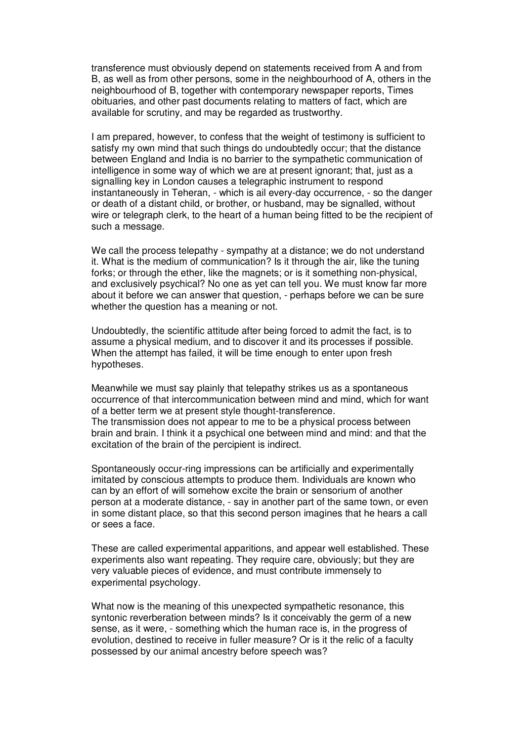transference must obviously depend on statements received from A and from B, as well as from other persons, some in the neighbourhood of A, others in the neighbourhood of B, together with contemporary newspaper reports, Times obituaries, and other past documents relating to matters of fact, which are available for scrutiny, and may be regarded as trustworthy.

I am prepared, however, to confess that the weight of testimony is sufficient to satisfy my own mind that such things do undoubtedly occur; that the distance between England and India is no barrier to the sympathetic communication of intelligence in some way of which we are at present ignorant; that, just as a signalling key in London causes a telegraphic instrument to respond instantaneously in Teheran, - which is ail every-day occurrence, - so the danger or death of a distant child, or brother, or husband, may be signalled, without wire or telegraph clerk, to the heart of a human being fitted to be the recipient of such a message.

We call the process telepathy - sympathy at a distance; we do not understand it. What is the medium of communication? Is it through the air, like the tuning forks; or through the ether, like the magnets; or is it something non-physical, and exclusively psychical? No one as yet can tell you. We must know far more about it before we can answer that question, - perhaps before we can be sure whether the question has a meaning or not.

Undoubtedly, the scientific attitude after being forced to admit the fact, is to assume a physical medium, and to discover it and its processes if possible. When the attempt has failed, it will be time enough to enter upon fresh hypotheses.

Meanwhile we must say plainly that telepathy strikes us as a spontaneous occurrence of that intercommunication between mind and mind, which for want of a better term we at present style thought-transference.
The transmission does not appear to me to be a physical process between brain and brain. I think it a psychical one between mind and mind: and that the excitation of the brain of the percipient is indirect.

Spontaneously occur-ring impressions can be artificially and experimentally imitated by conscious attempts to produce them. Individuals are known who can by an effort of will somehow excite the brain or sensorium of another person at a moderate distance, - say in another part of the same town, or even in some distant place, so that this second person imagines that he hears a call or sees a face.

These are called experimental apparitions, and appear well established. These experiments also want repeating. They require care, obviously; but they are very valuable pieces of evidence, and must contribute immensely to experimental psychology.

What now is the meaning of this unexpected sympathetic resonance, this syntonic reverberation between minds? Is it conceivably the germ of a new sense, as it were, - something which the human race is, in the progress of evolution, destined to receive in fuller measure? Or is it the relic of a faculty possessed by our animal ancestry before speech was?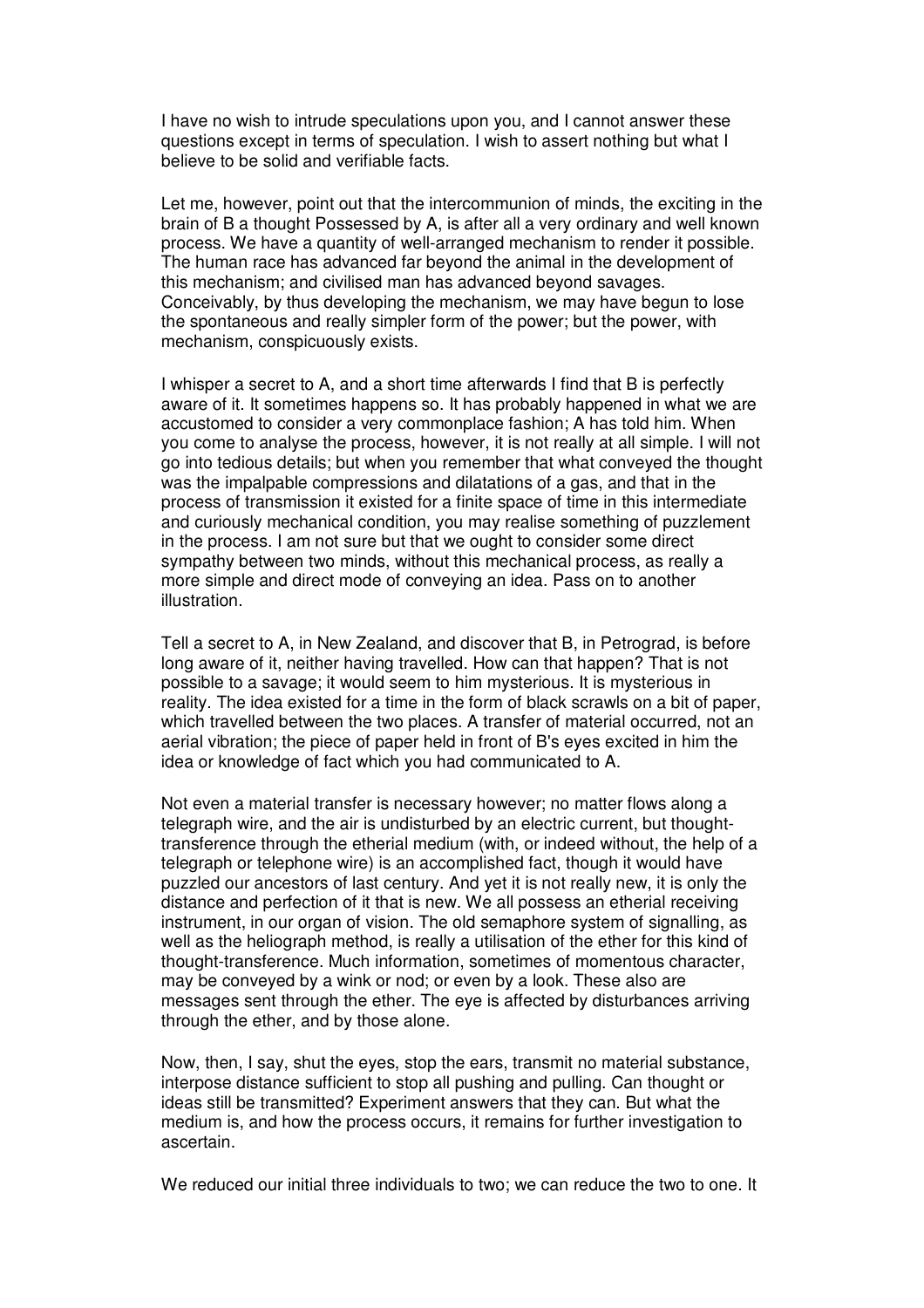I have no wish to intrude speculations upon you, and I cannot answer these questions except in terms of speculation. I wish to assert nothing but what I believe to be solid and verifiable facts.

Let me, however, point out that the intercommunion of minds, the exciting in the brain of B a thought Possessed by A, is after all a very ordinary and well known process. We have a quantity of well-arranged mechanism to render it possible. The human race has advanced far beyond the animal in the development of this mechanism; and civilised man has advanced beyond savages. Conceivably, by thus developing the mechanism, we may have begun to lose the spontaneous and really simpler form of the power; but the power, with mechanism, conspicuously exists.

I whisper a secret to A, and a short time afterwards I find that B is perfectly aware of it. It sometimes happens so. It has probably happened in what we are accustomed to consider a very commonplace fashion; A has told him. When you come to analyse the process, however, it is not really at all simple. I will not go into tedious details; but when you remember that what conveyed the thought was the impalpable compressions and dilatations of a gas, and that in the process of transmission it existed for a finite space of time in this intermediate and curiously mechanical condition, you may realise something of puzzlement in the process. I am not sure but that we ought to consider some direct sympathy between two minds, without this mechanical process, as really a more simple and direct mode of conveying an idea. Pass on to another illustration.

Tell a secret to A, in New Zealand, and discover that B, in Petrograd, is before long aware of it, neither having travelled. How can that happen? That is not possible to a savage; it would seem to him mysterious. It is mysterious in reality. The idea existed for a time in the form of black scrawls on a bit of paper, which travelled between the two places. A transfer of material occurred, not an aerial vibration; the piece of paper held in front of B's eyes excited in him the idea or knowledge of fact which you had communicated to A.

Not even a material transfer is necessary however; no matter flows along a telegraph wire, and the air is undisturbed by an electric current, but thought-transference through the etherial medium (with, or indeed without, the help of a telegraph or telephone wire) is an accomplished fact, though it would have puzzled our ancestors of last century. And yet it is not really new, it is only the distance and perfection of it that is new. We all possess an etherial receiving instrument, in our organ of vision. The old semaphore system of signalling, as well as the heliograph method, is really a utilisation of the ether for this kind of thought-transference. Much information, sometimes of momentous character, may be conveyed by a wink or nod; or even by a look. These also are messages sent through the ether. The eye is affected by disturbances arriving through the ether, and by those alone.

Now, then, I say, shut the eyes, stop the ears, transmit no material substance, interpose distance sufficient to stop all pushing and pulling. Can thought or ideas still be transmitted? Experiment answers that they can. But what the medium is, and how the process occurs, it remains for further investigation to ascertain.

We reduced our initial three individuals to two; we can reduce the two to one. It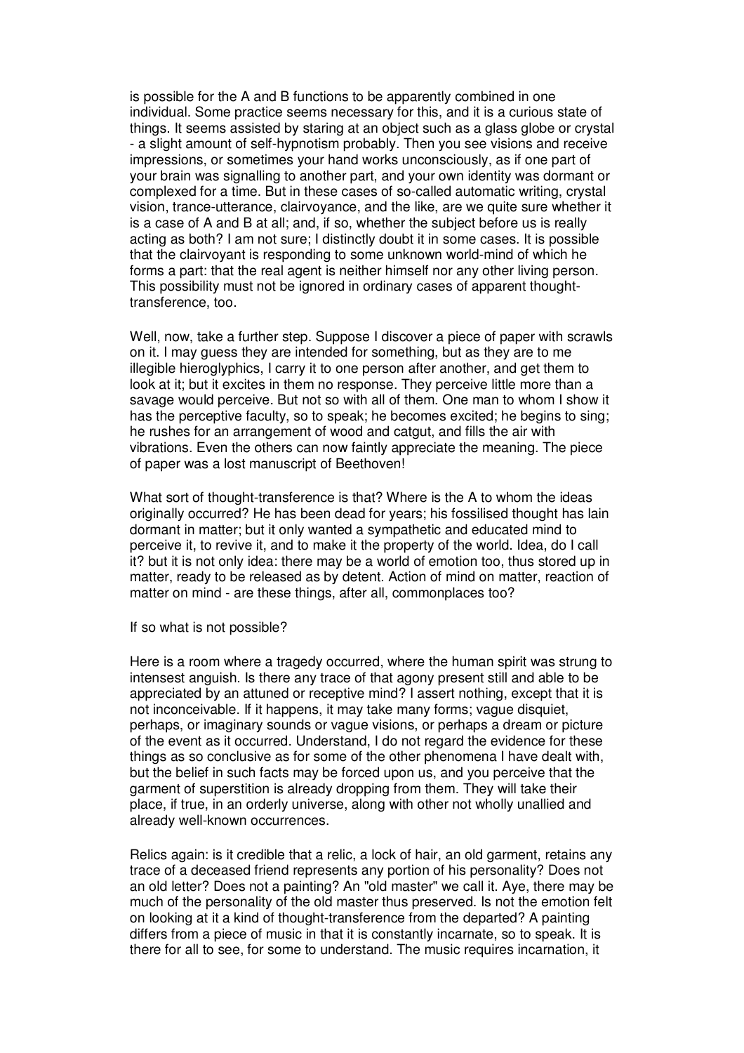is possible for the A and B functions to be apparently combined in one individual. Some practice seems necessary for this, and it is a curious state of things. It seems assisted by staring at an object such as a glass globe or crystal - a slight amount of self-hypnotism probably. Then you see visions and receive impressions, or sometimes your hand works unconsciously, as if one part of your brain was signalling to another part, and your own identity was dormant or complexed for a time. But in these cases of so-called automatic writing, crystal vision, trance-utterance, clairvoyance, and the like, are we quite sure whether it is a case of A and B at all; and, if so, whether the subject before us is really acting as both? I am not sure; I distinctly doubt it in some cases. It is possible that the clairvoyant is responding to some unknown world-mind of which he forms a part: that the real agent is neither himself nor any other living person. This possibility must not be ignored in ordinary cases of apparent thought-transference, too.

Well, now, take a further step. Suppose I discover a piece of paper with scrawls on it. I may guess they are intended for something, but as they are to me illegible hieroglyphics, I carry it to one person after another, and get them to look at it; but it excites in them no response. They perceive little more than a savage would perceive. But not so with all of them. One man to whom I show it has the perceptive faculty, so to speak; he becomes excited; he begins to sing; he rushes for an arrangement of wood and catgut, and fills the air with vibrations. Even the others can now faintly appreciate the meaning. The piece of paper was a lost manuscript of Beethoven!

What sort of thought-transference is that? Where is the A to whom the ideas originally occurred? He has been dead for years; his fossilised thought has lain dormant in matter; but it only wanted a sympathetic and educated mind to perceive it, to revive it, and to make it the property of the world. Idea, do I call it? but it is not only idea: there may be a world of emotion too, thus stored up in matter, ready to be released as by detent. Action of mind on matter, reaction of matter on mind - are these things, after all, commonplaces too?

If so what is not possible?

Here is a room where a tragedy occurred, where the human spirit was strung to intensest anguish. Is there any trace of that agony present still and able to be appreciated by an attuned or receptive mind? I assert nothing, except that it is not inconceivable. If it happens, it may take many forms; vague disquiet, perhaps, or imaginary sounds or vague visions, or perhaps a dream or picture of the event as it occurred. Understand, I do not regard the evidence for these things as so conclusive as for some of the other phenomena I have dealt with, but the belief in such facts may be forced upon us, and you perceive that the garment of superstition is already dropping from them. They will take their place, if true, in an orderly universe, along with other not wholly unallied and already well-known occurrences.

Relics again: is it credible that a relic, a lock of hair, an old garment, retains any trace of a deceased friend represents any portion of his personality? Does not an old letter? Does not a painting? An "old master" we call it. Aye, there may be much of the personality of the old master thus preserved. Is not the emotion felt on looking at it a kind of thought-transference from the departed? A painting differs from a piece of music in that it is constantly incarnate, so to speak. It is there for all to see, for some to understand. The music requires incarnation, it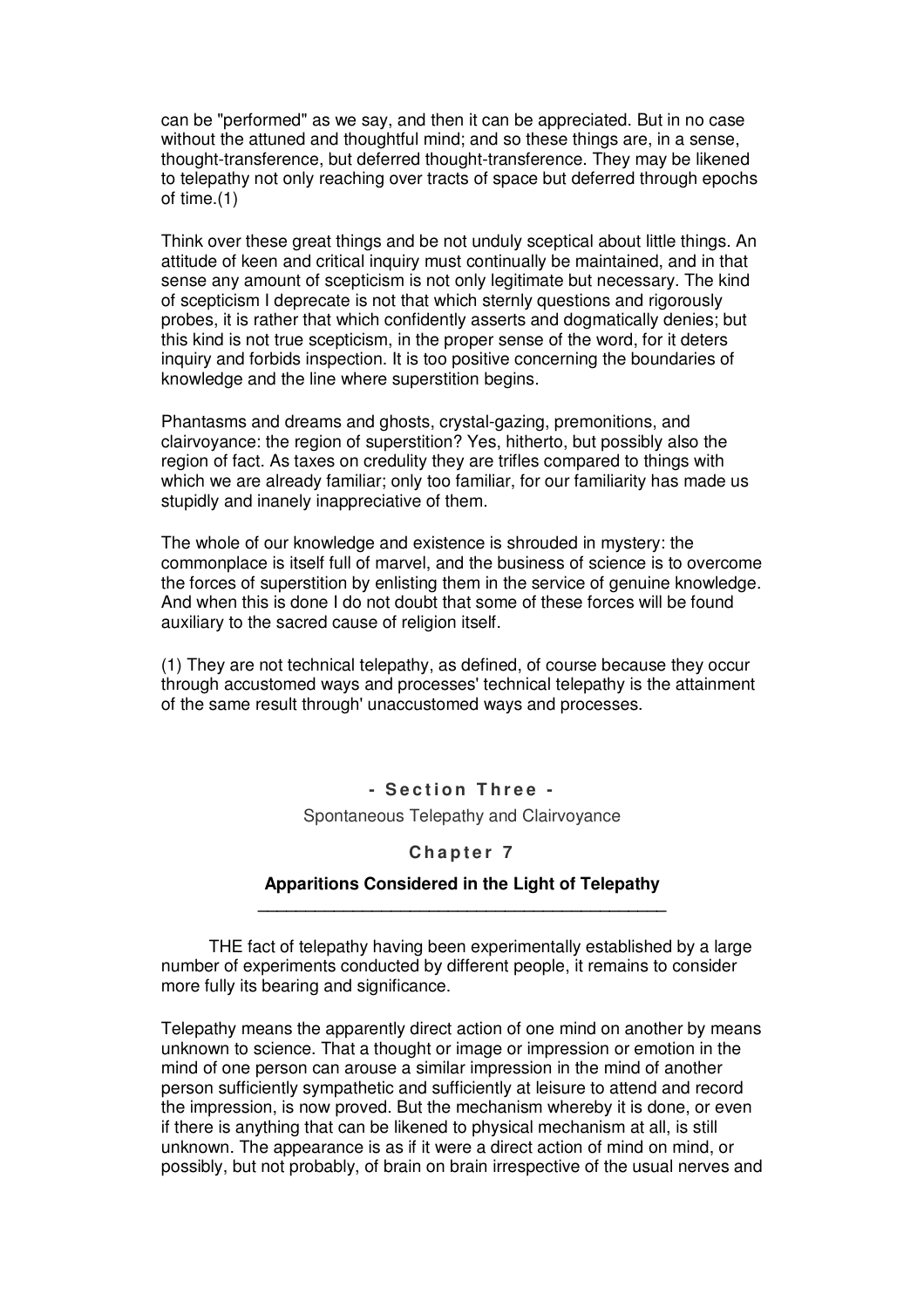can be "performed" as we say, and then it can be appreciated. But in no case without the attuned and thoughtful mind; and so these things are, in a sense, thought-transference, but deferred thought-transference. They may be likened to telepathy not only reaching over tracts of space but deferred through epochs of time.(1)

Think over these great things and be not unduly sceptical about little things. An attitude of keen and critical inquiry must continually be maintained, and in that sense any amount of scepticism is not only legitimate but necessary. The kind of scepticism I deprecate is not that which sternly questions and rigorously probes, it is rather that which confidently asserts and dogmatically denies; but this kind is not true scepticism, in the proper sense of the word, for it deters inquiry and forbids inspection. It is too positive concerning the boundaries of knowledge and the line where superstition begins.

Phantasms and dreams and ghosts, crystal-gazing, premonitions, and clairvoyance: the region of superstition? Yes, hitherto, but possibly also the region of fact. As taxes on credulity they are trifles compared to things with which we are already familiar; only too familiar, for our familiarity has made us stupidly and inanely inappreciative of them.

The whole of our knowledge and existence is shrouded in mystery: the commonplace is itself full of marvel, and the business of science is to overcome the forces of superstition by enlisting them in the service of genuine knowledge. And when this is done I do not doubt that some of these forces will be found auxiliary to the sacred cause of religion itself.

(1) They are not technical telepathy, as defined, of course because they occur through accustomed ways and processes' technical telepathy is the attainment of the same result through' unaccustomed ways and processes.

## - Section Three -

Spontaneous Telepathy and Clairvoyance

## Chapter 7

### Apparitions Considered in the Light of Telepathy

THE fact of telepathy having been experimentally established by a large number of experiments conducted by different people, it remains to consider more fully its bearing and significance.

Telepathy means the apparently direct action of one mind on another by means unknown to science. That a thought or image or impression or emotion in the mind of one person can arouse a similar impression in the mind of another person sufficiently sympathetic and sufficiently at leisure to attend and record the impression, is now proved. But the mechanism whereby it is done, or even if there is anything that can be likened to physical mechanism at all, is still unknown. The appearance is as if it were a direct action of mind on mind, or possibly, but not probably, of brain on brain irrespective of the usual nerves and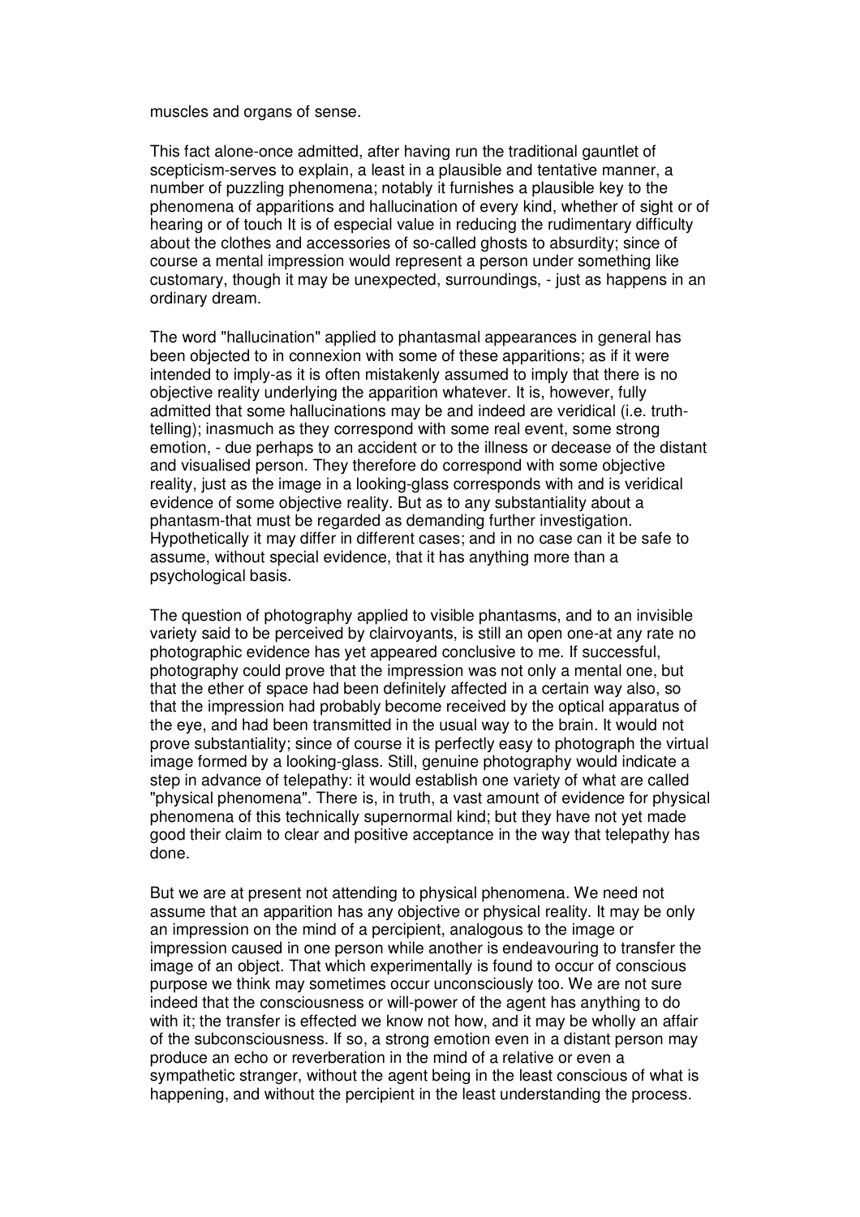muscles and organs of sense.

This fact alone-once admitted, after having run the traditional gauntlet of scepticism-serves to explain, a least in a plausible and tentative manner, a number of puzzling phenomena; notably it furnishes a plausible key to the phenomena of apparitions and hallucination of every kind, whether of sight or of hearing or of touch It is of especial value in reducing the rudimentary difficulty about the clothes and accessories of so-called ghosts to absurdity; since of course a mental impression would represent a person under something like customary, though it may be unexpected, surroundings, - just as happens in an ordinary dream.

The word "hallucination" applied to phantasmal appearances in general has been objected to in connexion with some of these apparitions; as if it were intended to imply-as it is often mistakenly assumed to imply that there is no objective reality underlying the apparition whatever. It is, however, fully admitted that some hallucinations may be and indeed are veridical (i.e. truth-telling); inasmuch as they correspond with some real event, some strong emotion, - due perhaps to an accident or to the illness or decease of the distant and visualised person. They therefore do correspond with some objective reality, just as the image in a looking-glass corresponds with and is veridical evidence of some objective reality. But as to any substantiality about a phantasm-that must be regarded as demanding further investigation. Hypothetically it may differ in different cases; and in no case can it be safe to assume, without special evidence, that it has anything more than a psychological basis.

The question of photography applied to visible phantasms, and to an invisible variety said to be perceived by clairvoyants, is still an open one-at any rate no photographic evidence has yet appeared conclusive to me. If successful, photography could prove that the impression was not only a mental one, but that the ether of space had been definitely affected in a certain way also, so that the impression had probably become received by the optical apparatus of the eye, and had been transmitted in the usual way to the brain. It would not prove substantiality; since of course it is perfectly easy to photograph the virtual image formed by a looking-glass. Still, genuine photography would indicate a step in advance of telepathy: it would establish one variety of what are called "physical phenomena". There is, in truth, a vast amount of evidence for physical phenomena of this technically supernormal kind; but they have not yet made good their claim to clear and positive acceptance in the way that telepathy has done.

But we are at present not attending to physical phenomena. We need not assume that an apparition has any objective or physical reality. It may be only an impression on the mind of a percipient, analogous to the image or impression caused in one person while another is endeavouring to transfer the image of an object. That which experimentally is found to occur of conscious purpose we think may sometimes occur unconsciously too. We are not sure indeed that the consciousness or will-power of the agent has anything to do with it; the transfer is effected we know not how, and it may be wholly an affair of the subconsciousness. If so, a strong emotion even in a distant person may produce an echo or reverberation in the mind of a relative or even a sympathetic stranger, without the agent being in the least conscious of what is happening, and without the percipient in the least understanding the process.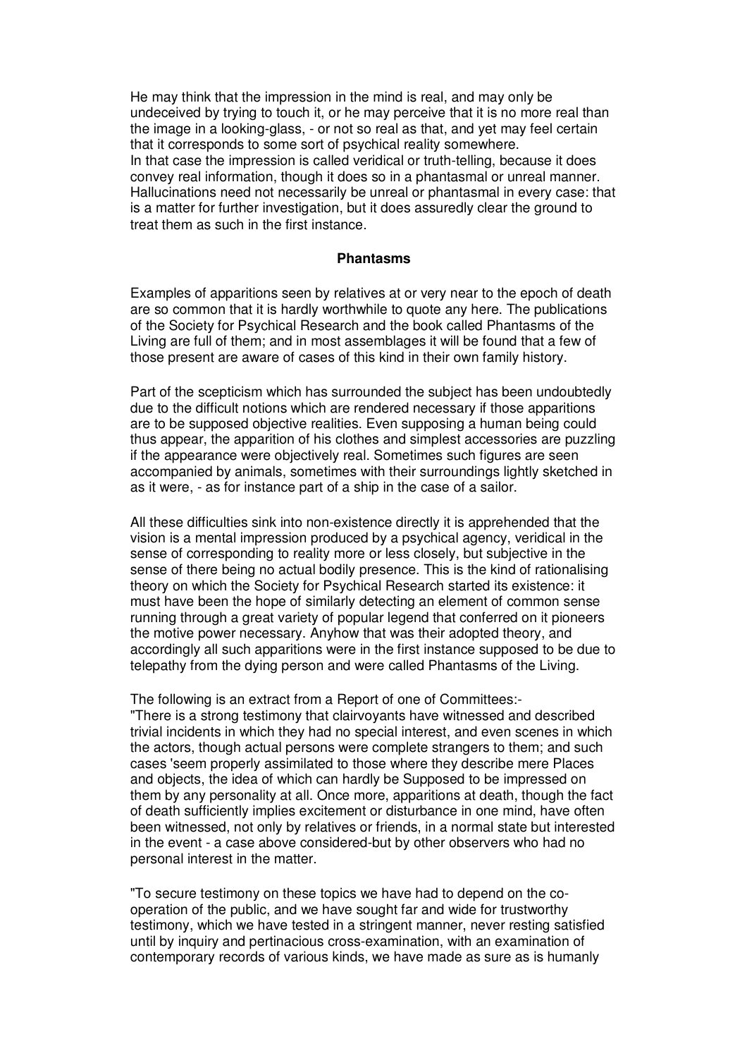He may think that the impression in the mind is real, and may only be undeceived by trying to touch it, or he may perceive that it is no more real than the image in a looking-glass, - or not so real as that, and yet may feel certain that it corresponds to some sort of psychical reality somewhere.
In that case the impression is called veridical or truth-telling, because it does convey real information, though it does so in a phantasmal or unreal manner. Hallucinations need not necessarily be unreal or phantasmal in every case: that is a matter for further investigation, but it does assuredly clear the ground to treat them as such in the first instance.

**Phantasms**

Examples of apparitions seen by relatives at or very near to the epoch of death are so common that it is hardly worthwhile to quote any here. The publications of the Society for Psychical Research and the book called Phantasms of the Living are full of them; and in most assemblages it will be found that a few of those present are aware of cases of this kind in their own family history.

Part of the scepticism which has surrounded the subject has been undoubtedly due to the difficult notions which are rendered necessary if those apparitions are to be supposed objective realities. Even supposing a human being could thus appear, the apparition of his clothes and simplest accessories are puzzling if the appearance were objectively real. Sometimes such figures are seen accompanied by animals, sometimes with their surroundings lightly sketched in as it were, - as for instance part of a ship in the case of a sailor.

All these difficulties sink into non-existence directly it is apprehended that the vision is a mental impression produced by a psychical agency, veridical in the sense of corresponding to reality more or less closely, but subjective in the sense of there being no actual bodily presence. This is the kind of rationalising theory on which the Society for Psychical Research started its existence: it must have been the hope of similarly detecting an element of common sense running through a great variety of popular legend that conferred on it pioneers the motive power necessary. Anyhow that was their adopted theory, and accordingly all such apparitions were in the first instance supposed to be due to telepathy from the dying person and were called Phantasms of the Living.

The following is an extract from a Report of one of Committees:-
"There is a strong testimony that clairvoyants have witnessed and described trivial incidents in which they had no special interest, and even scenes in which the actors, though actual persons were complete strangers to them; and such cases 'seem properly assimilated to those where they describe mere Places and objects, the idea of which can hardly be Supposed to be impressed on them by any personality at all. Once more, apparitions at death, though the fact of death sufficiently implies excitement or disturbance in one mind, have often been witnessed, not only by relatives or friends, in a normal state but interested in the event - a case above considered-but by other observers who had no personal interest in the matter.

"To secure testimony on these topics we have had to depend on the co-operation of the public, and we have sought far and wide for trustworthy testimony, which we have tested in a stringent manner, never resting satisfied until by inquiry and pertinacious cross-examination, with an examination of contemporary records of various kinds, we have made as sure as is humanly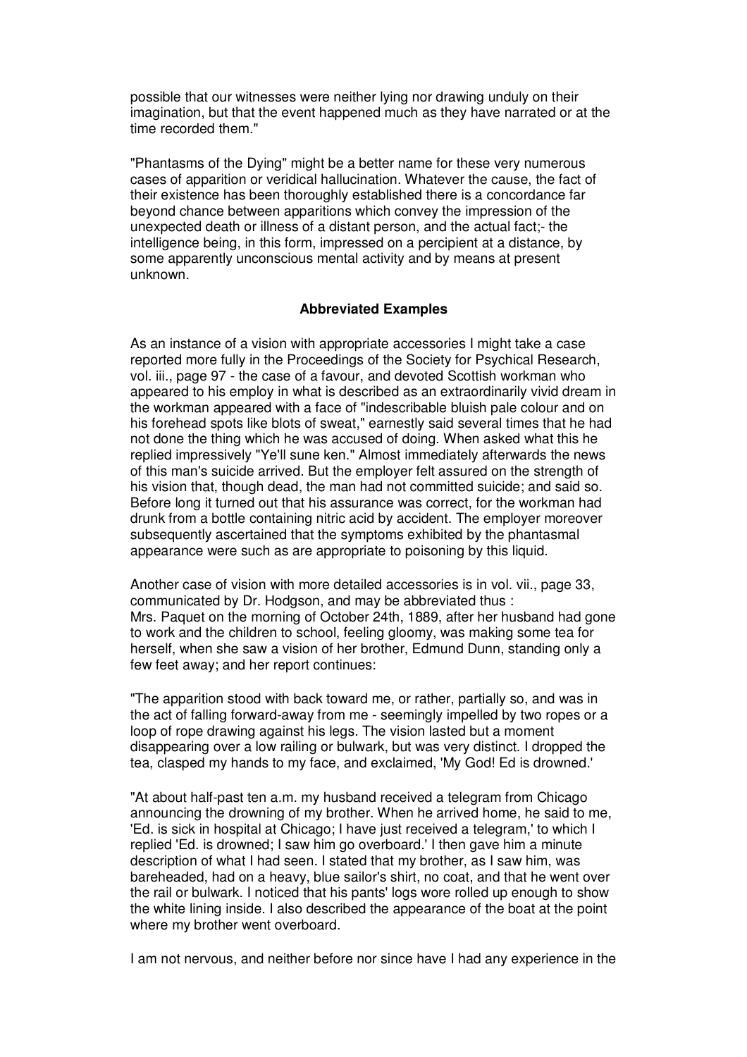possible that our witnesses were neither lying nor drawing unduly on their imagination, but that the event happened much as they have narrated or at the time recorded them."

"Phantasms of the Dying" might be a better name for these very numerous cases of apparition or veridical hallucination. Whatever the cause, the fact of their existence has been thoroughly established there is a concordance far beyond chance between apparitions which convey the impression of the unexpected death or illness of a distant person, and the actual fact;- the intelligence being, in this form, impressed on a percipient at a distance, by some apparently unconscious mental activity and by means at present unknown.

### Abbreviated Examples

As an instance of a vision with appropriate accessories I might take a case reported more fully in the Proceedings of the Society for Psychical Research, vol. iii., page 97 - the case of a favour, and devoted Scottish workman who appeared to his employ in what is described as an extraordinarily vivid dream in the workman appeared with a face of "indescribable bluish pale colour and on his forehead spots like blots of sweat," earnestly said several times that he had not done the thing which he was accused of doing. When asked what this he replied impressively "Ye'll sune ken." Almost immediately afterwards the news of this man's suicide arrived. But the employer felt assured on the strength of his vision that, though dead, the man had not committed suicide; and said so. Before long it turned out that his assurance was correct, for the workman had drunk from a bottle containing nitric acid by accident. The employer moreover subsequently ascertained that the symptoms exhibited by the phantasmal appearance were such as are appropriate to poisoning by this liquid.

Another case of vision with more detailed accessories is in vol. vii., page 33, communicated by Dr. Hodgson, and may be abbreviated thus :
Mrs. Paquet on the morning of October 24th, 1889, after her husband had gone to work and the children to school, feeling gloomy, was making some tea for herself, when she saw a vision of her brother, Edmund Dunn, standing only a few feet away; and her report continues:

"The apparition stood with back toward me, or rather, partially so, and was in the act of falling forward-away from me - seemingly impelled by two ropes or a loop of rope drawing against his legs. The vision lasted but a moment disappearing over a low railing or bulwark, but was very distinct. I dropped the tea, clasped my hands to my face, and exclaimed, 'My God! Ed is drowned.'

"At about half-past ten a.m. my husband received a telegram from Chicago announcing the drowning of my brother. When he arrived home, he said to me, 'Ed. is sick in hospital at Chicago; I have just received a telegram,' to which I replied 'Ed. is drowned; I saw him go overboard.' I then gave him a minute description of what I had seen. I stated that my brother, as I saw him, was bareheaded, had on a heavy, blue sailor's shirt, no coat, and that he went over the rail or bulwark. I noticed that his pants' logs wore rolled up enough to show the white lining inside. I also described the appearance of the boat at the point where my brother went overboard.

I am not nervous, and neither before nor since have I had any experience in the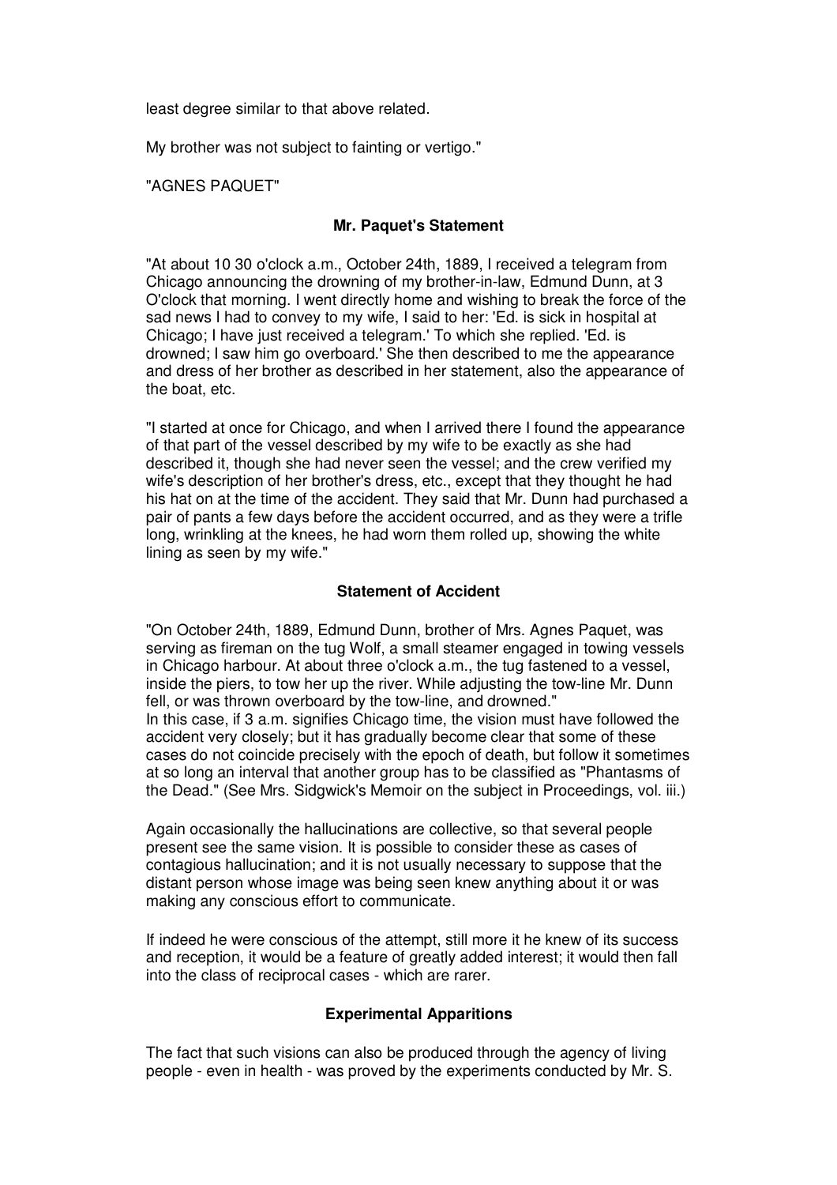least degree similar to that above related.

My brother was not subject to fainting or vertigo."

"AGNES PAQUET"

### Mr. Paquet's Statement

"At about 10 30 o'clock a.m., October 24th, 1889, I received a telegram from Chicago announcing the drowning of my brother-in-law, Edmund Dunn, at 3 O'clock that morning. I went directly home and wishing to break the force of the sad news I had to convey to my wife, I said to her: 'Ed. is sick in hospital at Chicago; I have just received a telegram.' To which she replied. 'Ed. is drowned; I saw him go overboard.' She then described to me the appearance and dress of her brother as described in her statement, also the appearance of the boat, etc.

"I started at once for Chicago, and when I arrived there I found the appearance of that part of the vessel described by my wife to be exactly as she had described it, though she had never seen the vessel; and the crew verified my wife's description of her brother's dress, etc., except that they thought he had his hat on at the time of the accident. They said that Mr. Dunn had purchased a pair of pants a few days before the accident occurred, and as they were a trifle long, wrinkling at the knees, he had worn them rolled up, showing the white lining as seen by my wife."

### Statement of Accident

"On October 24th, 1889, Edmund Dunn, brother of Mrs. Agnes Paquet, was serving as fireman on the tug Wolf, a small steamer engaged in towing vessels in Chicago harbour. At about three o'clock a.m., the tug fastened to a vessel, inside the piers, to tow her up the river. While adjusting the tow-line Mr. Dunn fell, or was thrown overboard by the tow-line, and drowned."
In this case, if 3 a.m. signifies Chicago time, the vision must have followed the accident very closely; but it has gradually become clear that some of these cases do not coincide precisely with the epoch of death, but follow it sometimes at so long an interval that another group has to be classified as "Phantasms of the Dead." (See Mrs. Sidgwick's Memoir on the subject in Proceedings, vol. iii.)

Again occasionally the hallucinations are collective, so that several people present see the same vision. It is possible to consider these as cases of contagious hallucination; and it is not usually necessary to suppose that the distant person whose image was being seen knew anything about it or was making any conscious effort to communicate.

If indeed he were conscious of the attempt, still more it he knew of its success and reception, it would be a feature of greatly added interest; it would then fall into the class of reciprocal cases - which are rarer.

### Experimental Apparitions

The fact that such visions can also be produced through the agency of living people - even in health - was proved by the experiments conducted by Mr. S.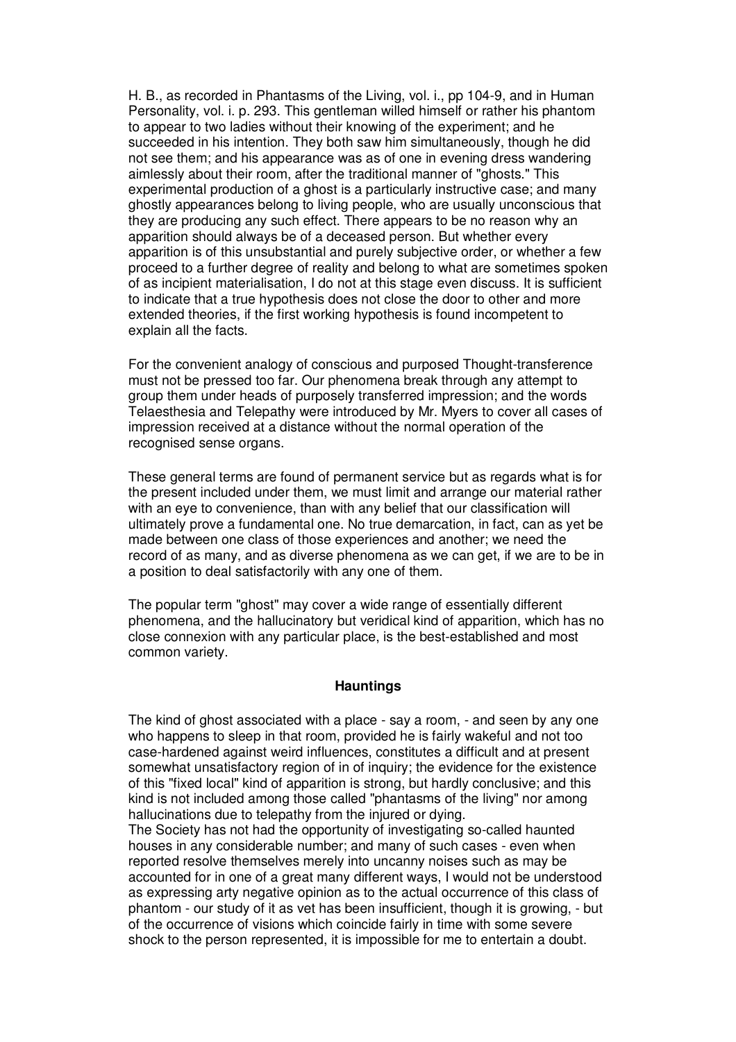H. B., as recorded in Phantasms of the Living, vol. i., pp 104-9, and in Human Personality, vol. i. p. 293. This gentleman willed himself or rather his phantom to appear to two ladies without their knowing of the experiment; and he succeeded in his intention. They both saw him simultaneously, though he did not see them; and his appearance was as of one in evening dress wandering aimlessly about their room, after the traditional manner of "ghosts." This experimental production of a ghost is a particularly instructive case; and many ghostly appearances belong to living people, who are usually unconscious that they are producing any such effect. There appears to be no reason why an apparition should always be of a deceased person. But whether every apparition is of this unsubstantial and purely subjective order, or whether a few proceed to a further degree of reality and belong to what are sometimes spoken of as incipient materialisation, I do not at this stage even discuss. It is sufficient to indicate that a true hypothesis does not close the door to other and more extended theories, if the first working hypothesis is found incompetent to explain all the facts.

For the convenient analogy of conscious and purposed Thought-transference must not be pressed too far. Our phenomena break through any attempt to group them under heads of purposely transferred impression; and the words Telaesthesia and Telepathy were introduced by Mr. Myers to cover all cases of impression received at a distance without the normal operation of the recognised sense organs.

These general terms are found of permanent service but as regards what is for the present included under them, we must limit and arrange our material rather with an eye to convenience, than with any belief that our classification will ultimately prove a fundamental one. No true demarcation, in fact, can as yet be made between one class of those experiences and another; we need the record of as many, and as diverse phenomena as we can get, if we are to be in a position to deal satisfactorily with any one of them.

The popular term "ghost" may cover a wide range of essentially different phenomena, and the hallucinatory but veridical kind of apparition, which has no close connexion with any particular place, is the best-established and most common variety.

### Hauntings

The kind of ghost associated with a place - say a room, - and seen by any one who happens to sleep in that room, provided he is fairly wakeful and not too case-hardened against weird influences, constitutes a difficult and at present somewhat unsatisfactory region of in of inquiry; the evidence for the existence of this "fixed local" kind of apparition is strong, but hardly conclusive; and this kind is not included among those called "phantasms of the living" nor among hallucinations due to telepathy from the injured or dying.

The Society has not had the opportunity of investigating so-called haunted houses in any considerable number; and many of such cases - even when reported resolve themselves merely into uncanny noises such as may be accounted for in one of a great many different ways, I would not be understood as expressing arty negative opinion as to the actual occurrence of this class of phantom - our study of it as vet has been insufficient, though it is growing, - but of the occurrence of visions which coincide fairly in time with some severe shock to the person represented, it is impossible for me to entertain a doubt.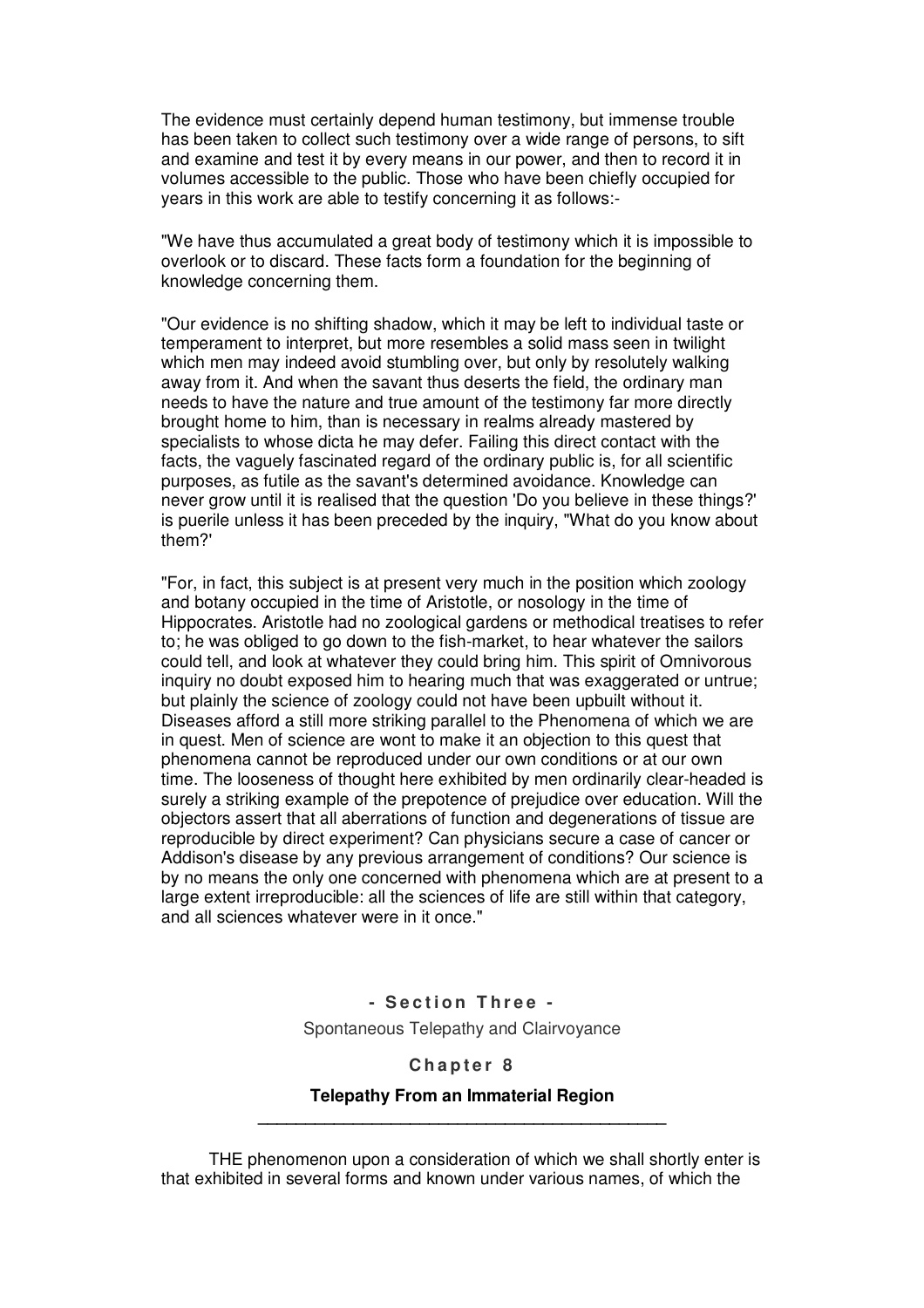The evidence must certainly depend human testimony, but immense trouble has been taken to collect such testimony over a wide range of persons, to sift and examine and test it by every means in our power, and then to record it in volumes accessible to the public. Those who have been chiefly occupied for years in this work are able to testify concerning it as follows:-

"We have thus accumulated a great body of testimony which it is impossible to overlook or to discard. These facts form a foundation for the beginning of knowledge concerning them.

"Our evidence is no shifting shadow, which it may be left to individual taste or temperament to interpret, but more resembles a solid mass seen in twilight which men may indeed avoid stumbling over, but only by resolutely walking away from it. And when the savant thus deserts the field, the ordinary man needs to have the nature and true amount of the testimony far more directly brought home to him, than is necessary in realms already mastered by specialists to whose dicta he may defer. Failing this direct contact with the facts, the vaguely fascinated regard of the ordinary public is, for all scientific purposes, as futile as the savant's determined avoidance. Knowledge can never grow until it is realised that the question 'Do you believe in these things?' is puerile unless it has been preceded by the inquiry, "What do you know about them?'

"For, in fact, this subject is at present very much in the position which zoology and botany occupied in the time of Aristotle, or nosology in the time of Hippocrates. Aristotle had no zoological gardens or methodical treatises to refer to; he was obliged to go down to the fish-market, to hear whatever the sailors could tell, and look at whatever they could bring him. This spirit of Omnivorous inquiry no doubt exposed him to hearing much that was exaggerated or untrue; but plainly the science of zoology could not have been upbuilt without it. Diseases afford a still more striking parallel to the Phenomena of which we are in quest. Men of science are wont to make it an objection to this quest that phenomena cannot be reproduced under our own conditions or at our own time. The looseness of thought here exhibited by men ordinarily clear-headed is surely a striking example of the prepotence of prejudice over education. Will the objectors assert that all aberrations of function and degenerations of tissue are reproducible by direct experiment? Can physicians secure a case of cancer or Addison's disease by any previous arrangement of conditions? Our science is by no means the only one concerned with phenomena which are at present to a large extent irreproducible: all the sciences of life are still within that category, and all sciences whatever were in it once."

## - Section Three -

Spontaneous Telepathy and Clairvoyance

## Chapter 8

### Telepathy From an Immaterial Region

---

THE phenomenon upon a consideration of which we shall shortly enter is that exhibited in several forms and known under various names, of which the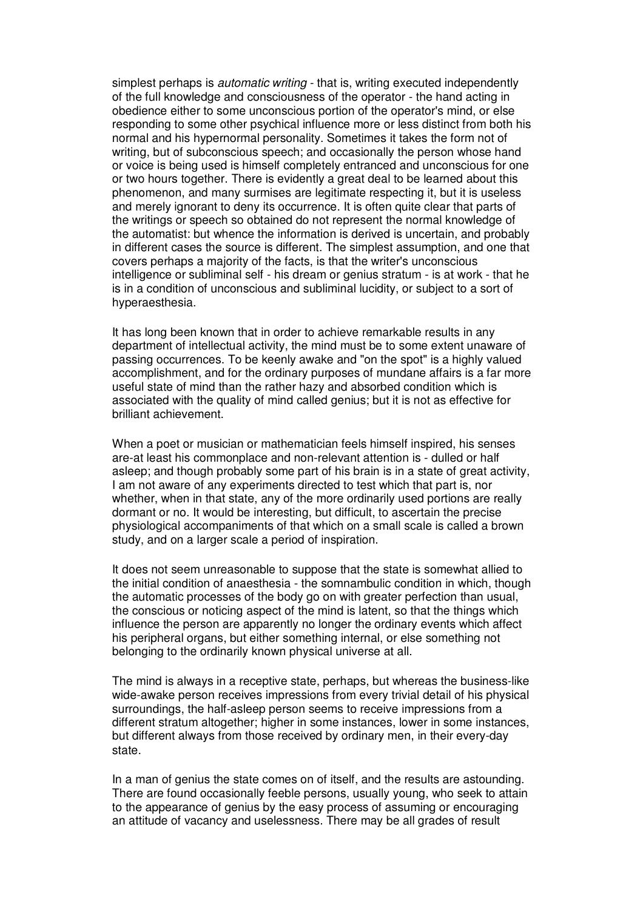simplest perhaps is *automatic writing* - that is, writing executed independently of the full knowledge and consciousness of the operator - the hand acting in obedience either to some unconscious portion of the operator's mind, or else responding to some other psychical influence more or less distinct from both his normal and his hypernormal personality. Sometimes it takes the form not of writing, but of subconscious speech; and occasionally the person whose hand or voice is being used is himself completely entranced and unconscious for one or two hours together. There is evidently a great deal to be learned about this phenomenon, and many surmises are legitimate respecting it, but it is useless and merely ignorant to deny its occurrence. It is often quite clear that parts of the writings or speech so obtained do not represent the normal knowledge of the automatist: but whence the information is derived is uncertain, and probably in different cases the source is different. The simplest assumption, and one that covers perhaps a majority of the facts, is that the writer's unconscious intelligence or subliminal self - his dream or genius stratum - is at work - that he is in a condition of unconscious and subliminal lucidity, or subject to a sort of hyperaesthesia.

It has long been known that in order to achieve remarkable results in any department of intellectual activity, the mind must be to some extent unaware of passing occurrences. To be keenly awake and "on the spot" is a highly valued accomplishment, and for the ordinary purposes of mundane affairs is a far more useful state of mind than the rather hazy and absorbed condition which is associated with the quality of mind called genius; but it is not as effective for brilliant achievement.

When a poet or musician or mathematician feels himself inspired, his senses are-at least his commonplace and non-relevant attention is - dulled or half asleep; and though probably some part of his brain is in a state of great activity, I am not aware of any experiments directed to test which that part is, nor whether, when in that state, any of the more ordinarily used portions are really dormant or no. It would be interesting, but difficult, to ascertain the precise physiological accompaniments of that which on a small scale is called a brown study, and on a larger scale a period of inspiration.

It does not seem unreasonable to suppose that the state is somewhat allied to the initial condition of anaesthesia - the somnambulic condition in which, though the automatic processes of the body go on with greater perfection than usual, the conscious or noticing aspect of the mind is latent, so that the things which influence the person are apparently no longer the ordinary events which affect his peripheral organs, but either something internal, or else something not belonging to the ordinarily known physical universe at all.

The mind is always in a receptive state, perhaps, but whereas the business-like wide-awake person receives impressions from every trivial detail of his physical surroundings, the half-asleep person seems to receive impressions from a different stratum altogether; higher in some instances, lower in some instances, but different always from those received by ordinary men, in their every-day state.

In a man of genius the state comes on of itself, and the results are astounding. There are found occasionally feeble persons, usually young, who seek to attain to the appearance of genius by the easy process of assuming or encouraging an attitude of vacancy and uselessness. There may be all grades of result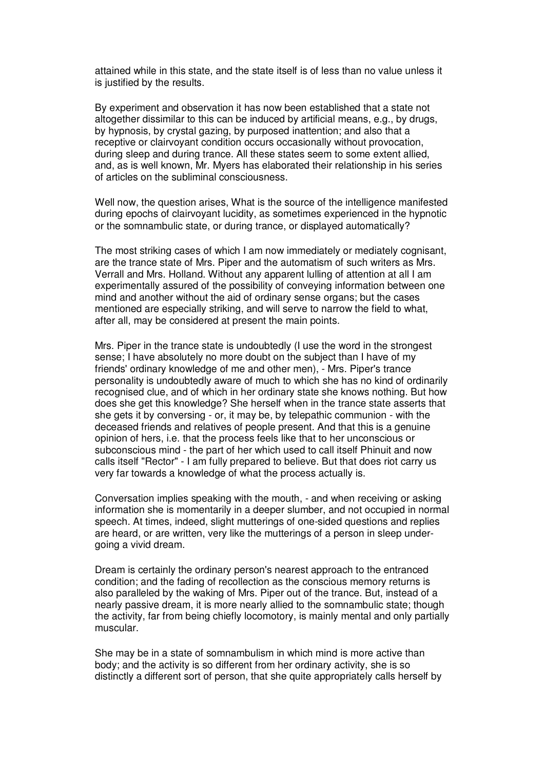attained while in this state, and the state itself is of less than no value unless it is justified by the results.

By experiment and observation it has now been established that a state not altogether dissimilar to this can be induced by artificial means, e.g., by drugs, by hypnosis, by crystal gazing, by purposed inattention; and also that a receptive or clairvoyant condition occurs occasionally without provocation, during sleep and during trance. All these states seem to some extent allied, and, as is well known, Mr. Myers has elaborated their relationship in his series of articles on the subliminal consciousness.

Well now, the question arises, What is the source of the intelligence manifested during epochs of clairvoyant lucidity, as sometimes experienced in the hypnotic or the somnambulic state, or during trance, or displayed automatically?

The most striking cases of which I am now immediately or mediately cognisant, are the trance state of Mrs. Piper and the automatism of such writers as Mrs. Verrall and Mrs. Holland. Without any apparent lulling of attention at all I am experimentally assured of the possibility of conveying information between one mind and another without the aid of ordinary sense organs; but the cases mentioned are especially striking, and will serve to narrow the field to what, after all, may be considered at present the main points.

Mrs. Piper in the trance state is undoubtedly (I use the word in the strongest sense; I have absolutely no more doubt on the subject than I have of my friends' ordinary knowledge of me and other men), - Mrs. Piper's trance personality is undoubtedly aware of much to which she has no kind of ordinarily recognised clue, and of which in her ordinary state she knows nothing. But how does she get this knowledge? She herself when in the trance state asserts that she gets it by conversing - or, it may be, by telepathic communion - with the deceased friends and relatives of people present. And that this is a genuine opinion of hers, i.e. that the process feels like that to her unconscious or subconscious mind - the part of her which used to call itself Phinuit and now calls itself "Rector" - I am fully prepared to believe. But that does riot carry us very far towards a knowledge of what the process actually is.

Conversation implies speaking with the mouth, - and when receiving or asking information she is momentarily in a deeper slumber, and not occupied in normal speech. At times, indeed, slight mutterings of one-sided questions and replies are heard, or are written, very like the mutterings of a person in sleep under-going a vivid dream.

Dream is certainly the ordinary person's nearest approach to the entranced condition; and the fading of recollection as the conscious memory returns is also paralleled by the waking of Mrs. Piper out of the trance. But, instead of a nearly passive dream, it is more nearly allied to the somnambulic state; though the activity, far from being chiefly locomotory, is mainly mental and only partially muscular.

She may be in a state of somnambulism in which mind is more active than body; and the activity is so different from her ordinary activity, she is so distinctly a different sort of person, that she quite appropriately calls herself by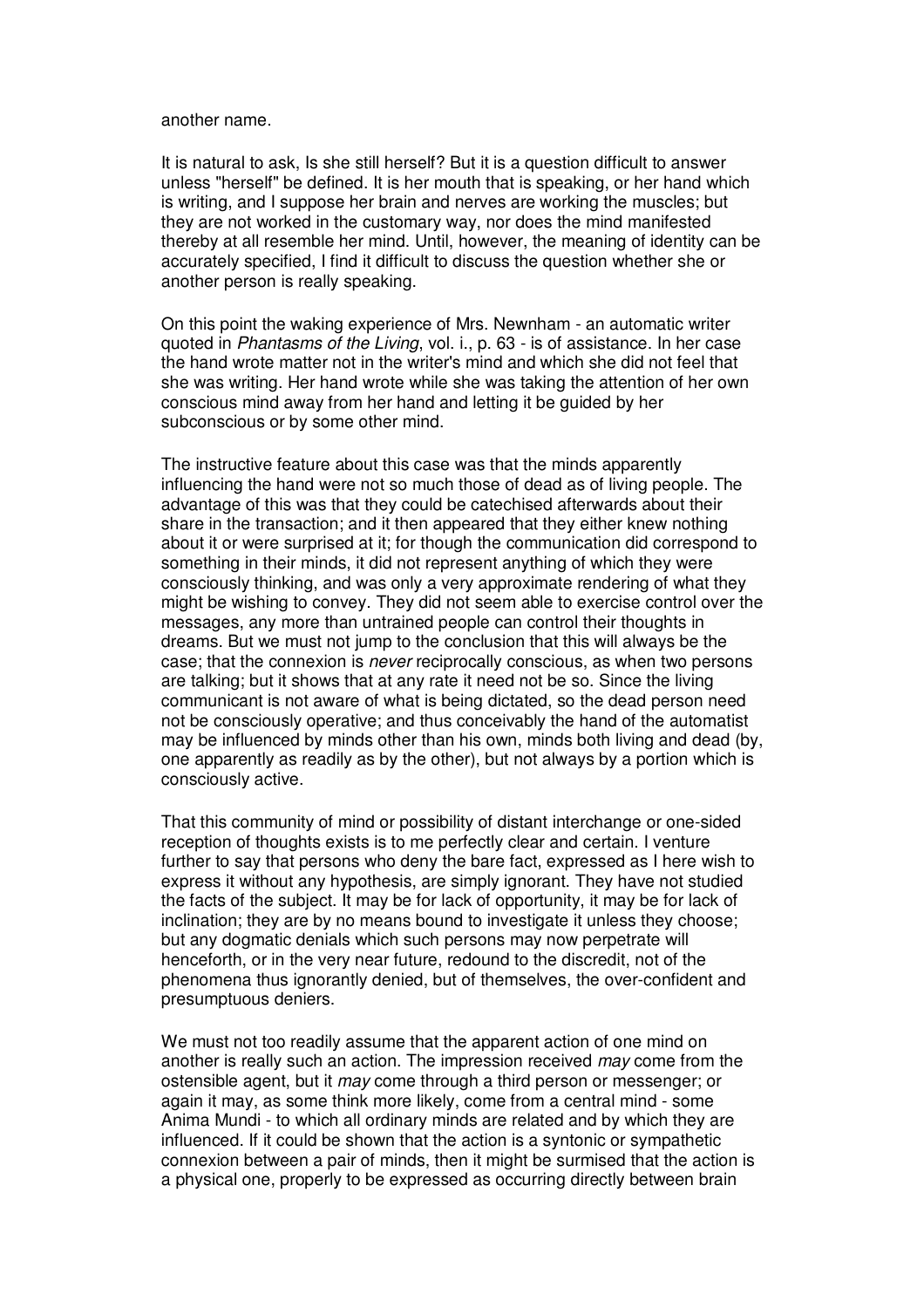another name.

It is natural to ask, Is she still herself? But it is a question difficult to answer unless "herself" be defined. It is her mouth that is speaking, or her hand which is writing, and I suppose her brain and nerves are working the muscles; but they are not worked in the customary way, nor does the mind manifested thereby at all resemble her mind. Until, however, the meaning of identity can be accurately specified, I find it difficult to discuss the question whether she or another person is really speaking.

On this point the waking experience of Mrs. Newnham - an automatic writer quoted in *Phantasms of the Living*, vol. i., p. 63 - is of assistance. In her case the hand wrote matter not in the writer's mind and which she did not feel that she was writing. Her hand wrote while she was taking the attention of her own conscious mind away from her hand and letting it be guided by her subconscious or by some other mind.

The instructive feature about this case was that the minds apparently influencing the hand were not so much those of dead as of living people. The advantage of this was that they could be catechised afterwards about their share in the transaction; and it then appeared that they either knew nothing about it or were surprised at it; for though the communication did correspond to something in their minds, it did not represent anything of which they were consciously thinking, and was only a very approximate rendering of what they might be wishing to convey. They did not seem able to exercise control over the messages, any more than untrained people can control their thoughts in dreams. But we must not jump to the conclusion that this will always be the case; that the connexion is *never* reciprocally conscious, as when two persons are talking; but it shows that at any rate it need not be so. Since the living communicant is not aware of what is being dictated, so the dead person need not be consciously operative; and thus conceivably the hand of the automatist may be influenced by minds other than his own, minds both living and dead (by, one apparently as readily as by the other), but not always by a portion which is consciously active.

That this community of mind or possibility of distant interchange or one-sided reception of thoughts exists is to me perfectly clear and certain. I venture further to say that persons who deny the bare fact, expressed as I here wish to express it without any hypothesis, are simply ignorant. They have not studied the facts of the subject. It may be for lack of opportunity, it may be for lack of inclination; they are by no means bound to investigate it unless they choose; but any dogmatic denials which such persons may now perpetrate will henceforth, or in the very near future, redound to the discredit, not of the phenomena thus ignorantly denied, but of themselves, the over-confident and presumptuous deniers.

We must not too readily assume that the apparent action of one mind on another is really such an action. The impression received *may* come from the ostensible agent, but it *may* come through a third person or messenger; or again it may, as some think more likely, come from a central mind - some Anima Mundi - to which all ordinary minds are related and by which they are influenced. If it could be shown that the action is a syntonic or sympathetic connexion between a pair of minds, then it might be surmised that the action is a physical one, properly to be expressed as occurring directly between brain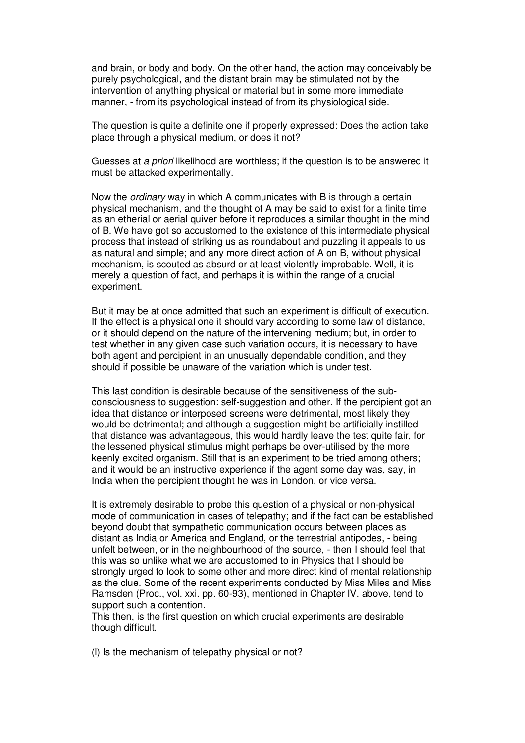and brain, or body and body. On the other hand, the action may conceivably be purely psychological, and the distant brain may be stimulated not by the intervention of anything physical or material but in some more immediate manner, - from its psychological instead of from its physiological side.

The question is quite a definite one if properly expressed: Does the action take place through a physical medium, or does it not?

Guesses at *a priori* likelihood are worthless; if the question is to be answered it must be attacked experimentally.

Now the *ordinary* way in which A communicates with B is through a certain physical mechanism, and the thought of A may be said to exist for a finite time as an etherial or aerial quiver before it reproduces a similar thought in the mind of B. We have got so accustomed to the existence of this intermediate physical process that instead of striking us as roundabout and puzzling it appeals to us as natural and simple; and any more direct action of A on B, without physical mechanism, is scouted as absurd or at least violently improbable. Well, it is merely a question of fact, and perhaps it is within the range of a crucial experiment.

But it may be at once admitted that such an experiment is difficult of execution. If the effect is a physical one it should vary according to some law of distance, or it should depend on the nature of the intervening medium; but, in order to test whether in any given case such variation occurs, it is necessary to have both agent and percipient in an unusually dependable condition, and they should if possible be unaware of the variation which is under test.

This last condition is desirable because of the sensitiveness of the sub-consciousness to suggestion: self-suggestion and other. If the percipient got an idea that distance or interposed screens were detrimental, most likely they would be detrimental; and although a suggestion might be artificially instilled that distance was advantageous, this would hardly leave the test quite fair, for the lessened physical stimulus might perhaps be over-utilised by the more keenly excited organism. Still that is an experiment to be tried among others; and it would be an instructive experience if the agent some day was, say, in India when the percipient thought he was in London, or vice versa.

It is extremely desirable to probe this question of a physical or non-physical mode of communication in cases of telepathy; and if the fact can be established beyond doubt that sympathetic communication occurs between places as distant as India or America and England, or the terrestrial antipodes, - being unfelt between, or in the neighbourhood of the source, - then I should feel that this was so unlike what we are accustomed to in Physics that I should be strongly urged to look to some other and more direct kind of mental relationship as the clue. Some of the recent experiments conducted by Miss Miles and Miss Ramsden (Proc., vol. xxi. pp. 60-93), mentioned in Chapter IV. above, tend to support such a contention.
This then, is the first question on which crucial experiments are desirable though difficult.

(I) Is the mechanism of telepathy physical or not?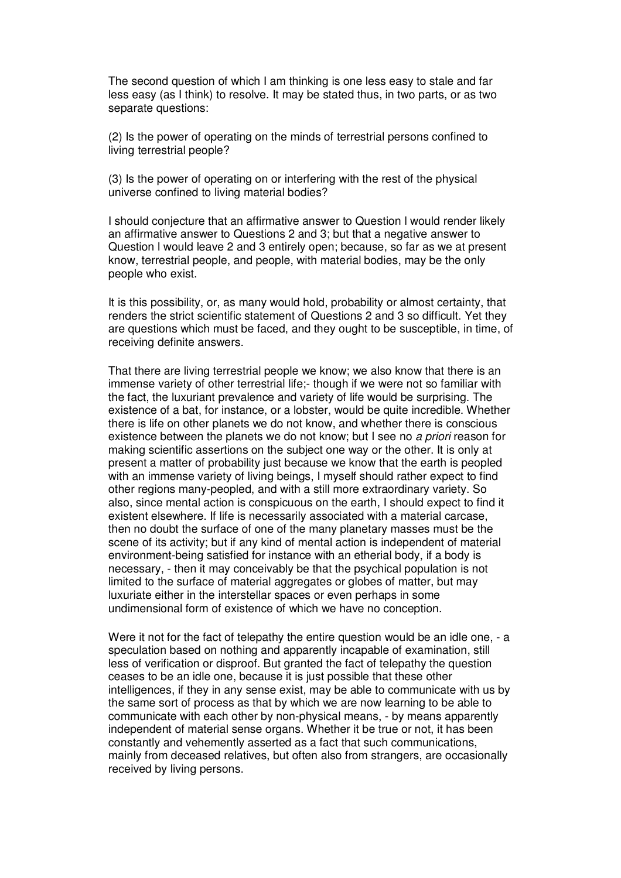The second question of which I am thinking is one less easy to stale and far less easy (as I think) to resolve. It may be stated thus, in two parts, or as two separate questions:

(2) Is the power of operating on the minds of terrestrial persons confined to living terrestrial people?

(3) Is the power of operating on or interfering with the rest of the physical universe confined to living material bodies?

I should conjecture that an affirmative answer to Question l would render likely an affirmative answer to Questions 2 and 3; but that a negative answer to Question I would leave 2 and 3 entirely open; because, so far as we at present know, terrestrial people, and people, with material bodies, may be the only people who exist.

It is this possibility, or, as many would hold, probability or almost certainty, that renders the strict scientific statement of Questions 2 and 3 so difficult. Yet they are questions which must be faced, and they ought to be susceptible, in time, of receiving definite answers.

That there are living terrestrial people we know; we also know that there is an immense variety of other terrestrial life;- though if we were not so familiar with the fact, the luxuriant prevalence and variety of life would be surprising. The existence of a bat, for instance, or a lobster, would be quite incredible. Whether there is life on other planets we do not know, and whether there is conscious existence between the planets we do not know; but I see no *a priori* reason for making scientific assertions on the subject one way or the other. It is only at present a matter of probability just because we know that the earth is peopled with an immense variety of living beings, I myself should rather expect to find other regions many-peopled, and with a still more extraordinary variety. So also, since mental action is conspicuous on the earth, I should expect to find it existent elsewhere. If life is necessarily associated with a material carcase, then no doubt the surface of one of the many planetary masses must be the scene of its activity; but if any kind of mental action is independent of material environment-being satisfied for instance with an etherial body, if a body is necessary, - then it may conceivably be that the psychical population is not limited to the surface of material aggregates or globes of matter, but may luxuriate either in the interstellar spaces or even perhaps in some undimensional form of existence of which we have no conception.

Were it not for the fact of telepathy the entire question would be an idle one, - a speculation based on nothing and apparently incapable of examination, still less of verification or disproof. But granted the fact of telepathy the question ceases to be an idle one, because it is just possible that these other intelligences, if they in any sense exist, may be able to communicate with us by the same sort of process as that by which we are now learning to be able to communicate with each other by non-physical means, - by means apparently independent of material sense organs. Whether it be true or not, it has been constantly and vehemently asserted as a fact that such communications, mainly from deceased relatives, but often also from strangers, are occasionally received by living persons.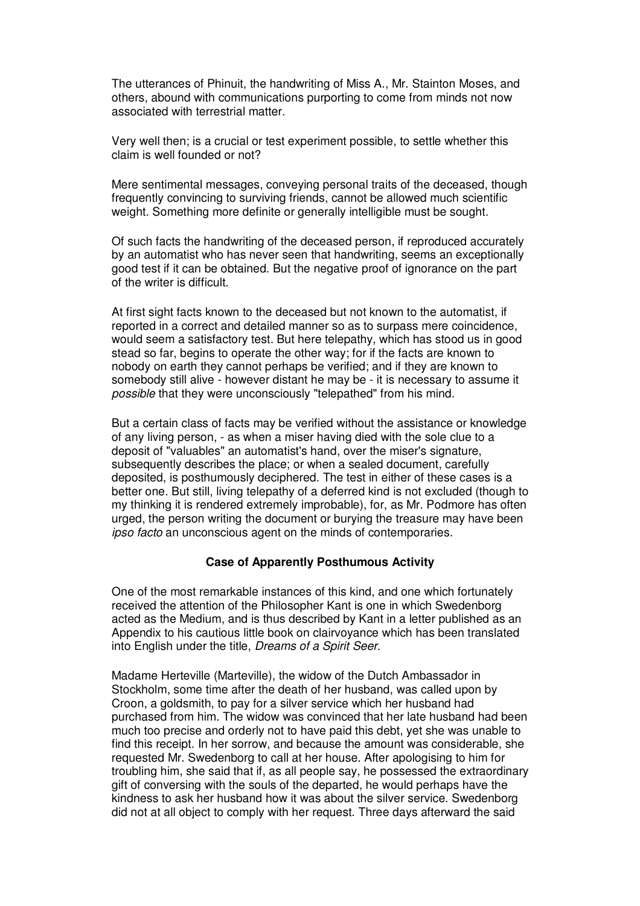The utterances of Phinuit, the handwriting of Miss A., Mr. Stainton Moses, and others, abound with communications purporting to come from minds not now associated with terrestrial matter.

Very well then; is a crucial or test experiment possible, to settle whether this claim is well founded or not?

Mere sentimental messages, conveying personal traits of the deceased, though frequently convincing to surviving friends, cannot be allowed much scientific weight. Something more definite or generally intelligible must be sought.

Of such facts the handwriting of the deceased person, if reproduced accurately by an automatist who has never seen that handwriting, seems an exceptionally good test if it can be obtained. But the negative proof of ignorance on the part of the writer is difficult.

At first sight facts known to the deceased but not known to the automatist, if reported in a correct and detailed manner so as to surpass mere coincidence, would seem a satisfactory test. But here telepathy, which has stood us in good stead so far, begins to operate the other way; for if the facts are known to nobody on earth they cannot perhaps be verified; and if they are known to somebody still alive - however distant he may be - it is necessary to assume it *possible* that they were unconsciously "telepathed" from his mind.

But a certain class of facts may be verified without the assistance or knowledge of any living person, - as when a miser having died with the sole clue to a deposit of "valuables" an automatist's hand, over the miser's signature, subsequently describes the place; or when a sealed document, carefully deposited, is posthumously deciphered. The test in either of these cases is a better one. But still, living telepathy of a deferred kind is not excluded (though to my thinking it is rendered extremely improbable), for, as Mr. Podmore has often urged, the person writing the document or burying the treasure may have been *ipso facto* an unconscious agent on the minds of contemporaries.

### Case of Apparently Posthumous Activity

One of the most remarkable instances of this kind, and one which fortunately received the attention of the Philosopher Kant is one in which Swedenborg acted as the Medium, and is thus described by Kant in a letter published as an Appendix to his cautious little book on clairvoyance which has been translated into English under the title, *Dreams of a Spirit Seer*.

Madame Herteville (Marteville), the widow of the Dutch Ambassador in Stockholm, some time after the death of her husband, was called upon by Croon, a goldsmith, to pay for a silver service which her husband had purchased from him. The widow was convinced that her late husband had been much too precise and orderly not to have paid this debt, yet she was unable to find this receipt. In her sorrow, and because the amount was considerable, she requested Mr. Swedenborg to call at her house. After apologising to him for troubling him, she said that if, as all people say, he possessed the extraordinary gift of conversing with the souls of the departed, he would perhaps have the kindness to ask her husband how it was about the silver service. Swedenborg did not at all object to comply with her request. Three days afterward the said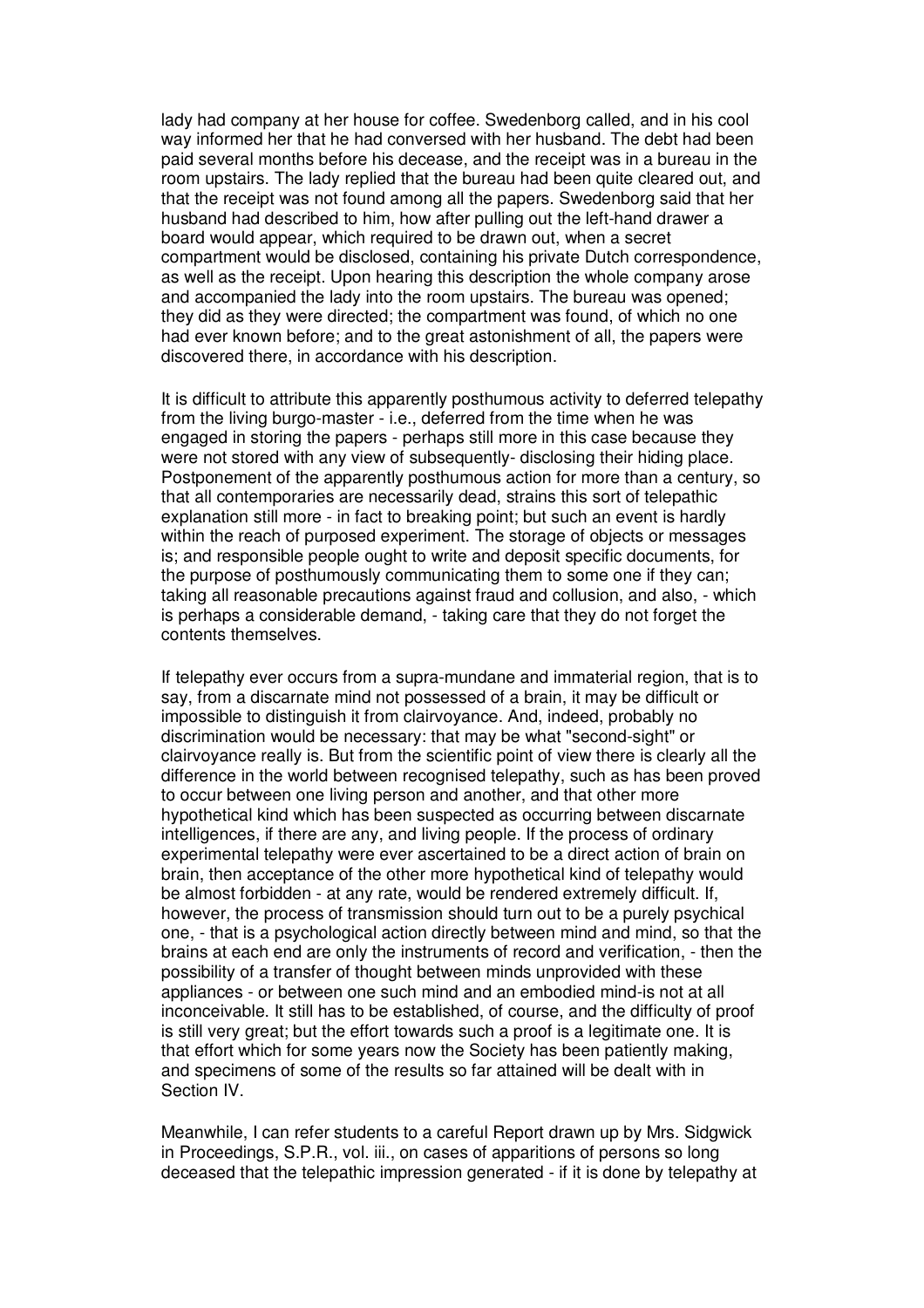lady had company at her house for coffee. Swedenborg called, and in his cool way informed her that he had conversed with her husband. The debt had been paid several months before his decease, and the receipt was in a bureau in the room upstairs. The lady replied that the bureau had been quite cleared out, and that the receipt was not found among all the papers. Swedenborg said that her husband had described to him, how after pulling out the left-hand drawer a board would appear, which required to be drawn out, when a secret compartment would be disclosed, containing his private Dutch correspondence, as well as the receipt. Upon hearing this description the whole company arose and accompanied the lady into the room upstairs. The bureau was opened; they did as they were directed; the compartment was found, of which no one had ever known before; and to the great astonishment of all, the papers were discovered there, in accordance with his description.

It is difficult to attribute this apparently posthumous activity to deferred telepathy from the living burgo-master - i.e., deferred from the time when he was engaged in storing the papers - perhaps still more in this case because they were not stored with any view of subsequently- disclosing their hiding place. Postponement of the apparently posthumous action for more than a century, so that all contemporaries are necessarily dead, strains this sort of telepathic explanation still more - in fact to breaking point; but such an event is hardly within the reach of purposed experiment. The storage of objects or messages is; and responsible people ought to write and deposit specific documents, for the purpose of posthumously communicating them to some one if they can; taking all reasonable precautions against fraud and collusion, and also, - which is perhaps a considerable demand, - taking care that they do not forget the contents themselves.

If telepathy ever occurs from a supra-mundane and immaterial region, that is to say, from a discarnate mind not possessed of a brain, it may be difficult or impossible to distinguish it from clairvoyance. And, indeed, probably no discrimination would be necessary: that may be what "second-sight" or clairvoyance really is. But from the scientific point of view there is clearly all the difference in the world between recognised telepathy, such as has been proved to occur between one living person and another, and that other more hypothetical kind which has been suspected as occurring between discarnate intelligences, if there are any, and living people. If the process of ordinary experimental telepathy were ever ascertained to be a direct action of brain on brain, then acceptance of the other more hypothetical kind of telepathy would be almost forbidden - at any rate, would be rendered extremely difficult. If, however, the process of transmission should turn out to be a purely psychical one, - that is a psychological action directly between mind and mind, so that the brains at each end are only the instruments of record and verification, - then the possibility of a transfer of thought between minds unprovided with these appliances - or between one such mind and an embodied mind-is not at all inconceivable. It still has to be established, of course, and the difficulty of proof is still very great; but the effort towards such a proof is a legitimate one. It is that effort which for some years now the Society has been patiently making, and specimens of some of the results so far attained will be dealt with in Section IV.

Meanwhile, I can refer students to a careful Report drawn up by Mrs. Sidgwick in Proceedings, S.P.R., vol. iii., on cases of apparitions of persons so long deceased that the telepathic impression generated - if it is done by telepathy at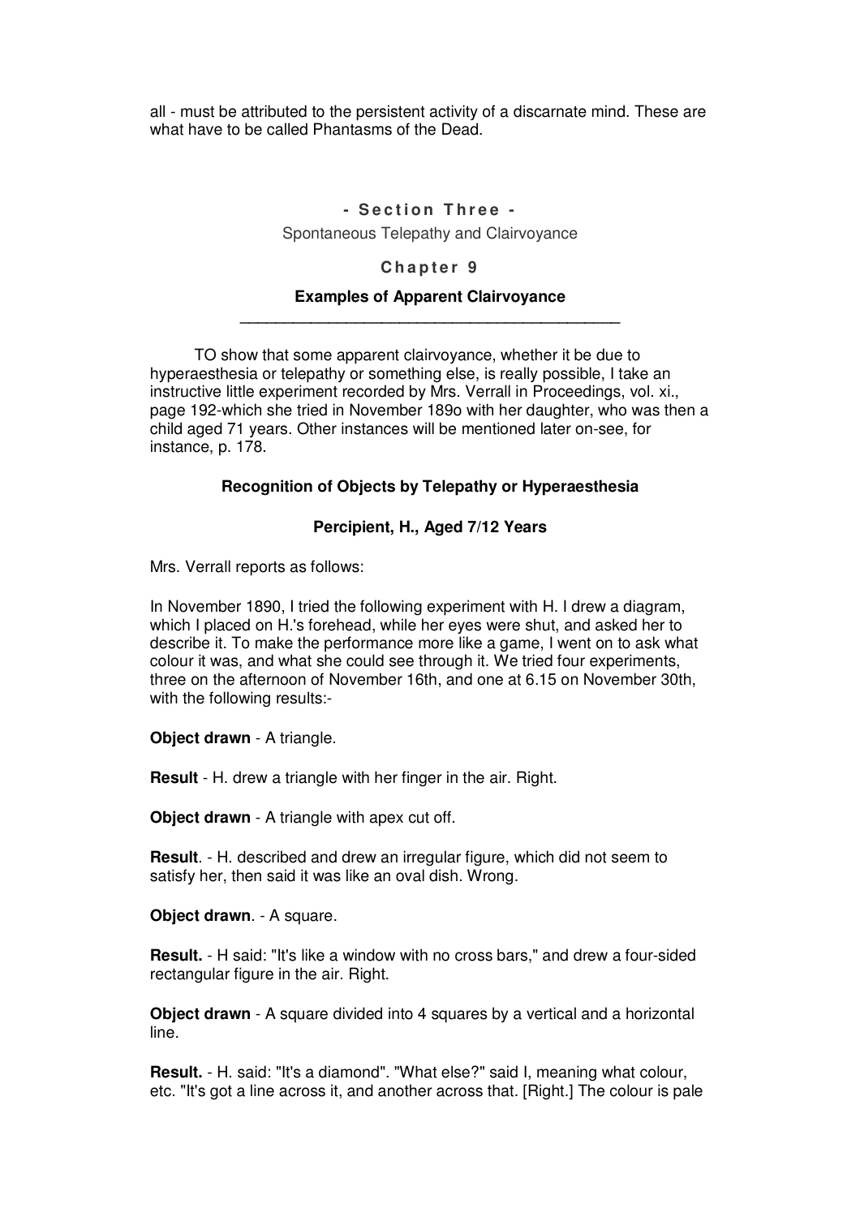all - must be attributed to the persistent activity of a discarnate mind. These are what have to be called Phantasms of the Dead.

## - Section Three -

Spontaneous Telepathy and Clairvoyance

### Chapter 9

### Examples of Apparent Clairvoyance

TO show that some apparent clairvoyance, whether it be due to hyperaesthesia or telepathy or something else, is really possible, I take an instructive little experiment recorded by Mrs. Verrall in Proceedings, vol. xi., page 192-which she tried in November 189o with her daughter, who was then a child aged 71 years. Other instances will be mentioned later on-see, for instance, p. 178.

**Recognition of Objects by Telepathy or Hyperaesthesia**

**Percipient, H., Aged 7/12 Years**

Mrs. Verrall reports as follows:

In November 1890, I tried the following experiment with H. I drew a diagram, which I placed on H.'s forehead, while her eyes were shut, and asked her to describe it. To make the performance more like a game, I went on to ask what colour it was, and what she could see through it. We tried four experiments, three on the afternoon of November 16th, and one at 6.15 on November 30th, with the following results:-

**Object drawn** - A triangle.

**Result** - H. drew a triangle with her finger in the air. Right.

**Object drawn** - A triangle with apex cut off.

**Result**. - H. described and drew an irregular figure, which did not seem to satisfy her, then said it was like an oval dish. Wrong.

**Object drawn**. - A square.

**Result.** - H said: "It's like a window with no cross bars," and drew a four-sided rectangular figure in the air. Right.

**Object drawn** - A square divided into 4 squares by a vertical and a horizontal line.

**Result.** - H. said: "It's a diamond". "What else?" said I, meaning what colour, etc. "It's got a line across it, and another across that. [Right.] The colour is pale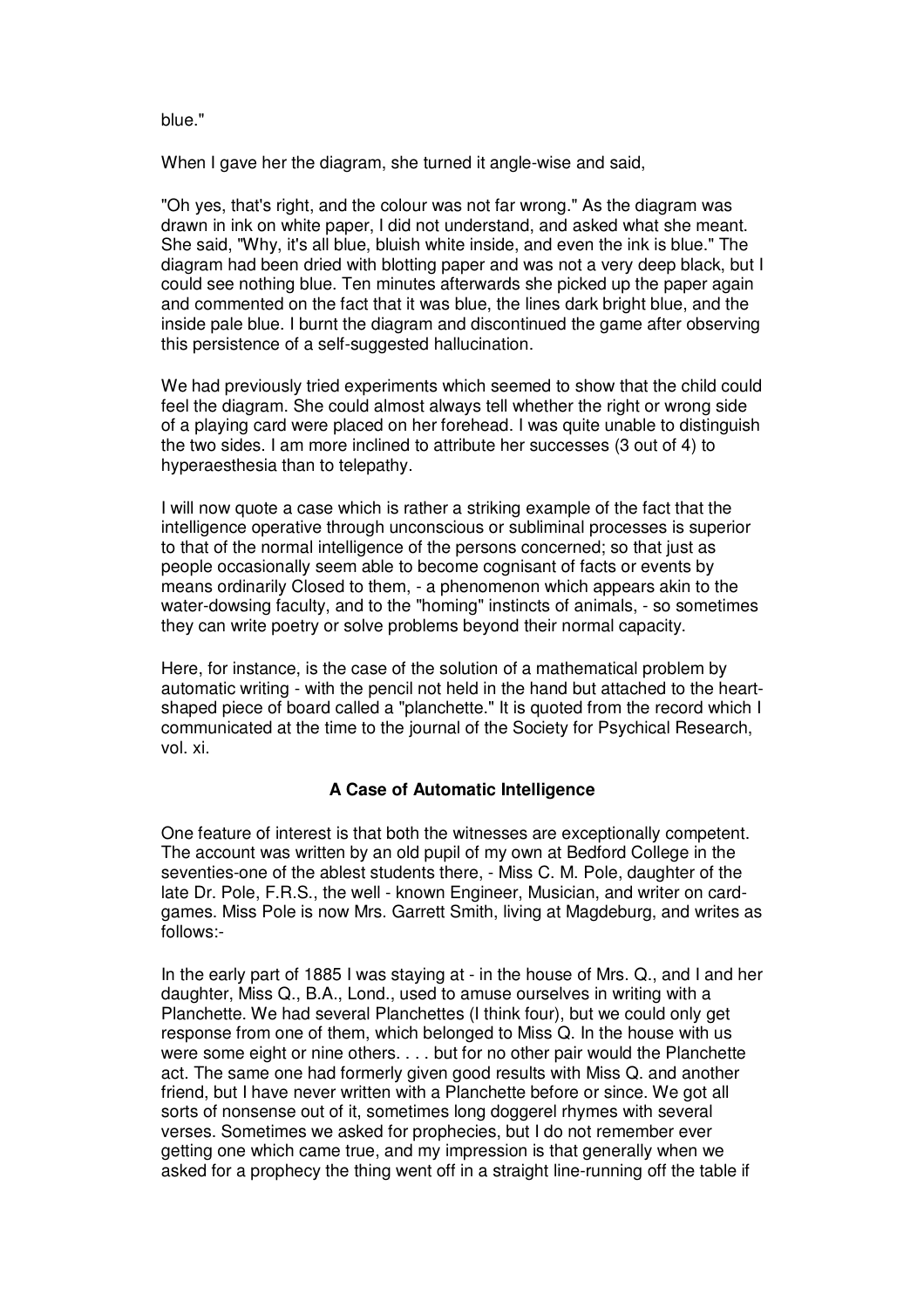blue."

When I gave her the diagram, she turned it angle-wise and said,

"Oh yes, that's right, and the colour was not far wrong." As the diagram was drawn in ink on white paper, I did not understand, and asked what she meant. She said, "Why, it's all blue, bluish white inside, and even the ink is blue." The diagram had been dried with blotting paper and was not a very deep black, but I could see nothing blue. Ten minutes afterwards she picked up the paper again and commented on the fact that it was blue, the lines dark bright blue, and the inside pale blue. I burnt the diagram and discontinued the game after observing this persistence of a self-suggested hallucination.

We had previously tried experiments which seemed to show that the child could feel the diagram. She could almost always tell whether the right or wrong side of a playing card were placed on her forehead. I was quite unable to distinguish the two sides. I am more inclined to attribute her successes (3 out of 4) to hyperaesthesia than to telepathy.

I will now quote a case which is rather a striking example of the fact that the intelligence operative through unconscious or subliminal processes is superior to that of the normal intelligence of the persons concerned; so that just as people occasionally seem able to become cognisant of facts or events by means ordinarily Closed to them, - a phenomenon which appears akin to the water-dowsing faculty, and to the "homing" instincts of animals, - so sometimes they can write poetry or solve problems beyond their normal capacity.

Here, for instance, is the case of the solution of a mathematical problem by automatic writing - with the pencil not held in the hand but attached to the heart-shaped piece of board called a "planchette." It is quoted from the record which I communicated at the time to the journal of the Society for Psychical Research, vol. xi.

### A Case of Automatic Intelligence

One feature of interest is that both the witnesses are exceptionally competent. The account was written by an old pupil of my own at Bedford College in the seventies-one of the ablest students there, - Miss C. M. Pole, daughter of the late Dr. Pole, F.R.S., the well - known Engineer, Musician, and writer on card-games. Miss Pole is now Mrs. Garrett Smith, living at Magdeburg, and writes as follows:-

In the early part of 1885 I was staying at - in the house of Mrs. Q., and I and her daughter, Miss Q., B.A., Lond., used to amuse ourselves in writing with a Planchette. We had several Planchettes (I think four), but we could only get response from one of them, which belonged to Miss Q. In the house with us were some eight or nine others. . . . but for no other pair would the Planchette act. The same one had formerly given good results with Miss Q. and another friend, but I have never written with a Planchette before or since. We got all sorts of nonsense out of it, sometimes long doggerel rhymes with several verses. Sometimes we asked for prophecies, but I do not remember ever getting one which came true, and my impression is that generally when we asked for a prophecy the thing went off in a straight line-running off the table if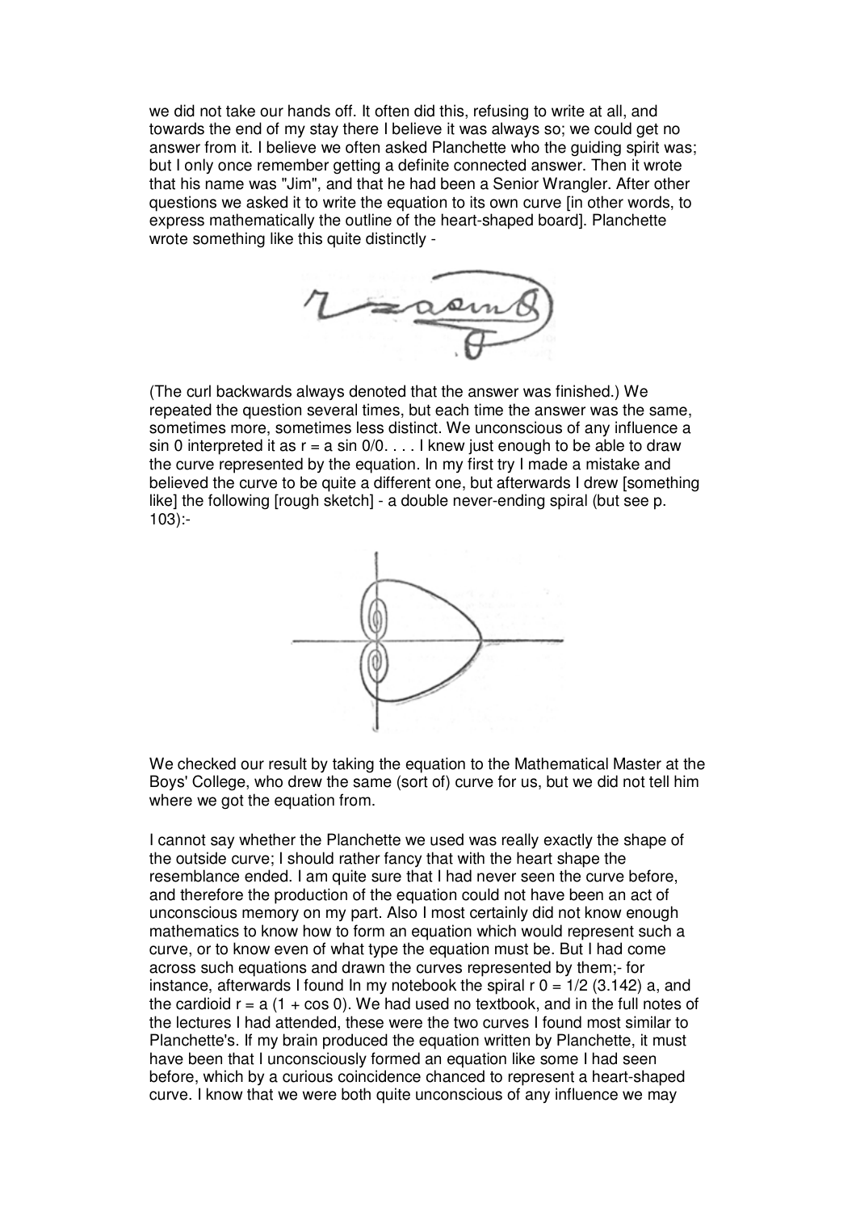we did not take our hands off. It often did this, refusing to write at all, and towards the end of my stay there I believe it was always so; we could get no answer from it. I believe we often asked Planchette who the guiding spirit was; but I only once remember getting a definite connected answer. Then it wrote that his name was "Jim", and that he had been a Senior Wrangler. After other questions we asked it to write the equation to its own curve [in other words, to express mathematically the outline of the heart-shaped board]. Planchette wrote something like this quite distinctly -

(The curl backwards always denoted that the answer was finished.) We repeated the question several times, but each time the answer was the same, sometimes more, sometimes less distinct. We unconscious of any influence a sin 0 interpreted it as r = a sin 0/0. . . . I knew just enough to be able to draw the curve represented by the equation. In my first try I made a mistake and believed the curve to be quite a different one, but afterwards I drew [something like] the following [rough sketch] - a double never-ending spiral (but see p. 103):-

We checked our result by taking the equation to the Mathematical Master at the Boys' College, who drew the same (sort of) curve for us, but we did not tell him where we got the equation from.

I cannot say whether the Planchette we used was really exactly the shape of the outside curve; I should rather fancy that with the heart shape the resemblance ended. I am quite sure that I had never seen the curve before, and therefore the production of the equation could not have been an act of unconscious memory on my part. Also I most certainly did not know enough mathematics to know how to form an equation which would represent such a curve, or to know even of what type the equation must be. But I had come across such equations and drawn the curves represented by them;- for instance, afterwards I found In my notebook the spiral r 0 = 1/2 (3.142) a, and the cardioid r = a (1 + cos 0). We had used no textbook, and in the full notes of the lectures I had attended, these were the two curves I found most similar to Planchette's. If my brain produced the equation written by Planchette, it must have been that I unconsciously formed an equation like some I had seen before, which by a curious coincidence chanced to represent a heart-shaped curve. I know that we were both quite unconscious of any influence we may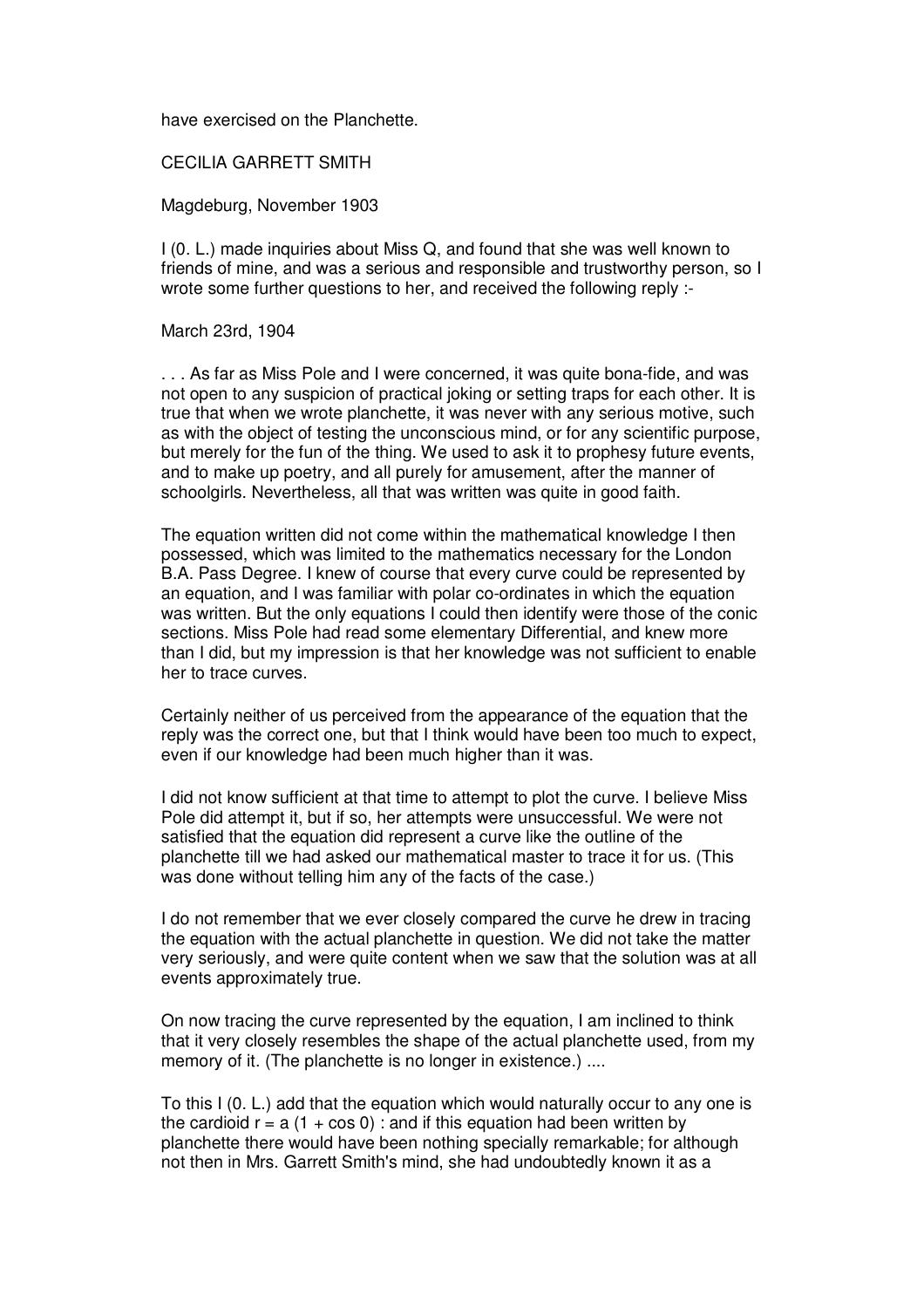have exercised on the Planchette.

CECILIA GARRETT SMITH

Magdeburg, November 1903

I (0. L.) made inquiries about Miss Q, and found that she was well known to friends of mine, and was a serious and responsible and trustworthy person, so I wrote some further questions to her, and received the following reply :-

March 23rd, 1904

. . . As far as Miss Pole and I were concerned, it was quite bona-fide, and was not open to any suspicion of practical joking or setting traps for each other. It is true that when we wrote planchette, it was never with any serious motive, such as with the object of testing the unconscious mind, or for any scientific purpose, but merely for the fun of the thing. We used to ask it to prophesy future events, and to make up poetry, and all purely for amusement, after the manner of schoolgirls. Nevertheless, all that was written was quite in good faith.

The equation written did not come within the mathematical knowledge I then possessed, which was limited to the mathematics necessary for the London B.A. Pass Degree. I knew of course that every curve could be represented by an equation, and I was familiar with polar co-ordinates in which the equation was written. But the only equations I could then identify were those of the conic sections. Miss Pole had read some elementary Differential, and knew more than I did, but my impression is that her knowledge was not sufficient to enable her to trace curves.

Certainly neither of us perceived from the appearance of the equation that the reply was the correct one, but that I think would have been too much to expect, even if our knowledge had been much higher than it was.

I did not know sufficient at that time to attempt to plot the curve. I believe Miss Pole did attempt it, but if so, her attempts were unsuccessful. We were not satisfied that the equation did represent a curve like the outline of the planchette till we had asked our mathematical master to trace it for us. (This was done without telling him any of the facts of the case.)

I do not remember that we ever closely compared the curve he drew in tracing the equation with the actual planchette in question. We did not take the matter very seriously, and were quite content when we saw that the solution was at all events approximately true.

On now tracing the curve represented by the equation, I am inclined to think that it very closely resembles the shape of the actual planchette used, from my memory of it. (The planchette is no longer in existence.) ....

To this I (0. L.) add that the equation which would naturally occur to any one is the cardioid $r = a\,(1 + \cos 0)$ : and if this equation had been written by planchette there would have been nothing specially remarkable; for although not then in Mrs. Garrett Smith's mind, she had undoubtedly known it as a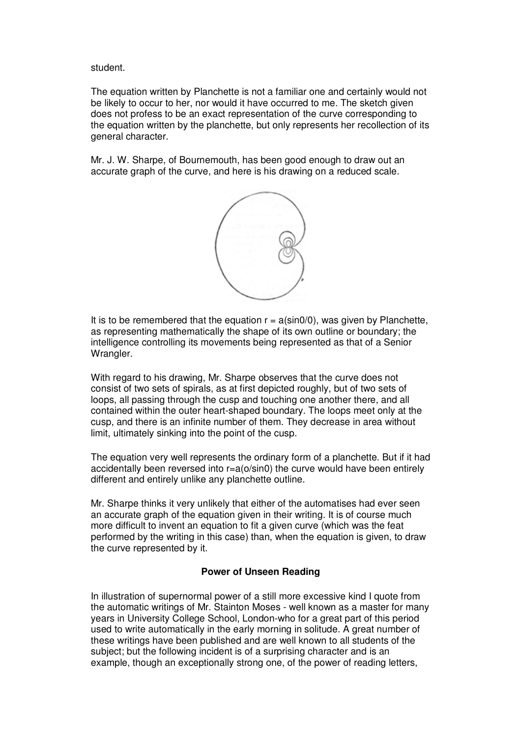student.

The equation written by Planchette is not a familiar one and certainly would not be likely to occur to her, nor would it have occurred to me. The sketch given does not profess to be an exact representation of the curve corresponding to the equation written by the planchette, but only represents her recollection of its general character.

Mr. J. W. Sharpe, of Bournemouth, has been good enough to draw out an accurate graph of the curve, and here is his drawing on a reduced scale.

It is to be remembered that the equation $r = a(\sin\theta/\theta)$, was given by Planchette, as representing mathematically the shape of its own outline or boundary; the intelligence controlling its movements being represented as that of a Senior Wrangler.

With regard to his drawing, Mr. Sharpe observes that the curve does not consist of two sets of spirals, as at first depicted roughly, but of two sets of loops, all passing through the cusp and touching one another there, and all contained within the outer heart-shaped boundary. The loops meet only at the cusp, and there is an infinite number of them. They decrease in area without limit, ultimately sinking into the point of the cusp.

The equation very well represents the ordinary form of a planchette. But if it had accidentally been reversed into $r=a(\theta/\sin\theta)$ the curve would have been entirely different and entirely unlike any planchette outline.

Mr. Sharpe thinks it very unlikely that either of the automatises had ever seen an accurate graph of the equation given in their writing. It is of course much more difficult to invent an equation to fit a given curve (which was the feat performed by the writing in this case) than, when the equation is given, to draw the curve represented by it.

### Power of Unseen Reading

In illustration of supernormal power of a still more excessive kind I quote from the automatic writings of Mr. Stainton Moses - well known as a master for many years in University College School, London-who for a great part of this period used to write automatically in the early morning in solitude. A great number of these writings have been published and are well known to all students of the subject; but the following incident is of a surprising character and is an example, though an exceptionally strong one, of the power of reading letters,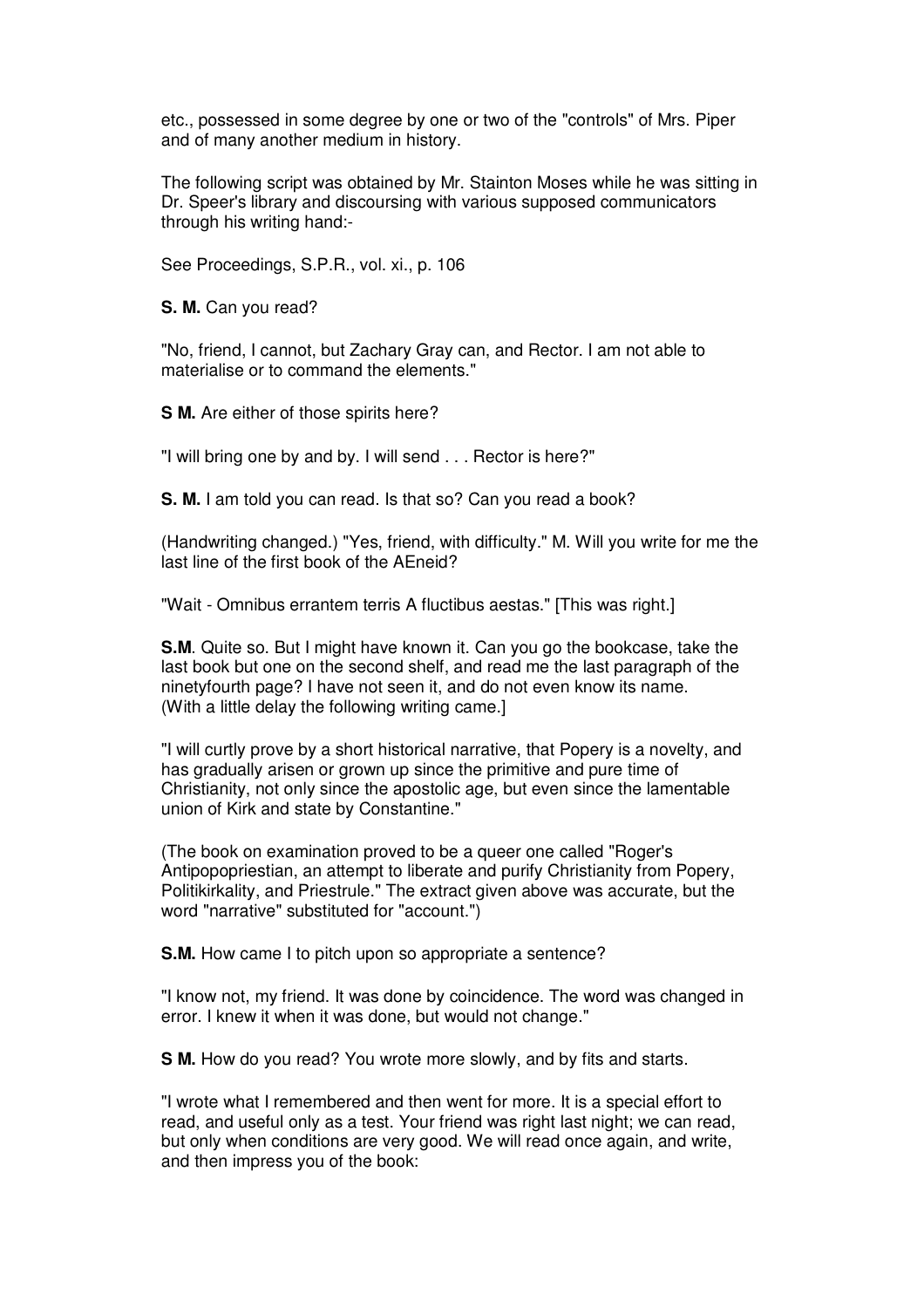etc., possessed in some degree by one or two of the "controls" of Mrs. Piper and of many another medium in history.

The following script was obtained by Mr. Stainton Moses while he was sitting in Dr. Speer's library and discoursing with various supposed communicators through his writing hand:-

See Proceedings, S.P.R., vol. xi., p. 106

**S. M.** Can you read?

"No, friend, I cannot, but Zachary Gray can, and Rector. I am not able to materialise or to command the elements."

**S M.** Are either of those spirits here?

"I will bring one by and by. I will send . . . Rector is here?"

**S. M.** I am told you can read. Is that so? Can you read a book?

(Handwriting changed.) "Yes, friend, with difficulty." M. Will you write for me the last line of the first book of the AEneid?

"Wait - Omnibus errantem terris A fluctibus aestas." [This was right.]

**S.M**. Quite so. But I might have known it. Can you go the bookcase, take the last book but one on the second shelf, and read me the last paragraph of the ninetyfourth page? I have not seen it, and do not even know its name. (With a little delay the following writing came.]

"I will curtly prove by a short historical narrative, that Popery is a novelty, and has gradually arisen or grown up since the primitive and pure time of Christianity, not only since the apostolic age, but even since the lamentable union of Kirk and state by Constantine."

(The book on examination proved to be a queer one called "Roger's Antipopopriestian, an attempt to liberate and purify Christianity from Popery, Politikirkality, and Priestrule." The extract given above was accurate, but the word "narrative" substituted for "account.")

**S.M.** How came I to pitch upon so appropriate a sentence?

"I know not, my friend. It was done by coincidence. The word was changed in error. I knew it when it was done, but would not change."

**S M.** How do you read? You wrote more slowly, and by fits and starts.

"I wrote what I remembered and then went for more. It is a special effort to read, and useful only as a test. Your friend was right last night; we can read, but only when conditions are very good. We will read once again, and write, and then impress you of the book: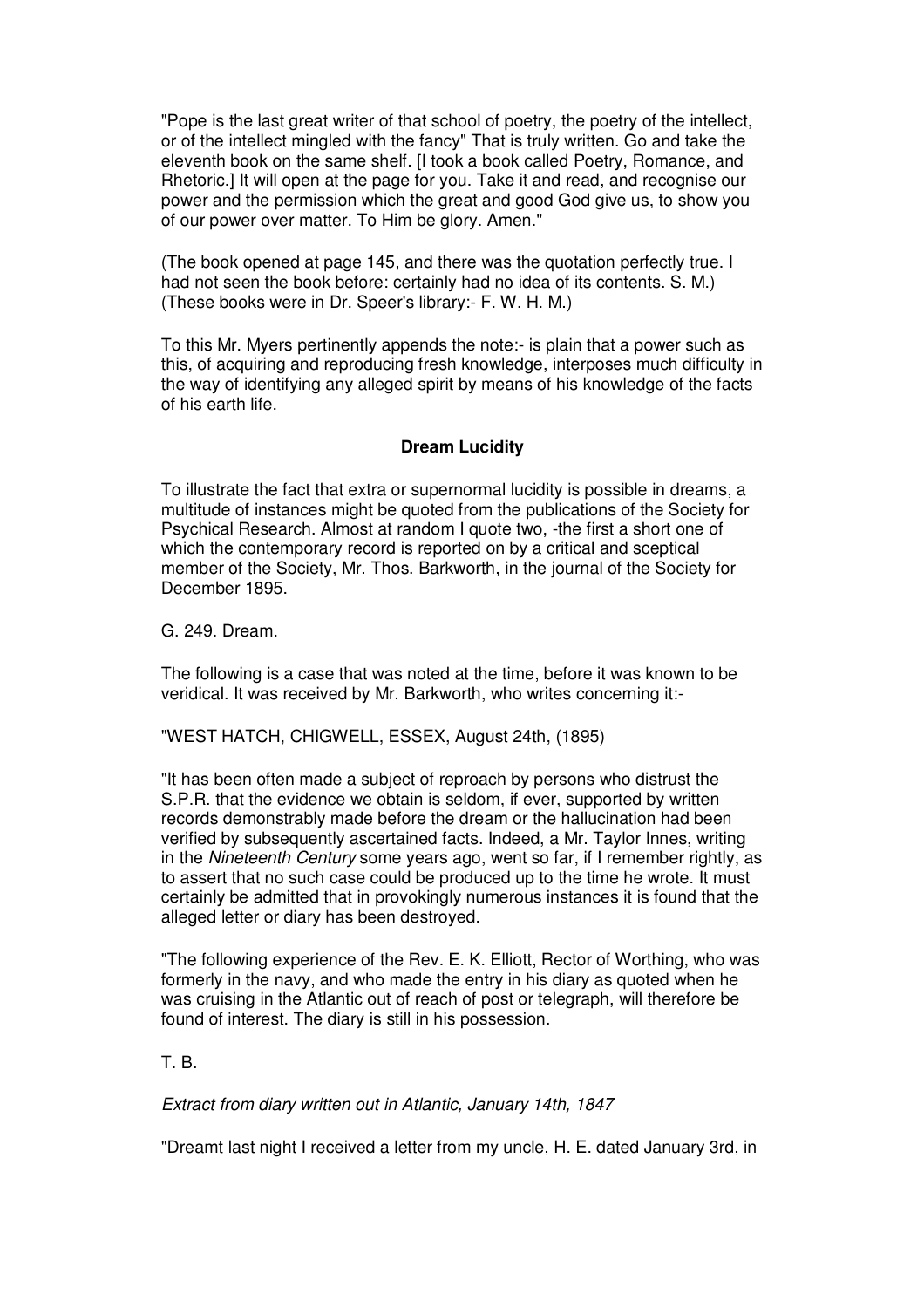"Pope is the last great writer of that school of poetry, the poetry of the intellect, or of the intellect mingled with the fancy" That is truly written. Go and take the eleventh book on the same shelf. [I took a book called Poetry, Romance, and Rhetoric.] It will open at the page for you. Take it and read, and recognise our power and the permission which the great and good God give us, to show you of our power over matter. To Him be glory. Amen."

(The book opened at page 145, and there was the quotation perfectly true. I had not seen the book before: certainly had no idea of its contents. S. M.) (These books were in Dr. Speer's library:- F. W. H. M.)

To this Mr. Myers pertinently appends the note:- is plain that a power such as this, of acquiring and reproducing fresh knowledge, interposes much difficulty in the way of identifying any alleged spirit by means of his knowledge of the facts of his earth life.

### Dream Lucidity

To illustrate the fact that extra or supernormal lucidity is possible in dreams, a multitude of instances might be quoted from the publications of the Society for Psychical Research. Almost at random I quote two, -the first a short one of which the contemporary record is reported on by a critical and sceptical member of the Society, Mr. Thos. Barkworth, in the journal of the Society for December 1895.

G. 249. Dream.

The following is a case that was noted at the time, before it was known to be veridical. It was received by Mr. Barkworth, who writes concerning it:-

"WEST HATCH, CHIGWELL, ESSEX, August 24th, (1895)

"It has been often made a subject of reproach by persons who distrust the S.P.R. that the evidence we obtain is seldom, if ever, supported by written records demonstrably made before the dream or the hallucination had been verified by subsequently ascertained facts. Indeed, a Mr. Taylor Innes, writing in the *Nineteenth Century* some years ago, went so far, if I remember rightly, as to assert that no such case could be produced up to the time he wrote. It must certainly be admitted that in provokingly numerous instances it is found that the alleged letter or diary has been destroyed.

"The following experience of the Rev. E. K. Elliott, Rector of Worthing, who was formerly in the navy, and who made the entry in his diary as quoted when he was cruising in the Atlantic out of reach of post or telegraph, will therefore be found of interest. The diary is still in his possession.

T. B.

*Extract from diary written out in Atlantic, January 14th, 1847*

"Dreamt last night I received a letter from my uncle, H. E. dated January 3rd, in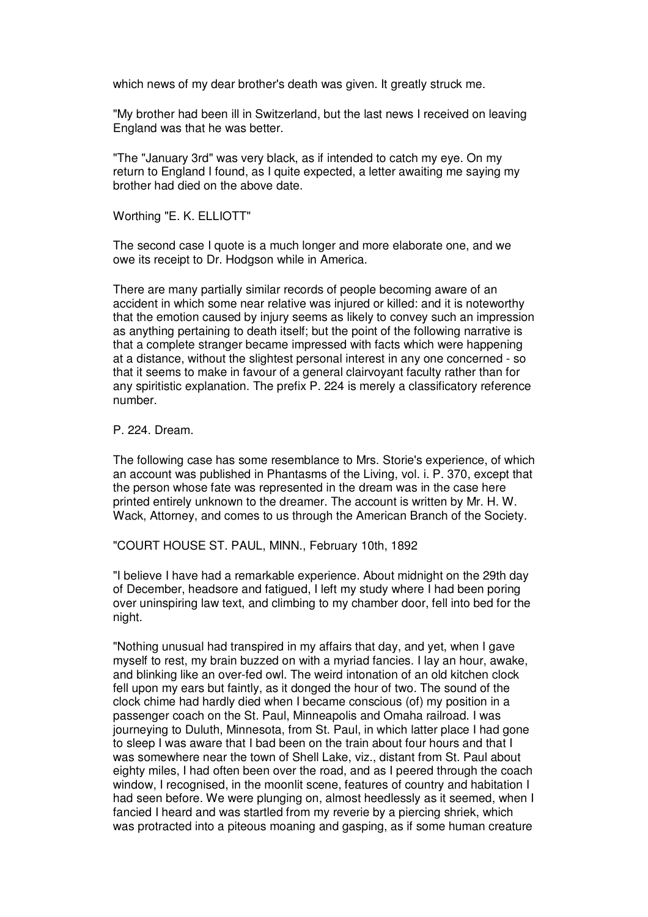which news of my dear brother's death was given. It greatly struck me.

"My brother had been ill in Switzerland, but the last news I received on leaving England was that he was better.

"The "January 3rd" was very black, as if intended to catch my eye. On my return to England I found, as I quite expected, a letter awaiting me saying my brother had died on the above date.

Worthing "E. K. ELLIOTT"

The second case I quote is a much longer and more elaborate one, and we owe its receipt to Dr. Hodgson while in America.

There are many partially similar records of people becoming aware of an accident in which some near relative was injured or killed: and it is noteworthy that the emotion caused by injury seems as likely to convey such an impression as anything pertaining to death itself; but the point of the following narrative is that a complete stranger became impressed with facts which were happening at a distance, without the slightest personal interest in any one concerned - so that it seems to make in favour of a general clairvoyant faculty rather than for any spiritistic explanation. The prefix P. 224 is merely a classificatory reference number.

P. 224. Dream.

The following case has some resemblance to Mrs. Storie's experience, of which an account was published in Phantasms of the Living, vol. i. P. 370, except that the person whose fate was represented in the dream was in the case here printed entirely unknown to the dreamer. The account is written by Mr. H. W. Wack, Attorney, and comes to us through the American Branch of the Society.

"COURT HOUSE ST. PAUL, MINN., February 10th, 1892

"I believe I have had a remarkable experience. About midnight on the 29th day of December, headsore and fatigued, I left my study where I had been poring over uninspiring law text, and climbing to my chamber door, fell into bed for the night.

"Nothing unusual had transpired in my affairs that day, and yet, when I gave myself to rest, my brain buzzed on with a myriad fancies. I lay an hour, awake, and blinking like an over-fed owl. The weird intonation of an old kitchen clock fell upon my ears but faintly, as it donged the hour of two. The sound of the clock chime had hardly died when I became conscious (of) my position in a passenger coach on the St. Paul, Minneapolis and Omaha railroad. I was journeying to Duluth, Minnesota, from St. Paul, in which latter place I had gone to sleep I was aware that I bad been on the train about four hours and that I was somewhere near the town of Shell Lake, viz., distant from St. Paul about eighty miles, I had often been over the road, and as I peered through the coach window, I recognised, in the moonlit scene, features of country and habitation I had seen before. We were plunging on, almost heedlessly as it seemed, when I fancied I heard and was startled from my reverie by a piercing shriek, which was protracted into a piteous moaning and gasping, as if some human creature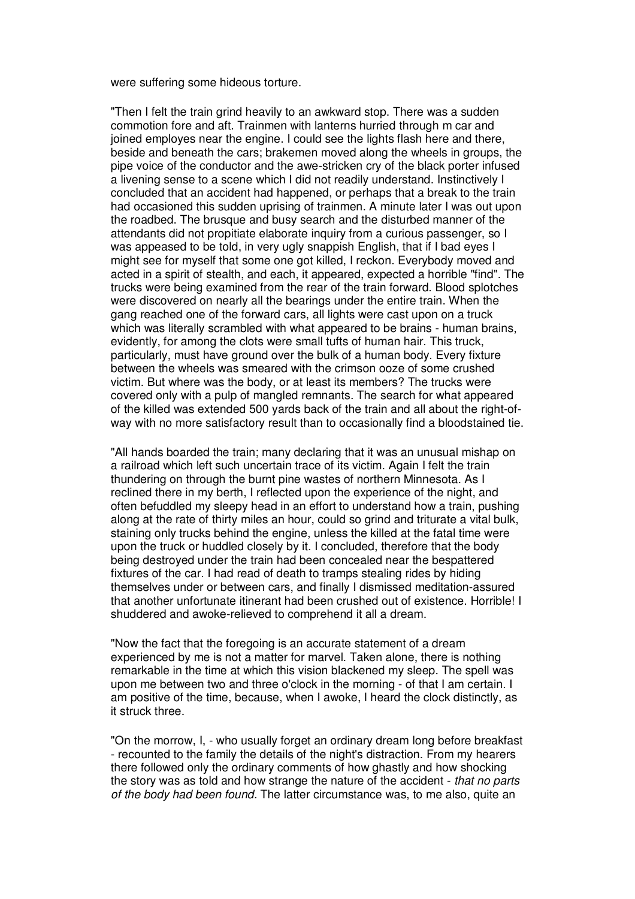were suffering some hideous torture.

"Then I felt the train grind heavily to an awkward stop. There was a sudden commotion fore and aft. Trainmen with lanterns hurried through m car and joined employes near the engine. I could see the lights flash here and there, beside and beneath the cars; brakemen moved along the wheels in groups, the pipe voice of the conductor and the awe-stricken cry of the black porter infused a livening sense to a scene which I did not readily understand. Instinctively I concluded that an accident had happened, or perhaps that a break to the train had occasioned this sudden uprising of trainmen. A minute later I was out upon the roadbed. The brusque and busy search and the disturbed manner of the attendants did not propitiate elaborate inquiry from a curious passenger, so I was appeased to be told, in very ugly snappish English, that if I bad eyes I might see for myself that some one got killed, I reckon. Everybody moved and acted in a spirit of stealth, and each, it appeared, expected a horrible "find". The trucks were being examined from the rear of the train forward. Blood splotches were discovered on nearly all the bearings under the entire train. When the gang reached one of the forward cars, all lights were cast upon on a truck which was literally scrambled with what appeared to be brains - human brains, evidently, for among the clots were small tufts of human hair. This truck, particularly, must have ground over the bulk of a human body. Every fixture between the wheels was smeared with the crimson ooze of some crushed victim. But where was the body, or at least its members? The trucks were covered only with a pulp of mangled remnants. The search for what appeared of the killed was extended 500 yards back of the train and all about the right-of-way with no more satisfactory result than to occasionally find a bloodstained tie.

"All hands boarded the train; many declaring that it was an unusual mishap on a railroad which left such uncertain trace of its victim. Again I felt the train thundering on through the burnt pine wastes of northern Minnesota. As I reclined there in my berth, I reflected upon the experience of the night, and often befuddled my sleepy head in an effort to understand how a train, pushing along at the rate of thirty miles an hour, could so grind and triturate a vital bulk, staining only trucks behind the engine, unless the killed at the fatal time were upon the truck or huddled closely by it. I concluded, therefore that the body being destroyed under the train had been concealed near the bespattered fixtures of the car. I had read of death to tramps stealing rides by hiding themselves under or between cars, and finally I dismissed meditation-assured that another unfortunate itinerant had been crushed out of existence. Horrible! I shuddered and awoke-relieved to comprehend it all a dream.

"Now the fact that the foregoing is an accurate statement of a dream experienced by me is not a matter for marvel. Taken alone, there is nothing remarkable in the time at which this vision blackened my sleep. The spell was upon me between two and three o'clock in the morning - of that I am certain. I am positive of the time, because, when I awoke, I heard the clock distinctly, as it struck three.

"On the morrow, I, - who usually forget an ordinary dream long before breakfast - recounted to the family the details of the night's distraction. From my hearers there followed only the ordinary comments of how ghastly and how shocking the story was as told and how strange the nature of the accident - *that no parts of the body had been found.* The latter circumstance was, to me also, quite an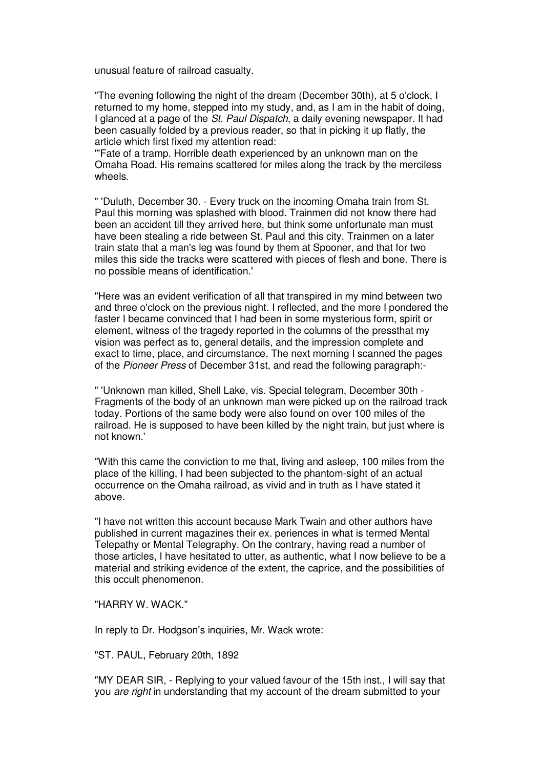unusual feature of railroad casualty.

"The evening following the night of the dream (December 30th), at 5 o'clock, I returned to my home, stepped into my study, and, as I am in the habit of doing, I glanced at a page of the *St. Paul Dispatch*, a daily evening newspaper. It had been casually folded by a previous reader, so that in picking it up flatly, the article which first fixed my attention read:
"'Fate of a tramp. Horrible death experienced by an unknown man on the Omaha Road. His remains scattered for miles along the track by the merciless wheels.

" 'Duluth, December 30. - Every truck on the incoming Omaha train from St. Paul this morning was splashed with blood. Trainmen did not know there had been an accident till they arrived here, but think some unfortunate man must have been stealing a ride between St. Paul and this city. Trainmen on a later train state that a man's leg was found by them at Spooner, and that for two miles this side the tracks were scattered with pieces of flesh and bone. There is no possible means of identification.'

"Here was an evident verification of all that transpired in my mind between two and three o'clock on the previous night. I reflected, and the more I pondered the faster I became convinced that I had been in some mysterious form, spirit or element, witness of the tragedy reported in the columns of the pressthat my vision was perfect as to, general details, and the impression complete and exact to time, place, and circumstance, The next morning I scanned the pages of the *Pioneer Press* of December 31st, and read the following paragraph:-

" 'Unknown man killed, Shell Lake, vis. Special telegram, December 30th - Fragments of the body of an unknown man were picked up on the railroad track today. Portions of the same body were also found on over 100 miles of the railroad. He is supposed to have been killed by the night train, but just where is not known.'

"With this came the conviction to me that, living and asleep, 100 miles from the place of the killing, I had been subjected to the phantom-sight of an actual occurrence on the Omaha railroad, as vivid and in truth as I have stated it above.

"I have not written this account because Mark Twain and other authors have published in current magazines their ex. periences in what is termed Mental Telepathy or Mental Telegraphy. On the contrary, having read a number of those articles, I have hesitated to utter, as authentic, what I now believe to be a material and striking evidence of the extent, the caprice, and the possibilities of this occult phenomenon.

"HARRY W. WACK."

In reply to Dr. Hodgson's inquiries, Mr. Wack wrote:

"ST. PAUL, February 20th, 1892

"MY DEAR SIR, - Replying to your valued favour of the 15th inst., I will say that you *are right* in understanding that my account of the dream submitted to your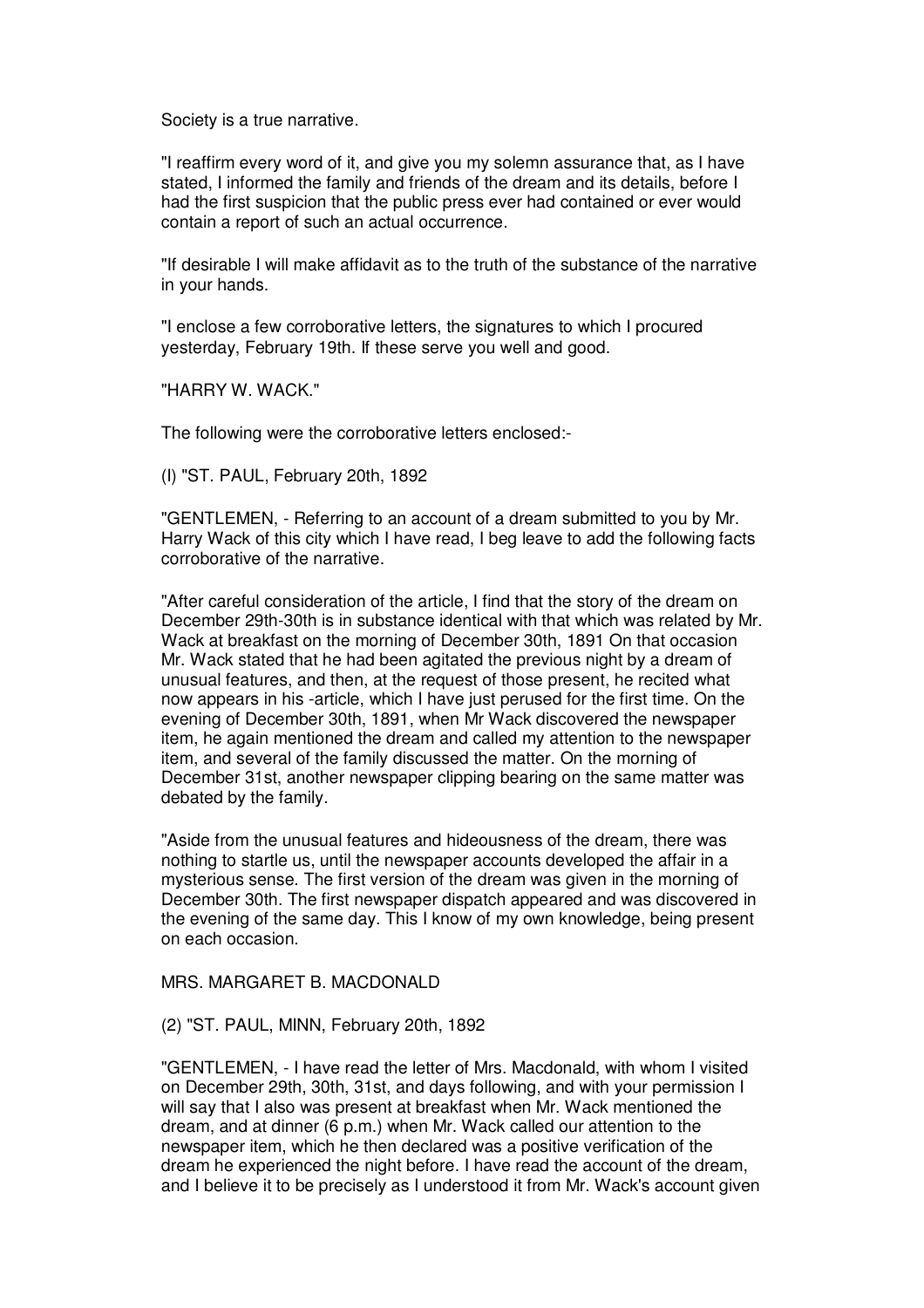Society is a true narrative.

"I reaffirm every word of it, and give you my solemn assurance that, as I have stated, I informed the family and friends of the dream and its details, before I had the first suspicion that the public press ever had contained or ever would contain a report of such an actual occurrence.

"If desirable I will make affidavit as to the truth of the substance of the narrative in your hands.

"I enclose a few corroborative letters, the signatures to which I procured yesterday, February 19th. If these serve you well and good.

"HARRY W. WACK."

The following were the corroborative letters enclosed:-

(I) "ST. PAUL, February 20th, 1892

"GENTLEMEN, - Referring to an account of a dream submitted to you by Mr. Harry Wack of this city which I have read, I beg leave to add the following facts corroborative of the narrative.

"After careful consideration of the article, I find that the story of the dream on December 29th-30th is in substance identical with that which was related by Mr. Wack at breakfast on the morning of December 30th, 1891 On that occasion Mr. Wack stated that he had been agitated the previous night by a dream of unusual features, and then, at the request of those present, he recited what now appears in his -article, which I have just perused for the first time. On the evening of December 30th, 1891, when Mr Wack discovered the newspaper item, he again mentioned the dream and called my attention to the newspaper item, and several of the family discussed the matter. On the morning of December 31st, another newspaper clipping bearing on the same matter was debated by the family.

"Aside from the unusual features and hideousness of the dream, there was nothing to startle us, until the newspaper accounts developed the affair in a mysterious sense. The first version of the dream was given in the morning of December 30th. The first newspaper dispatch appeared and was discovered in the evening of the same day. This I know of my own knowledge, being present on each occasion.

MRS. MARGARET B. MACDONALD

(2) "ST. PAUL, MINN, February 20th, 1892

"GENTLEMEN, - I have read the letter of Mrs. Macdonald, with whom I visited on December 29th, 30th, 31st, and days following, and with your permission I will say that I also was present at breakfast when Mr. Wack mentioned the dream, and at dinner (6 p.m.) when Mr. Wack called our attention to the newspaper item, which he then declared was a positive verification of the dream he experienced the night before. I have read the account of the dream, and I believe it to be precisely as I understood it from Mr. Wack's account given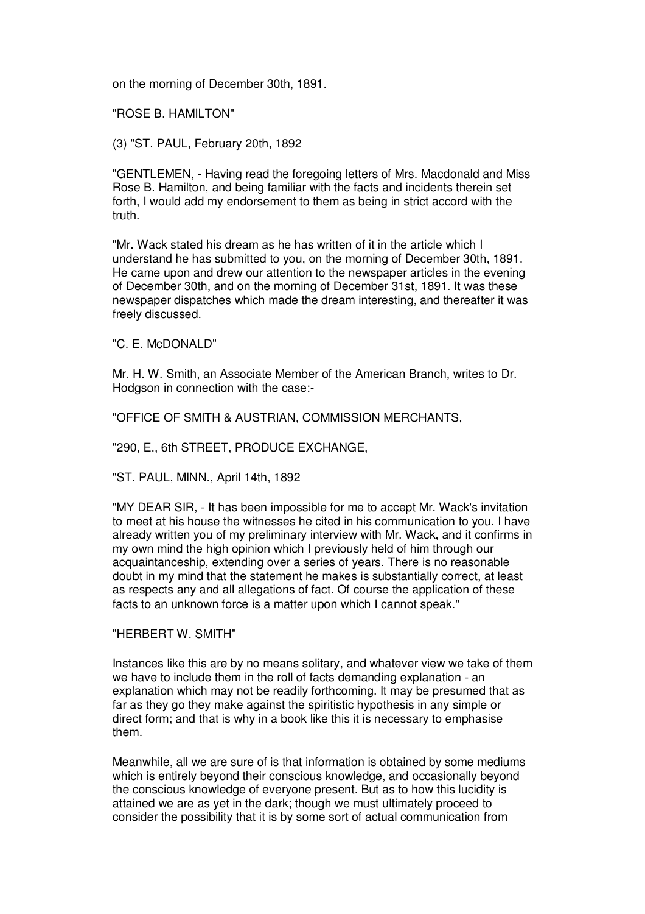on the morning of December 30th, 1891.

"ROSE B. HAMILTON"

(3) "ST. PAUL, February 20th, 1892

"GENTLEMEN, - Having read the foregoing letters of Mrs. Macdonald and Miss Rose B. Hamilton, and being familiar with the facts and incidents therein set forth, I would add my endorsement to them as being in strict accord with the truth.

"Mr. Wack stated his dream as he has written of it in the article which I understand he has submitted to you, on the morning of December 30th, 1891. He came upon and drew our attention to the newspaper articles in the evening of December 30th, and on the morning of December 31st, 1891. It was these newspaper dispatches which made the dream interesting, and thereafter it was freely discussed.

"C. E. McDONALD"

Mr. H. W. Smith, an Associate Member of the American Branch, writes to Dr. Hodgson in connection with the case:-

"OFFICE OF SMITH & AUSTRIAN, COMMISSION MERCHANTS,

"290, E., 6th STREET, PRODUCE EXCHANGE,

"ST. PAUL, MINN., April 14th, 1892

"MY DEAR SIR, - It has been impossible for me to accept Mr. Wack's invitation to meet at his house the witnesses he cited in his communication to you. I have already written you of my preliminary interview with Mr. Wack, and it confirms in my own mind the high opinion which I previously held of him through our acquaintanceship, extending over a series of years. There is no reasonable doubt in my mind that the statement he makes is substantially correct, at least as respects any and all allegations of fact. Of course the application of these facts to an unknown force is a matter upon which I cannot speak."

"HERBERT W. SMITH"

Instances like this are by no means solitary, and whatever view we take of them we have to include them in the roll of facts demanding explanation - an explanation which may not be readily forthcoming. It may be presumed that as far as they go they make against the spiritistic hypothesis in any simple or direct form; and that is why in a book like this it is necessary to emphasise them.

Meanwhile, all we are sure of is that information is obtained by some mediums which is entirely beyond their conscious knowledge, and occasionally beyond the conscious knowledge of everyone present. But as to how this lucidity is attained we are as yet in the dark; though we must ultimately proceed to consider the possibility that it is by some sort of actual communication from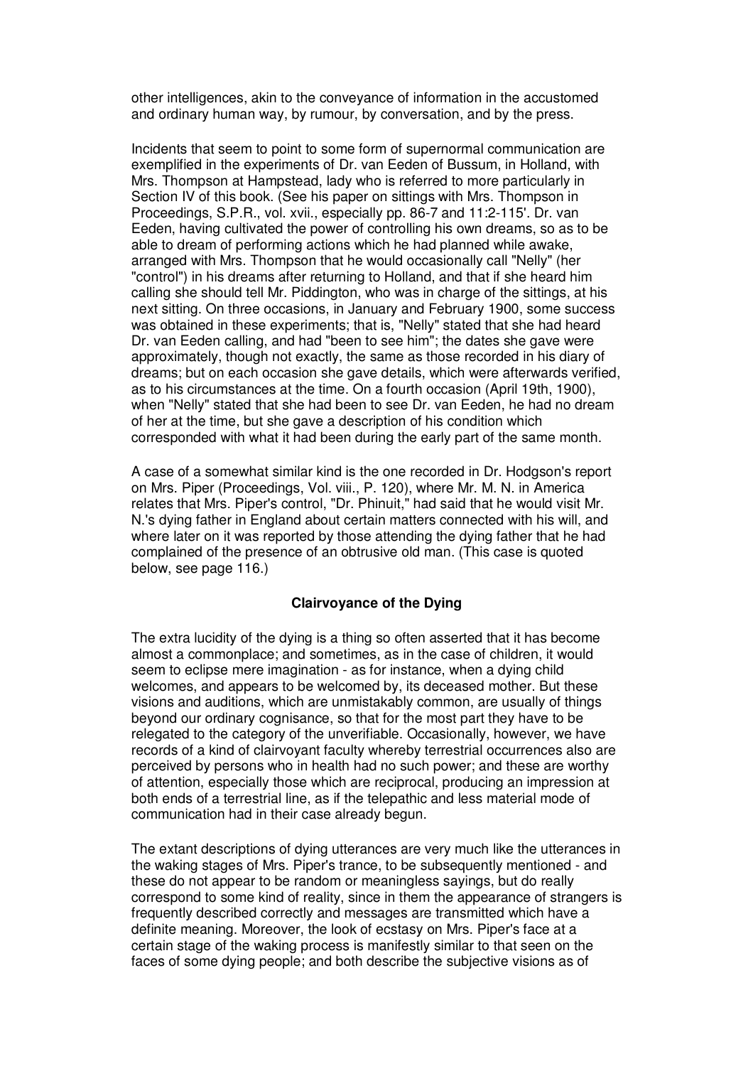other intelligences, akin to the conveyance of information in the accustomed and ordinary human way, by rumour, by conversation, and by the press.

Incidents that seem to point to some form of supernormal communication are exemplified in the experiments of Dr. van Eeden of Bussum, in Holland, with Mrs. Thompson at Hampstead, lady who is referred to more particularly in Section IV of this book. (See his paper on sittings with Mrs. Thompson in Proceedings, S.P.R., vol. xvii., especially pp. 86-7 and 11:2-115'. Dr. van Eeden, having cultivated the power of controlling his own dreams, so as to be able to dream of performing actions which he had planned while awake, arranged with Mrs. Thompson that he would occasionally call "Nelly" (her "control") in his dreams after returning to Holland, and that if she heard him calling she should tell Mr. Piddington, who was in charge of the sittings, at his next sitting. On three occasions, in January and February 1900, some success was obtained in these experiments; that is, "Nelly" stated that she had heard Dr. van Eeden calling, and had "been to see him"; the dates she gave were approximately, though not exactly, the same as those recorded in his diary of dreams; but on each occasion she gave details, which were afterwards verified, as to his circumstances at the time. On a fourth occasion (April 19th, 1900), when "Nelly" stated that she had been to see Dr. van Eeden, he had no dream of her at the time, but she gave a description of his condition which corresponded with what it had been during the early part of the same month.

A case of a somewhat similar kind is the one recorded in Dr. Hodgson's report on Mrs. Piper (Proceedings, Vol. viii., P. 120), where Mr. M. N. in America relates that Mrs. Piper's control, "Dr. Phinuit," had said that he would visit Mr. N.'s dying father in England about certain matters connected with his will, and where later on it was reported by those attending the dying father that he had complained of the presence of an obtrusive old man. (This case is quoted below, see page 116.)

### Clairvoyance of the Dying

The extra lucidity of the dying is a thing so often asserted that it has become almost a commonplace; and sometimes, as in the case of children, it would seem to eclipse mere imagination - as for instance, when a dying child welcomes, and appears to be welcomed by, its deceased mother. But these visions and auditions, which are unmistakably common, are usually of things beyond our ordinary cognisance, so that for the most part they have to be relegated to the category of the unverifiable. Occasionally, however, we have records of a kind of clairvoyant faculty whereby terrestrial occurrences also are perceived by persons who in health had no such power; and these are worthy of attention, especially those which are reciprocal, producing an impression at both ends of a terrestrial line, as if the telepathic and less material mode of communication had in their case already begun.

The extant descriptions of dying utterances are very much like the utterances in the waking stages of Mrs. Piper's trance, to be subsequently mentioned - and these do not appear to be random or meaningless sayings, but do really correspond to some kind of reality, since in them the appearance of strangers is frequently described correctly and messages are transmitted which have a definite meaning. Moreover, the look of ecstasy on Mrs. Piper's face at a certain stage of the waking process is manifestly similar to that seen on the faces of some dying people; and both describe the subjective visions as of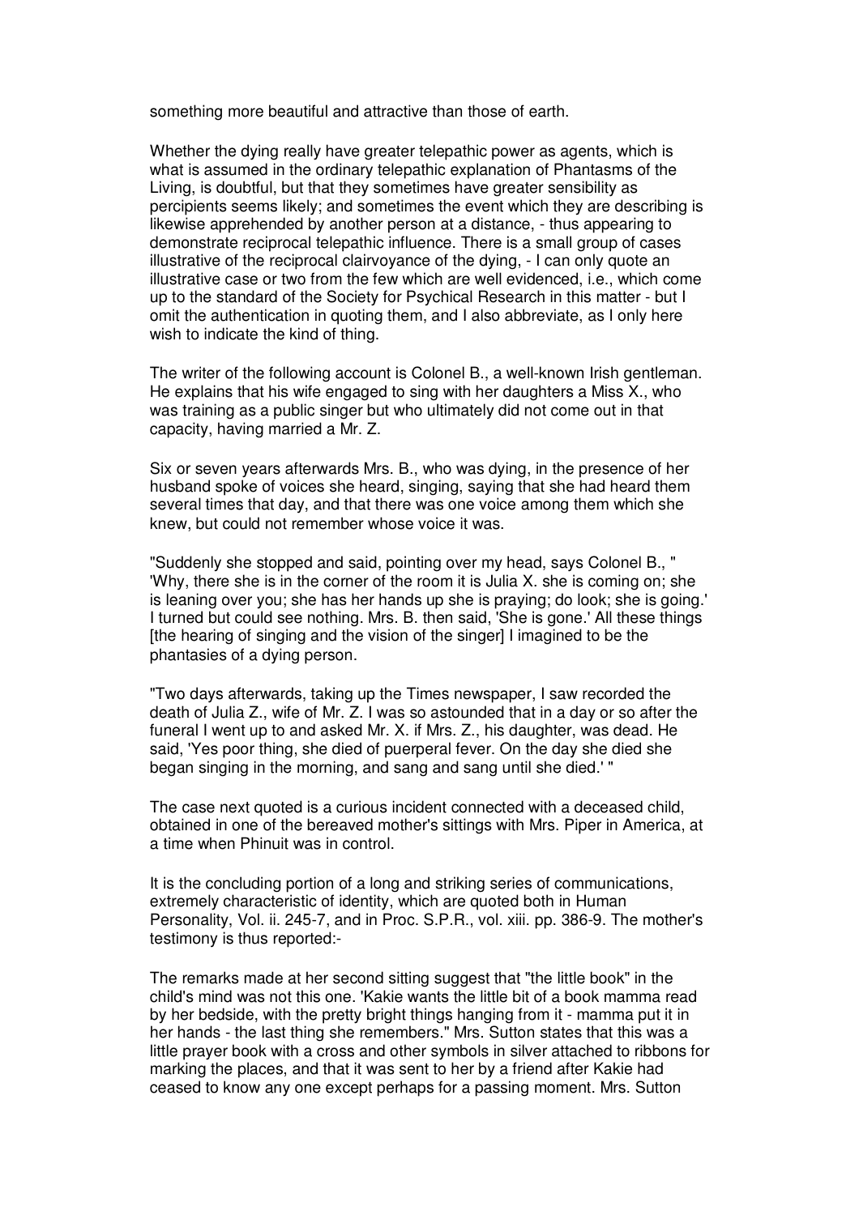something more beautiful and attractive than those of earth.

Whether the dying really have greater telepathic power as agents, which is what is assumed in the ordinary telepathic explanation of Phantasms of the Living, is doubtful, but that they sometimes have greater sensibility as percipients seems likely; and sometimes the event which they are describing is likewise apprehended by another person at a distance, - thus appearing to demonstrate reciprocal telepathic influence. There is a small group of cases illustrative of the reciprocal clairvoyance of the dying, - I can only quote an illustrative case or two from the few which are well evidenced, i.e., which come up to the standard of the Society for Psychical Research in this matter - but I omit the authentication in quoting them, and I also abbreviate, as I only here wish to indicate the kind of thing.

The writer of the following account is Colonel B., a well-known Irish gentleman. He explains that his wife engaged to sing with her daughters a Miss X., who was training as a public singer but who ultimately did not come out in that capacity, having married a Mr. Z.

Six or seven years afterwards Mrs. B., who was dying, in the presence of her husband spoke of voices she heard, singing, saying that she had heard them several times that day, and that there was one voice among them which she knew, but could not remember whose voice it was.

"Suddenly she stopped and said, pointing over my head, says Colonel B., " 'Why, there she is in the corner of the room it is Julia X. she is coming on; she is leaning over you; she has her hands up she is praying; do look; she is going.' I turned but could see nothing. Mrs. B. then said, 'She is gone.' All these things [the hearing of singing and the vision of the singer] I imagined to be the phantasies of a dying person.

"Two days afterwards, taking up the Times newspaper, I saw recorded the death of Julia Z., wife of Mr. Z. I was so astounded that in a day or so after the funeral I went up to and asked Mr. X. if Mrs. Z., his daughter, was dead. He said, 'Yes poor thing, she died of puerperal fever. On the day she died she began singing in the morning, and sang and sang until she died.' "

The case next quoted is a curious incident connected with a deceased child, obtained in one of the bereaved mother's sittings with Mrs. Piper in America, at a time when Phinuit was in control.

It is the concluding portion of a long and striking series of communications, extremely characteristic of identity, which are quoted both in Human Personality, Vol. ii. 245-7, and in Proc. S.P.R., vol. xiii. pp. 386-9. The mother's testimony is thus reported:-

The remarks made at her second sitting suggest that "the little book" in the child's mind was not this one. 'Kakie wants the little bit of a book mamma read by her bedside, with the pretty bright things hanging from it - mamma put it in her hands - the last thing she remembers." Mrs. Sutton states that this was a little prayer book with a cross and other symbols in silver attached to ribbons for marking the places, and that it was sent to her by a friend after Kakie had ceased to know any one except perhaps for a passing moment. Mrs. Sutton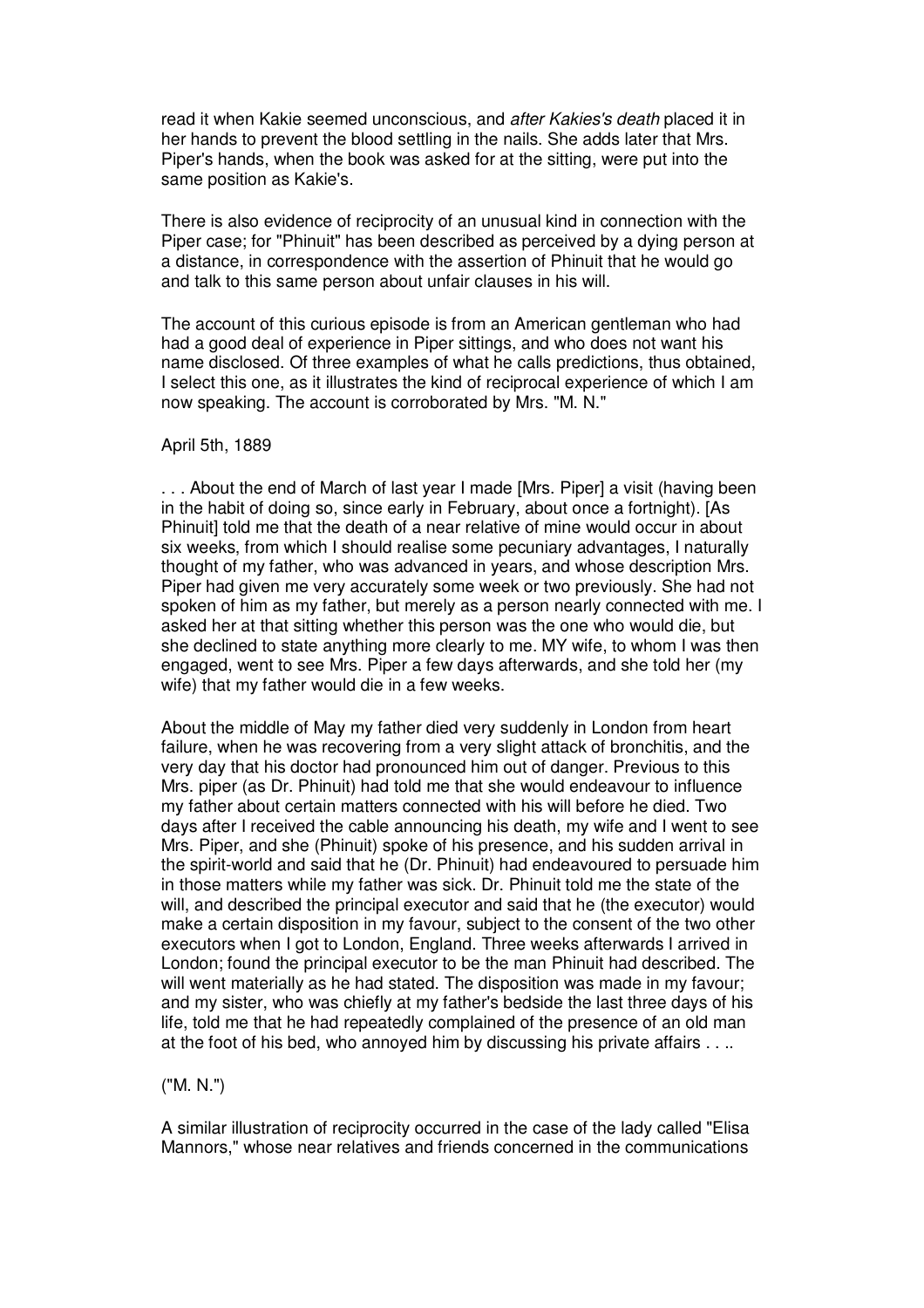read it when Kakie seemed unconscious, and *after Kakies's death* placed it in her hands to prevent the blood settling in the nails. She adds later that Mrs. Piper's hands, when the book was asked for at the sitting, were put into the same position as Kakie's.

There is also evidence of reciprocity of an unusual kind in connection with the Piper case; for "Phinuit" has been described as perceived by a dying person at a distance, in correspondence with the assertion of Phinuit that he would go and talk to this same person about unfair clauses in his will.

The account of this curious episode is from an American gentleman who had had a good deal of experience in Piper sittings, and who does not want his name disclosed. Of three examples of what he calls predictions, thus obtained, I select this one, as it illustrates the kind of reciprocal experience of which I am now speaking. The account is corroborated by Mrs. "M. N."

April 5th, 1889

. . . About the end of March of last year I made [Mrs. Piper] a visit (having been in the habit of doing so, since early in February, about once a fortnight). [As Phinuit] told me that the death of a near relative of mine would occur in about six weeks, from which I should realise some pecuniary advantages, I naturally thought of my father, who was advanced in years, and whose description Mrs. Piper had given me very accurately some week or two previously. She had not spoken of him as my father, but merely as a person nearly connected with me. I asked her at that sitting whether this person was the one who would die, but she declined to state anything more clearly to me. MY wife, to whom I was then engaged, went to see Mrs. Piper a few days afterwards, and she told her (my wife) that my father would die in a few weeks.

About the middle of May my father died very suddenly in London from heart failure, when he was recovering from a very slight attack of bronchitis, and the very day that his doctor had pronounced him out of danger. Previous to this Mrs. piper (as Dr. Phinuit) had told me that she would endeavour to influence my father about certain matters connected with his will before he died. Two days after I received the cable announcing his death, my wife and I went to see Mrs. Piper, and she (Phinuit) spoke of his presence, and his sudden arrival in the spirit-world and said that he (Dr. Phinuit) had endeavoured to persuade him in those matters while my father was sick. Dr. Phinuit told me the state of the will, and described the principal executor and said that he (the executor) would make a certain disposition in my favour, subject to the consent of the two other executors when I got to London, England. Three weeks afterwards I arrived in London; found the principal executor to be the man Phinuit had described. The will went materially as he had stated. The disposition was made in my favour; and my sister, who was chiefly at my father's bedside the last three days of his life, told me that he had repeatedly complained of the presence of an old man at the foot of his bed, who annoyed him by discussing his private affairs . . ..

("M. N.")

A similar illustration of reciprocity occurred in the case of the lady called "Elisa Mannors," whose near relatives and friends concerned in the communications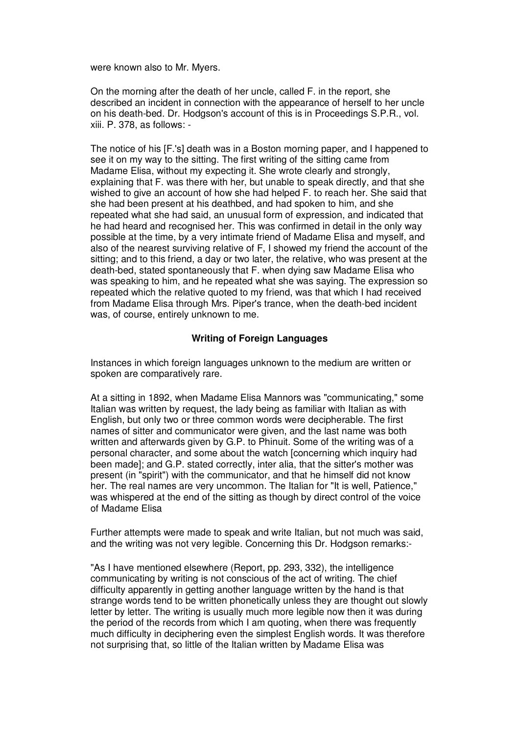were known also to Mr. Myers.

On the morning after the death of her uncle, called F. in the report, she described an incident in connection with the appearance of herself to her uncle on his death-bed. Dr. Hodgson's account of this is in Proceedings S.P.R., vol. xiii. P. 378, as follows: -

The notice of his [F.'s] death was in a Boston morning paper, and I happened to see it on my way to the sitting. The first writing of the sitting came from Madame Elisa, without my expecting it. She wrote clearly and strongly, explaining that F. was there with her, but unable to speak directly, and that she wished to give an account of how she had helped F. to reach her. She said that she had been present at his deathbed, and had spoken to him, and she repeated what she had said, an unusual form of expression, and indicated that he had heard and recognised her. This was confirmed in detail in the only way possible at the time, by a very intimate friend of Madame Elisa and myself, and also of the nearest surviving relative of F, I showed my friend the account of the sitting; and to this friend, a day or two later, the relative, who was present at the death-bed, stated spontaneously that F. when dying saw Madame Elisa who was speaking to him, and he repeated what she was saying. The expression so repeated which the relative quoted to my friend, was that which I had received from Madame Elisa through Mrs. Piper's trance, when the death-bed incident was, of course, entirely unknown to me.

### Writing of Foreign Languages

Instances in which foreign languages unknown to the medium are written or spoken are comparatively rare.

At a sitting in 1892, when Madame Elisa Mannors was "communicating," some Italian was written by request, the lady being as familiar with Italian as with English, but only two or three common words were decipherable. The first names of sitter and communicator were given, and the last name was both written and afterwards given by G.P. to Phinuit. Some of the writing was of a personal character, and some about the watch [concerning which inquiry had been made]; and G.P. stated correctly, inter alia, that the sitter's mother was present (in "spirit") with the communicator, and that he himself did not know her. The real names are very uncommon. The Italian for "It is well, Patience," was whispered at the end of the sitting as though by direct control of the voice of Madame Elisa

Further attempts were made to speak and write Italian, but not much was said, and the writing was not very legible. Concerning this Dr. Hodgson remarks:-

"As I have mentioned elsewhere (Report, pp. 293, 332), the intelligence communicating by writing is not conscious of the act of writing. The chief difficulty apparently in getting another language written by the hand is that strange words tend to be written phonetically unless they are thought out slowly letter by letter. The writing is usually much more legible now then it was during the period of the records from which I am quoting, when there was frequently much difficulty in deciphering even the simplest English words. It was therefore not surprising that, so little of the Italian written by Madame Elisa was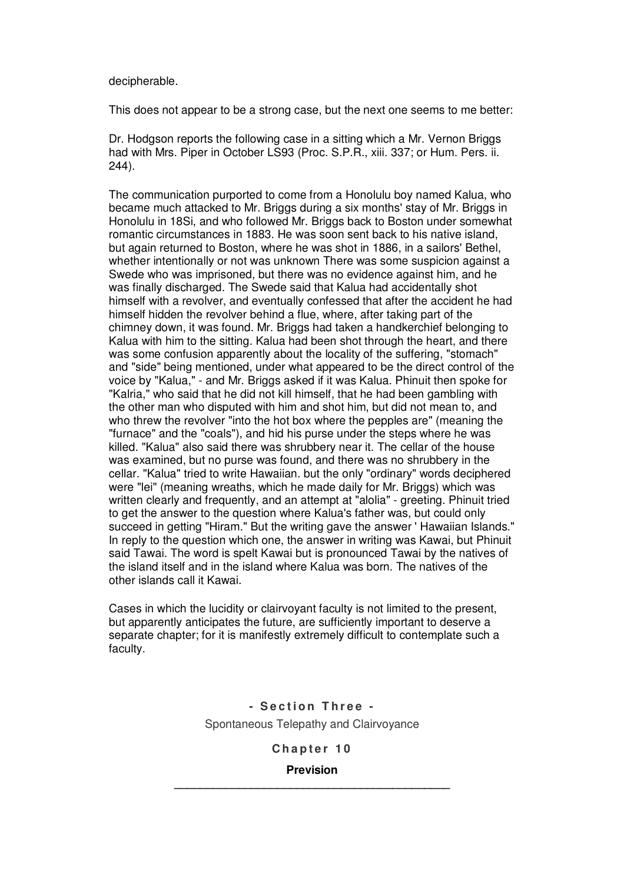decipherable.

This does not appear to be a strong case, but the next one seems to me better:

Dr. Hodgson reports the following case in a sitting which a Mr. Vernon Briggs had with Mrs. Piper in October LS93 (Proc. S.P.R., xiii. 337; or Hum. Pers. ii. 244).

The communication purported to come from a Honolulu boy named Kalua, who became much attacked to Mr. Briggs during a six months' stay of Mr. Briggs in Honolulu in 18Si, and who followed Mr. Briggs back to Boston under somewhat romantic circumstances in 1883. He was soon sent back to his native island, but again returned to Boston, where he was shot in 1886, in a sailors' Bethel, whether intentionally or not was unknown There was some suspicion against a Swede who was imprisoned, but there was no evidence against him, and he was finally discharged. The Swede said that Kalua had accidentally shot himself with a revolver, and eventually confessed that after the accident he had himself hidden the revolver behind a flue, where, after taking part of the chimney down, it was found. Mr. Briggs had taken a handkerchief belonging to Kalua with him to the sitting. Kalua had been shot through the heart, and there was some confusion apparently about the locality of the suffering, "stomach" and "side" being mentioned, under what appeared to be the direct control of the voice by "Kalua," - and Mr. Briggs asked if it was Kalua. Phinuit then spoke for "Kalria," who said that he did not kill himself, that he had been gambling with the other man who disputed with him and shot him, but did not mean to, and who threw the revolver "into the hot box where the pepples are" (meaning the "furnace" and the "coals"), and hid his purse under the steps where he was killed. "Kalua" also said there was shrubbery near it. The cellar of the house was examined, but no purse was found, and there was no shrubbery in the cellar. "Kalua" tried to write Hawaiian. but the only "ordinary" words deciphered were "lei" (meaning wreaths, which he made daily for Mr. Briggs) which was written clearly and frequently, and an attempt at "alolia" - greeting. Phinuit tried to get the answer to the question where Kalua's father was, but could only succeed in getting "Hiram." But the writing gave the answer ' Hawaiian Islands." In reply to the question which one, the answer in writing was Kawai, but Phinuit said Tawai. The word is spelt Kawai but is pronounced Tawai by the natives of the island itself and in the island where Kalua was born. The natives of the other islands call it Kawai.

Cases in which the lucidity or clairvoyant faculty is not limited to the present, but apparently anticipates the future, are sufficiently important to deserve a separate chapter; for it is manifestly extremely difficult to contemplate such a faculty.

## - Section Three -

Spontaneous Telepathy and Clairvoyance

### Chapter 10

**Prevision**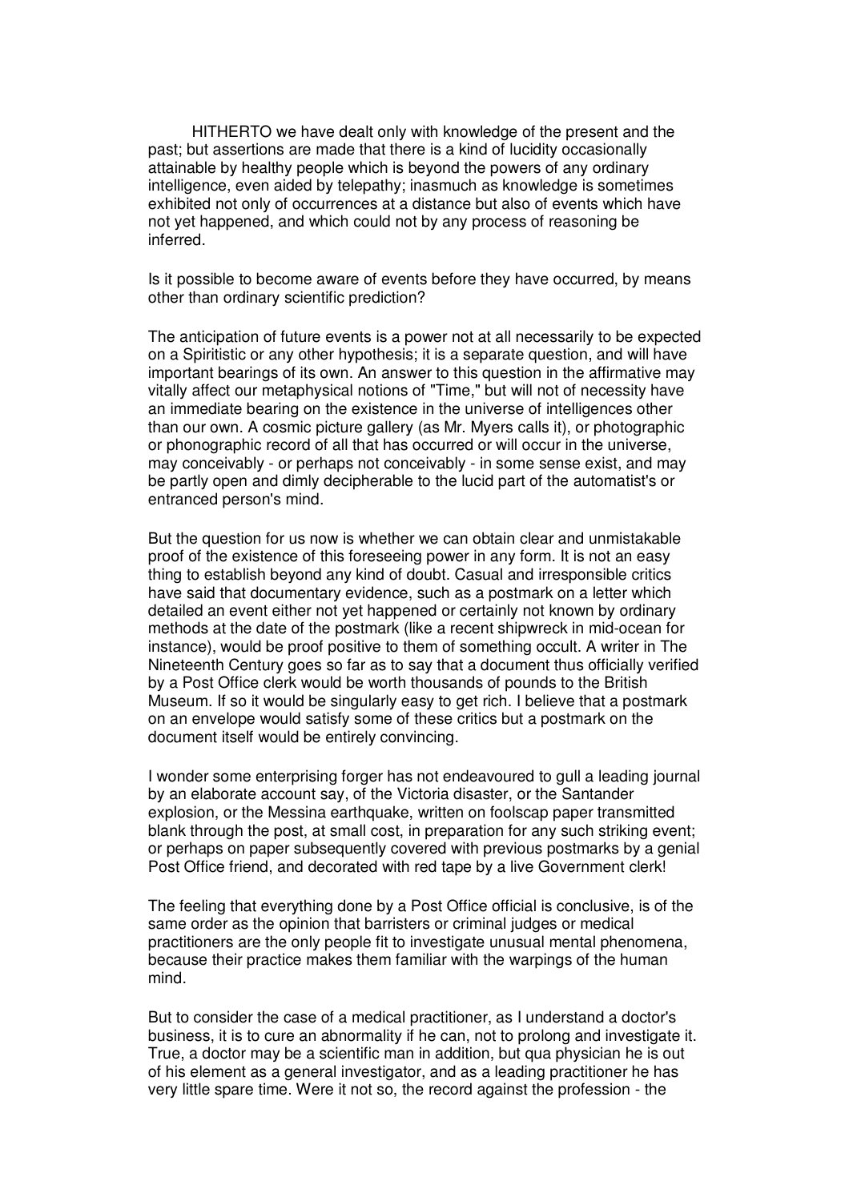HITHERTO we have dealt only with knowledge of the present and the past; but assertions are made that there is a kind of lucidity occasionally attainable by healthy people which is beyond the powers of any ordinary intelligence, even aided by telepathy; inasmuch as knowledge is sometimes exhibited not only of occurrences at a distance but also of events which have not yet happened, and which could not by any process of reasoning be inferred.

Is it possible to become aware of events before they have occurred, by means other than ordinary scientific prediction?

The anticipation of future events is a power not at all necessarily to be expected on a Spiritistic or any other hypothesis; it is a separate question, and will have important bearings of its own. An answer to this question in the affirmative may vitally affect our metaphysical notions of "Time," but will not of necessity have an immediate bearing on the existence in the universe of intelligences other than our own. A cosmic picture gallery (as Mr. Myers calls it), or photographic or phonographic record of all that has occurred or will occur in the universe, may conceivably - or perhaps not conceivably - in some sense exist, and may be partly open and dimly decipherable to the lucid part of the automatist's or entranced person's mind.

But the question for us now is whether we can obtain clear and unmistakable proof of the existence of this foreseeing power in any form. It is not an easy thing to establish beyond any kind of doubt. Casual and irresponsible critics have said that documentary evidence, such as a postmark on a letter which detailed an event either not yet happened or certainly not known by ordinary methods at the date of the postmark (like a recent shipwreck in mid-ocean for instance), would be proof positive to them of something occult. A writer in The Nineteenth Century goes so far as to say that a document thus officially verified by a Post Office clerk would be worth thousands of pounds to the British Museum. If so it would be singularly easy to get rich. I believe that a postmark on an envelope would satisfy some of these critics but a postmark on the document itself would be entirely convincing.

I wonder some enterprising forger has not endeavoured to gull a leading journal by an elaborate account say, of the Victoria disaster, or the Santander explosion, or the Messina earthquake, written on foolscap paper transmitted blank through the post, at small cost, in preparation for any such striking event; or perhaps on paper subsequently covered with previous postmarks by a genial Post Office friend, and decorated with red tape by a live Government clerk!

The feeling that everything done by a Post Office official is conclusive, is of the same order as the opinion that barristers or criminal judges or medical practitioners are the only people fit to investigate unusual mental phenomena, because their practice makes them familiar with the warpings of the human mind.

But to consider the case of a medical practitioner, as I understand a doctor's business, it is to cure an abnormality if he can, not to prolong and investigate it. True, a doctor may be a scientific man in addition, but qua physician he is out of his element as a general investigator, and as a leading practitioner he has very little spare time. Were it not so, the record against the profession - the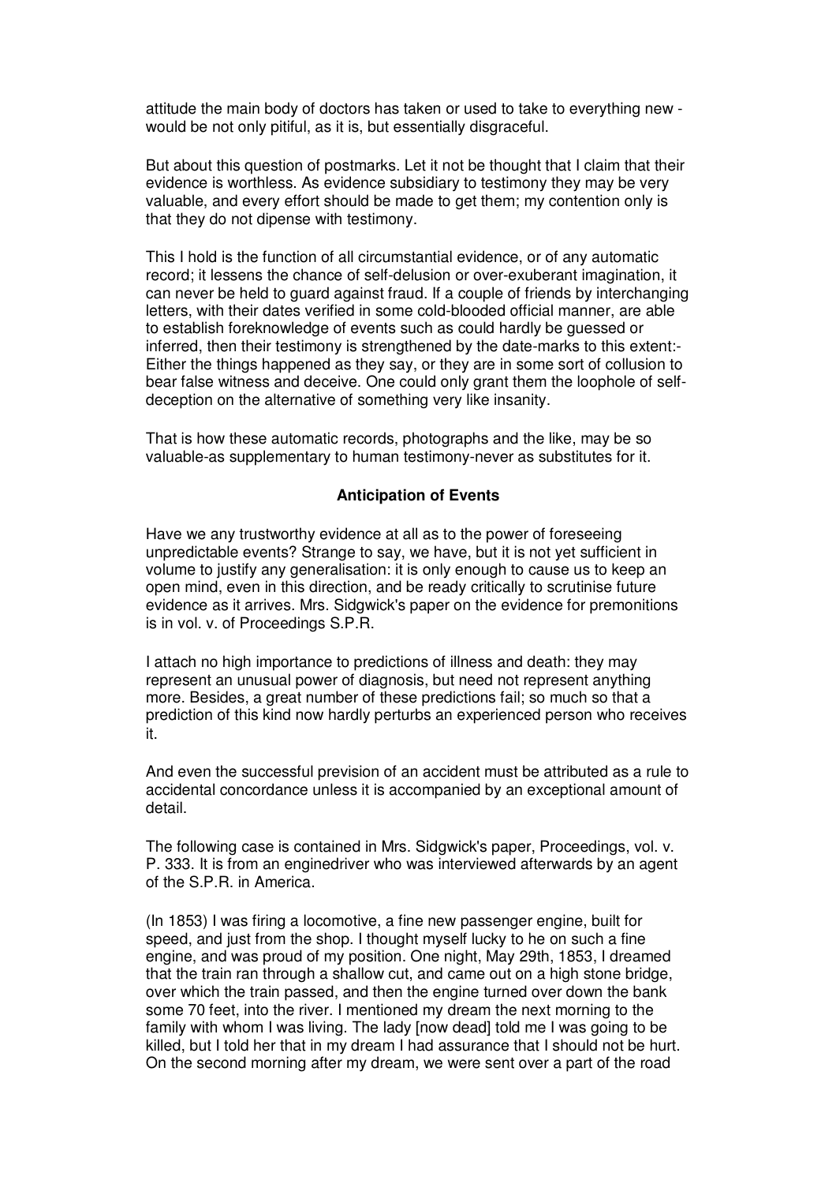attitude the main body of doctors has taken or used to take to everything new - would be not only pitiful, as it is, but essentially disgraceful.

But about this question of postmarks. Let it not be thought that I claim that their evidence is worthless. As evidence subsidiary to testimony they may be very valuable, and every effort should be made to get them; my contention only is that they do not dipense with testimony.

This I hold is the function of all circumstantial evidence, or of any automatic record; it lessens the chance of self-delusion or over-exuberant imagination, it can never be held to guard against fraud. If a couple of friends by interchanging letters, with their dates verified in some cold-blooded official manner, are able to establish foreknowledge of events such as could hardly be guessed or inferred, then their testimony is strengthened by the date-marks to this extent:- Either the things happened as they say, or they are in some sort of collusion to bear false witness and deceive. One could only grant them the loophole of self-deception on the alternative of something very like insanity.

That is how these automatic records, photographs and the like, may be so valuable-as supplementary to human testimony-never as substitutes for it.

### Anticipation of Events

Have we any trustworthy evidence at all as to the power of foreseeing unpredictable events? Strange to say, we have, but it is not yet sufficient in volume to justify any generalisation: it is only enough to cause us to keep an open mind, even in this direction, and be ready critically to scrutinise future evidence as it arrives. Mrs. Sidgwick's paper on the evidence for premonitions is in vol. v. of Proceedings S.P.R.

I attach no high importance to predictions of illness and death: they may represent an unusual power of diagnosis, but need not represent anything more. Besides, a great number of these predictions fail; so much so that a prediction of this kind now hardly perturbs an experienced person who receives it.

And even the successful prevision of an accident must be attributed as a rule to accidental concordance unless it is accompanied by an exceptional amount of detail.

The following case is contained in Mrs. Sidgwick's paper, Proceedings, vol. v. P. 333. It is from an enginedriver who was interviewed afterwards by an agent of the S.P.R. in America.

(In 1853) I was firing a locomotive, a fine new passenger engine, built for speed, and just from the shop. I thought myself lucky to he on such a fine engine, and was proud of my position. One night, May 29th, 1853, I dreamed that the train ran through a shallow cut, and came out on a high stone bridge, over which the train passed, and then the engine turned over down the bank some 70 feet, into the river. I mentioned my dream the next morning to the family with whom I was living. The lady [now dead] told me I was going to be killed, but I told her that in my dream I had assurance that I should not be hurt. On the second morning after my dream, we were sent over a part of the road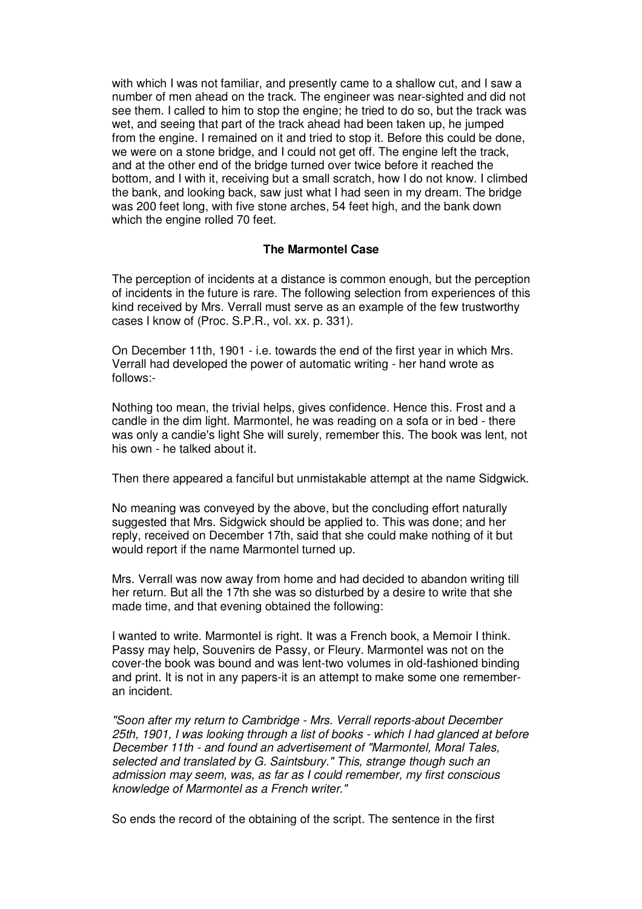with which I was not familiar, and presently came to a shallow cut, and I saw a number of men ahead on the track. The engineer was near-sighted and did not see them. I called to him to stop the engine; he tried to do so, but the track was wet, and seeing that part of the track ahead had been taken up, he jumped from the engine. I remained on it and tried to stop it. Before this could be done, we were on a stone bridge, and I could not get off. The engine left the track, and at the other end of the bridge turned over twice before it reached the bottom, and I with it, receiving but a small scratch, how I do not know. I climbed the bank, and looking back, saw just what I had seen in my dream. The bridge was 200 feet long, with five stone arches, 54 feet high, and the bank down which the engine rolled 70 feet.

### The Marmontel Case

The perception of incidents at a distance is common enough, but the perception of incidents in the future is rare. The following selection from experiences of this kind received by Mrs. Verrall must serve as an example of the few trustworthy cases I know of (Proc. S.P.R., vol. xx. p. 331).

On December 11th, 1901 - i.e. towards the end of the first year in which Mrs. Verrall had developed the power of automatic writing - her hand wrote as follows:-

Nothing too mean, the trivial helps, gives confidence. Hence this. Frost and a candle in the dim light. Marmontel, he was reading on a sofa or in bed - there was only a candie's light She will surely, remember this. The book was lent, not his own - he talked about it.

Then there appeared a fanciful but unmistakable attempt at the name Sidgwick.

No meaning was conveyed by the above, but the concluding effort naturally suggested that Mrs. Sidgwick should be applied to. This was done; and her reply, received on December 17th, said that she could make nothing of it but would report if the name Marmontel turned up.

Mrs. Verrall was now away from home and had decided to abandon writing till her return. But all the 17th she was so disturbed by a desire to write that she made time, and that evening obtained the following:

I wanted to write. Marmontel is right. It was a French book, a Memoir I think. Passy may help, Souvenirs de Passy, or Fleury. Marmontel was not on the cover-the book was bound and was lent-two volumes in old-fashioned binding and print. It is not in any papers-it is an attempt to make some one remember-an incident.

*"Soon after my return to Cambridge - Mrs. Verrall reports-about December 25th, 1901, I was looking through a list of books - which I had glanced at before December 11th - and found an advertisement of "Marmontel, Moral Tales, selected and translated by G. Saintsbury." This, strange though such an admission may seem, was, as far as I could remember, my first conscious knowledge of Marmontel as a French writer."*

So ends the record of the obtaining of the script. The sentence in the first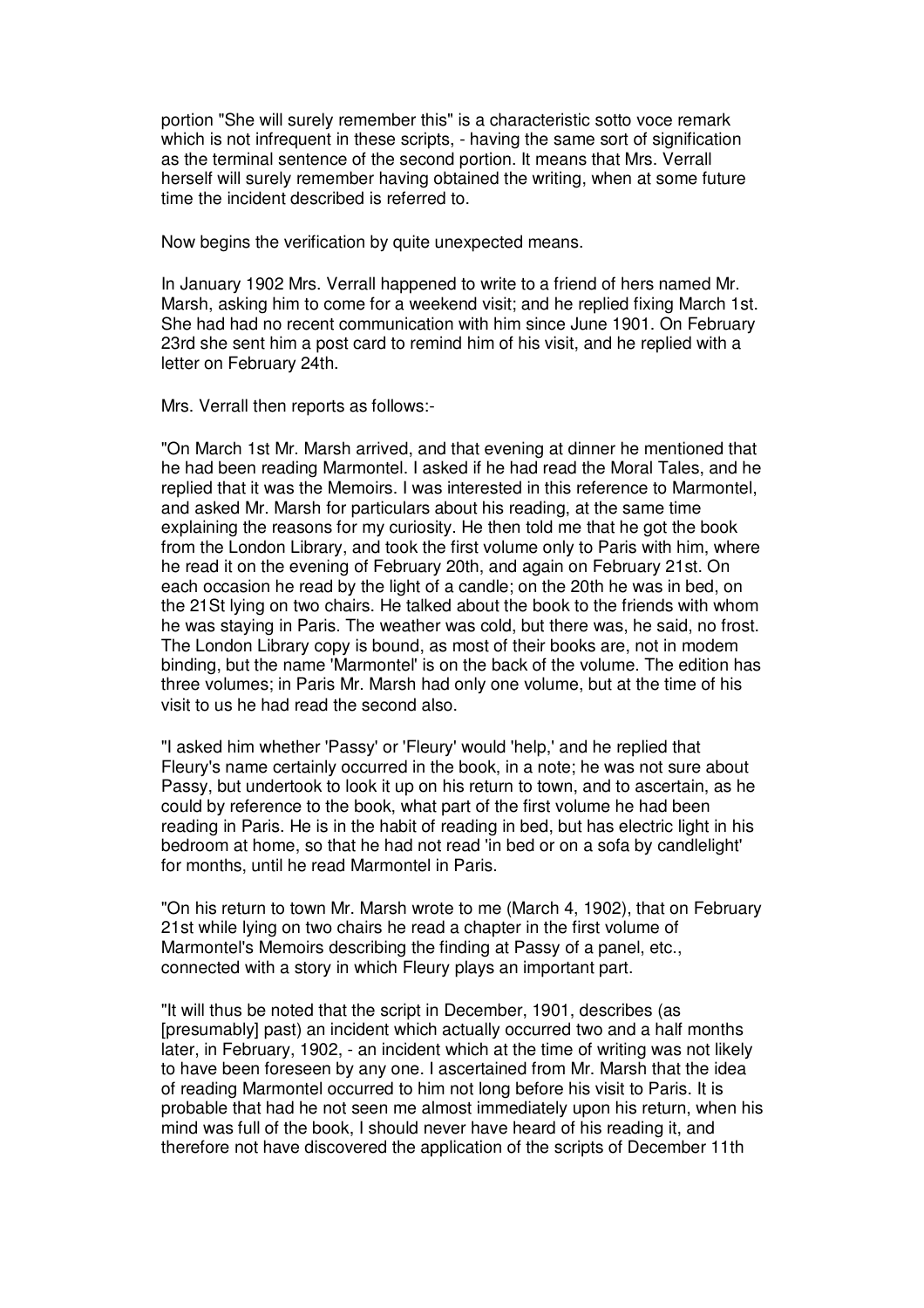portion "She will surely remember this" is a characteristic sotto voce remark which is not infrequent in these scripts, - having the same sort of signification as the terminal sentence of the second portion. It means that Mrs. Verrall herself will surely remember having obtained the writing, when at some future time the incident described is referred to.

Now begins the verification by quite unexpected means.

In January 1902 Mrs. Verrall happened to write to a friend of hers named Mr. Marsh, asking him to come for a weekend visit; and he replied fixing March 1st. She had had no recent communication with him since June 1901. On February 23rd she sent him a post card to remind him of his visit, and he replied with a letter on February 24th.

Mrs. Verrall then reports as follows:-

"On March 1st Mr. Marsh arrived, and that evening at dinner he mentioned that he had been reading Marmontel. I asked if he had read the Moral Tales, and he replied that it was the Memoirs. I was interested in this reference to Marmontel, and asked Mr. Marsh for particulars about his reading, at the same time explaining the reasons for my curiosity. He then told me that he got the book from the London Library, and took the first volume only to Paris with him, where he read it on the evening of February 20th, and again on February 21st. On each occasion he read by the light of a candle; on the 20th he was in bed, on the 21St lying on two chairs. He talked about the book to the friends with whom he was staying in Paris. The weather was cold, but there was, he said, no frost. The London Library copy is bound, as most of their books are, not in modem binding, but the name 'Marmontel' is on the back of the volume. The edition has three volumes; in Paris Mr. Marsh had only one volume, but at the time of his visit to us he had read the second also.

"I asked him whether 'Passy' or 'Fleury' would 'help,' and he replied that Fleury's name certainly occurred in the book, in a note; he was not sure about Passy, but undertook to look it up on his return to town, and to ascertain, as he could by reference to the book, what part of the first volume he had been reading in Paris. He is in the habit of reading in bed, but has electric light in his bedroom at home, so that he had not read 'in bed or on a sofa by candlelight' for months, until he read Marmontel in Paris.

"On his return to town Mr. Marsh wrote to me (March 4, 1902), that on February 21st while lying on two chairs he read a chapter in the first volume of Marmontel's Memoirs describing the finding at Passy of a panel, etc., connected with a story in which Fleury plays an important part.

"It will thus be noted that the script in December, 1901, describes (as [presumably] past) an incident which actually occurred two and a half months later, in February, 1902, - an incident which at the time of writing was not likely to have been foreseen by any one. I ascertained from Mr. Marsh that the idea of reading Marmontel occurred to him not long before his visit to Paris. It is probable that had he not seen me almost immediately upon his return, when his mind was full of the book, I should never have heard of his reading it, and therefore not have discovered the application of the scripts of December 11th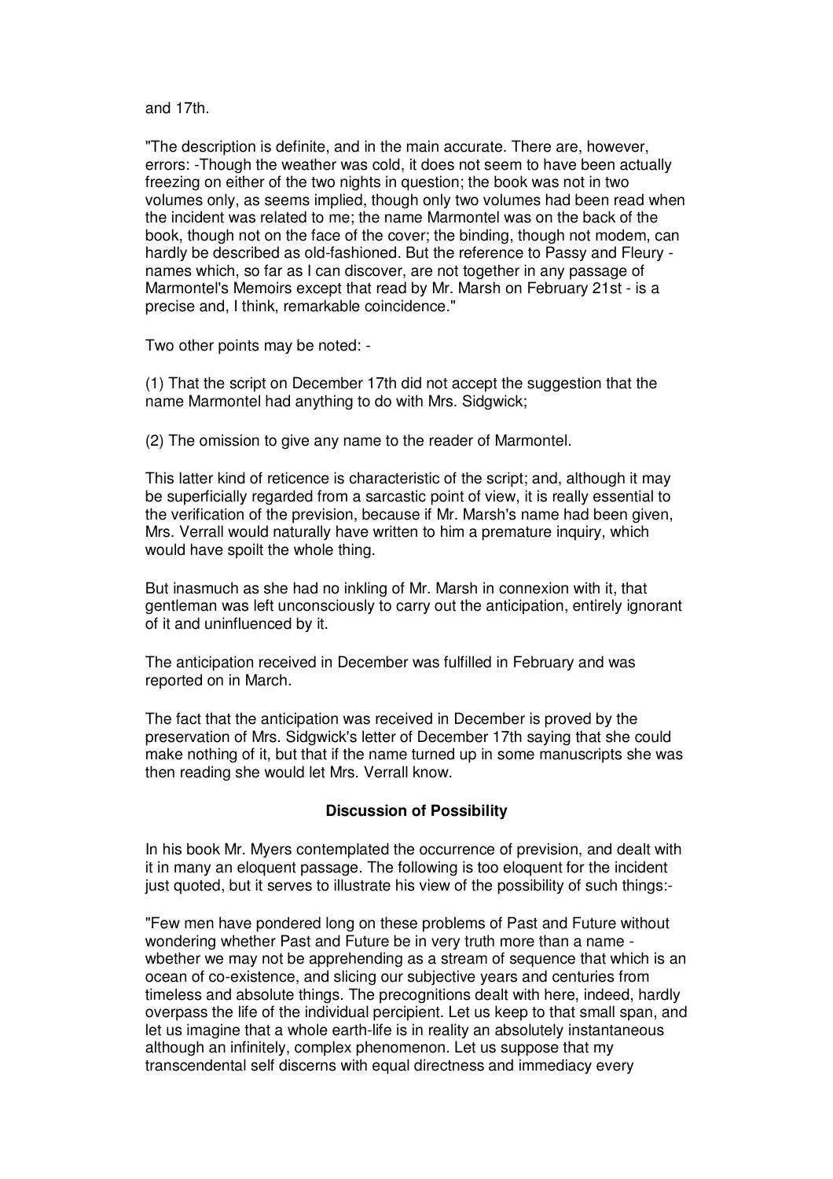and 17th.

"The description is definite, and in the main accurate. There are, however, errors: -Though the weather was cold, it does not seem to have been actually freezing on either of the two nights in question; the book was not in two volumes only, as seems implied, though only two volumes had been read when the incident was related to me; the name Marmontel was on the back of the book, though not on the face of the cover; the binding, though not modem, can hardly be described as old-fashioned. But the reference to Passy and Fleury - names which, so far as I can discover, are not together in any passage of Marmontel's Memoirs except that read by Mr. Marsh on February 21st - is a precise and, I think, remarkable coincidence."

Two other points may be noted: -

(1) That the script on December 17th did not accept the suggestion that the name Marmontel had anything to do with Mrs. Sidgwick;

(2) The omission to give any name to the reader of Marmontel.

This latter kind of reticence is characteristic of the script; and, although it may be superficially regarded from a sarcastic point of view, it is really essential to the verification of the prevision, because if Mr. Marsh's name had been given, Mrs. Verrall would naturally have written to him a premature inquiry, which would have spoilt the whole thing.

But inasmuch as she had no inkling of Mr. Marsh in connexion with it, that gentleman was left unconsciously to carry out the anticipation, entirely ignorant of it and uninfluenced by it.

The anticipation received in December was fulfilled in February and was reported on in March.

The fact that the anticipation was received in December is proved by the preservation of Mrs. Sidgwick's letter of December 17th saying that she could make nothing of it, but that if the name turned up in some manuscripts she was then reading she would let Mrs. Verrall know.

### Discussion of Possibility

In his book Mr. Myers contemplated the occurrence of prevision, and dealt with it in many an eloquent passage. The following is too eloquent for the incident just quoted, but it serves to illustrate his view of the possibility of such things:-

"Few men have pondered long on these problems of Past and Future without wondering whether Past and Future be in very truth more than a name - wbether we may not be apprehending as a stream of sequence that which is an ocean of co-existence, and slicing our subjective years and centuries from timeless and absolute things. The precognitions dealt with here, indeed, hardly overpass the life of the individual percipient. Let us keep to that small span, and let us imagine that a whole earth-life is in reality an absolutely instantaneous although an infinitely, complex phenomenon. Let us suppose that my transcendental self discerns with equal directness and immediacy every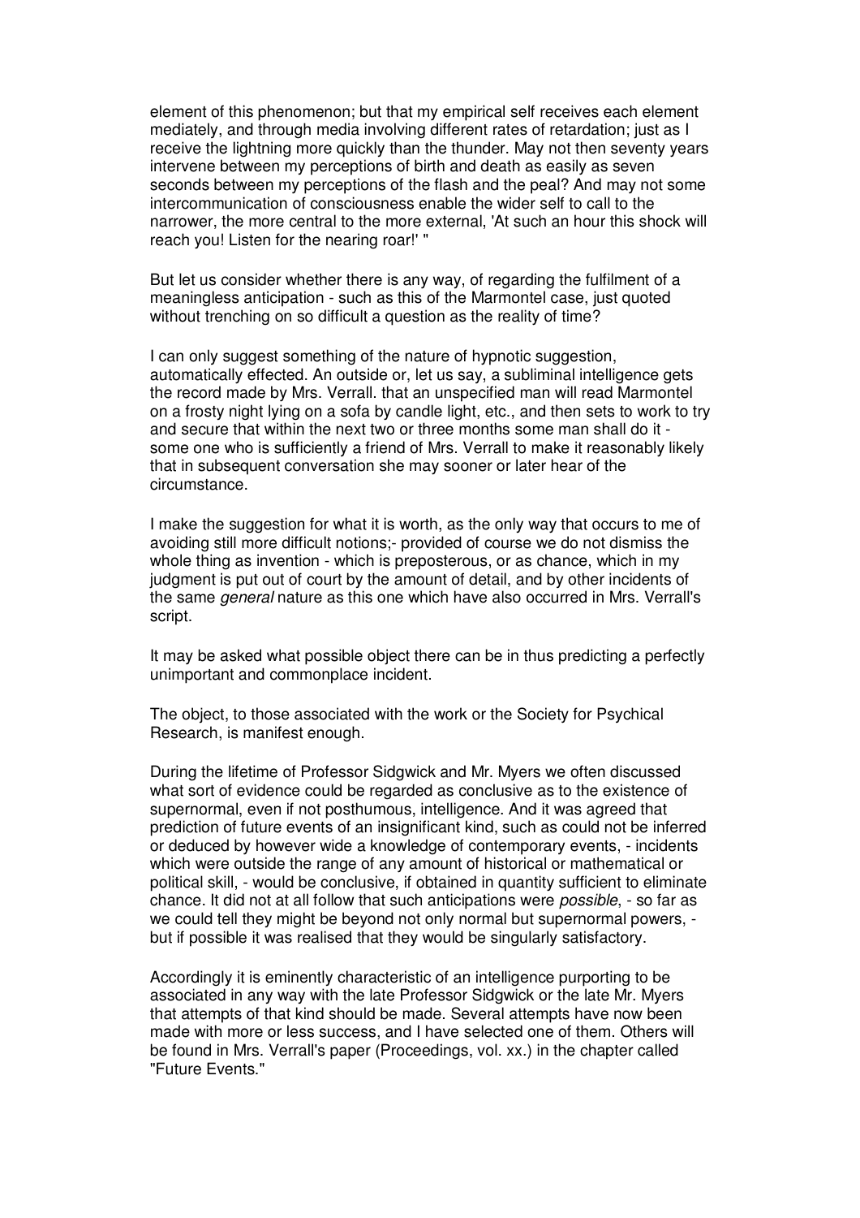element of this phenomenon; but that my empirical self receives each element mediately, and through media involving different rates of retardation; just as I receive the lightning more quickly than the thunder. May not then seventy years intervene between my perceptions of birth and death as easily as seven seconds between my perceptions of the flash and the peal? And may not some intercommunication of consciousness enable the wider self to call to the narrower, the more central to the more external, 'At such an hour this shock will reach you! Listen for the nearing roar!' "

But let us consider whether there is any way, of regarding the fulfilment of a meaningless anticipation - such as this of the Marmontel case, just quoted without trenching on so difficult a question as the reality of time?

I can only suggest something of the nature of hypnotic suggestion, automatically effected. An outside or, let us say, a subliminal intelligence gets the record made by Mrs. Verrall. that an unspecified man will read Marmontel on a frosty night lying on a sofa by candle light, etc., and then sets to work to try and secure that within the next two or three months some man shall do it - some one who is sufficiently a friend of Mrs. Verrall to make it reasonably likely that in subsequent conversation she may sooner or later hear of the circumstance.

I make the suggestion for what it is worth, as the only way that occurs to me of avoiding still more difficult notions;- provided of course we do not dismiss the whole thing as invention - which is preposterous, or as chance, which in my judgment is put out of court by the amount of detail, and by other incidents of the same *general* nature as this one which have also occurred in Mrs. Verrall's script.

It may be asked what possible object there can be in thus predicting a perfectly unimportant and commonplace incident.

The object, to those associated with the work or the Society for Psychical Research, is manifest enough.

During the lifetime of Professor Sidgwick and Mr. Myers we often discussed what sort of evidence could be regarded as conclusive as to the existence of supernormal, even if not posthumous, intelligence. And it was agreed that prediction of future events of an insignificant kind, such as could not be inferred or deduced by however wide a knowledge of contemporary events, - incidents which were outside the range of any amount of historical or mathematical or political skill, - would be conclusive, if obtained in quantity sufficient to eliminate chance. It did not at all follow that such anticipations were *possible*, - so far as we could tell they might be beyond not only normal but supernormal powers, - but if possible it was realised that they would be singularly satisfactory.

Accordingly it is eminently characteristic of an intelligence purporting to be associated in any way with the late Professor Sidgwick or the late Mr. Myers that attempts of that kind should be made. Several attempts have now been made with more or less success, and I have selected one of them. Others will be found in Mrs. Verrall's paper (Proceedings, vol. xx.) in the chapter called "Future Events."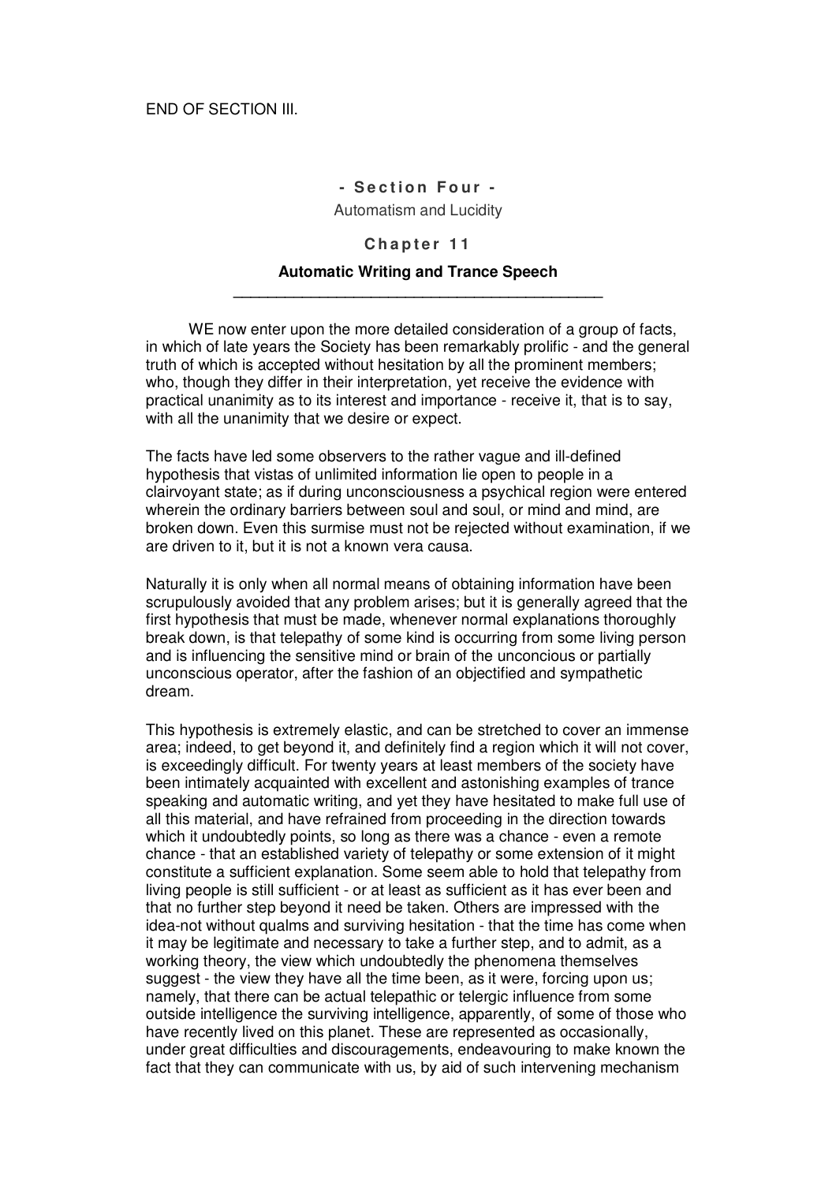END OF SECTION III.

## - Section Four -

Automatism and Lucidity

### Chapter 11

### Automatic Writing and Trance Speech

---

WE now enter upon the more detailed consideration of a group of facts, in which of late years the Society has been remarkably prolific - and the general truth of which is accepted without hesitation by all the prominent members; who, though they differ in their interpretation, yet receive the evidence with practical unanimity as to its interest and importance - receive it, that is to say, with all the unanimity that we desire or expect.

The facts have led some observers to the rather vague and ill-defined hypothesis that vistas of unlimited information lie open to people in a clairvoyant state; as if during unconsciousness a psychical region were entered wherein the ordinary barriers between soul and soul, or mind and mind, are broken down. Even this surmise must not be rejected without examination, if we are driven to it, but it is not a known vera causa.

Naturally it is only when all normal means of obtaining information have been scrupulously avoided that any problem arises; but it is generally agreed that the first hypothesis that must be made, whenever normal explanations thoroughly break down, is that telepathy of some kind is occurring from some living person and is influencing the sensitive mind or brain of the unconcious or partially unconscious operator, after the fashion of an objectified and sympathetic dream.

This hypothesis is extremely elastic, and can be stretched to cover an immense area; indeed, to get beyond it, and definitely find a region which it will not cover, is exceedingly difficult. For twenty years at least members of the society have been intimately acquainted with excellent and astonishing examples of trance speaking and automatic writing, and yet they have hesitated to make full use of all this material, and have refrained from proceeding in the direction towards which it undoubtedly points, so long as there was a chance - even a remote chance - that an established variety of telepathy or some extension of it might constitute a sufficient explanation. Some seem able to hold that telepathy from living people is still sufficient - or at least as sufficient as it has ever been and that no further step beyond it need be taken. Others are impressed with the idea-not without qualms and surviving hesitation - that the time has come when it may be legitimate and necessary to take a further step, and to admit, as a working theory, the view which undoubtedly the phenomena themselves suggest - the view they have all the time been, as it were, forcing upon us; namely, that there can be actual telepathic or telergic influence from some outside intelligence the surviving intelligence, apparently, of some of those who have recently lived on this planet. These are represented as occasionally, under great difficulties and discouragements, endeavouring to make known the fact that they can communicate with us, by aid of such intervening mechanism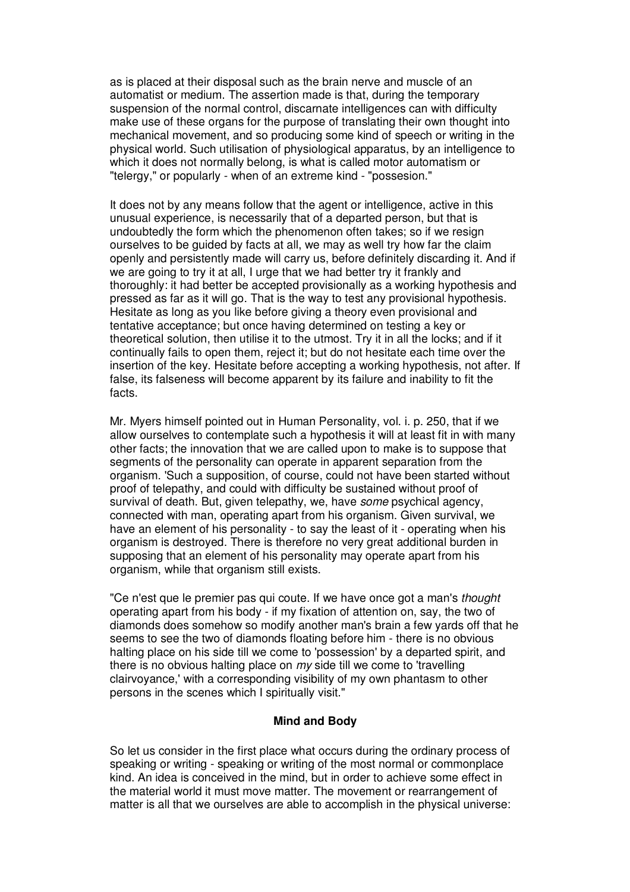as is placed at their disposal such as the brain nerve and muscle of an automatist or medium. The assertion made is that, during the temporary suspension of the normal control, discarnate intelligences can with difficulty make use of these organs for the purpose of translating their own thought into mechanical movement, and so producing some kind of speech or writing in the physical world. Such utilisation of physiological apparatus, by an intelligence to which it does not normally belong, is what is called motor automatism or "telergy," or popularly - when of an extreme kind - "possesion."

It does not by any means follow that the agent or intelligence, active in this unusual experience, is necessarily that of a departed person, but that is undoubtedly the form which the phenomenon often takes; so if we resign ourselves to be guided by facts at all, we may as well try how far the claim openly and persistently made will carry us, before definitely discarding it. And if we are going to try it at all, I urge that we had better try it frankly and thoroughly: it had better be accepted provisionally as a working hypothesis and pressed as far as it will go. That is the way to test any provisional hypothesis. Hesitate as long as you like before giving a theory even provisional and tentative acceptance; but once having determined on testing a key or theoretical solution, then utilise it to the utmost. Try it in all the locks; and if it continually fails to open them, reject it; but do not hesitate each time over the insertion of the key. Hesitate before accepting a working hypothesis, not after. If false, its falseness will become apparent by its failure and inability to fit the facts.

Mr. Myers himself pointed out in Human Personality, vol. i. p. 250, that if we allow ourselves to contemplate such a hypothesis it will at least fit in with many other facts; the innovation that we are called upon to make is to suppose that segments of the personality can operate in apparent separation from the organism. 'Such a supposition, of course, could not have been started without proof of telepathy, and could with difficulty be sustained without proof of survival of death. But, given telepathy, we, have *some* psychical agency, connected with man, operating apart from his organism. Given survival, we have an element of his personality - to say the least of it - operating when his organism is destroyed. There is therefore no very great additional burden in supposing that an element of his personality may operate apart from his organism, while that organism still exists.

"Ce n'est que le premier pas qui coute. If we have once got a man's *thought* operating apart from his body - if my fixation of attention on, say, the two of diamonds does somehow so modify another man's brain a few yards off that he seems to see the two of diamonds floating before him - there is no obvious halting place on his side till we come to 'possession' by a departed spirit, and there is no obvious halting place on *my* side till we come to 'travelling clairvoyance,' with a corresponding visibility of my own phantasm to other persons in the scenes which I spiritually visit."

### Mind and Body

So let us consider in the first place what occurs during the ordinary process of speaking or writing - speaking or writing of the most normal or commonplace kind. An idea is conceived in the mind, but in order to achieve some effect in the material world it must move matter. The movement or rearrangement of matter is all that we ourselves are able to accomplish in the physical universe: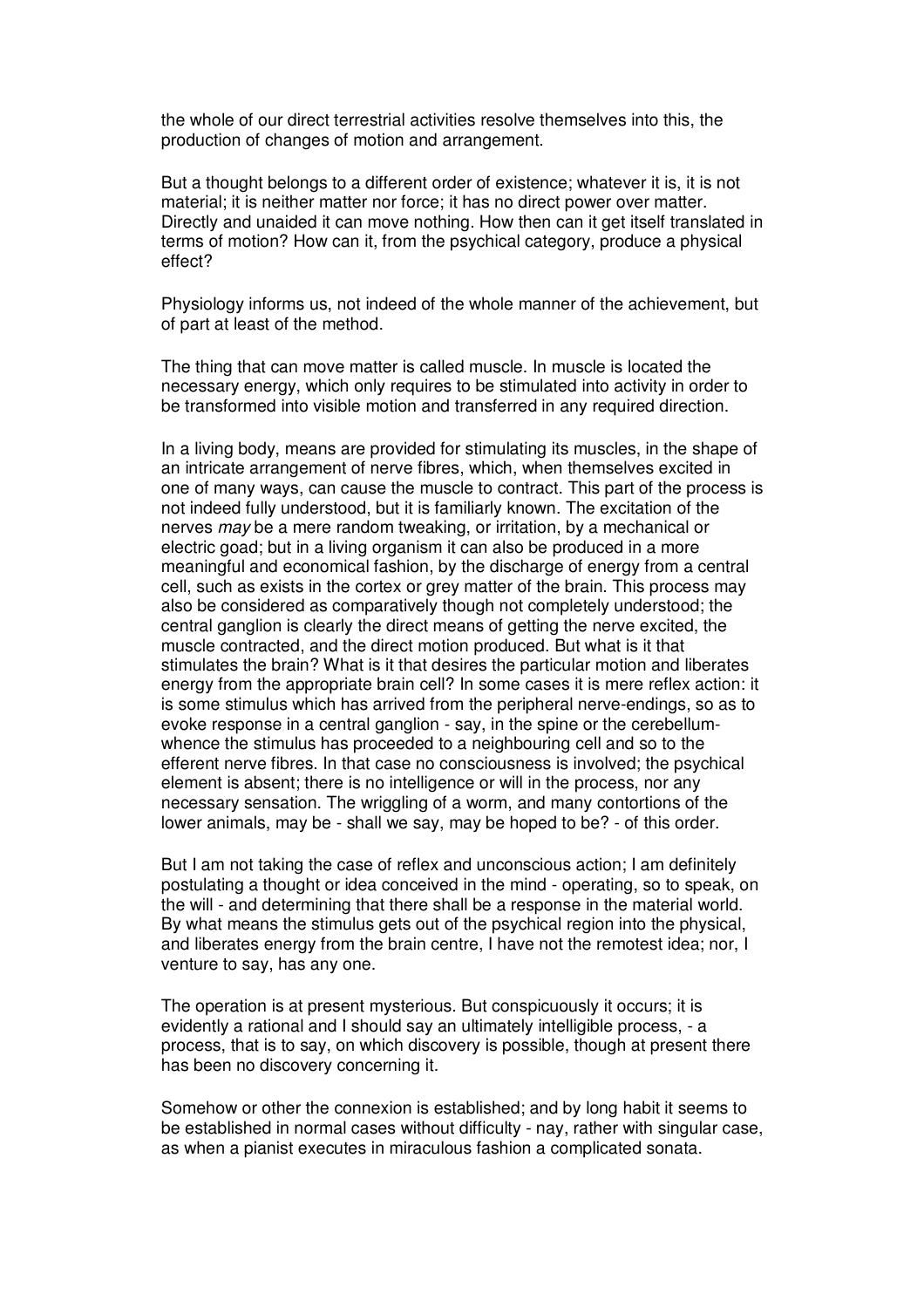the whole of our direct terrestrial activities resolve themselves into this, the production of changes of motion and arrangement.

But a thought belongs to a different order of existence; whatever it is, it is not material; it is neither matter nor force; it has no direct power over matter. Directly and unaided it can move nothing. How then can it get itself translated in terms of motion? How can it, from the psychical category, produce a physical effect?

Physiology informs us, not indeed of the whole manner of the achievement, but of part at least of the method.

The thing that can move matter is called muscle. In muscle is located the necessary energy, which only requires to be stimulated into activity in order to be transformed into visible motion and transferred in any required direction.

In a living body, means are provided for stimulating its muscles, in the shape of an intricate arrangement of nerve fibres, which, when themselves excited in one of many ways, can cause the muscle to contract. This part of the process is not indeed fully understood, but it is familiarly known. The excitation of the nerves *may* be a mere random tweaking, or irritation, by a mechanical or electric goad; but in a living organism it can also be produced in a more meaningful and economical fashion, by the discharge of energy from a central cell, such as exists in the cortex or grey matter of the brain. This process may also be considered as comparatively though not completely understood; the central ganglion is clearly the direct means of getting the nerve excited, the muscle contracted, and the direct motion produced. But what is it that stimulates the brain? What is it that desires the particular motion and liberates energy from the appropriate brain cell? In some cases it is mere reflex action: it is some stimulus which has arrived from the peripheral nerve-endings, so as to evoke response in a central ganglion - say, in the spine or the cerebellum-whence the stimulus has proceeded to a neighbouring cell and so to the efferent nerve fibres. In that case no consciousness is involved; the psychical element is absent; there is no intelligence or will in the process, nor any necessary sensation. The wriggling of a worm, and many contortions of the lower animals, may be - shall we say, may be hoped to be? - of this order.

But I am not taking the case of reflex and unconscious action; I am definitely postulating a thought or idea conceived in the mind - operating, so to speak, on the will - and determining that there shall be a response in the material world. By what means the stimulus gets out of the psychical region into the physical, and liberates energy from the brain centre, I have not the remotest idea; nor, I venture to say, has any one.

The operation is at present mysterious. But conspicuously it occurs; it is evidently a rational and I should say an ultimately intelligible process, - a process, that is to say, on which discovery is possible, though at present there has been no discovery concerning it.

Somehow or other the connexion is established; and by long habit it seems to be established in normal cases without difficulty - nay, rather with singular case, as when a pianist executes in miraculous fashion a complicated sonata.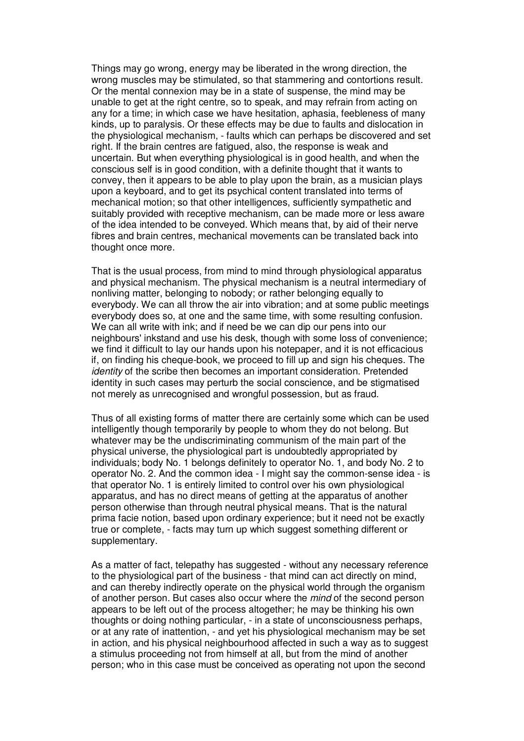Things may go wrong, energy may be liberated in the wrong direction, the wrong muscles may be stimulated, so that stammering and contortions result. Or the mental connexion may be in a state of suspense, the mind may be unable to get at the right centre, so to speak, and may refrain from acting on any for a time; in which case we have hesitation, aphasia, feebleness of many kinds, up to paralysis. Or these effects may be due to faults and dislocation in the physiological mechanism, - faults which can perhaps be discovered and set right. If the brain centres are fatigued, also, the response is weak and uncertain. But when everything physiological is in good health, and when the conscious self is in good condition, with a definite thought that it wants to convey, then it appears to be able to play upon the brain, as a musician plays upon a keyboard, and to get its psychical content translated into terms of mechanical motion; so that other intelligences, sufficiently sympathetic and suitably provided with receptive mechanism, can be made more or less aware of the idea intended to be conveyed. Which means that, by aid of their nerve fibres and brain centres, mechanical movements can be translated back into thought once more.

That is the usual process, from mind to mind through physiological apparatus and physical mechanism. The physical mechanism is a neutral intermediary of nonliving matter, belonging to nobody; or rather belonging equally to everybody. We can all throw the air into vibration; and at some public meetings everybody does so, at one and the same time, with some resulting confusion. We can all write with ink; and if need be we can dip our pens into our neighbours' inkstand and use his desk, though with some loss of convenience; we find it difficult to lay our hands upon his notepaper, and it is not efficacious if, on finding his cheque-book, we proceed to fill up and sign his cheques. The *identity* of the scribe then becomes an important consideration. Pretended identity in such cases may perturb the social conscience, and be stigmatised not merely as unrecognised and wrongful possession, but as fraud.

Thus of all existing forms of matter there are certainly some which can be used intelligently though temporarily by people to whom they do not belong. But whatever may be the undiscriminating communism of the main part of the physical universe, the physiological part is undoubtedly appropriated by individuals; body No. 1 belongs definitely to operator No. 1, and body No. 2 to operator No. 2. And the common idea - I might say the common-sense idea - is that operator No. 1 is entirely limited to control over his own physiological apparatus, and has no direct means of getting at the apparatus of another person otherwise than through neutral physical means. That is the natural prima facie notion, based upon ordinary experience; but it need not be exactly true or complete, - facts may turn up which suggest something different or supplementary.

As a matter of fact, telepathy has suggested - without any necessary reference to the physiological part of the business - that mind can act directly on mind, and can thereby indirectly operate on the physical world through the organism of another person. But cases also occur where the *mind* of the second person appears to be left out of the process altogether; he may be thinking his own thoughts or doing nothing particular, - in a state of unconsciousness perhaps, or at any rate of inattention, - and yet his physiological mechanism may be set in action, and his physical neighbourhood affected in such a way as to suggest a stimulus proceeding not from himself at all, but from the mind of another person; who in this case must be conceived as operating not upon the second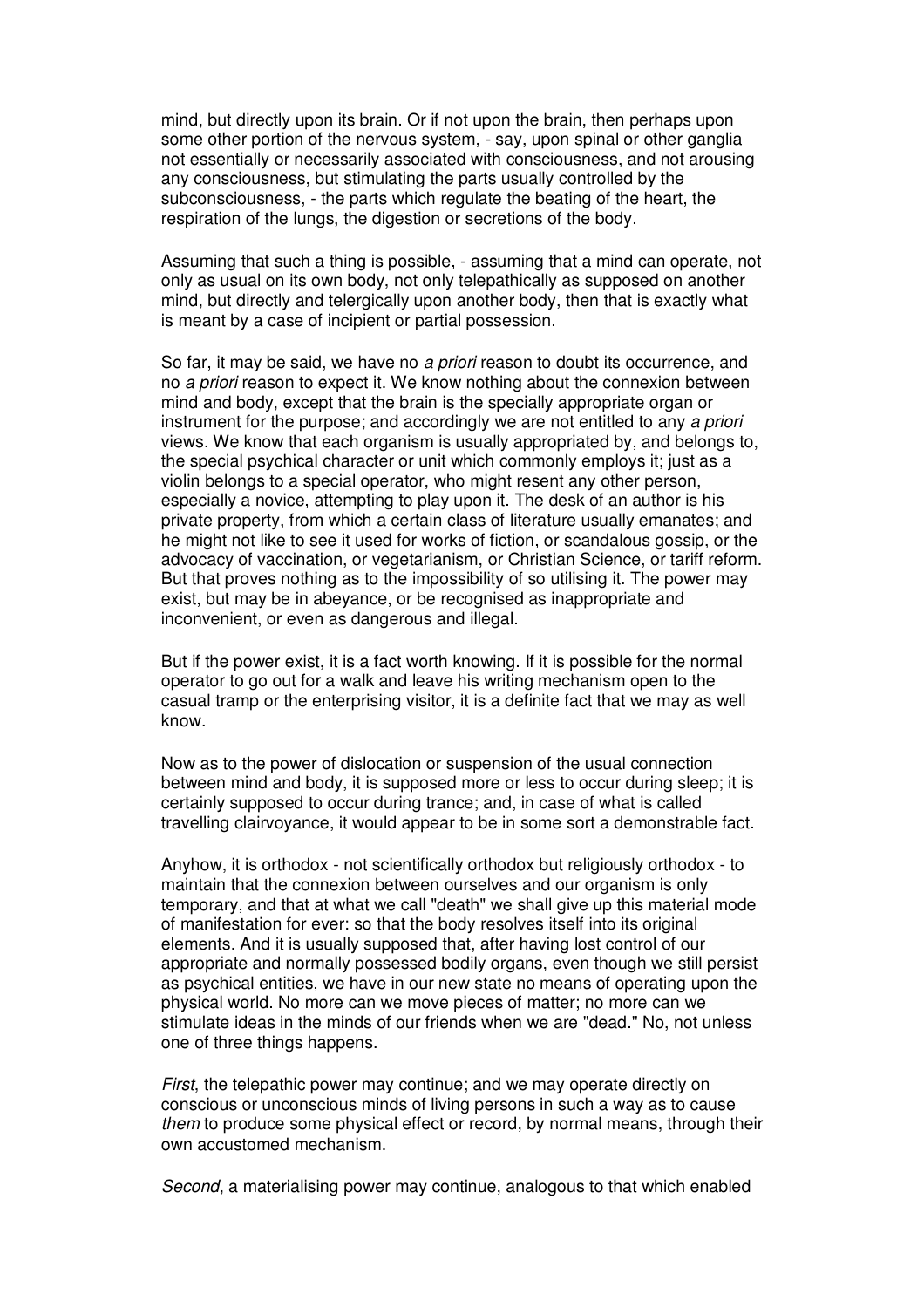mind, but directly upon its brain. Or if not upon the brain, then perhaps upon some other portion of the nervous system, - say, upon spinal or other ganglia not essentially or necessarily associated with consciousness, and not arousing any consciousness, but stimulating the parts usually controlled by the subconsciousness, - the parts which regulate the beating of the heart, the respiration of the lungs, the digestion or secretions of the body.

Assuming that such a thing is possible, - assuming that a mind can operate, not only as usual on its own body, not only telepathically as supposed on another mind, but directly and telergically upon another body, then that is exactly what is meant by a case of incipient or partial possession.

So far, it may be said, we have no *a priori* reason to doubt its occurrence, and no *a priori* reason to expect it. We know nothing about the connexion between mind and body, except that the brain is the specially appropriate organ or instrument for the purpose; and accordingly we are not entitled to any *a priori* views. We know that each organism is usually appropriated by, and belongs to, the special psychical character or unit which commonly employs it; just as a violin belongs to a special operator, who might resent any other person, especially a novice, attempting to play upon it. The desk of an author is his private property, from which a certain class of literature usually emanates; and he might not like to see it used for works of fiction, or scandalous gossip, or the advocacy of vaccination, or vegetarianism, or Christian Science, or tariff reform. But that proves nothing as to the impossibility of so utilising it. The power may exist, but may be in abeyance, or be recognised as inappropriate and inconvenient, or even as dangerous and illegal.

But if the power exist, it is a fact worth knowing. If it is possible for the normal operator to go out for a walk and leave his writing mechanism open to the casual tramp or the enterprising visitor, it is a definite fact that we may as well know.

Now as to the power of dislocation or suspension of the usual connection between mind and body, it is supposed more or less to occur during sleep; it is certainly supposed to occur during trance; and, in case of what is called travelling clairvoyance, it would appear to be in some sort a demonstrable fact.

Anyhow, it is orthodox - not scientifically orthodox but religiously orthodox - to maintain that the connexion between ourselves and our organism is only temporary, and that at what we call "death" we shall give up this material mode of manifestation for ever: so that the body resolves itself into its original elements. And it is usually supposed that, after having lost control of our appropriate and normally possessed bodily organs, even though we still persist as psychical entities, we have in our new state no means of operating upon the physical world. No more can we move pieces of matter; no more can we stimulate ideas in the minds of our friends when we are "dead." No, not unless one of three things happens.

*First*, the telepathic power may continue; and we may operate directly on conscious or unconscious minds of living persons in such a way as to cause *them* to produce some physical effect or record, by normal means, through their own accustomed mechanism.

*Second*, a materialising power may continue, analogous to that which enabled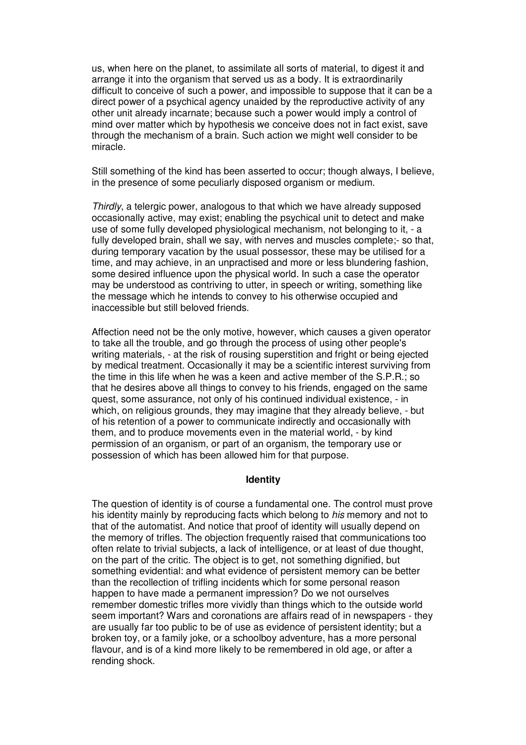us, when here on the planet, to assimilate all sorts of material, to digest it and arrange it into the organism that served us as a body. It is extraordinarily difficult to conceive of such a power, and impossible to suppose that it can be a direct power of a psychical agency unaided by the reproductive activity of any other unit already incarnate; because such a power would imply a control of mind over matter which by hypothesis we conceive does not in fact exist, save through the mechanism of a brain. Such action we might well consider to be miracle.

Still something of the kind has been asserted to occur; though always, I believe, in the presence of some peculiarly disposed organism or medium.

*Thirdly*, a telergic power, analogous to that which we have already supposed occasionally active, may exist; enabling the psychical unit to detect and make use of some fully developed physiological mechanism, not belonging to it, - a fully developed brain, shall we say, with nerves and muscles complete;- so that, during temporary vacation by the usual possessor, these may be utilised for a time, and may achieve, in an unpractised and more or less blundering fashion, some desired influence upon the physical world. In such a case the operator may be understood as contriving to utter, in speech or writing, something like the message which he intends to convey to his otherwise occupied and inaccessible but still beloved friends.

Affection need not be the only motive, however, which causes a given operator to take all the trouble, and go through the process of using other people's writing materials, - at the risk of rousing superstition and fright or being ejected by medical treatment. Occasionally it may be a scientific interest surviving from the time in this life when he was a keen and active member of the S.P.R.; so that he desires above all things to convey to his friends, engaged on the same quest, some assurance, not only of his continued individual existence, - in which, on religious grounds, they may imagine that they already believe, - but of his retention of a power to communicate indirectly and occasionally with them, and to produce movements even in the material world, - by kind permission of an organism, or part of an organism, the temporary use or possession of which has been allowed him for that purpose.

### Identity

The question of identity is of course a fundamental one. The control must prove his identity mainly by reproducing facts which belong to *his* memory and not to that of the automatist. And notice that proof of identity will usually depend on the memory of trifles. The objection frequently raised that communications too often relate to trivial subjects, a lack of intelligence, or at least of due thought, on the part of the critic. The object is to get, not something dignified, but something evidential: and what evidence of persistent memory can be better than the recollection of trifling incidents which for some personal reason happen to have made a permanent impression? Do we not ourselves remember domestic trifles more vividly than things which to the outside world seem important? Wars and coronations are affairs read of in newspapers - they are usually far too public to be of use as evidence of persistent identity; but a broken toy, or a family joke, or a schoolboy adventure, has a more personal flavour, and is of a kind more likely to be remembered in old age, or after a rending shock.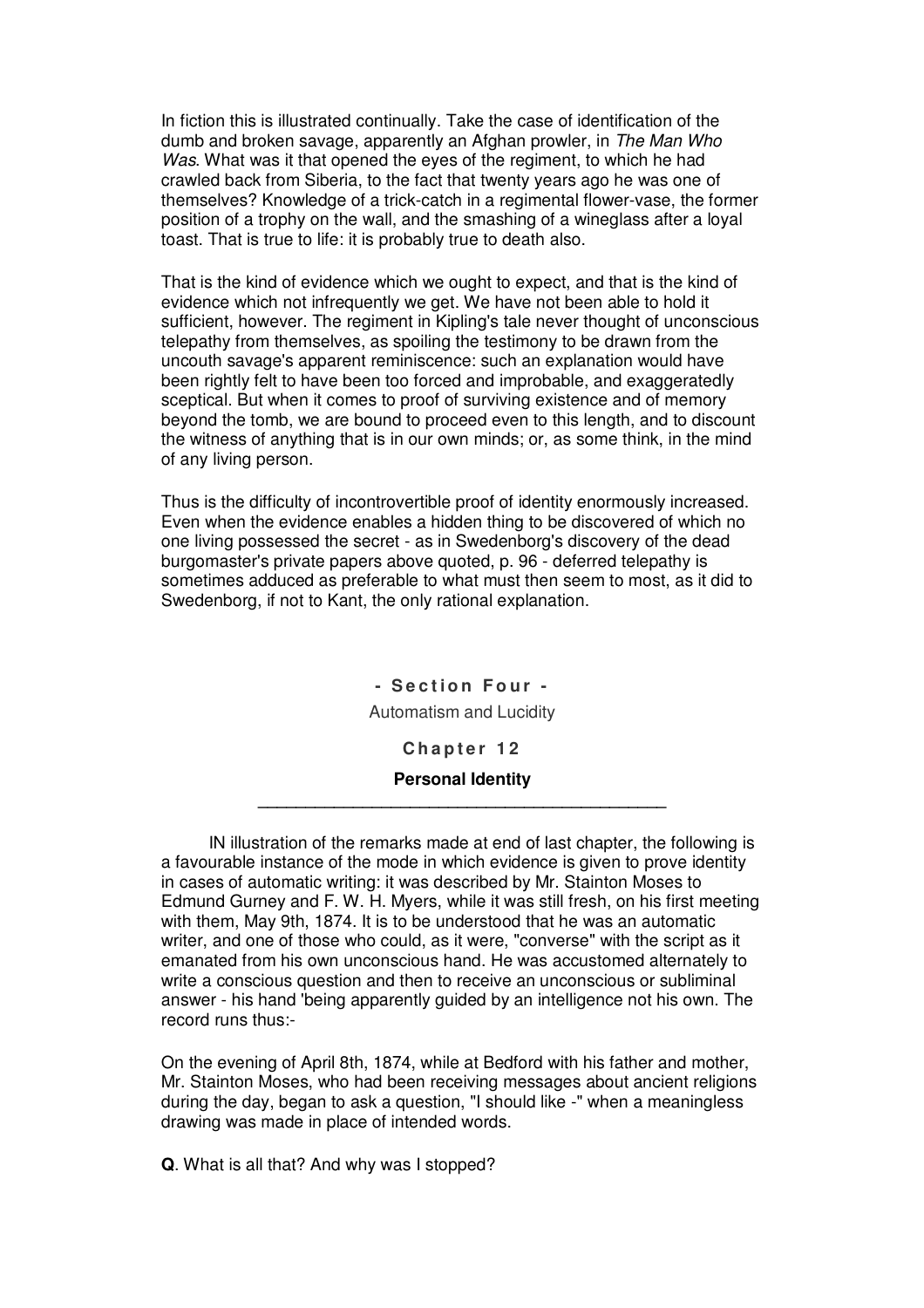In fiction this is illustrated continually. Take the case of identification of the dumb and broken savage, apparently an Afghan prowler, in *The Man Who Was*. What was it that opened the eyes of the regiment, to which he had crawled back from Siberia, to the fact that twenty years ago he was one of themselves? Knowledge of a trick-catch in a regimental flower-vase, the former position of a trophy on the wall, and the smashing of a wineglass after a loyal toast. That is true to life: it is probably true to death also.

That is the kind of evidence which we ought to expect, and that is the kind of evidence which not infrequently we get. We have not been able to hold it sufficient, however. The regiment in Kipling's tale never thought of unconscious telepathy from themselves, as spoiling the testimony to be drawn from the uncouth savage's apparent reminiscence: such an explanation would have been rightly felt to have been too forced and improbable, and exaggeratedly sceptical. But when it comes to proof of surviving existence and of memory beyond the tomb, we are bound to proceed even to this length, and to discount the witness of anything that is in our own minds; or, as some think, in the mind of any living person.

Thus is the difficulty of incontrovertible proof of identity enormously increased. Even when the evidence enables a hidden thing to be discovered of which no one living possessed the secret - as in Swedenborg's discovery of the dead burgomaster's private papers above quoted, p. 96 - deferred telepathy is sometimes adduced as preferable to what must then seem to most, as it did to Swedenborg, if not to Kant, the only rational explanation.

## - Section Four -

Automatism and Lucidity

## Chapter 12

### Personal Identity

---

IN illustration of the remarks made at end of last chapter, the following is a favourable instance of the mode in which evidence is given to prove identity in cases of automatic writing: it was described by Mr. Stainton Moses to Edmund Gurney and F. W. H. Myers, while it was still fresh, on his first meeting with them, May 9th, 1874. It is to be understood that he was an automatic writer, and one of those who could, as it were, "converse" with the script as it emanated from his own unconscious hand. He was accustomed alternately to write a conscious question and then to receive an unconscious or subliminal answer - his hand 'being apparently guided by an intelligence not his own. The record runs thus:-

On the evening of April 8th, 1874, while at Bedford with his father and mother, Mr. Stainton Moses, who had been receiving messages about ancient religions during the day, began to ask a question, "I should like -" when a meaningless drawing was made in place of intended words.

**Q**. What is all that? And why was I stopped?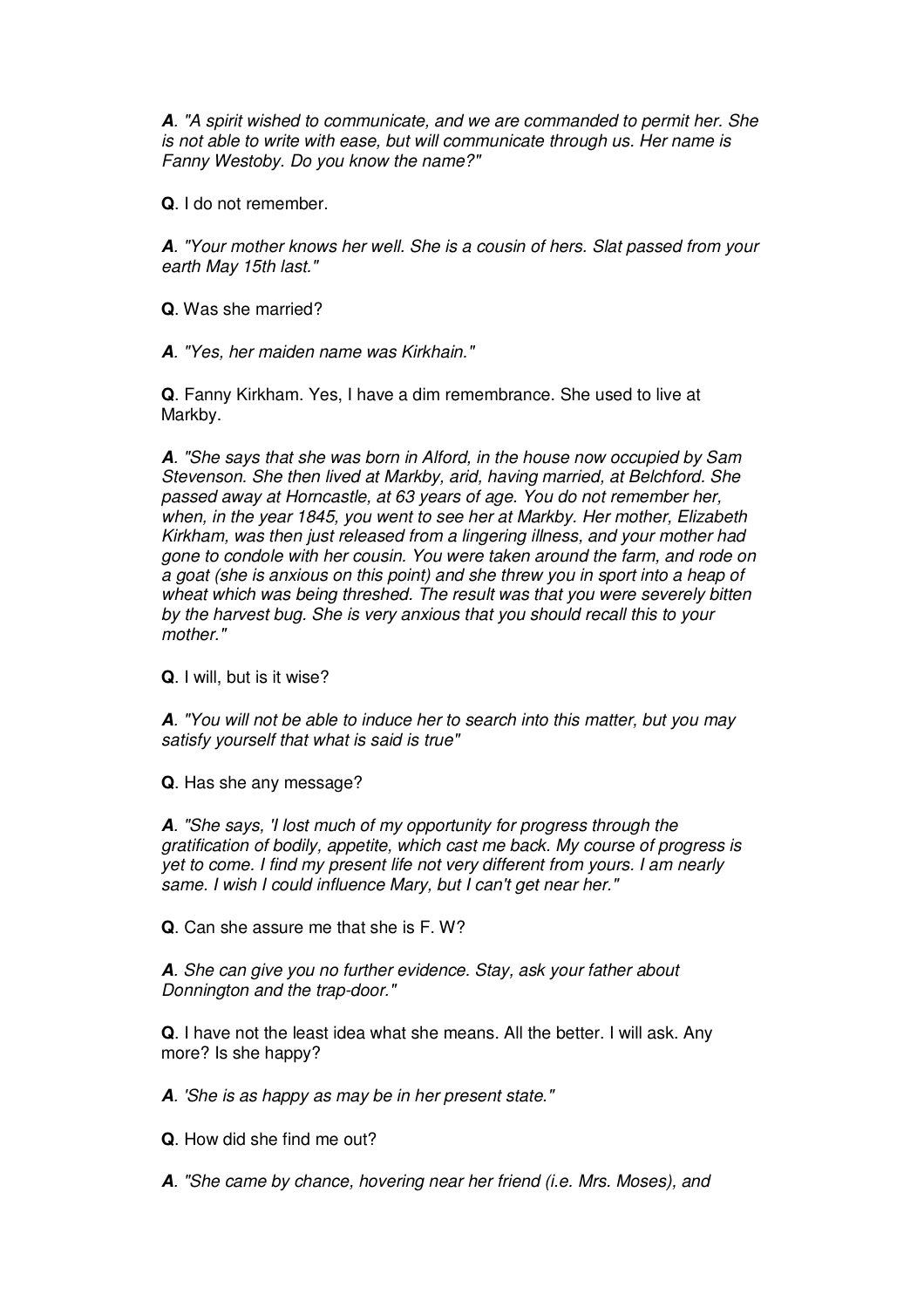***A***. *"A spirit wished to communicate, and we are commanded to permit her. She is not able to write with ease, but will communicate through us. Her name is Fanny Westoby. Do you know the name?"*

**Q**. I do not remember.

***A***. *"Your mother knows her well. She is a cousin of hers. Slat passed from your earth May 15th last."*

**Q**. Was she married?

***A***. *"Yes, her maiden name was Kirkhain."*

**Q**. Fanny Kirkham. Yes, I have a dim remembrance. She used to live at Markby.

***A***. *"She says that she was born in Alford, in the house now occupied by Sam Stevenson. She then lived at Markby, arid, having married, at Belchford. She passed away at Horncastle, at 63 years of age. You do not remember her, when, in the year 1845, you went to see her at Markby. Her mother, Elizabeth Kirkham, was then just released from a lingering illness, and your mother had gone to condole with her cousin. You were taken around the farm, and rode on a goat (she is anxious on this point) and she threw you in sport into a heap of wheat which was being threshed. The result was that you were severely bitten by the harvest bug. She is very anxious that you should recall this to your mother."*

**Q**. I will, but is it wise?

***A***. *"You will not be able to induce her to search into this matter, but you may satisfy yourself that what is said is true"*

**Q**. Has she any message?

***A***. *"She says, 'I lost much of my opportunity for progress through the gratification of bodily, appetite, which cast me back. My course of progress is yet to come. I find my present life not very different from yours. I am nearly same. I wish I could influence Mary, but I can't get near her."*

**Q**. Can she assure me that she is F. W?

***A***. *She can give you no further evidence. Stay, ask your father about Donnington and the trap-door."*

**Q**. I have not the least idea what she means. All the better. I will ask. Any more? Is she happy?

***A***. *'She is as happy as may be in her present state."*

**Q**. How did she find me out?

***A***. *"She came by chance, hovering near her friend (i.e. Mrs. Moses), and*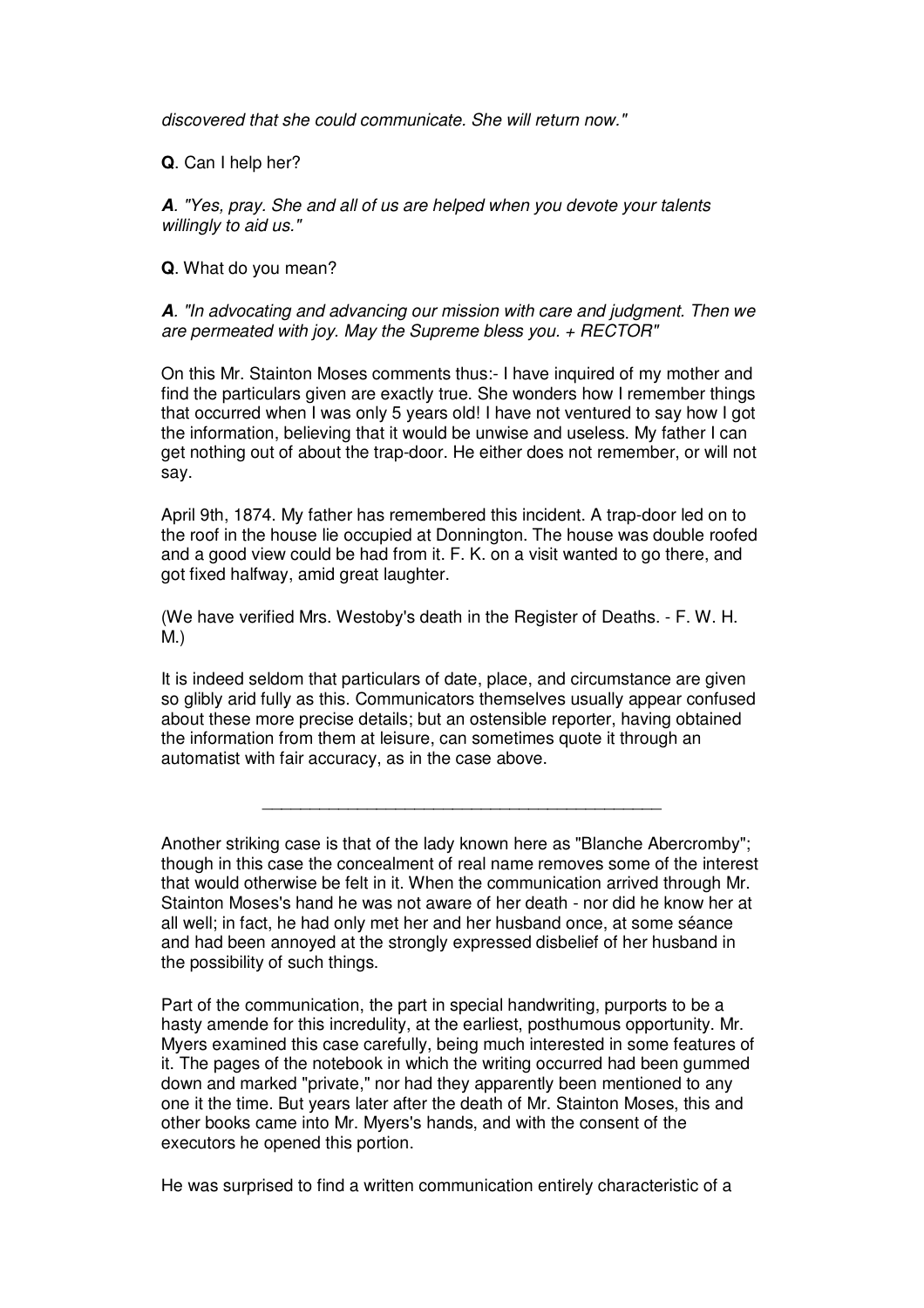*discovered that she could communicate. She will return now."*

**Q**. Can I help her?

***A***. *"Yes, pray. She and all of us are helped when you devote your talents willingly to aid us."*

**Q**. What do you mean?

***A***. *"In advocating and advancing our mission with care and judgment. Then we are permeated with joy. May the Supreme bless you. + RECTOR"*

On this Mr. Stainton Moses comments thus:- I have inquired of my mother and find the particulars given are exactly true. She wonders how I remember things that occurred when I was only 5 years old! I have not ventured to say how I got the information, believing that it would be unwise and useless. My father I can get nothing out of about the trap-door. He either does not remember, or will not say.

April 9th, 1874. My father has remembered this incident. A trap-door led on to the roof in the house lie occupied at Donnington. The house was double roofed and a good view could be had from it. F. K. on a visit wanted to go there, and got fixed halfway, amid great laughter.

(We have verified Mrs. Westoby's death in the Register of Deaths. - F. W. H. M.)

It is indeed seldom that particulars of date, place, and circumstance are given so glibly arid fully as this. Communicators themselves usually appear confused about these more precise details; but an ostensible reporter, having obtained the information from them at leisure, can sometimes quote it through an automatist with fair accuracy, as in the case above.

---

Another striking case is that of the lady known here as "Blanche Abercromby"; though in this case the concealment of real name removes some of the interest that would otherwise be felt in it. When the communication arrived through Mr. Stainton Moses's hand he was not aware of her death - nor did he know her at all well; in fact, he had only met her and her husband once, at some séance and had been annoyed at the strongly expressed disbelief of her husband in the possibility of such things.

Part of the communication, the part in special handwriting, purports to be a hasty amende for this incredulity, at the earliest, posthumous opportunity. Mr. Myers examined this case carefully, being much interested in some features of it. The pages of the notebook in which the writing occurred had been gummed down and marked "private," nor had they apparently been mentioned to any one it the time. But years later after the death of Mr. Stainton Moses, this and other books came into Mr. Myers's hands, and with the consent of the executors he opened this portion.

He was surprised to find a written communication entirely characteristic of a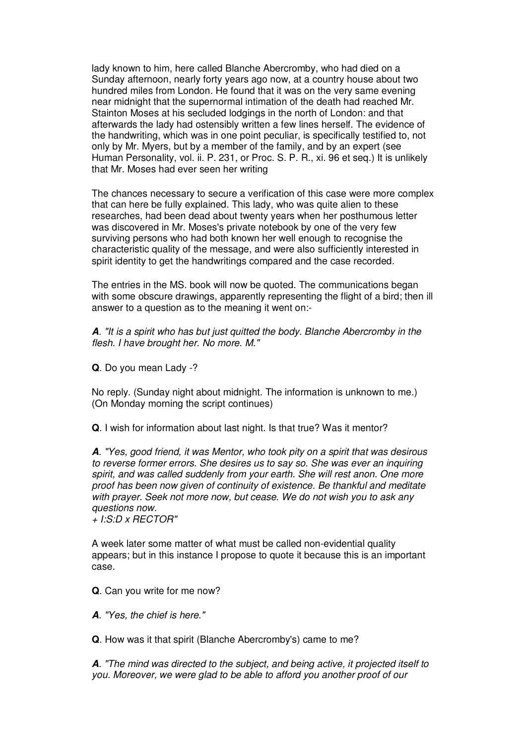lady known to him, here called Blanche Abercromby, who had died on a Sunday afternoon, nearly forty years ago now, at a country house about two hundred miles from London. He found that it was on the very same evening near midnight that the supernormal intimation of the death had reached Mr. Stainton Moses at his secluded lodgings in the north of London: and that afterwards the lady had ostensibly written a few lines herself. The evidence of the handwriting, which was in one point peculiar, is specifically testified to, not only by Mr. Myers, but by a member of the family, and by an expert (see Human Personality, vol. ii. P. 231, or Proc. S. P. R., xi. 96 et seq.) It is unlikely that Mr. Moses had ever seen her writing

The chances necessary to secure a verification of this case were more complex that can here be fully explained. This lady, who was quite alien to these researches, had been dead about twenty years when her posthumous letter was discovered in Mr. Moses's private notebook by one of the very few surviving persons who had both known her well enough to recognise the characteristic quality of the message, and were also sufficiently interested in spirit identity to get the handwritings compared and the case recorded.

The entries in the MS. book will now be quoted. The communications began with some obscure drawings, apparently representing the flight of a bird; then ill answer to a question as to the meaning it went on:-

***A***. *"It is a spirit who has but just quitted the body. Blanche Abercromby in the flesh. I have brought her. No more. M."*

**Q**. Do you mean Lady -?

No reply. (Sunday night about midnight. The information is unknown to me.) (On Monday morning the script continues)

**Q**. I wish for information about last night. Is that true? Was it mentor?

***A***. *"Yes, good friend, it was Mentor, who took pity on a spirit that was desirous to reverse former errors. She desires us to say so. She was ever an inquiring spirit, and was called suddenly from your earth. She will rest anon. One more proof has been now given of continuity of existence. Be thankful and meditate with prayer. Seek not more now, but cease. We do not wish you to ask any questions now.*
*+ I:S:D x RECTOR"*

A week later some matter of what must be called non-evidential quality appears; but in this instance I propose to quote it because this is an important case.

**Q**. Can you write for me now?

***A***. *"Yes, the chief is here."*

**Q**. How was it that spirit (Blanche Abercromby's) came to me?

***A***. *"The mind was directed to the subject, and being active, it projected itself to you. Moreover, we were glad to be able to afford you another proof of our*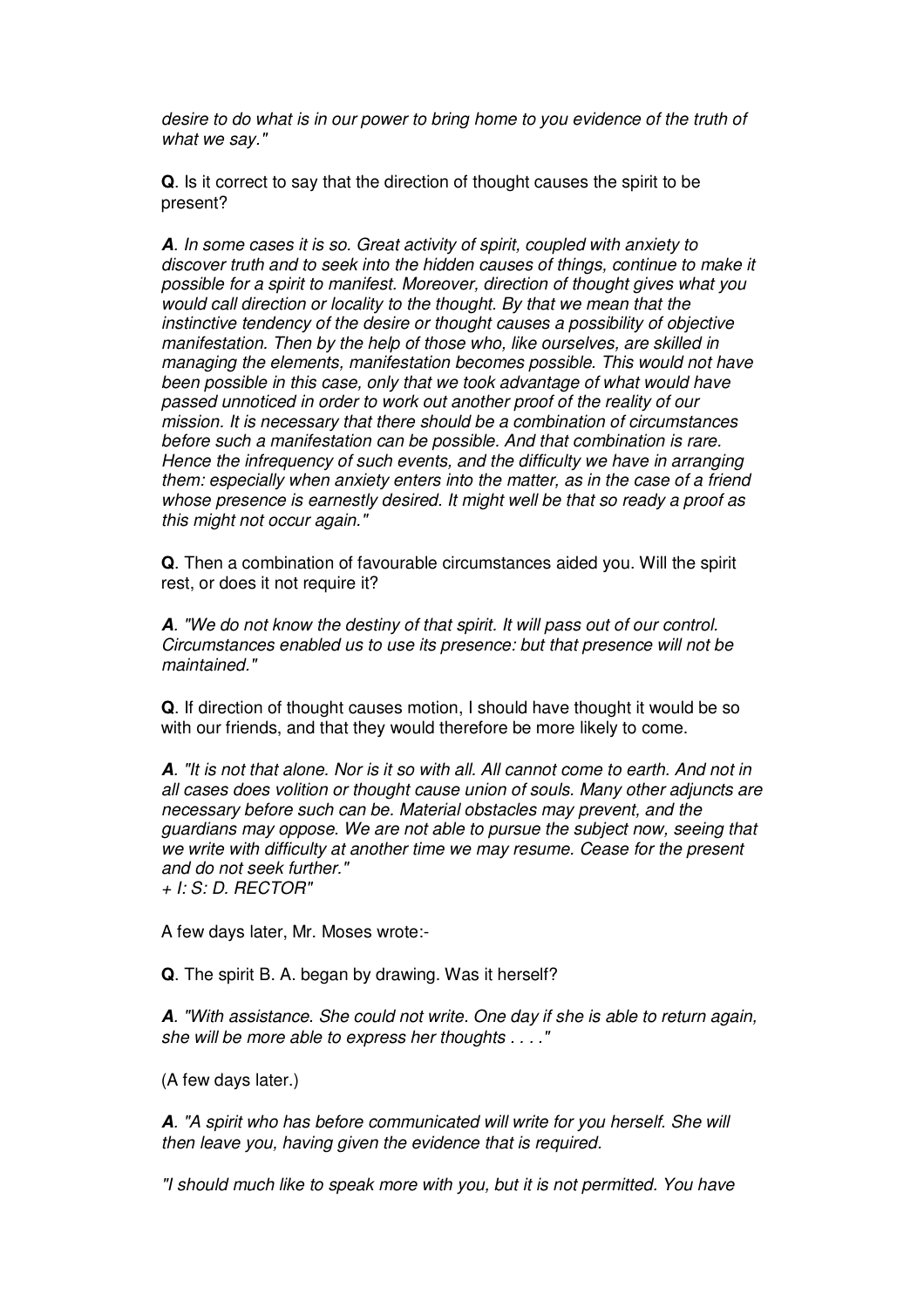*desire to do what is in our power to bring home to you evidence of the truth of what we say."*

**Q**. Is it correct to say that the direction of thought causes the spirit to be present?

***A***. *In some cases it is so. Great activity of spirit, coupled with anxiety to discover truth and to seek into the hidden causes of things, continue to make it possible for a spirit to manifest. Moreover, direction of thought gives what you would call direction or locality to the thought. By that we mean that the instinctive tendency of the desire or thought causes a possibility of objective manifestation. Then by the help of those who, like ourselves, are skilled in managing the elements, manifestation becomes possible. This would not have been possible in this case, only that we took advantage of what would have passed unnoticed in order to work out another proof of the reality of our mission. It is necessary that there should be a combination of circumstances before such a manifestation can be possible. And that combination is rare. Hence the infrequency of such events, and the difficulty we have in arranging them: especially when anxiety enters into the matter, as in the case of a friend whose presence is earnestly desired. It might well be that so ready a proof as this might not occur again."*

**Q**. Then a combination of favourable circumstances aided you. Will the spirit rest, or does it not require it?

***A***. *"We do not know the destiny of that spirit. It will pass out of our control. Circumstances enabled us to use its presence: but that presence will not be maintained."*

**Q**. If direction of thought causes motion, I should have thought it would be so with our friends, and that they would therefore be more likely to come.

***A***. *"It is not that alone. Nor is it so with all. All cannot come to earth. And not in all cases does volition or thought cause union of souls. Many other adjuncts are necessary before such can be. Material obstacles may prevent, and the guardians may oppose. We are not able to pursue the subject now, seeing that we write with difficulty at another time we may resume. Cease for the present and do not seek further."*
*+ I: S: D. RECTOR"*

A few days later, Mr. Moses wrote:-

**Q**. The spirit B. A. began by drawing. Was it herself?

***A***. *"With assistance. She could not write. One day if she is able to return again, she will be more able to express her thoughts . . . ."*

(A few days later.)

***A***. *"A spirit who has before communicated will write for you herself. She will then leave you, having given the evidence that is required.*

*"I should much like to speak more with you, but it is not permitted. You have*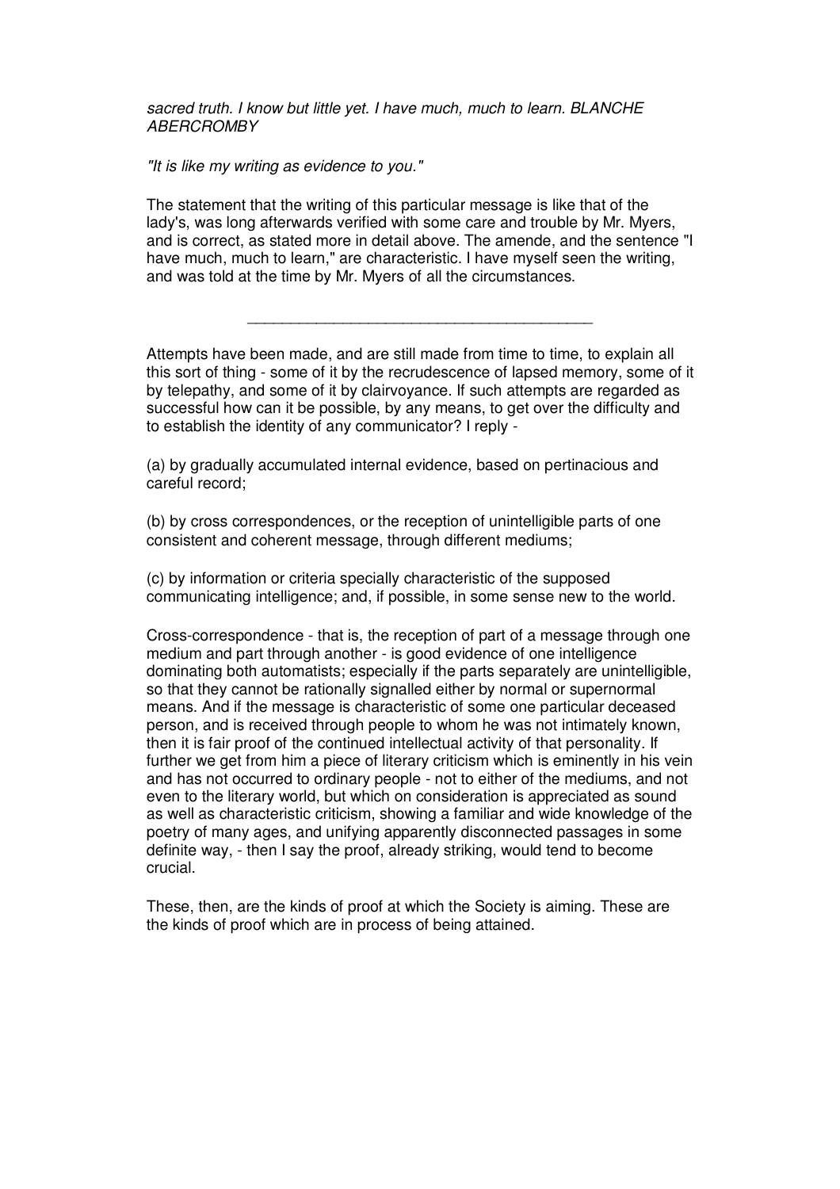*sacred truth. I know but little yet. I have much, much to learn. BLANCHE ABERCROMBY*

*"It is like my writing as evidence to you."*

The statement that the writing of this particular message is like that of the lady's, was long afterwards verified with some care and trouble by Mr. Myers, and is correct, as stated more in detail above. The amende, and the sentence "I have much, much to learn," are characteristic. I have myself seen the writing, and was told at the time by Mr. Myers of all the circumstances.

---

Attempts have been made, and are still made from time to time, to explain all this sort of thing - some of it by the recrudescence of lapsed memory, some of it by telepathy, and some of it by clairvoyance. If such attempts are regarded as successful how can it be possible, by any means, to get over the difficulty and to establish the identity of any communicator? I reply -

(a) by gradually accumulated internal evidence, based on pertinacious and careful record;

(b) by cross correspondences, or the reception of unintelligible parts of one consistent and coherent message, through different mediums;

(c) by information or criteria specially characteristic of the supposed communicating intelligence; and, if possible, in some sense new to the world.

Cross-correspondence - that is, the reception of part of a message through one medium and part through another - is good evidence of one intelligence dominating both automatists; especially if the parts separately are unintelligible, so that they cannot be rationally signalled either by normal or supernormal means. And if the message is characteristic of some one particular deceased person, and is received through people to whom he was not intimately known, then it is fair proof of the continued intellectual activity of that personality. If further we get from him a piece of literary criticism which is eminently in his vein and has not occurred to ordinary people - not to either of the mediums, and not even to the literary world, but which on consideration is appreciated as sound as well as characteristic criticism, showing a familiar and wide knowledge of the poetry of many ages, and unifying apparently disconnected passages in some definite way, - then I say the proof, already striking, would tend to become crucial.

These, then, are the kinds of proof at which the Society is aiming. These are the kinds of proof which are in process of being attained.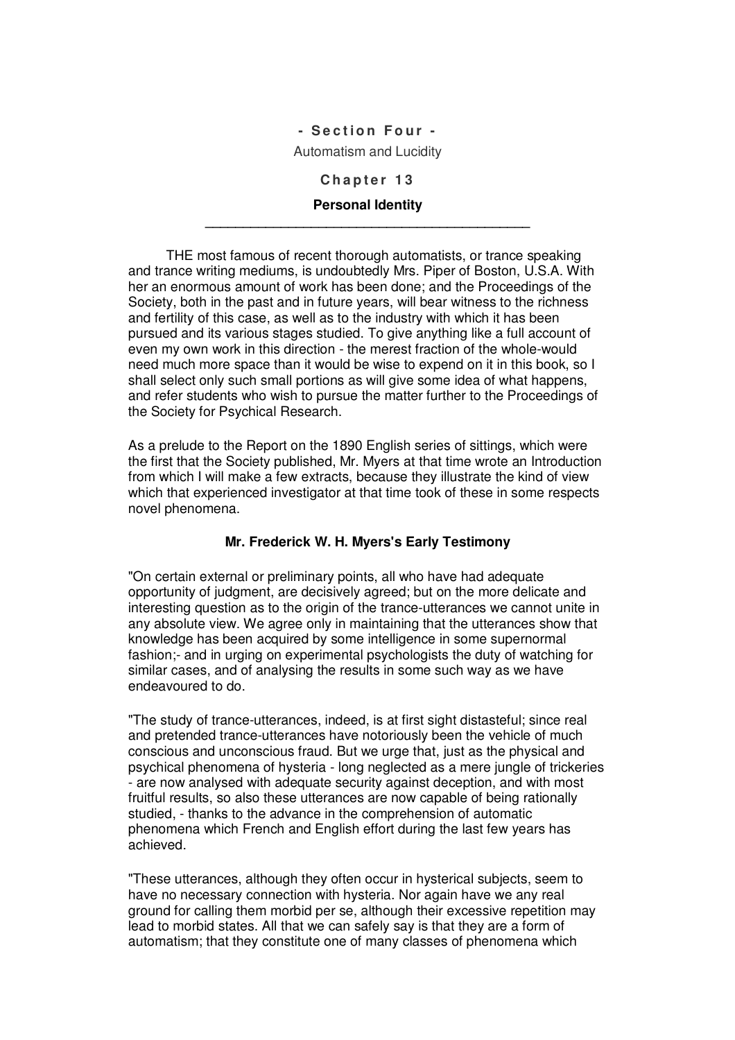## - Section Four -

Automatism and Lucidity

## Chapter 13

### Personal Identity

---

THE most famous of recent thorough automatists, or trance speaking and trance writing mediums, is undoubtedly Mrs. Piper of Boston, U.S.A. With her an enormous amount of work has been done; and the Proceedings of the Society, both in the past and in future years, will bear witness to the richness and fertility of this case, as well as to the industry with which it has been pursued and its various stages studied. To give anything like a full account of even my own work in this direction - the merest fraction of the whole-would need much more space than it would be wise to expend on it in this book, so I shall select only such small portions as will give some idea of what happens, and refer students who wish to pursue the matter further to the Proceedings of the Society for Psychical Research.

As a prelude to the Report on the 1890 English series of sittings, which were the first that the Society published, Mr. Myers at that time wrote an Introduction from which I will make a few extracts, because they illustrate the kind of view which that experienced investigator at that time took of these in some respects novel phenomena.

### Mr. Frederick W. H. Myers's Early Testimony

"On certain external or preliminary points, all who have had adequate opportunity of judgment, are decisively agreed; but on the more delicate and interesting question as to the origin of the trance-utterances we cannot unite in any absolute view. We agree only in maintaining that the utterances show that knowledge has been acquired by some intelligence in some supernormal fashion;- and in urging on experimental psychologists the duty of watching for similar cases, and of analysing the results in some such way as we have endeavoured to do.

"The study of trance-utterances, indeed, is at first sight distasteful; since real and pretended trance-utterances have notoriously been the vehicle of much conscious and unconscious fraud. But we urge that, just as the physical and psychical phenomena of hysteria - long neglected as a mere jungle of trickeries - are now analysed with adequate security against deception, and with most fruitful results, so also these utterances are now capable of being rationally studied, - thanks to the advance in the comprehension of automatic phenomena which French and English effort during the last few years has achieved.

"These utterances, although they often occur in hysterical subjects, seem to have no necessary connection with hysteria. Nor again have we any real ground for calling them morbid per se, although their excessive repetition may lead to morbid states. All that we can safely say is that they are a form of automatism; that they constitute one of many classes of phenomena which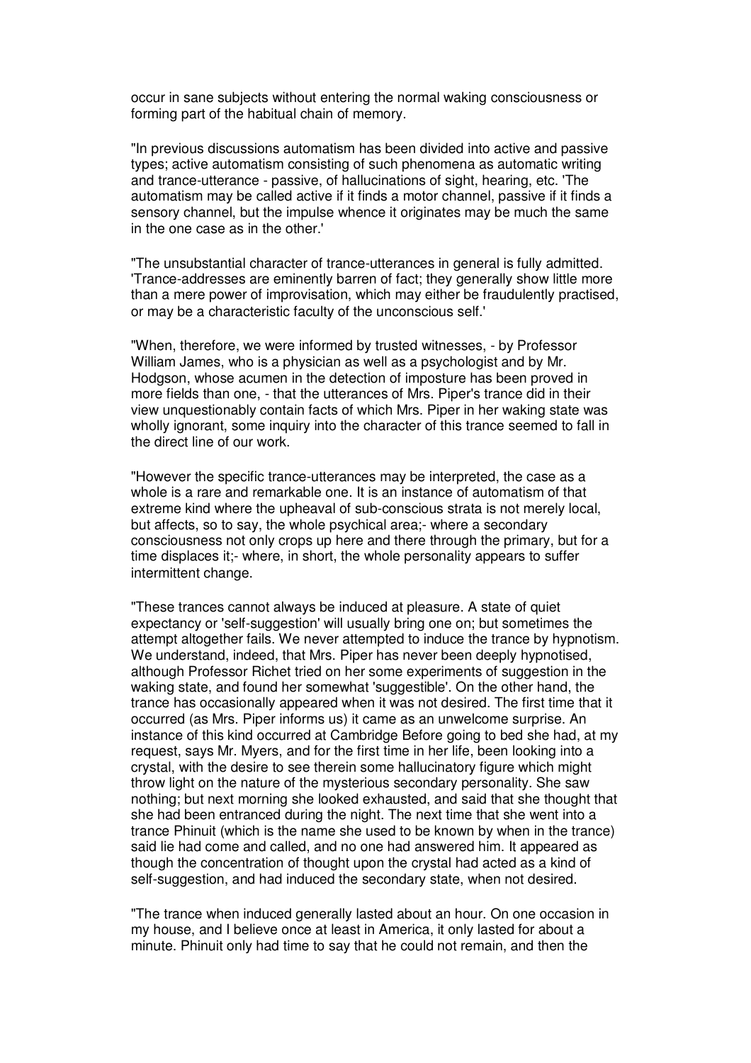occur in sane subjects without entering the normal waking consciousness or forming part of the habitual chain of memory.

"In previous discussions automatism has been divided into active and passive types; active automatism consisting of such phenomena as automatic writing and trance-utterance - passive, of hallucinations of sight, hearing, etc. 'The automatism may be called active if it finds a motor channel, passive if it finds a sensory channel, but the impulse whence it originates may be much the same in the one case as in the other.'

"The unsubstantial character of trance-utterances in general is fully admitted. 'Trance-addresses are eminently barren of fact; they generally show little more than a mere power of improvisation, which may either be fraudulently practised, or may be a characteristic faculty of the unconscious self.'

"When, therefore, we were informed by trusted witnesses, - by Professor William James, who is a physician as well as a psychologist and by Mr. Hodgson, whose acumen in the detection of imposture has been proved in more fields than one, - that the utterances of Mrs. Piper's trance did in their view unquestionably contain facts of which Mrs. Piper in her waking state was wholly ignorant, some inquiry into the character of this trance seemed to fall in the direct line of our work.

"However the specific trance-utterances may be interpreted, the case as a whole is a rare and remarkable one. It is an instance of automatism of that extreme kind where the upheaval of sub-conscious strata is not merely local, but affects, so to say, the whole psychical area;- where a secondary consciousness not only crops up here and there through the primary, but for a time displaces it;- where, in short, the whole personality appears to suffer intermittent change.

"These trances cannot always be induced at pleasure. A state of quiet expectancy or 'self-suggestion' will usually bring one on; but sometimes the attempt altogether fails. We never attempted to induce the trance by hypnotism. We understand, indeed, that Mrs. Piper has never been deeply hypnotised, although Professor Richet tried on her some experiments of suggestion in the waking state, and found her somewhat 'suggestible'. On the other hand, the trance has occasionally appeared when it was not desired. The first time that it occurred (as Mrs. Piper informs us) it came as an unwelcome surprise. An instance of this kind occurred at Cambridge Before going to bed she had, at my request, says Mr. Myers, and for the first time in her life, been looking into a crystal, with the desire to see therein some hallucinatory figure which might throw light on the nature of the mysterious secondary personality. She saw nothing; but next morning she looked exhausted, and said that she thought that she had been entranced during the night. The next time that she went into a trance Phinuit (which is the name she used to be known by when in the trance) said lie had come and called, and no one had answered him. It appeared as though the concentration of thought upon the crystal had acted as a kind of self-suggestion, and had induced the secondary state, when not desired.

"The trance when induced generally lasted about an hour. On one occasion in my house, and I believe once at least in America, it only lasted for about a minute. Phinuit only had time to say that he could not remain, and then the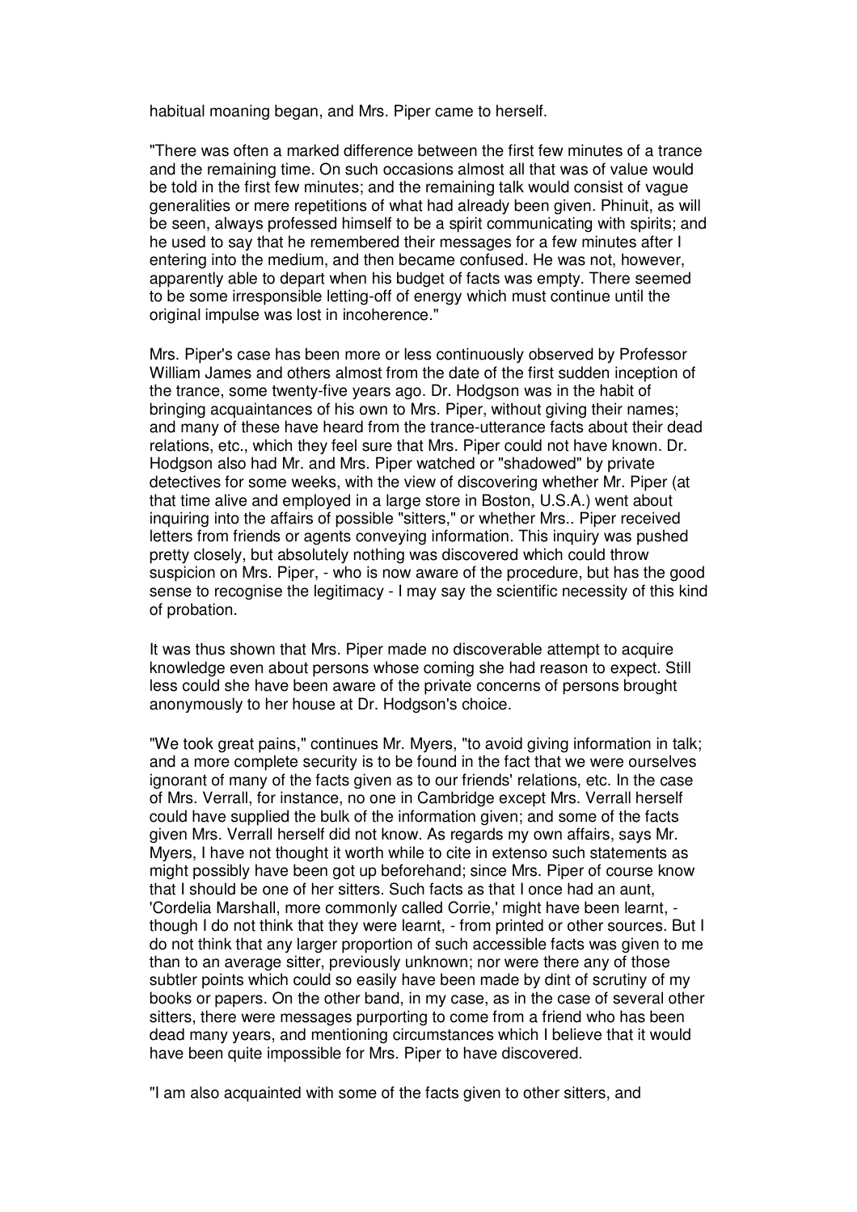habitual moaning began, and Mrs. Piper came to herself.

"There was often a marked difference between the first few minutes of a trance and the remaining time. On such occasions almost all that was of value would be told in the first few minutes; and the remaining talk would consist of vague generalities or mere repetitions of what had already been given. Phinuit, as will be seen, always professed himself to be a spirit communicating with spirits; and he used to say that he remembered their messages for a few minutes after I entering into the medium, and then became confused. He was not, however, apparently able to depart when his budget of facts was empty. There seemed to be some irresponsible letting-off of energy which must continue until the original impulse was lost in incoherence."

Mrs. Piper's case has been more or less continuously observed by Professor William James and others almost from the date of the first sudden inception of the trance, some twenty-five years ago. Dr. Hodgson was in the habit of bringing acquaintances of his own to Mrs. Piper, without giving their names; and many of these have heard from the trance-utterance facts about their dead relations, etc., which they feel sure that Mrs. Piper could not have known. Dr. Hodgson also had Mr. and Mrs. Piper watched or "shadowed" by private detectives for some weeks, with the view of discovering whether Mr. Piper (at that time alive and employed in a large store in Boston, U.S.A.) went about inquiring into the affairs of possible "sitters," or whether Mrs.. Piper received letters from friends or agents conveying information. This inquiry was pushed pretty closely, but absolutely nothing was discovered which could throw suspicion on Mrs. Piper, - who is now aware of the procedure, but has the good sense to recognise the legitimacy - I may say the scientific necessity of this kind of probation.

It was thus shown that Mrs. Piper made no discoverable attempt to acquire knowledge even about persons whose coming she had reason to expect. Still less could she have been aware of the private concerns of persons brought anonymously to her house at Dr. Hodgson's choice.

"We took great pains," continues Mr. Myers, "to avoid giving information in talk; and a more complete security is to be found in the fact that we were ourselves ignorant of many of the facts given as to our friends' relations, etc. In the case of Mrs. Verrall, for instance, no one in Cambridge except Mrs. Verrall herself could have supplied the bulk of the information given; and some of the facts given Mrs. Verrall herself did not know. As regards my own affairs, says Mr. Myers, I have not thought it worth while to cite in extenso such statements as might possibly have been got up beforehand; since Mrs. Piper of course know that I should be one of her sitters. Such facts as that I once had an aunt, 'Cordelia Marshall, more commonly called Corrie,' might have been learnt, - though I do not think that they were learnt, - from printed or other sources. But I do not think that any larger proportion of such accessible facts was given to me than to an average sitter, previously unknown; nor were there any of those subtler points which could so easily have been made by dint of scrutiny of my books or papers. On the other band, in my case, as in the case of several other sitters, there were messages purporting to come from a friend who has been dead many years, and mentioning circumstances which I believe that it would have been quite impossible for Mrs. Piper to have discovered.

"I am also acquainted with some of the facts given to other sitters, and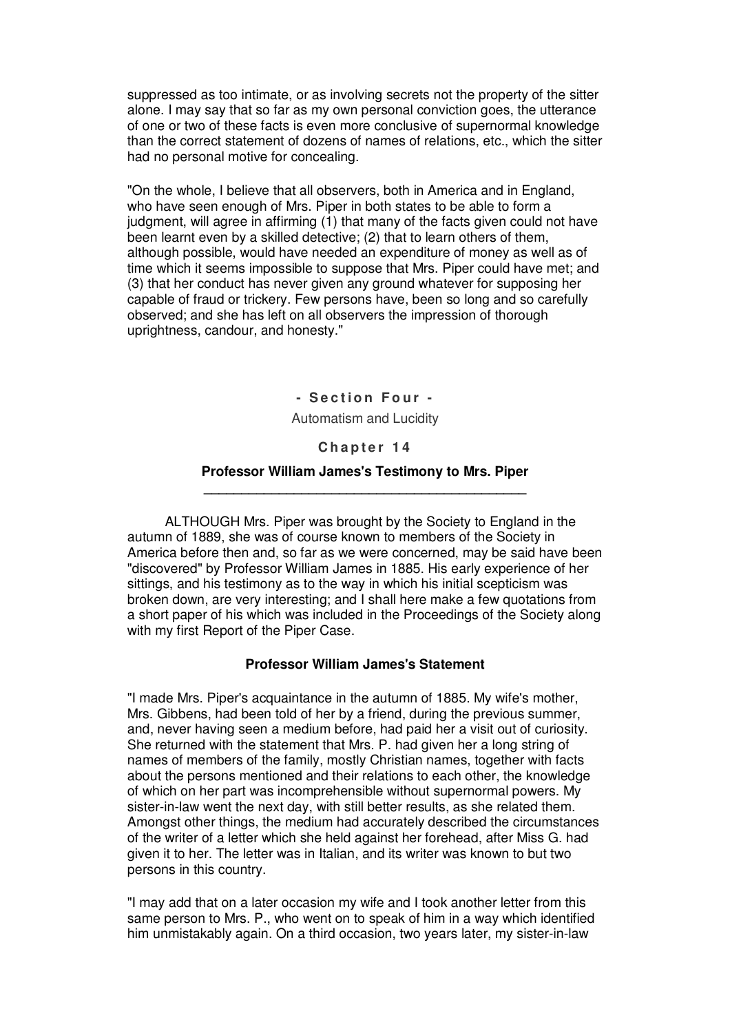suppressed as too intimate, or as involving secrets not the property of the sitter alone. I may say that so far as my own personal conviction goes, the utterance of one or two of these facts is even more conclusive of supernormal knowledge than the correct statement of dozens of names of relations, etc., which the sitter had no personal motive for concealing.

"On the whole, I believe that all observers, both in America and in England, who have seen enough of Mrs. Piper in both states to be able to form a judgment, will agree in affirming (1) that many of the facts given could not have been learnt even by a skilled detective; (2) that to learn others of them, although possible, would have needed an expenditure of money as well as of time which it seems impossible to suppose that Mrs. Piper could have met; and (3) that her conduct has never given any ground whatever for supposing her capable of fraud or trickery. Few persons have, been so long and so carefully observed; and she has left on all observers the impression of thorough uprightness, candour, and honesty."

## - Section Four -

Automatism and Lucidity

### Chapter 14

### Professor William James's Testimony to Mrs. Piper

ALTHOUGH Mrs. Piper was brought by the Society to England in the autumn of 1889, she was of course known to members of the Society in America before then and, so far as we were concerned, may be said have been "discovered" by Professor William James in 1885. His early experience of her sittings, and his testimony as to the way in which his initial scepticism was broken down, are very interesting; and I shall here make a few quotations from a short paper of his which was included in the Proceedings of the Society along with my first Report of the Piper Case.

#### Professor William James's Statement

"I made Mrs. Piper's acquaintance in the autumn of 1885. My wife's mother, Mrs. Gibbens, had been told of her by a friend, during the previous summer, and, never having seen a medium before, had paid her a visit out of curiosity. She returned with the statement that Mrs. P. had given her a long string of names of members of the family, mostly Christian names, together with facts about the persons mentioned and their relations to each other, the knowledge of which on her part was incomprehensible without supernormal powers. My sister-in-law went the next day, with still better results, as she related them. Amongst other things, the medium had accurately described the circumstances of the writer of a letter which she held against her forehead, after Miss G. had given it to her. The letter was in Italian, and its writer was known to but two persons in this country.

"I may add that on a later occasion my wife and I took another letter from this same person to Mrs. P., who went on to speak of him in a way which identified him unmistakably again. On a third occasion, two years later, my sister-in-law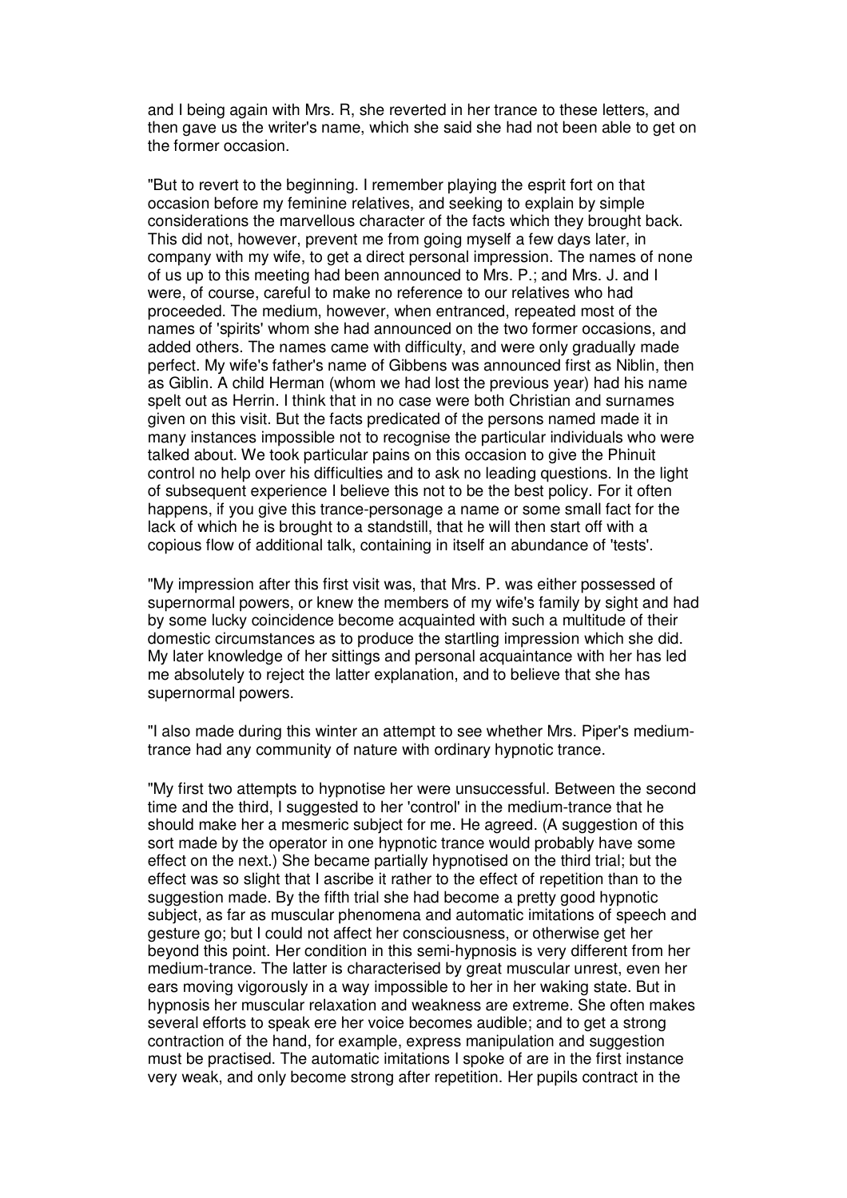and I being again with Mrs. R, she reverted in her trance to these letters, and then gave us the writer's name, which she said she had not been able to get on the former occasion.

"But to revert to the beginning. I remember playing the esprit fort on that occasion before my feminine relatives, and seeking to explain by simple considerations the marvellous character of the facts which they brought back. This did not, however, prevent me from going myself a few days later, in company with my wife, to get a direct personal impression. The names of none of us up to this meeting had been announced to Mrs. P.; and Mrs. J. and I were, of course, careful to make no reference to our relatives who had proceeded. The medium, however, when entranced, repeated most of the names of 'spirits' whom she had announced on the two former occasions, and added others. The names came with difficulty, and were only gradually made perfect. My wife's father's name of Gibbens was announced first as Niblin, then as Giblin. A child Herman (whom we had lost the previous year) had his name spelt out as Herrin. I think that in no case were both Christian and surnames given on this visit. But the facts predicated of the persons named made it in many instances impossible not to recognise the particular individuals who were talked about. We took particular pains on this occasion to give the Phinuit control no help over his difficulties and to ask no leading questions. In the light of subsequent experience I believe this not to be the best policy. For it often happens, if you give this trance-personage a name or some small fact for the lack of which he is brought to a standstill, that he will then start off with a copious flow of additional talk, containing in itself an abundance of 'tests'.

"My impression after this first visit was, that Mrs. P. was either possessed of supernormal powers, or knew the members of my wife's family by sight and had by some lucky coincidence become acquainted with such a multitude of their domestic circumstances as to produce the startling impression which she did. My later knowledge of her sittings and personal acquaintance with her has led me absolutely to reject the latter explanation, and to believe that she has supernormal powers.

"I also made during this winter an attempt to see whether Mrs. Piper's medium-trance had any community of nature with ordinary hypnotic trance.

"My first two attempts to hypnotise her were unsuccessful. Between the second time and the third, I suggested to her 'control' in the medium-trance that he should make her a mesmeric subject for me. He agreed. (A suggestion of this sort made by the operator in one hypnotic trance would probably have some effect on the next.) She became partially hypnotised on the third trial; but the effect was so slight that I ascribe it rather to the effect of repetition than to the suggestion made. By the fifth trial she had become a pretty good hypnotic subject, as far as muscular phenomena and automatic imitations of speech and gesture go; but I could not affect her consciousness, or otherwise get her beyond this point. Her condition in this semi-hypnosis is very different from her medium-trance. The latter is characterised by great muscular unrest, even her ears moving vigorously in a way impossible to her in her waking state. But in hypnosis her muscular relaxation and weakness are extreme. She often makes several efforts to speak ere her voice becomes audible; and to get a strong contraction of the hand, for example, express manipulation and suggestion must be practised. The automatic imitations I spoke of are in the first instance very weak, and only become strong after repetition. Her pupils contract in the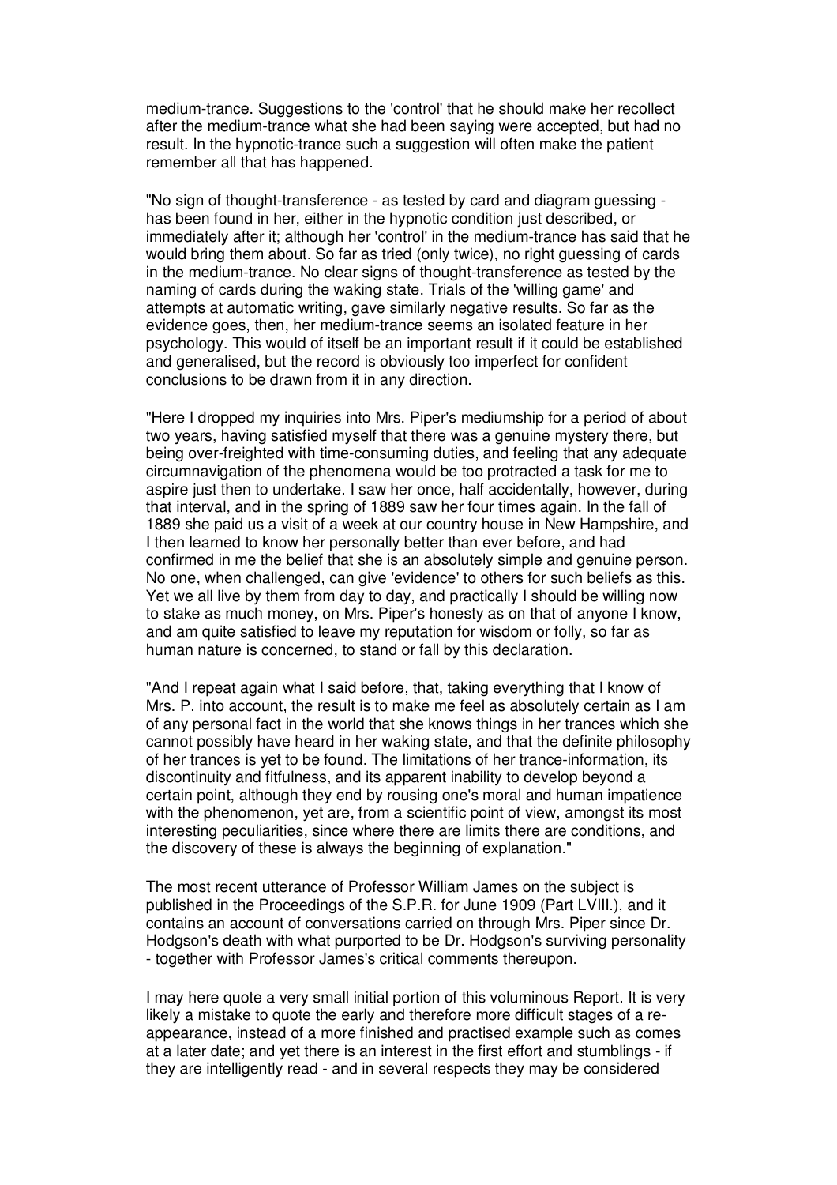medium-trance. Suggestions to the 'control' that he should make her recollect after the medium-trance what she had been saying were accepted, but had no result. In the hypnotic-trance such a suggestion will often make the patient remember all that has happened.

"No sign of thought-transference - as tested by card and diagram guessing - has been found in her, either in the hypnotic condition just described, or immediately after it; although her 'control' in the medium-trance has said that he would bring them about. So far as tried (only twice), no right guessing of cards in the medium-trance. No clear signs of thought-transference as tested by the naming of cards during the waking state. Trials of the 'willing game' and attempts at automatic writing, gave similarly negative results. So far as the evidence goes, then, her medium-trance seems an isolated feature in her psychology. This would of itself be an important result if it could be established and generalised, but the record is obviously too imperfect for confident conclusions to be drawn from it in any direction.

"Here I dropped my inquiries into Mrs. Piper's mediumship for a period of about two years, having satisfied myself that there was a genuine mystery there, but being over-freighted with time-consuming duties, and feeling that any adequate circumnavigation of the phenomena would be too protracted a task for me to aspire just then to undertake. I saw her once, half accidentally, however, during that interval, and in the spring of 1889 saw her four times again. In the fall of 1889 she paid us a visit of a week at our country house in New Hampshire, and I then learned to know her personally better than ever before, and had confirmed in me the belief that she is an absolutely simple and genuine person. No one, when challenged, can give 'evidence' to others for such beliefs as this. Yet we all live by them from day to day, and practically I should be willing now to stake as much money, on Mrs. Piper's honesty as on that of anyone I know, and am quite satisfied to leave my reputation for wisdom or folly, so far as human nature is concerned, to stand or fall by this declaration.

"And I repeat again what I said before, that, taking everything that I know of Mrs. P. into account, the result is to make me feel as absolutely certain as I am of any personal fact in the world that she knows things in her trances which she cannot possibly have heard in her waking state, and that the definite philosophy of her trances is yet to be found. The limitations of her trance-information, its discontinuity and fitfulness, and its apparent inability to develop beyond a certain point, although they end by rousing one's moral and human impatience with the phenomenon, yet are, from a scientific point of view, amongst its most interesting peculiarities, since where there are limits there are conditions, and the discovery of these is always the beginning of explanation."

The most recent utterance of Professor William James on the subject is published in the Proceedings of the S.P.R. for June 1909 (Part LVIII.), and it contains an account of conversations carried on through Mrs. Piper since Dr. Hodgson's death with what purported to be Dr. Hodgson's surviving personality - together with Professor James's critical comments thereupon.

I may here quote a very small initial portion of this voluminous Report. It is very likely a mistake to quote the early and therefore more difficult stages of a re-appearance, instead of a more finished and practised example such as comes at a later date; and yet there is an interest in the first effort and stumblings - if they are intelligently read - and in several respects they may be considered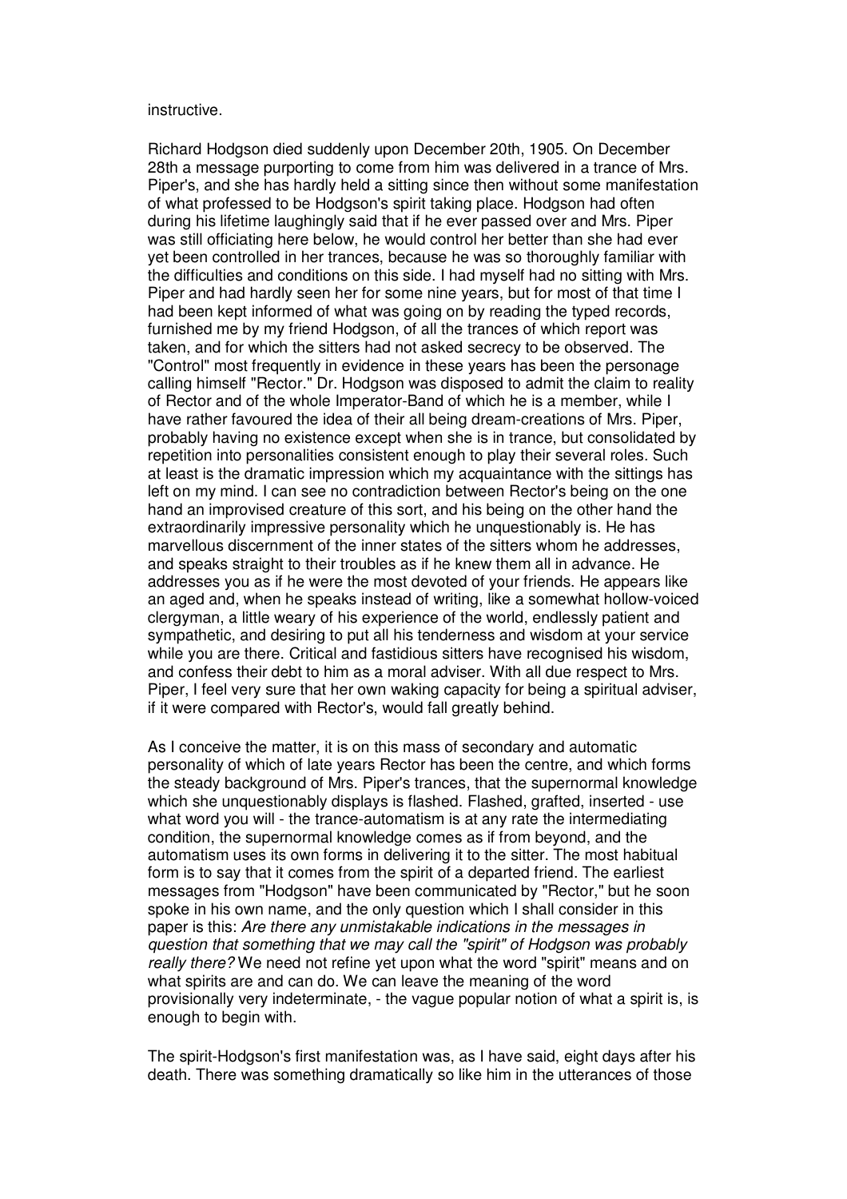instructive.

Richard Hodgson died suddenly upon December 20th, 1905. On December 28th a message purporting to come from him was delivered in a trance of Mrs. Piper's, and she has hardly held a sitting since then without some manifestation of what professed to be Hodgson's spirit taking place. Hodgson had often during his lifetime laughingly said that if he ever passed over and Mrs. Piper was still officiating here below, he would control her better than she had ever yet been controlled in her trances, because he was so thoroughly familiar with the difficulties and conditions on this side. I had myself had no sitting with Mrs. Piper and had hardly seen her for some nine years, but for most of that time I had been kept informed of what was going on by reading the typed records, furnished me by my friend Hodgson, of all the trances of which report was taken, and for which the sitters had not asked secrecy to be observed. The "Control" most frequently in evidence in these years has been the personage calling himself "Rector." Dr. Hodgson was disposed to admit the claim to reality of Rector and of the whole Imperator-Band of which he is a member, while I have rather favoured the idea of their all being dream-creations of Mrs. Piper, probably having no existence except when she is in trance, but consolidated by repetition into personalities consistent enough to play their several roles. Such at least is the dramatic impression which my acquaintance with the sittings has left on my mind. I can see no contradiction between Rector's being on the one hand an improvised creature of this sort, and his being on the other hand the extraordinarily impressive personality which he unquestionably is. He has marvellous discernment of the inner states of the sitters whom he addresses, and speaks straight to their troubles as if he knew them all in advance. He addresses you as if he were the most devoted of your friends. He appears like an aged and, when he speaks instead of writing, like a somewhat hollow-voiced clergyman, a little weary of his experience of the world, endlessly patient and sympathetic, and desiring to put all his tenderness and wisdom at your service while you are there. Critical and fastidious sitters have recognised his wisdom, and confess their debt to him as a moral adviser. With all due respect to Mrs. Piper, I feel very sure that her own waking capacity for being a spiritual adviser, if it were compared with Rector's, would fall greatly behind.

As I conceive the matter, it is on this mass of secondary and automatic personality of which of late years Rector has been the centre, and which forms the steady background of Mrs. Piper's trances, that the supernormal knowledge which she unquestionably displays is flashed. Flashed, grafted, inserted - use what word you will - the trance-automatism is at any rate the intermediating condition, the supernormal knowledge comes as if from beyond, and the automatism uses its own forms in delivering it to the sitter. The most habitual form is to say that it comes from the spirit of a departed friend. The earliest messages from "Hodgson" have been communicated by "Rector," but he soon spoke in his own name, and the only question which I shall consider in this paper is this: *Are there any unmistakable indications in the messages in question that something that we may call the "spirit" of Hodgson was probably really there?* We need not refine yet upon what the word "spirit" means and on what spirits are and can do. We can leave the meaning of the word provisionally very indeterminate, - the vague popular notion of what a spirit is, is enough to begin with.

The spirit-Hodgson's first manifestation was, as I have said, eight days after his death. There was something dramatically so like him in the utterances of those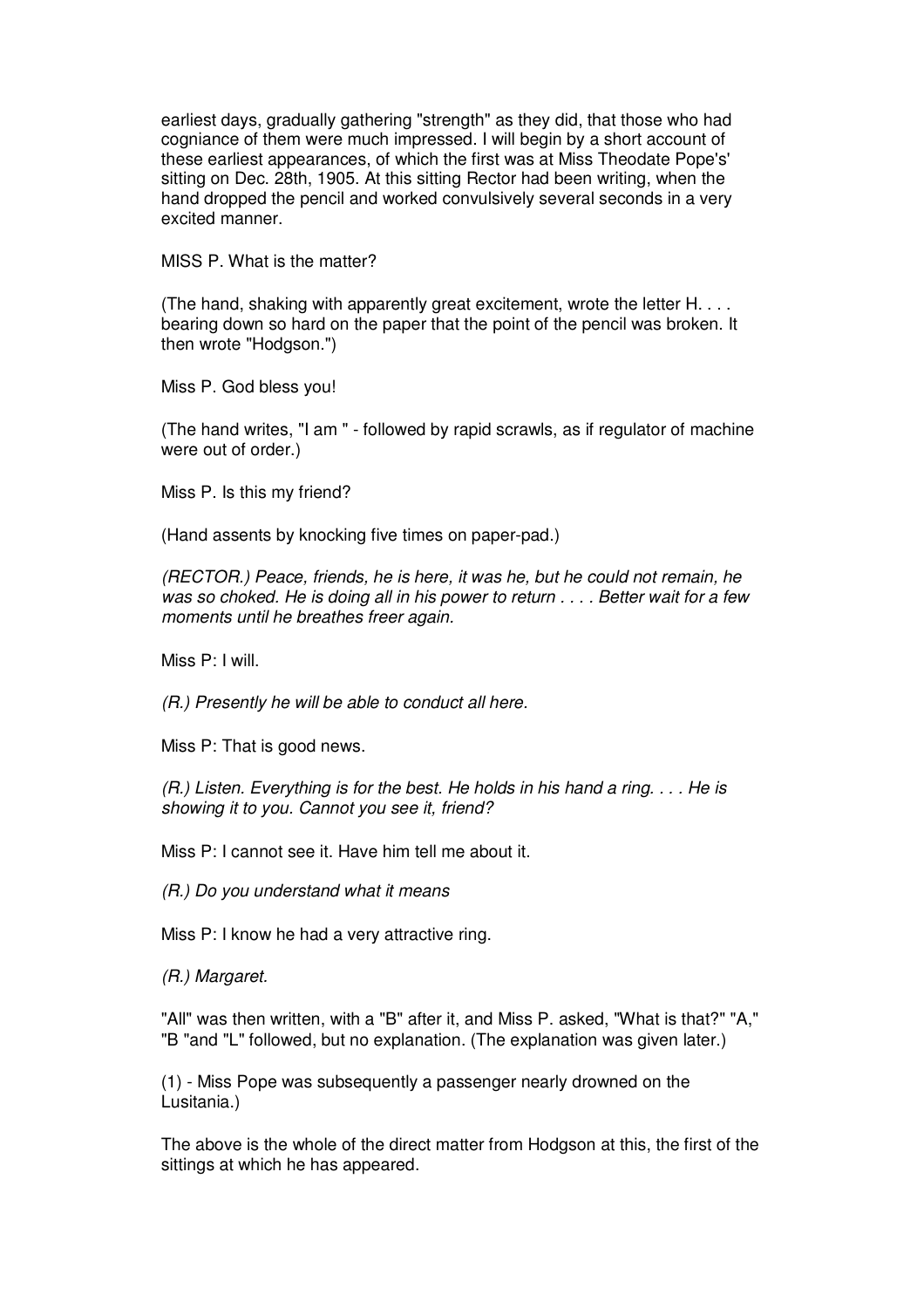earliest days, gradually gathering "strength" as they did, that those who had cogniance of them were much impressed. I will begin by a short account of these earliest appearances, of which the first was at Miss Theodate Pope's' sitting on Dec. 28th, 1905. At this sitting Rector had been writing, when the hand dropped the pencil and worked convulsively several seconds in a very excited manner.

MISS P. What is the matter?

(The hand, shaking with apparently great excitement, wrote the letter H. . . . bearing down so hard on the paper that the point of the pencil was broken. It then wrote "Hodgson.")

Miss P. God bless you!

(The hand writes, "I am " - followed by rapid scrawls, as if regulator of machine were out of order.)

Miss P. Is this my friend?

(Hand assents by knocking five times on paper-pad.)

*(RECTOR.) Peace, friends, he is here, it was he, but he could not remain, he was so choked. He is doing all in his power to return . . . . Better wait for a few moments until he breathes freer again.*

Miss P: I will.

*(R.) Presently he will be able to conduct all here.*

Miss P: That is good news.

*(R.) Listen. Everything is for the best. He holds in his hand a ring. . . . He is showing it to you. Cannot you see it, friend?*

Miss P: I cannot see it. Have him tell me about it.

*(R.) Do you understand what it means*

Miss P: I know he had a very attractive ring.

*(R.) Margaret.*

"All" was then written, with a "B" after it, and Miss P. asked, "What is that?" "A," "B "and "L" followed, but no explanation. (The explanation was given later.)

(1) - Miss Pope was subsequently a passenger nearly drowned on the Lusitania.)

The above is the whole of the direct matter from Hodgson at this, the first of the sittings at which he has appeared.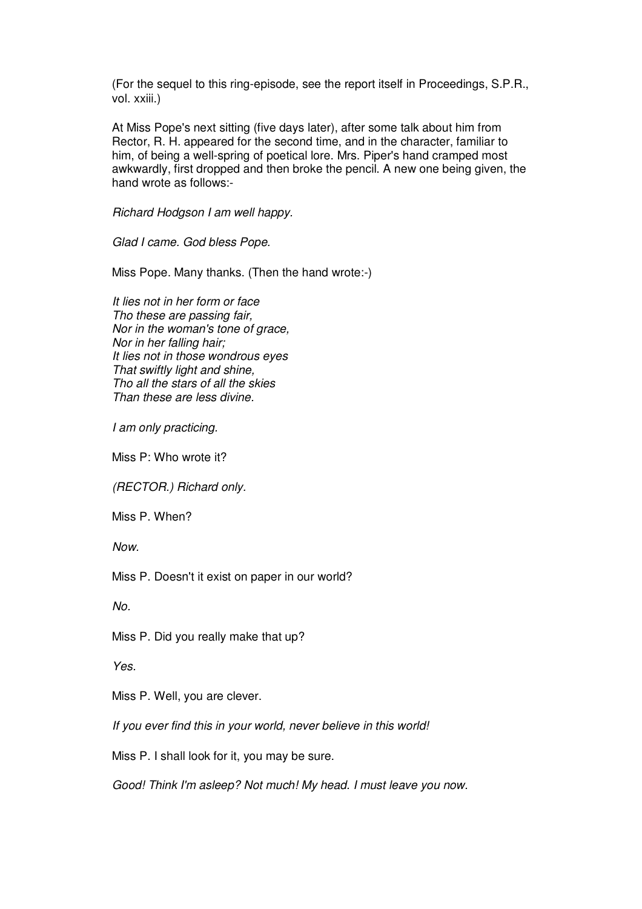(For the sequel to this ring-episode, see the report itself in Proceedings, S.P.R., vol. xxiii.)

At Miss Pope's next sitting (five days later), after some talk about him from Rector, R. H. appeared for the second time, and in the character, familiar to him, of being a well-spring of poetical lore. Mrs. Piper's hand cramped most awkwardly, first dropped and then broke the pencil. A new one being given, the hand wrote as follows:-

*Richard Hodgson I am well happy.*

*Glad I came. God bless Pope.*

Miss Pope. Many thanks. (Then the hand wrote:-)

*It lies not in her form or face*
*Tho these are passing fair,*
*Nor in the woman's tone of grace,*
*Nor in her falling hair;*
*It lies not in those wondrous eyes*
*That swiftly light and shine,*
*Tho all the stars of all the skies*
*Than these are less divine.*

*I am only practicing.*

Miss P: Who wrote it?

*(RECTOR.) Richard only.*

Miss P. When?

*Now.*

Miss P. Doesn't it exist on paper in our world?

*No.*

Miss P. Did you really make that up?

*Yes.*

Miss P. Well, you are clever.

*If you ever find this in your world, never believe in this world!*

Miss P. I shall look for it, you may be sure.

*Good! Think I'm asleep? Not much! My head. I must leave you now.*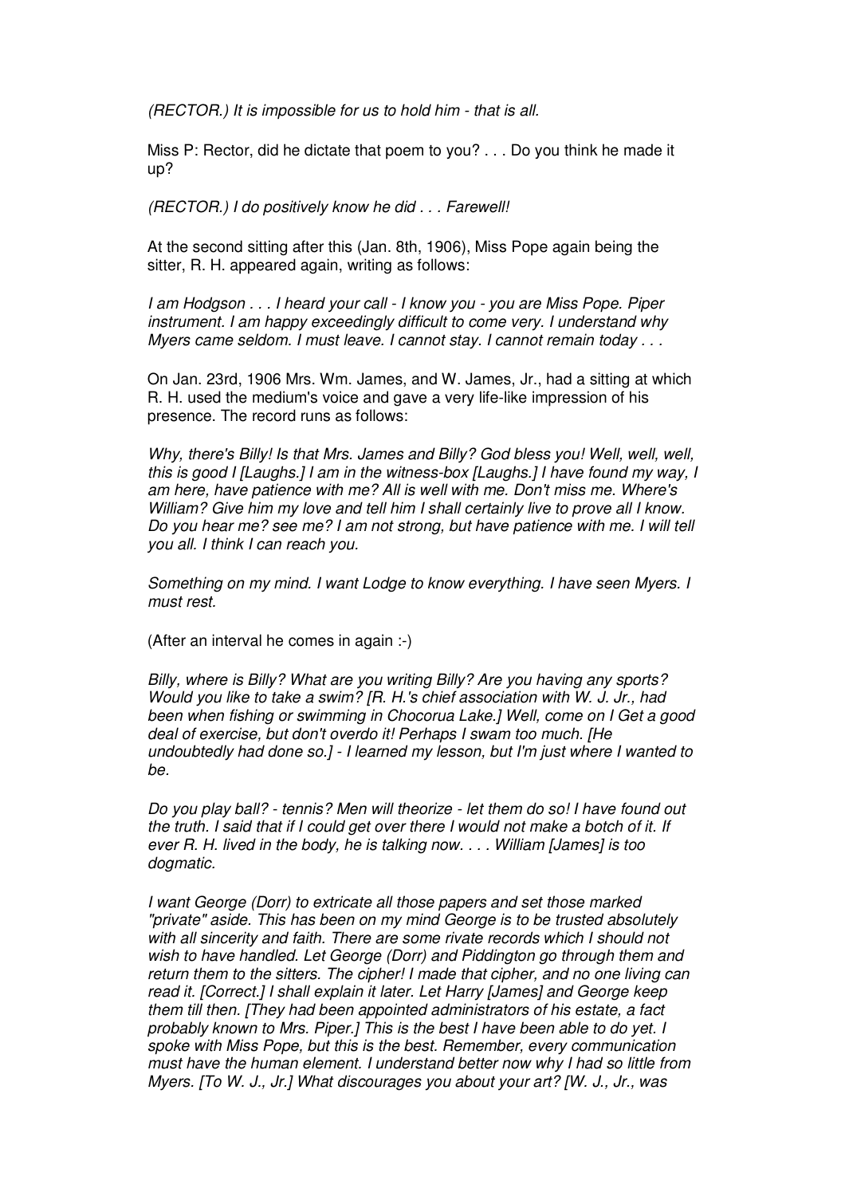*(RECTOR.) It is impossible for us to hold him - that is all.*

Miss P: Rector, did he dictate that poem to you? . . . Do you think he made it up?

*(RECTOR.) I do positively know he did . . . Farewell!*

At the second sitting after this (Jan. 8th, 1906), Miss Pope again being the sitter, R. H. appeared again, writing as follows:

*I am Hodgson . . . I heard your call - I know you - you are Miss Pope. Piper instrument. I am happy exceedingly difficult to come very. I understand why Myers came seldom. I must leave. I cannot stay. I cannot remain today . . .*

On Jan. 23rd, 1906 Mrs. Wm. James, and W. James, Jr., had a sitting at which R. H. used the medium's voice and gave a very life-like impression of his presence. The record runs as follows:

*Why, there's Billy! Is that Mrs. James and Billy? God bless you! Well, well, well, this is good I [Laughs.] I am in the witness-box [Laughs.] I have found my way, I am here, have patience with me? All is well with me. Don't miss me. Where's William? Give him my love and tell him I shall certainly live to prove all I know. Do you hear me? see me? I am not strong, but have patience with me. I will tell you all. I think I can reach you.*

*Something on my mind. I want Lodge to know everything. I have seen Myers. I must rest.*

(After an interval he comes in again :-)

*Billy, where is Billy? What are you writing Billy? Are you having any sports? Would you like to take a swim? [R. H.'s chief association with W. J. Jr., had been when fishing or swimming in Chocorua Lake.] Well, come on I Get a good deal of exercise, but don't overdo it! Perhaps I swam too much. [He undoubtedly had done so.] - I learned my lesson, but I'm just where I wanted to be.*

*Do you play ball? - tennis? Men will theorize - let them do so! I have found out the truth. I said that if I could get over there I would not make a botch of it. If ever R. H. lived in the body, he is talking now. . . . William [James] is too dogmatic.*

*I want George (Dorr) to extricate all those papers and set those marked "private" aside. This has been on my mind George is to be trusted absolutely with all sincerity and faith. There are some rivate records which I should not wish to have handled. Let George (Dorr) and Piddington go through them and return them to the sitters. The cipher! I made that cipher, and no one living can read it. [Correct.] I shall explain it later. Let Harry [James] and George keep them till then. [They had been appointed administrators of his estate, a fact probably known to Mrs. Piper.] This is the best I have been able to do yet. I spoke with Miss Pope, but this is the best. Remember, every communication must have the human element. I understand better now why I had so little from Myers. [To W. J., Jr.] What discourages you about your art? [W. J., Jr., was*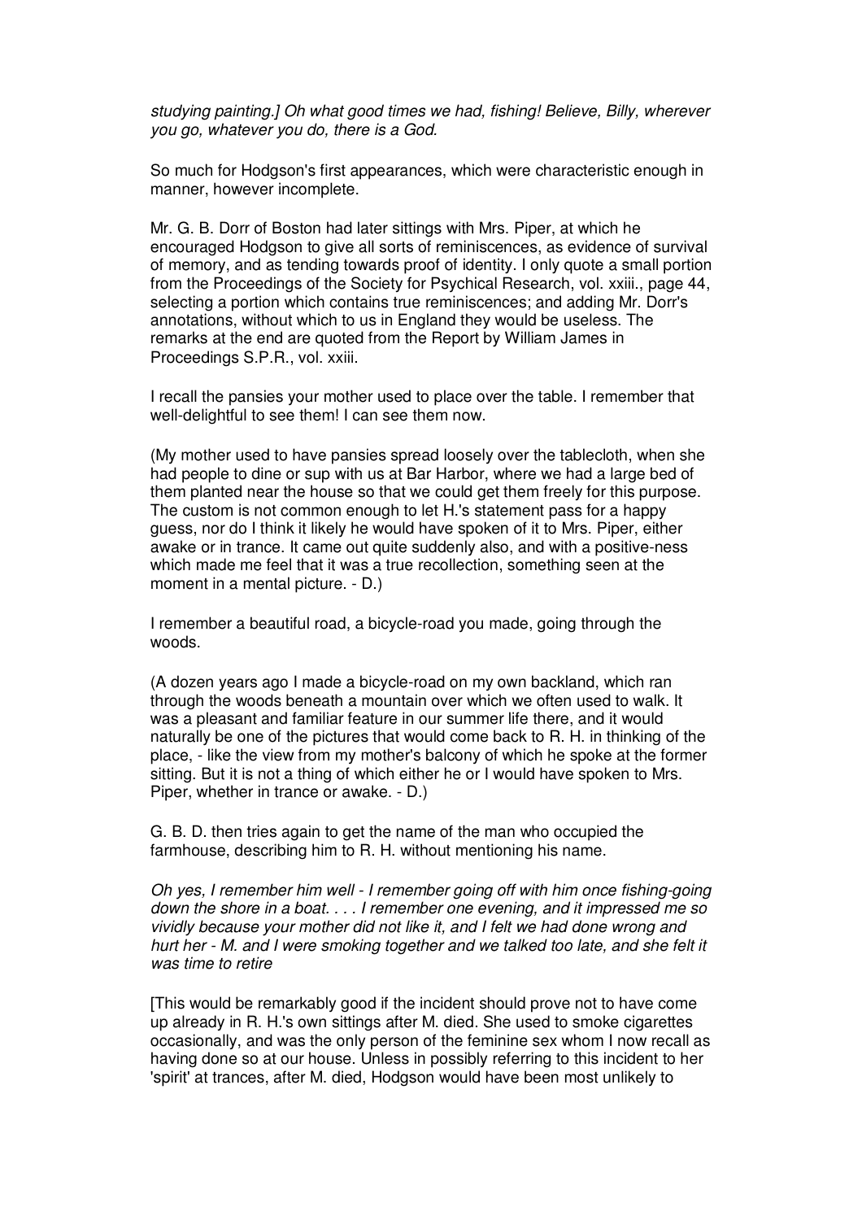*studying painting.] Oh what good times we had, fishing! Believe, Billy, wherever you go, whatever you do, there is a God.*

So much for Hodgson's first appearances, which were characteristic enough in manner, however incomplete.

Mr. G. B. Dorr of Boston had later sittings with Mrs. Piper, at which he encouraged Hodgson to give all sorts of reminiscences, as evidence of survival of memory, and as tending towards proof of identity. I only quote a small portion from the Proceedings of the Society for Psychical Research, vol. xxiii., page 44, selecting a portion which contains true reminiscences; and adding Mr. Dorr's annotations, without which to us in England they would be useless. The remarks at the end are quoted from the Report by William James in Proceedings S.P.R., vol. xxiii.

I recall the pansies your mother used to place over the table. I remember that well-delightful to see them! I can see them now.

(My mother used to have pansies spread loosely over the tablecloth, when she had people to dine or sup with us at Bar Harbor, where we had a large bed of them planted near the house so that we could get them freely for this purpose. The custom is not common enough to let H.'s statement pass for a happy guess, nor do I think it likely he would have spoken of it to Mrs. Piper, either awake or in trance. It came out quite suddenly also, and with a positive-ness which made me feel that it was a true recollection, something seen at the moment in a mental picture. - D.)

I remember a beautiful road, a bicycle-road you made, going through the woods.

(A dozen years ago I made a bicycle-road on my own backland, which ran through the woods beneath a mountain over which we often used to walk. It was a pleasant and familiar feature in our summer life there, and it would naturally be one of the pictures that would come back to R. H. in thinking of the place, - like the view from my mother's balcony of which he spoke at the former sitting. But it is not a thing of which either he or I would have spoken to Mrs. Piper, whether in trance or awake. - D.)

G. B. D. then tries again to get the name of the man who occupied the farmhouse, describing him to R. H. without mentioning his name.

*Oh yes, I remember him well - I remember going off with him once fishing-going down the shore in a boat. . . . I remember one evening, and it impressed me so vividly because your mother did not like it, and I felt we had done wrong and hurt her - M. and I were smoking together and we talked too late, and she felt it was time to retire*

[This would be remarkably good if the incident should prove not to have come up already in R. H.'s own sittings after M. died. She used to smoke cigarettes occasionally, and was the only person of the feminine sex whom I now recall as having done so at our house. Unless in possibly referring to this incident to her 'spirit' at trances, after M. died, Hodgson would have been most unlikely to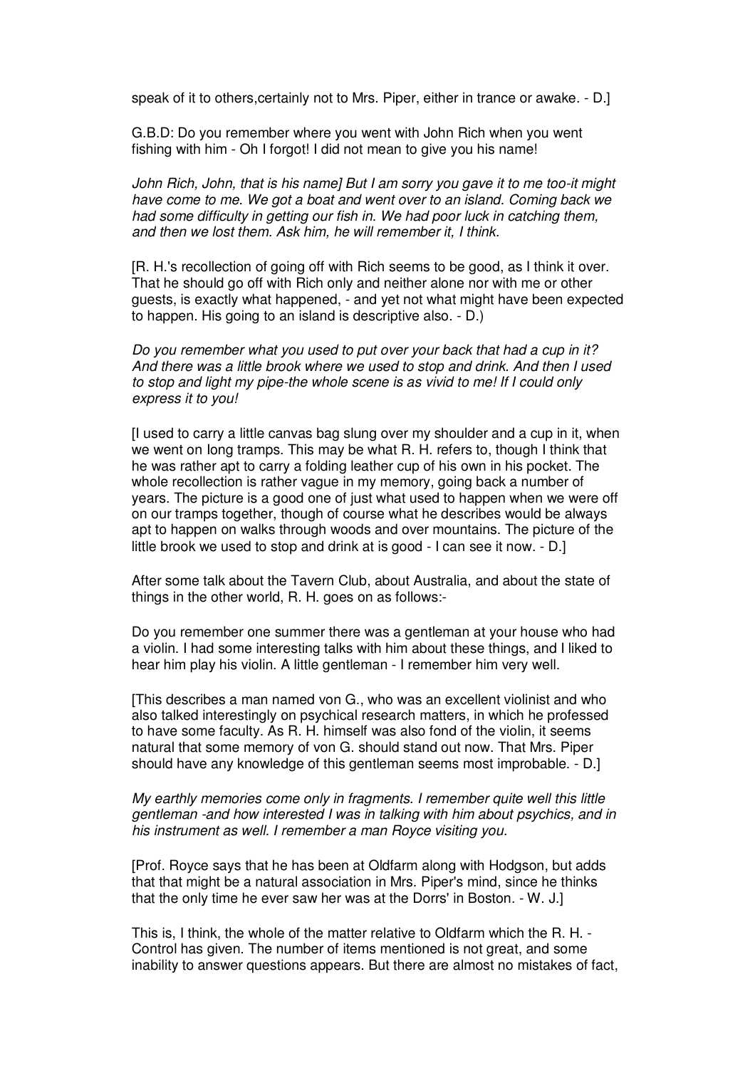speak of it to others,certainly not to Mrs. Piper, either in trance or awake. - D.]

G.B.D: Do you remember where you went with John Rich when you went fishing with him - Oh I forgot! I did not mean to give you his name!

*John Rich, John, that is his name] But I am sorry you gave it to me too-it might have come to me. We got a boat and went over to an island. Coming back we had some difficulty in getting our fish in. We had poor luck in catching them, and then we lost them. Ask him, he will remember it, I think.*

[R. H.'s recollection of going off with Rich seems to be good, as I think it over. That he should go off with Rich only and neither alone nor with me or other guests, is exactly what happened, - and yet not what might have been expected to happen. His going to an island is descriptive also. - D.)

*Do you remember what you used to put over your back that had a cup in it? And there was a little brook where we used to stop and drink. And then I used to stop and light my pipe-the whole scene is as vivid to me! If I could only express it to you!*

[I used to carry a little canvas bag slung over my shoulder and a cup in it, when we went on long tramps. This may be what R. H. refers to, though I think that he was rather apt to carry a folding leather cup of his own in his pocket. The whole recollection is rather vague in my memory, going back a number of years. The picture is a good one of just what used to happen when we were off on our tramps together, though of course what he describes would be always apt to happen on walks through woods and over mountains. The picture of the little brook we used to stop and drink at is good - I can see it now. - D.]

After some talk about the Tavern Club, about Australia, and about the state of things in the other world, R. H. goes on as follows:-

Do you remember one summer there was a gentleman at your house who had a violin. I had some interesting talks with him about these things, and I liked to hear him play his violin. A little gentleman - I remember him very well.

[This describes a man named von G., who was an excellent violinist and who also talked interestingly on psychical research matters, in which he professed to have some faculty. As R. H. himself was also fond of the violin, it seems natural that some memory of von G. should stand out now. That Mrs. Piper should have any knowledge of this gentleman seems most improbable. - D.]

*My earthly memories come only in fragments. I remember quite well this little gentleman -and how interested I was in talking with him about psychics, and in his instrument as well. I remember a man Royce visiting you.*

[Prof. Royce says that he has been at Oldfarm along with Hodgson, but adds that that might be a natural association in Mrs. Piper's mind, since he thinks that the only time he ever saw her was at the Dorrs' in Boston. - W. J.]

This is, I think, the whole of the matter relative to Oldfarm which the R. H. - Control has given. The number of items mentioned is not great, and some inability to answer questions appears. But there are almost no mistakes of fact,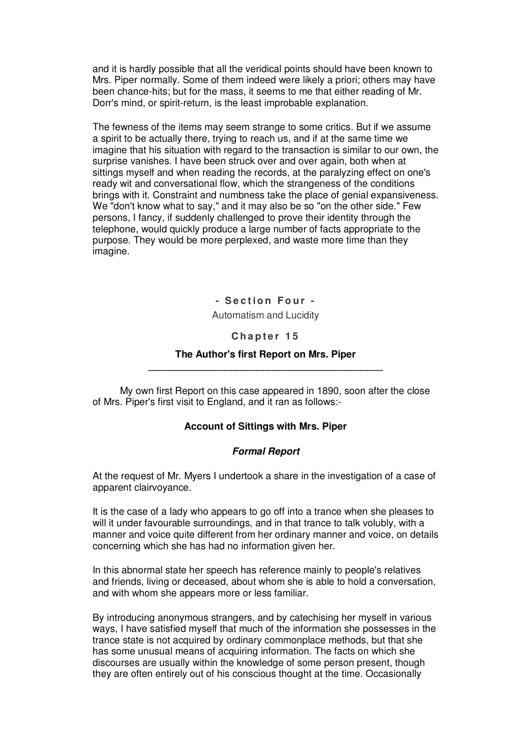and it is hardly possible that all the veridical points should have been known to Mrs. Piper normally. Some of them indeed were likely a priori; others may have been chance-hits; but for the mass, it seems to me that either reading of Mr. Dorr's mind, or spirit-return, is the least improbable explanation.

The fewness of the items may seem strange to some critics. But if we assume a spirit to be actually there, trying to reach us, and if at the same time we imagine that his situation with regard to the transaction is similar to our own, the surprise vanishes. I have been struck over and over again, both when at sittings myself and when reading the records, at the paralyzing effect on one's ready wit and conversational flow, which the strangeness of the conditions brings with it. Constraint and numbness take the place of genial expansiveness. We "don't know what to say," and it may also be so "on the other side." Few persons, I fancy, if suddenly challenged to prove their identity through the telephone, would quickly produce a large number of facts appropriate to the purpose. They would be more perplexed, and waste more time than they imagine.

## - Section Four -

Automatism and Lucidity

### Chapter 15

### The Author's first Report on Mrs. Piper

My own first Report on this case appeared in 1890, soon after the close of Mrs. Piper's first visit to England, and it ran as follows:-

#### Account of Sittings with Mrs. Piper

#### *Formal Report*

At the request of Mr. Myers I undertook a share in the investigation of a case of apparent clairvoyance.

It is the case of a lady who appears to go off into a trance when she pleases to will it under favourable surroundings, and in that trance to talk volubly, with a manner and voice quite different from her ordinary manner and voice, on details concerning which she has had no information given her.

In this abnormal state her speech has reference mainly to people's relatives and friends, living or deceased, about whom she is able to hold a conversation, and with whom she appears more or less familiar.

By introducing anonymous strangers, and by catechising her myself in various ways, I have satisfied myself that much of the information she possesses in the trance state is not acquired by ordinary commonplace methods, but that she has some unusual means of acquiring information. The facts on which she discourses are usually within the knowledge of some person present, though they are often entirely out of his conscious thought at the time. Occasionally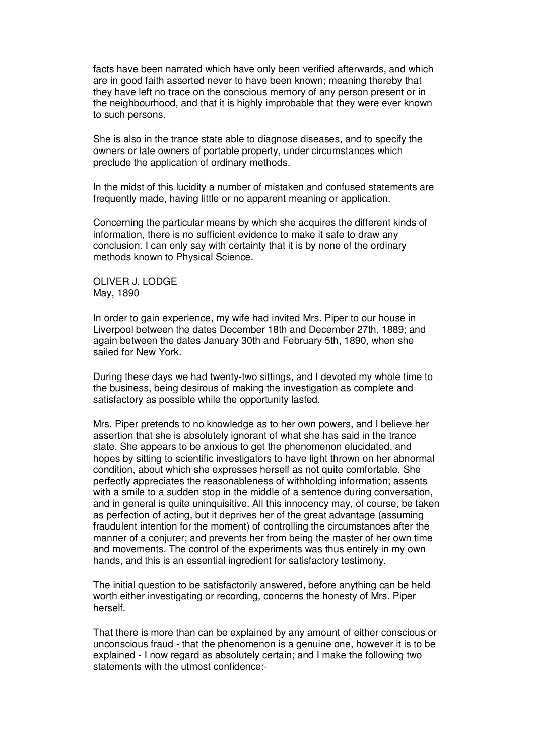facts have been narrated which have only been verified afterwards, and which are in good faith asserted never to have been known; meaning thereby that they have left no trace on the conscious memory of any person present or in the neighbourhood, and that it is highly improbable that they were ever known to such persons.

She is also in the trance state able to diagnose diseases, and to specify the owners or late owners of portable property, under circumstances which preclude the application of ordinary methods.

In the midst of this lucidity a number of mistaken and confused statements are frequently made, having little or no apparent meaning or application.

Concerning the particular means by which she acquires the different kinds of information, there is no sufficient evidence to make it safe to draw any conclusion. I can only say with certainty that it is by none of the ordinary methods known to Physical Science.

OLIVER J. LODGE
May, 1890

In order to gain experience, my wife had invited Mrs. Piper to our house in Liverpool between the dates December 18th and December 27th, 1889; and again between the dates January 30th and February 5th, 1890, when she sailed for New York.

During these days we had twenty-two sittings, and I devoted my whole time to the business, being desirous of making the investigation as complete and satisfactory as possible while the opportunity lasted.

Mrs. Piper pretends to no knowledge as to her own powers, and I believe her assertion that she is absolutely ignorant of what she has said in the trance state. She appears to be anxious to get the phenomenon elucidated, and hopes by sitting to scientific investigators to have light thrown on her abnormal condition, about which she expresses herself as not quite comfortable. She perfectly appreciates the reasonableness of withholding information; assents with a smile to a sudden stop in the middle of a sentence during conversation, and in general is quite uninquisitive. All this innocency may, of course, be taken as perfection of acting, but it deprives her of the great advantage (assuming fraudulent intention for the moment) of controlling the circumstances after the manner of a conjurer; and prevents her from being the master of her own time and movements. The control of the experiments was thus entirely in my own hands, and this is an essential ingredient for satisfactory testimony.

The initial question to be satisfactorily answered, before anything can be held worth either investigating or recording, concerns the honesty of Mrs. Piper herself.

That there is more than can be explained by any amount of either conscious or unconscious fraud - that the phenomenon is a genuine one, however it is to be explained - I now regard as absolutely certain; and I make the following two statements with the utmost confidence:-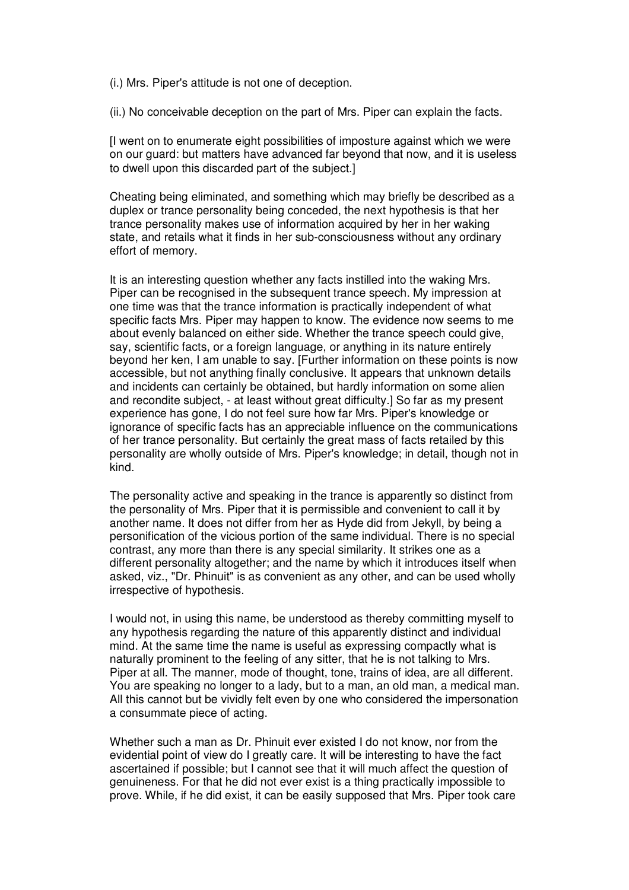(i.) Mrs. Piper's attitude is not one of deception.

(ii.) No conceivable deception on the part of Mrs. Piper can explain the facts.

[I went on to enumerate eight possibilities of imposture against which we were on our guard: but matters have advanced far beyond that now, and it is useless to dwell upon this discarded part of the subject.]

Cheating being eliminated, and something which may briefly be described as a duplex or trance personality being conceded, the next hypothesis is that her trance personality makes use of information acquired by her in her waking state, and retails what it finds in her sub-consciousness without any ordinary effort of memory.

It is an interesting question whether any facts instilled into the waking Mrs. Piper can be recognised in the subsequent trance speech. My impression at one time was that the trance information is practically independent of what specific facts Mrs. Piper may happen to know. The evidence now seems to me about evenly balanced on either side. Whether the trance speech could give, say, scientific facts, or a foreign language, or anything in its nature entirely beyond her ken, I am unable to say. [Further information on these points is now accessible, but not anything finally conclusive. It appears that unknown details and incidents can certainly be obtained, but hardly information on some alien and recondite subject, - at least without great difficulty.] So far as my present experience has gone, I do not feel sure how far Mrs. Piper's knowledge or ignorance of specific facts has an appreciable influence on the communications of her trance personality. But certainly the great mass of facts retailed by this personality are wholly outside of Mrs. Piper's knowledge; in detail, though not in kind.

The personality active and speaking in the trance is apparently so distinct from the personality of Mrs. Piper that it is permissible and convenient to call it by another name. It does not differ from her as Hyde did from Jekyll, by being a personification of the vicious portion of the same individual. There is no special contrast, any more than there is any special similarity. It strikes one as a different personality altogether; and the name by which it introduces itself when asked, viz., "Dr. Phinuit" is as convenient as any other, and can be used wholly irrespective of hypothesis.

I would not, in using this name, be understood as thereby committing myself to any hypothesis regarding the nature of this apparently distinct and individual mind. At the same time the name is useful as expressing compactly what is naturally prominent to the feeling of any sitter, that he is not talking to Mrs. Piper at all. The manner, mode of thought, tone, trains of idea, are all different. You are speaking no longer to a lady, but to a man, an old man, a medical man. All this cannot but be vividly felt even by one who considered the impersonation a consummate piece of acting.

Whether such a man as Dr. Phinuit ever existed I do not know, nor from the evidential point of view do I greatly care. It will be interesting to have the fact ascertained if possible; but I cannot see that it will much affect the question of genuineness. For that he did not ever exist is a thing practically impossible to prove. While, if he did exist, it can be easily supposed that Mrs. Piper took care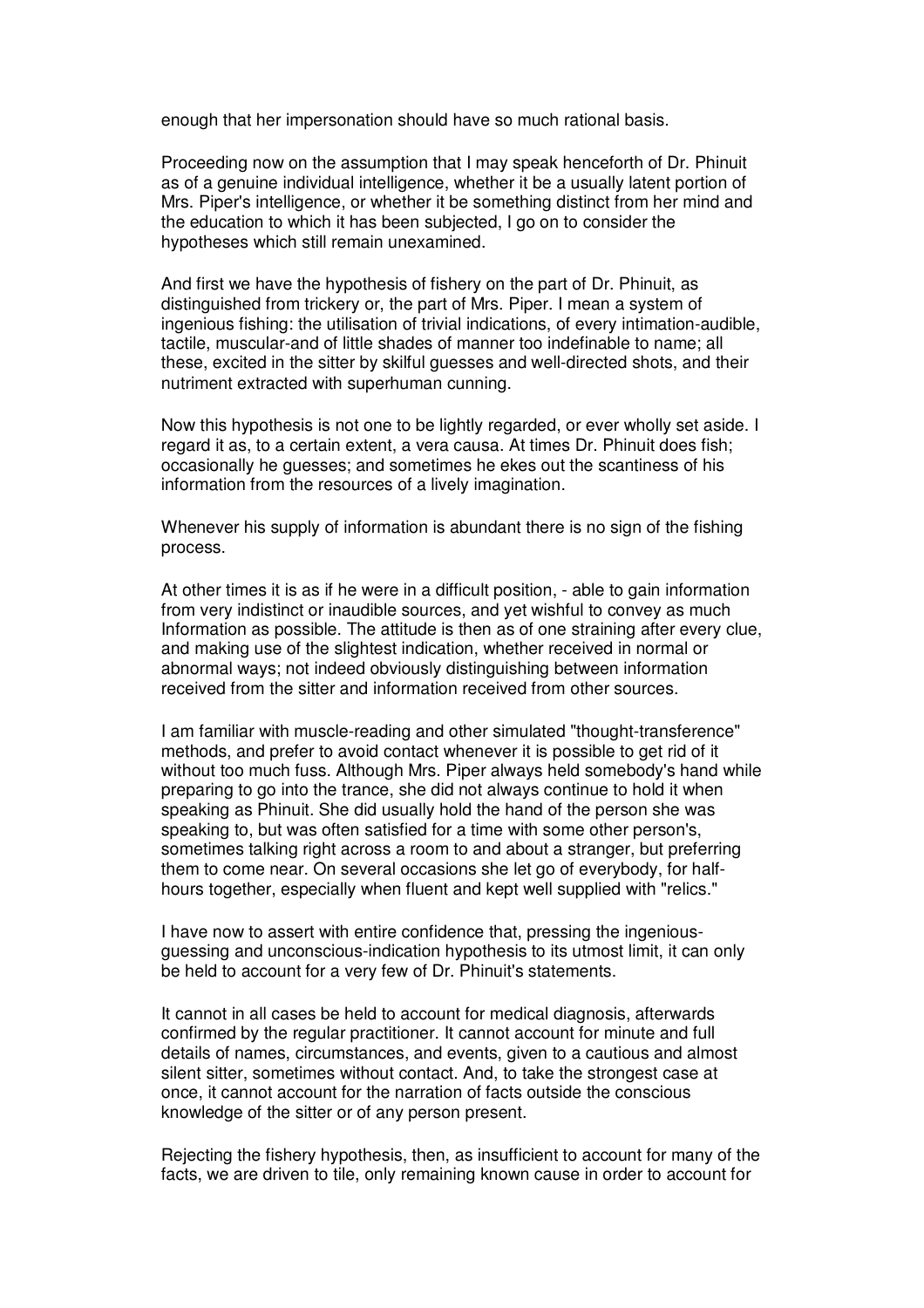enough that her impersonation should have so much rational basis.

Proceeding now on the assumption that I may speak henceforth of Dr. Phinuit as of a genuine individual intelligence, whether it be a usually latent portion of Mrs. Piper's intelligence, or whether it be something distinct from her mind and the education to which it has been subjected, I go on to consider the hypotheses which still remain unexamined.

And first we have the hypothesis of fishery on the part of Dr. Phinuit, as distinguished from trickery or, the part of Mrs. Piper. I mean a system of ingenious fishing: the utilisation of trivial indications, of every intimation-audible, tactile, muscular-and of little shades of manner too indefinable to name; all these, excited in the sitter by skilful guesses and well-directed shots, and their nutriment extracted with superhuman cunning.

Now this hypothesis is not one to be lightly regarded, or ever wholly set aside. I regard it as, to a certain extent, a vera causa. At times Dr. Phinuit does fish; occasionally he guesses; and sometimes he ekes out the scantiness of his information from the resources of a lively imagination.

Whenever his supply of information is abundant there is no sign of the fishing process.

At other times it is as if he were in a difficult position, - able to gain information from very indistinct or inaudible sources, and yet wishful to convey as much Information as possible. The attitude is then as of one straining after every clue, and making use of the slightest indication, whether received in normal or abnormal ways; not indeed obviously distinguishing between information received from the sitter and information received from other sources.

I am familiar with muscle-reading and other simulated "thought-transference" methods, and prefer to avoid contact whenever it is possible to get rid of it without too much fuss. Although Mrs. Piper always held somebody's hand while preparing to go into the trance, she did not always continue to hold it when speaking as Phinuit. She did usually hold the hand of the person she was speaking to, but was often satisfied for a time with some other person's, sometimes talking right across a room to and about a stranger, but preferring them to come near. On several occasions she let go of everybody, for half-hours together, especially when fluent and kept well supplied with "relics."

I have now to assert with entire confidence that, pressing the ingenious-guessing and unconscious-indication hypothesis to its utmost limit, it can only be held to account for a very few of Dr. Phinuit's statements.

It cannot in all cases be held to account for medical diagnosis, afterwards confirmed by the regular practitioner. It cannot account for minute and full details of names, circumstances, and events, given to a cautious and almost silent sitter, sometimes without contact. And, to take the strongest case at once, it cannot account for the narration of facts outside the conscious knowledge of the sitter or of any person present.

Rejecting the fishery hypothesis, then, as insufficient to account for many of the facts, we are driven to tile, only remaining known cause in order to account for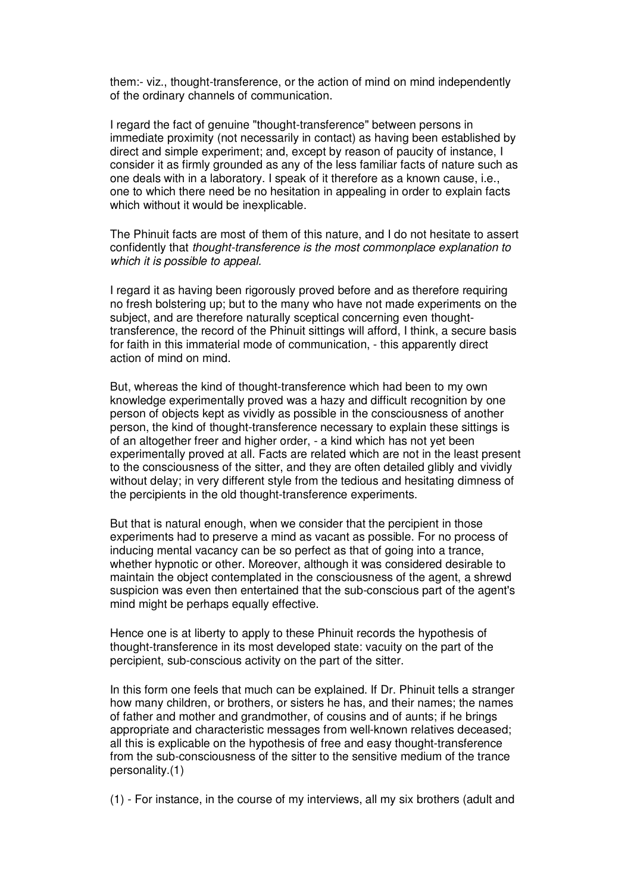them:- viz., thought-transference, or the action of mind on mind independently of the ordinary channels of communication.

I regard the fact of genuine "thought-transference" between persons in immediate proximity (not necessarily in contact) as having been established by direct and simple experiment; and, except by reason of paucity of instance, I consider it as firmly grounded as any of the less familiar facts of nature such as one deals with in a laboratory. I speak of it therefore as a known cause, i.e., one to which there need be no hesitation in appealing in order to explain facts which without it would be inexplicable.

The Phinuit facts are most of them of this nature, and I do not hesitate to assert confidently that *thought-transference is the most commonplace explanation to which it is possible to appeal.*

I regard it as having been rigorously proved before and as therefore requiring no fresh bolstering up; but to the many who have not made experiments on the subject, and are therefore naturally sceptical concerning even thought-transference, the record of the Phinuit sittings will afford, I think, a secure basis for faith in this immaterial mode of communication, - this apparently direct action of mind on mind.

But, whereas the kind of thought-transference which had been to my own knowledge experimentally proved was a hazy and difficult recognition by one person of objects kept as vividly as possible in the consciousness of another person, the kind of thought-transference necessary to explain these sittings is of an altogether freer and higher order, - a kind which has not yet been experimentally proved at all. Facts are related which are not in the least present to the consciousness of the sitter, and they are often detailed glibly and vividly without delay; in very different style from the tedious and hesitating dimness of the percipients in the old thought-transference experiments.

But that is natural enough, when we consider that the percipient in those experiments had to preserve a mind as vacant as possible. For no process of inducing mental vacancy can be so perfect as that of going into a trance, whether hypnotic or other. Moreover, although it was considered desirable to maintain the object contemplated in the consciousness of the agent, a shrewd suspicion was even then entertained that the sub-conscious part of the agent's mind might be perhaps equally effective.

Hence one is at liberty to apply to these Phinuit records the hypothesis of thought-transference in its most developed state: vacuity on the part of the percipient, sub-conscious activity on the part of the sitter.

In this form one feels that much can be explained. If Dr. Phinuit tells a stranger how many children, or brothers, or sisters he has, and their names; the names of father and mother and grandmother, of cousins and of aunts; if he brings appropriate and characteristic messages from well-known relatives deceased; all this is explicable on the hypothesis of free and easy thought-transference from the sub-consciousness of the sitter to the sensitive medium of the trance personality.(1)

(1) - For instance, in the course of my interviews, all my six brothers (adult and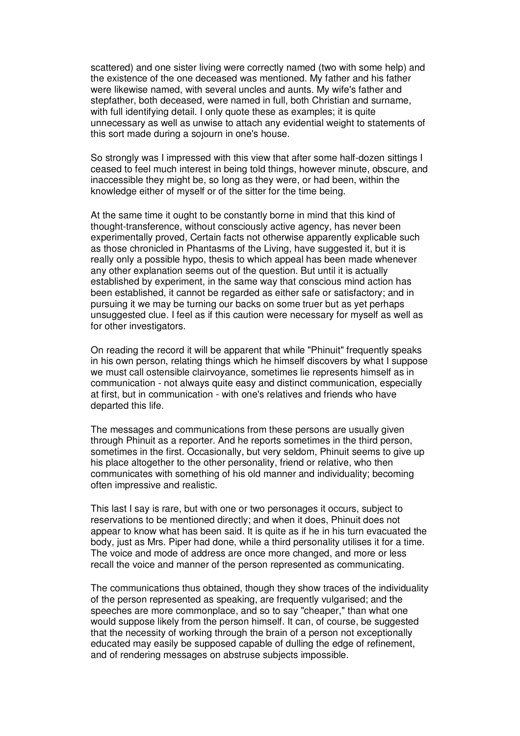scattered) and one sister living were correctly named (two with some help) and the existence of the one deceased was mentioned. My father and his father were likewise named, with several uncles and aunts. My wife's father and stepfather, both deceased, were named in full, both Christian and surname, with full identifying detail. I only quote these as examples; it is quite unnecessary as well as unwise to attach any evidential weight to statements of this sort made during a sojourn in one's house.

So strongly was I impressed with this view that after some half-dozen sittings I ceased to feel much interest in being told things, however minute, obscure, and inaccessible they might be, so long as they were, or had been, within the knowledge either of myself or of the sitter for the time being.

At the same time it ought to be constantly borne in mind that this kind of thought-transference, without consciously active agency, has never been experimentally proved, Certain facts not otherwise apparently explicable such as those chronicled in Phantasms of the Living, have suggested it, but it is really only a possible hypo, thesis to which appeal has been made whenever any other explanation seems out of the question. But until it is actually established by experiment, in the same way that conscious mind action has been established, it cannot be regarded as either safe or satisfactory; and in pursuing it we may be turning our backs on some truer but as yet perhaps unsuggested clue. I feel as if this caution were necessary for myself as well as for other investigators.

On reading the record it will be apparent that while "Phinuit" frequently speaks in his own person, relating things which he himself discovers by what I suppose we must call ostensible clairvoyance, sometimes lie represents himself as in communication - not always quite easy and distinct communication, especially at first, but in communication - with one's relatives and friends who have departed this life.

The messages and communications from these persons are usually given through Phinuit as a reporter. And he reports sometimes in the third person, sometimes in the first. Occasionally, but very seldom, Phinuit seems to give up his place altogether to the other personality, friend or relative, who then communicates with something of his old manner and individuality; becoming often impressive and realistic.

This last I say is rare, but with one or two personages it occurs, subject to reservations to be mentioned directly; and when it does, Phinuit does not appear to know what has been said. It is quite as if he in his turn evacuated the body, just as Mrs. Piper had done, while a third personality utilises it for a time. The voice and mode of address are once more changed, and more or less recall the voice and manner of the person represented as communicating.

The communications thus obtained, though they show traces of the individuality of the person represented as speaking, are frequently vulgarised; and the speeches are more commonplace, and so to say "cheaper," than what one would suppose likely from the person himself. It can, of course, be suggested that the necessity of working through the brain of a person not exceptionally educated may easily be supposed capable of dulling the edge of refinement, and of rendering messages on abstruse subjects impossible.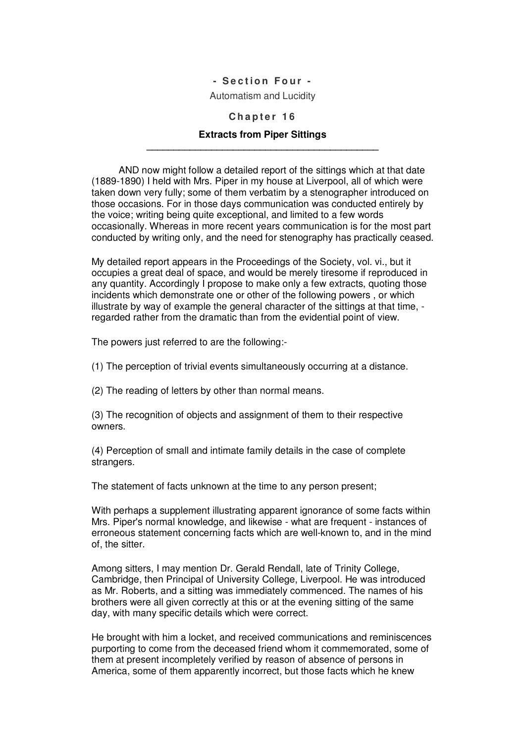## - Section Four -

Automatism and Lucidity

### Chapter 16

### Extracts from Piper Sittings

---

AND now might follow a detailed report of the sittings which at that date (1889-1890) I held with Mrs. Piper in my house at Liverpool, all of which were taken down very fully; some of them verbatim by a stenographer introduced on those occasions. For in those days communication was conducted entirely by the voice; writing being quite exceptional, and limited to a few words occasionally. Whereas in more recent years communication is for the most part conducted by writing only, and the need for stenography has practically ceased.

My detailed report appears in the Proceedings of the Society, vol. vi., but it occupies a great deal of space, and would be merely tiresome if reproduced in any quantity. Accordingly I propose to make only a few extracts, quoting those incidents which demonstrate one or other of the following powers , or which illustrate by way of example the general character of the sittings at that time, - regarded rather from the dramatic than from the evidential point of view.

The powers just referred to are the following:-

(1) The perception of trivial events simultaneously occurring at a distance.

(2) The reading of letters by other than normal means.

(3) The recognition of objects and assignment of them to their respective owners.

(4) Perception of small and intimate family details in the case of complete strangers.

The statement of facts unknown at the time to any person present;

With perhaps a supplement illustrating apparent ignorance of some facts within Mrs. Piper's normal knowledge, and likewise - what are frequent - instances of erroneous statement concerning facts which are well-known to, and in the mind of, the sitter.

Among sitters, I may mention Dr. Gerald Rendall, late of Trinity College, Cambridge, then Principal of University College, Liverpool. He was introduced as Mr. Roberts, and a sitting was immediately commenced. The names of his brothers were all given correctly at this or at the evening sitting of the same day, with many specific details which were correct.

He brought with him a locket, and received communications and reminiscences purporting to come from the deceased friend whom it commemorated, some of them at present incompletely verified by reason of absence of persons in America, some of them apparently incorrect, but those facts which he knew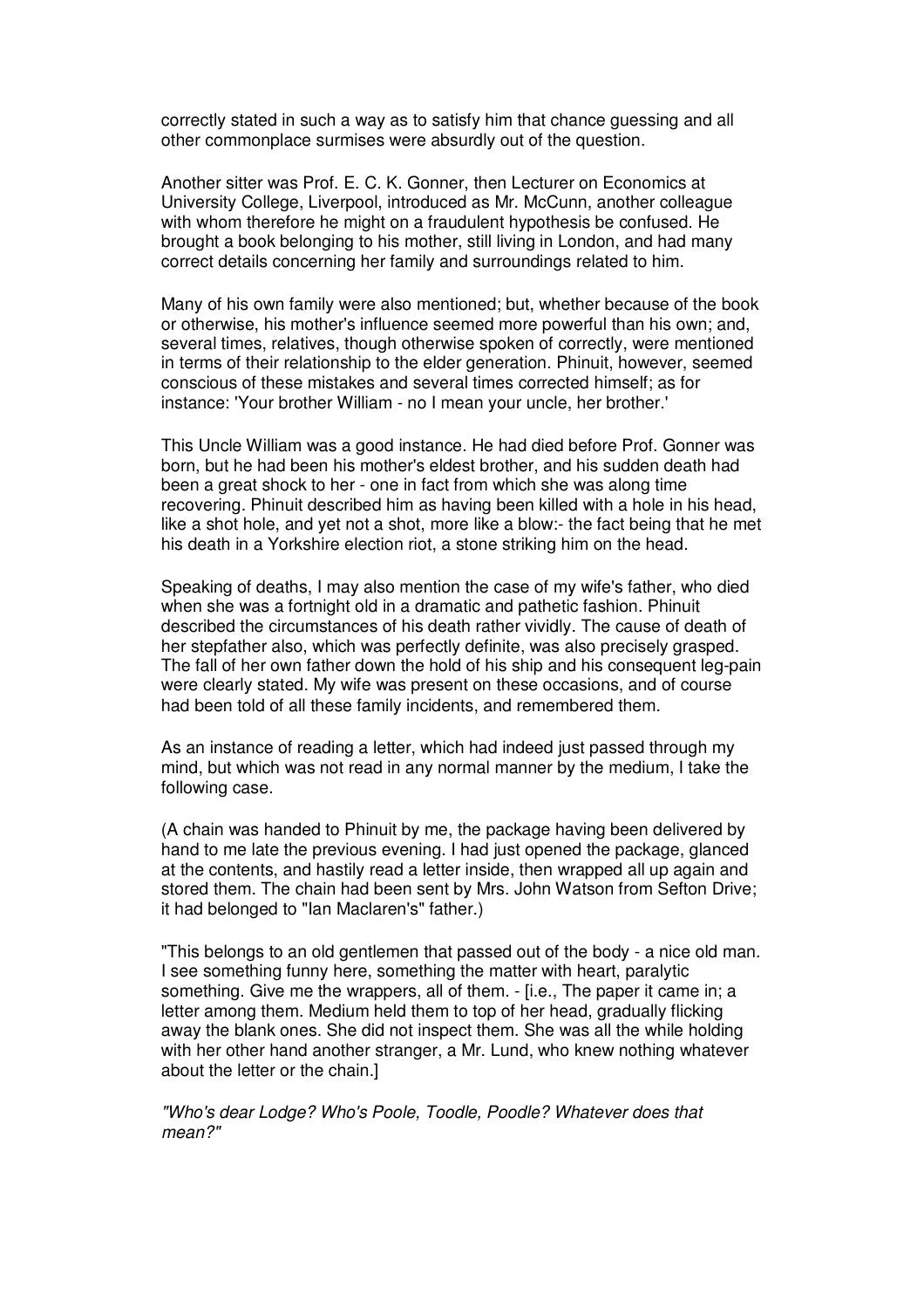correctly stated in such a way as to satisfy him that chance guessing and all other commonplace surmises were absurdly out of the question.

Another sitter was Prof. E. C. K. Gonner, then Lecturer on Economics at University College, Liverpool, introduced as Mr. McCunn, another colleague with whom therefore he might on a fraudulent hypothesis be confused. He brought a book belonging to his mother, still living in London, and had many correct details concerning her family and surroundings related to him.

Many of his own family were also mentioned; but, whether because of the book or otherwise, his mother's influence seemed more powerful than his own; and, several times, relatives, though otherwise spoken of correctly, were mentioned in terms of their relationship to the elder generation. Phinuit, however, seemed conscious of these mistakes and several times corrected himself; as for instance: 'Your brother William - no I mean your uncle, her brother.'

This Uncle William was a good instance. He had died before Prof. Gonner was born, but he had been his mother's eldest brother, and his sudden death had been a great shock to her - one in fact from which she was along time recovering. Phinuit described him as having been killed with a hole in his head, like a shot hole, and yet not a shot, more like a blow:- the fact being that he met his death in a Yorkshire election riot, a stone striking him on the head.

Speaking of deaths, I may also mention the case of my wife's father, who died when she was a fortnight old in a dramatic and pathetic fashion. Phinuit described the circumstances of his death rather vividly. The cause of death of her stepfather also, which was perfectly definite, was also precisely grasped. The fall of her own father down the hold of his ship and his consequent leg-pain were clearly stated. My wife was present on these occasions, and of course had been told of all these family incidents, and remembered them.

As an instance of reading a letter, which had indeed just passed through my mind, but which was not read in any normal manner by the medium, I take the following case.

(A chain was handed to Phinuit by me, the package having been delivered by hand to me late the previous evening. I had just opened the package, glanced at the contents, and hastily read a letter inside, then wrapped all up again and stored them. The chain had been sent by Mrs. John Watson from Sefton Drive; it had belonged to "Ian Maclaren's" father.)

"This belongs to an old gentlemen that passed out of the body - a nice old man. I see something funny here, something the matter with heart, paralytic something. Give me the wrappers, all of them. - [i.e., The paper it came in; a letter among them. Medium held them to top of her head, gradually flicking away the blank ones. She did not inspect them. She was all the while holding with her other hand another stranger, a Mr. Lund, who knew nothing whatever about the letter or the chain.]

*"Who's dear Lodge? Who's Poole, Toodle, Poodle? Whatever does that mean?"*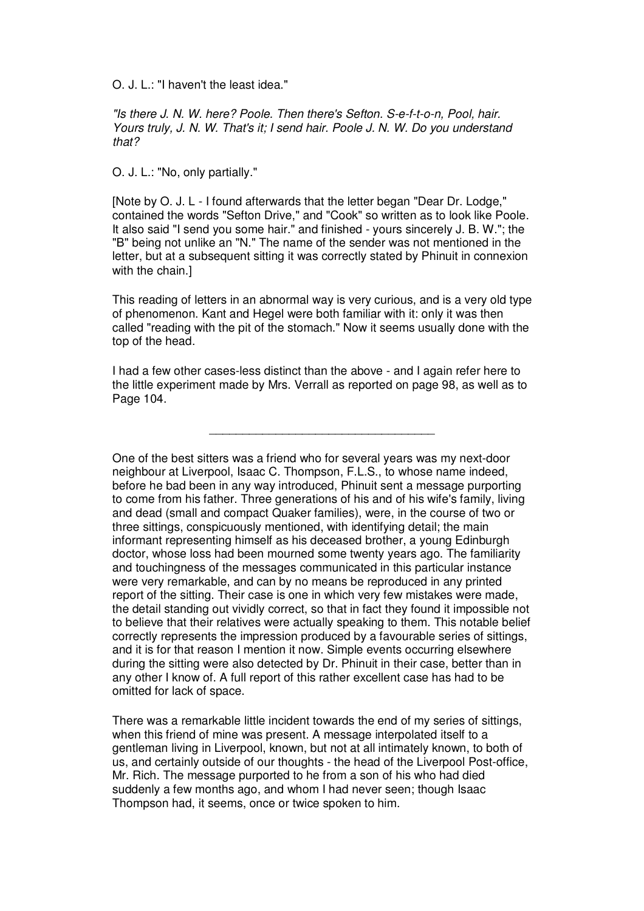O. J. L.: "I haven't the least idea."

*"Is there J. N. W. here? Poole. Then there's Sefton. S-e-f-t-o-n, Pool, hair. Yours truly, J. N. W. That's it; I send hair. Poole J. N. W. Do you understand that?*

O. J. L.: "No, only partially."

[Note by O. J. L - I found afterwards that the letter began "Dear Dr. Lodge," contained the words "Sefton Drive," and "Cook" so written as to look like Poole. It also said "I send you some hair." and finished - yours sincerely J. B. W."; the "B" being not unlike an "N." The name of the sender was not mentioned in the letter, but at a subsequent sitting it was correctly stated by Phinuit in connexion with the chain.]

This reading of letters in an abnormal way is very curious, and is a very old type of phenomenon. Kant and Hegel were both familiar with it: only it was then called "reading with the pit of the stomach." Now it seems usually done with the top of the head.

I had a few other cases-less distinct than the above - and I again refer here to the little experiment made by Mrs. Verrall as reported on page 98, as well as to Page 104.

---

One of the best sitters was a friend who for several years was my next-door neighbour at Liverpool, Isaac C. Thompson, F.L.S., to whose name indeed, before he bad been in any way introduced, Phinuit sent a message purporting to come from his father. Three generations of his and of his wife's family, living and dead (small and compact Quaker families), were, in the course of two or three sittings, conspicuously mentioned, with identifying detail; the main informant representing himself as his deceased brother, a young Edinburgh doctor, whose loss had been mourned some twenty years ago. The familiarity and touchingness of the messages communicated in this particular instance were very remarkable, and can by no means be reproduced in any printed report of the sitting. Their case is one in which very few mistakes were made, the detail standing out vividly correct, so that in fact they found it impossible not to believe that their relatives were actually speaking to them. This notable belief correctly represents the impression produced by a favourable series of sittings, and it is for that reason I mention it now. Simple events occurring elsewhere during the sitting were also detected by Dr. Phinuit in their case, better than in any other I know of. A full report of this rather excellent case has had to be omitted for lack of space.

There was a remarkable little incident towards the end of my series of sittings, when this friend of mine was present. A message interpolated itself to a gentleman living in Liverpool, known, but not at all intimately known, to both of us, and certainly outside of our thoughts - the head of the Liverpool Post-office, Mr. Rich. The message purported to he from a son of his who had died suddenly a few months ago, and whom I had never seen; though Isaac Thompson had, it seems, once or twice spoken to him.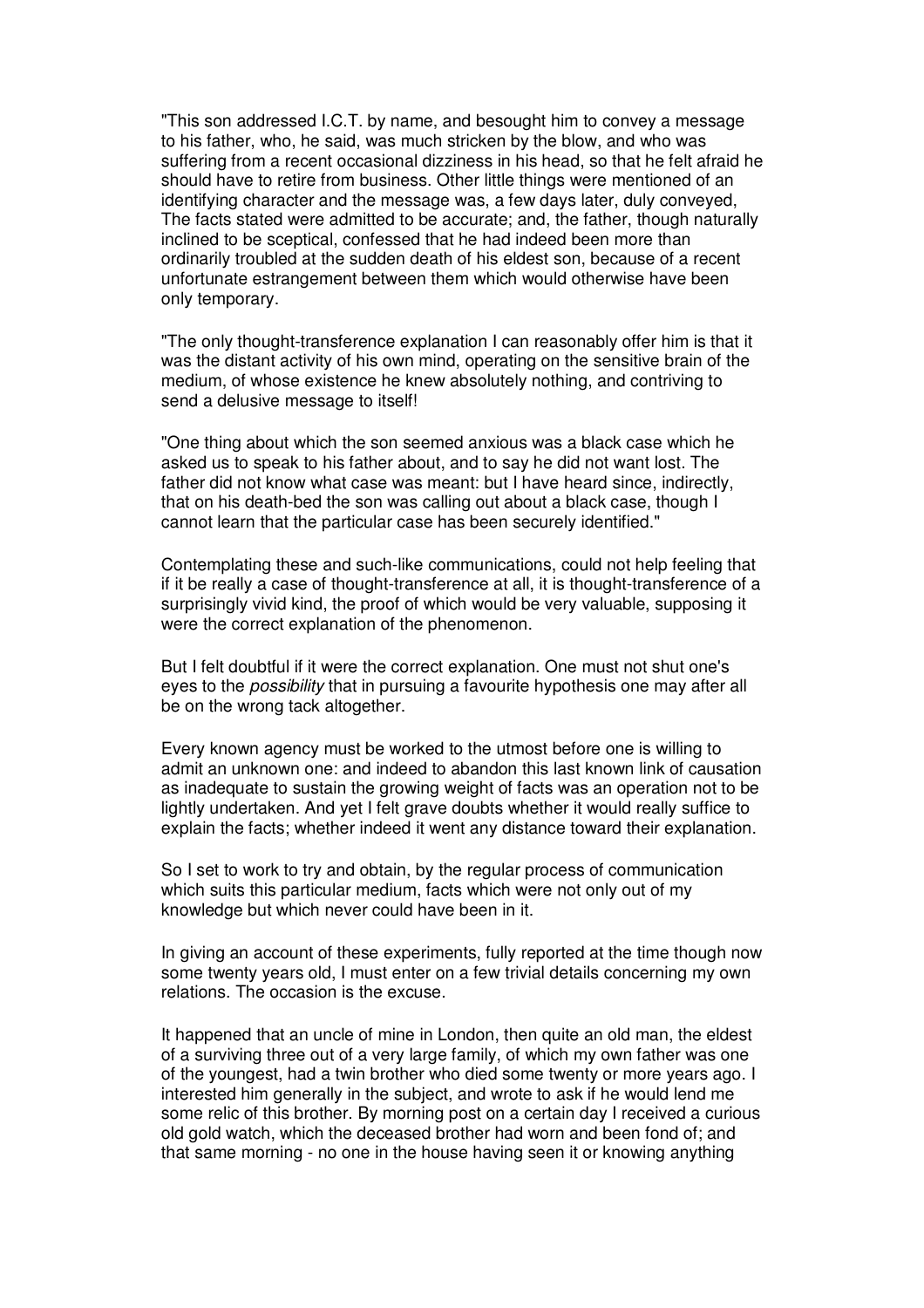"This son addressed I.C.T. by name, and besought him to convey a message to his father, who, he said, was much stricken by the blow, and who was suffering from a recent occasional dizziness in his head, so that he felt afraid he should have to retire from business. Other little things were mentioned of an identifying character and the message was, a few days later, duly conveyed, The facts stated were admitted to be accurate; and, the father, though naturally inclined to be sceptical, confessed that he had indeed been more than ordinarily troubled at the sudden death of his eldest son, because of a recent unfortunate estrangement between them which would otherwise have been only temporary.

"The only thought-transference explanation I can reasonably offer him is that it was the distant activity of his own mind, operating on the sensitive brain of the medium, of whose existence he knew absolutely nothing, and contriving to send a delusive message to itself!

"One thing about which the son seemed anxious was a black case which he asked us to speak to his father about, and to say he did not want lost. The father did not know what case was meant: but I have heard since, indirectly, that on his death-bed the son was calling out about a black case, though I cannot learn that the particular case has been securely identified."

Contemplating these and such-like communications, could not help feeling that if it be really a case of thought-transference at all, it is thought-transference of a surprisingly vivid kind, the proof of which would be very valuable, supposing it were the correct explanation of the phenomenon.

But I felt doubtful if it were the correct explanation. One must not shut one's eyes to the *possibility* that in pursuing a favourite hypothesis one may after all be on the wrong tack altogether.

Every known agency must be worked to the utmost before one is willing to admit an unknown one: and indeed to abandon this last known link of causation as inadequate to sustain the growing weight of facts was an operation not to be lightly undertaken. And yet I felt grave doubts whether it would really suffice to explain the facts; whether indeed it went any distance toward their explanation.

So I set to work to try and obtain, by the regular process of communication which suits this particular medium, facts which were not only out of my knowledge but which never could have been in it.

In giving an account of these experiments, fully reported at the time though now some twenty years old, I must enter on a few trivial details concerning my own relations. The occasion is the excuse.

It happened that an uncle of mine in London, then quite an old man, the eldest of a surviving three out of a very large family, of which my own father was one of the youngest, had a twin brother who died some twenty or more years ago. I interested him generally in the subject, and wrote to ask if he would lend me some relic of this brother. By morning post on a certain day I received a curious old gold watch, which the deceased brother had worn and been fond of; and that same morning - no one in the house having seen it or knowing anything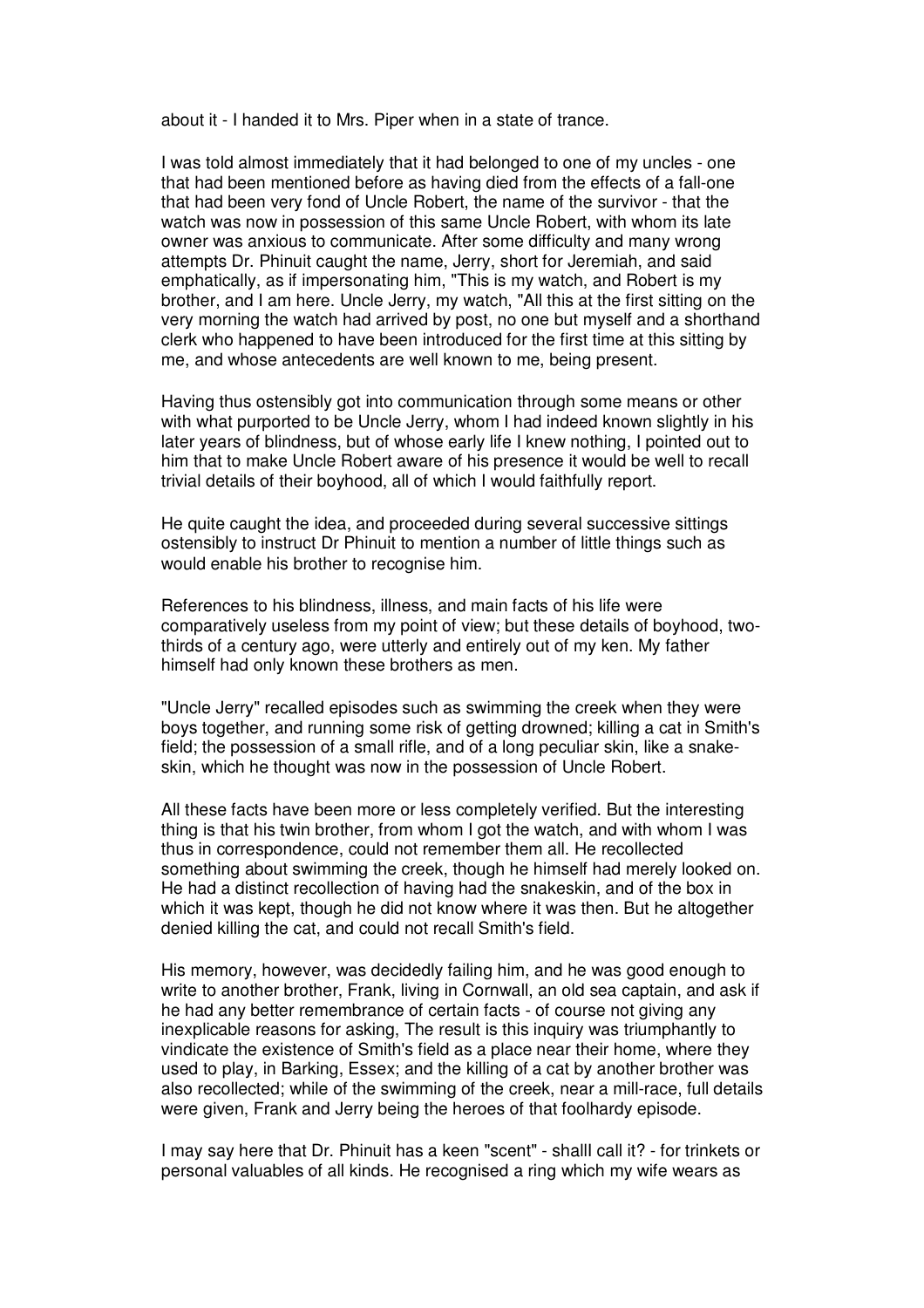about it - I handed it to Mrs. Piper when in a state of trance.

I was told almost immediately that it had belonged to one of my uncles - one that had been mentioned before as having died from the effects of a fall-one that had been very fond of Uncle Robert, the name of the survivor - that the watch was now in possession of this same Uncle Robert, with whom its late owner was anxious to communicate. After some difficulty and many wrong attempts Dr. Phinuit caught the name, Jerry, short for Jeremiah, and said emphatically, as if impersonating him, "This is my watch, and Robert is my brother, and I am here. Uncle Jerry, my watch, "All this at the first sitting on the very morning the watch had arrived by post, no one but myself and a shorthand clerk who happened to have been introduced for the first time at this sitting by me, and whose antecedents are well known to me, being present.

Having thus ostensibly got into communication through some means or other with what purported to be Uncle Jerry, whom I had indeed known slightly in his later years of blindness, but of whose early life I knew nothing, I pointed out to him that to make Uncle Robert aware of his presence it would be well to recall trivial details of their boyhood, all of which I would faithfully report.

He quite caught the idea, and proceeded during several successive sittings ostensibly to instruct Dr Phinuit to mention a number of little things such as would enable his brother to recognise him.

References to his blindness, illness, and main facts of his life were comparatively useless from my point of view; but these details of boyhood, two-thirds of a century ago, were utterly and entirely out of my ken. My father himself had only known these brothers as men.

"Uncle Jerry" recalled episodes such as swimming the creek when they were boys together, and running some risk of getting drowned; killing a cat in Smith's field; the possession of a small rifle, and of a long peculiar skin, like a snake-skin, which he thought was now in the possession of Uncle Robert.

All these facts have been more or less completely verified. But the interesting thing is that his twin brother, from whom I got the watch, and with whom I was thus in correspondence, could not remember them all. He recollected something about swimming the creek, though he himself had merely looked on. He had a distinct recollection of having had the snakeskin, and of the box in which it was kept, though he did not know where it was then. But he altogether denied killing the cat, and could not recall Smith's field.

His memory, however, was decidedly failing him, and he was good enough to write to another brother, Frank, living in Cornwall, an old sea captain, and ask if he had any better remembrance of certain facts - of course not giving any inexplicable reasons for asking, The result is this inquiry was triumphantly to vindicate the existence of Smith's field as a place near their home, where they used to play, in Barking, Essex; and the killing of a cat by another brother was also recollected; while of the swimming of the creek, near a mill-race, full details were given, Frank and Jerry being the heroes of that foolhardy episode.

I may say here that Dr. Phinuit has a keen "scent" - shalll call it? - for trinkets or personal valuables of all kinds. He recognised a ring which my wife wears as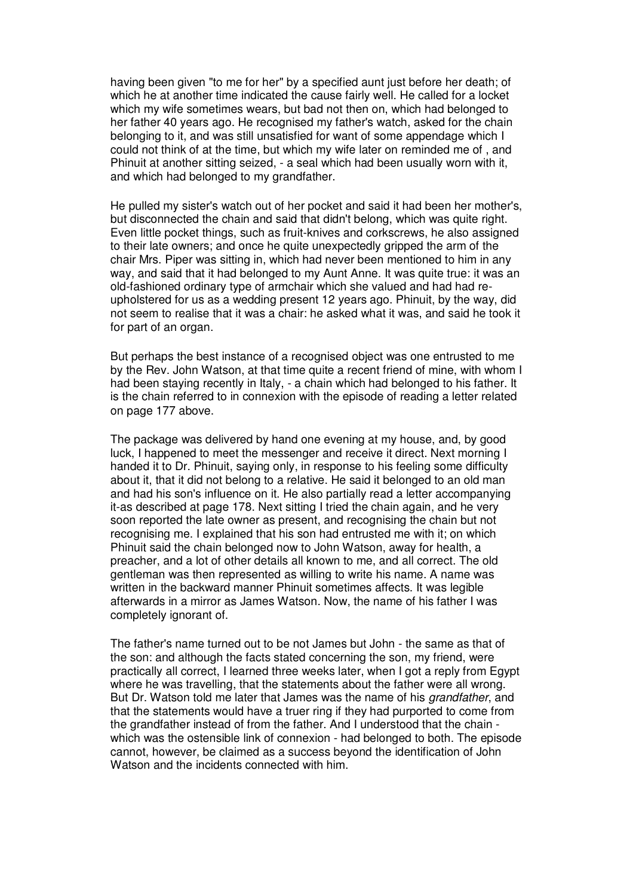having been given "to me for her" by a specified aunt just before her death; of which he at another time indicated the cause fairly well. He called for a locket which my wife sometimes wears, but bad not then on, which had belonged to her father 40 years ago. He recognised my father's watch, asked for the chain belonging to it, and was still unsatisfied for want of some appendage which I could not think of at the time, but which my wife later on reminded me of , and Phinuit at another sitting seized, - a seal which had been usually worn with it, and which had belonged to my grandfather.

He pulled my sister's watch out of her pocket and said it had been her mother's, but disconnected the chain and said that didn't belong, which was quite right. Even little pocket things, such as fruit-knives and corkscrews, he also assigned to their late owners; and once he quite unexpectedly gripped the arm of the chair Mrs. Piper was sitting in, which had never been mentioned to him in any way, and said that it had belonged to my Aunt Anne. It was quite true: it was an old-fashioned ordinary type of armchair which she valued and had had re-upholstered for us as a wedding present 12 years ago. Phinuit, by the way, did not seem to realise that it was a chair: he asked what it was, and said he took it for part of an organ.

But perhaps the best instance of a recognised object was one entrusted to me by the Rev. John Watson, at that time quite a recent friend of mine, with whom I had been staying recently in Italy, - a chain which had belonged to his father. It is the chain referred to in connexion with the episode of reading a letter related on page 177 above.

The package was delivered by hand one evening at my house, and, by good luck, I happened to meet the messenger and receive it direct. Next morning I handed it to Dr. Phinuit, saying only, in response to his feeling some difficulty about it, that it did not belong to a relative. He said it belonged to an old man and had his son's influence on it. He also partially read a letter accompanying it-as described at page 178. Next sitting I tried the chain again, and he very soon reported the late owner as present, and recognising the chain but not recognising me. I explained that his son had entrusted me with it; on which Phinuit said the chain belonged now to John Watson, away for health, a preacher, and a lot of other details all known to me, and all correct. The old gentleman was then represented as willing to write his name. A name was written in the backward manner Phinuit sometimes affects. It was legible afterwards in a mirror as James Watson. Now, the name of his father I was completely ignorant of.

The father's name turned out to be not James but John - the same as that of the son: and although the facts stated concerning the son, my friend, were practically all correct, I learned three weeks later, when I got a reply from Egypt where he was travelling, that the statements about the father were all wrong. But Dr. Watson told me later that James was the name of his *grandfather*, and that the statements would have a truer ring if they had purported to come from the grandfather instead of from the father. And I understood that the chain - which was the ostensible link of connexion - had belonged to both. The episode cannot, however, be claimed as a success beyond the identification of John Watson and the incidents connected with him.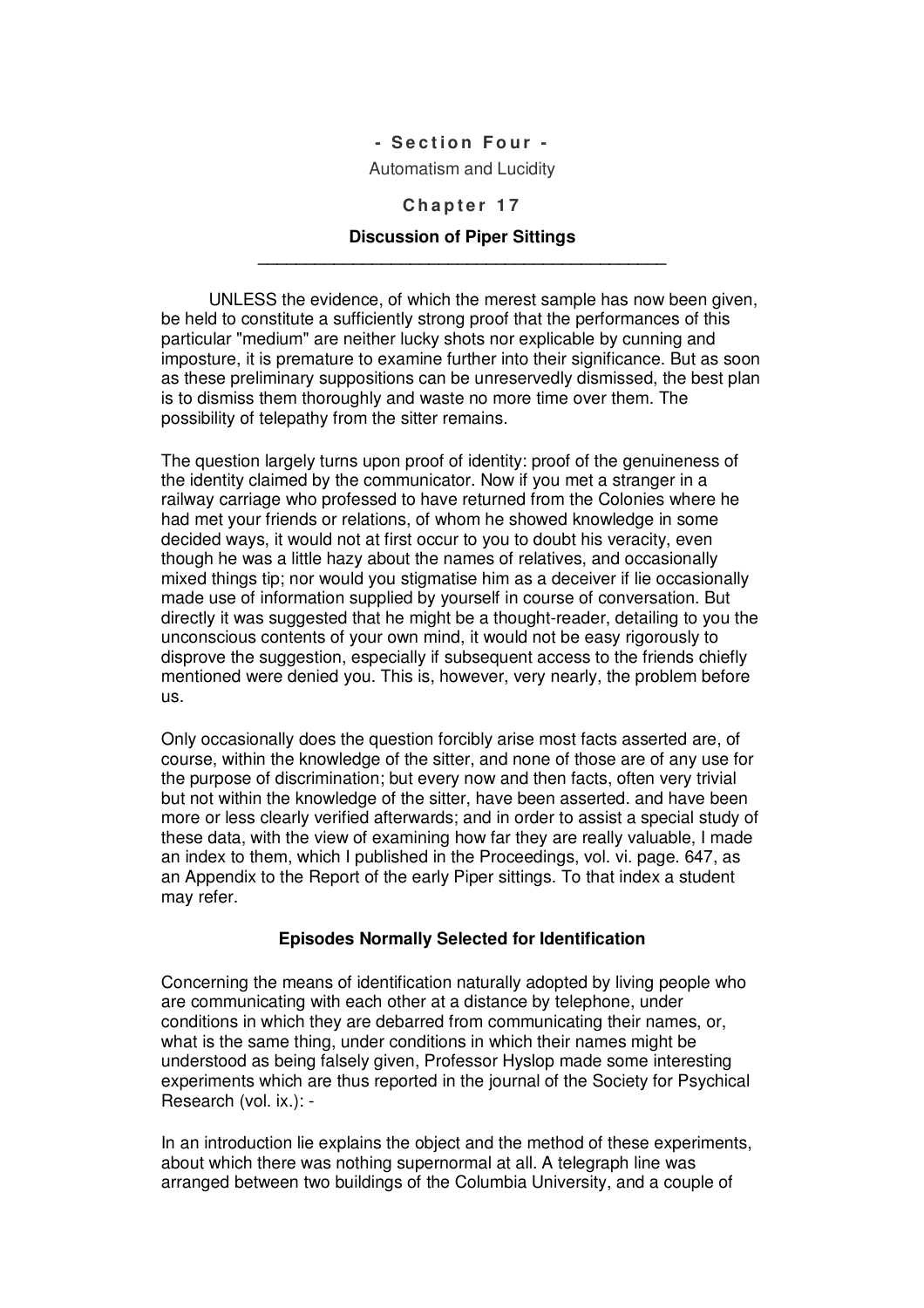## - Section Four -

Automatism and Lucidity

## Chapter 17

### Discussion of Piper Sittings

---

UNLESS the evidence, of which the merest sample has now been given, be held to constitute a sufficiently strong proof that the performances of this particular "medium" are neither lucky shots nor explicable by cunning and imposture, it is premature to examine further into their significance. But as soon as these preliminary suppositions can be unreservedly dismissed, the best plan is to dismiss them thoroughly and waste no more time over them. The possibility of telepathy from the sitter remains.

The question largely turns upon proof of identity: proof of the genuineness of the identity claimed by the communicator. Now if you met a stranger in a railway carriage who professed to have returned from the Colonies where he had met your friends or relations, of whom he showed knowledge in some decided ways, it would not at first occur to you to doubt his veracity, even though he was a little hazy about the names of relatives, and occasionally mixed things tip; nor would you stigmatise him as a deceiver if lie occasionally made use of information supplied by yourself in course of conversation. But directly it was suggested that he might be a thought-reader, detailing to you the unconscious contents of your own mind, it would not be easy rigorously to disprove the suggestion, especially if subsequent access to the friends chiefly mentioned were denied you. This is, however, very nearly, the problem before us.

Only occasionally does the question forcibly arise most facts asserted are, of course, within the knowledge of the sitter, and none of those are of any use for the purpose of discrimination; but every now and then facts, often very trivial but not within the knowledge of the sitter, have been asserted. and have been more or less clearly verified afterwards; and in order to assist a special study of these data, with the view of examining how far they are really valuable, I made an index to them, which I published in the Proceedings, vol. vi. page. 647, as an Appendix to the Report of the early Piper sittings. To that index a student may refer.

### Episodes Normally Selected for Identification

Concerning the means of identification naturally adopted by living people who are communicating with each other at a distance by telephone, under conditions in which they are debarred from communicating their names, or, what is the same thing, under conditions in which their names might be understood as being falsely given, Professor Hyslop made some interesting experiments which are thus reported in the journal of the Society for Psychical Research (vol. ix.): -

In an introduction lie explains the object and the method of these experiments, about which there was nothing supernormal at all. A telegraph line was arranged between two buildings of the Columbia University, and a couple of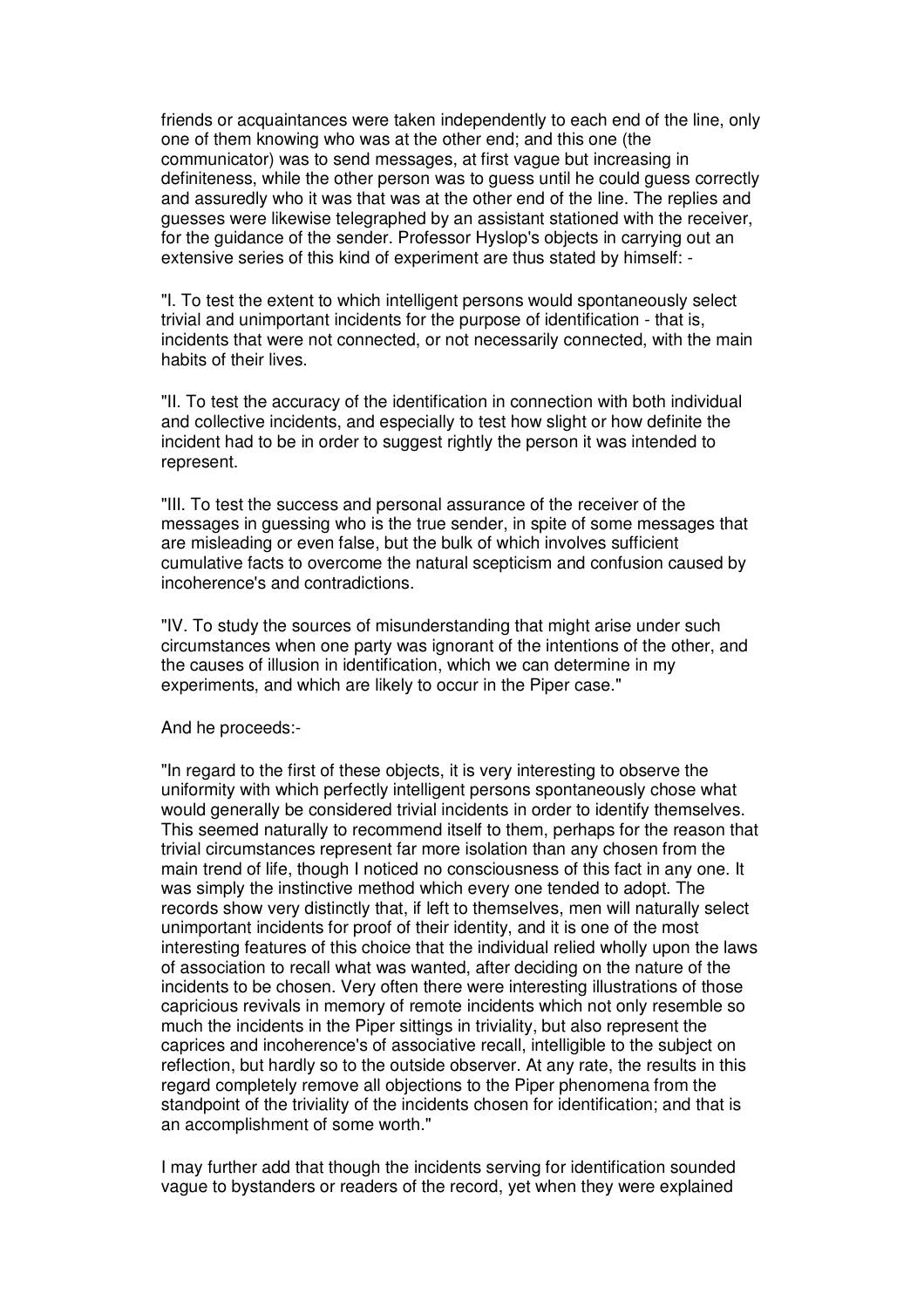friends or acquaintances were taken independently to each end of the line, only one of them knowing who was at the other end; and this one (the communicator) was to send messages, at first vague but increasing in definiteness, while the other person was to guess until he could guess correctly and assuredly who it was that was at the other end of the line. The replies and guesses were likewise telegraphed by an assistant stationed with the receiver, for the guidance of the sender. Professor Hyslop's objects in carrying out an extensive series of this kind of experiment are thus stated by himself: -

"I. To test the extent to which intelligent persons would spontaneously select trivial and unimportant incidents for the purpose of identification - that is, incidents that were not connected, or not necessarily connected, with the main habits of their lives.

"II. To test the accuracy of the identification in connection with both individual and collective incidents, and especially to test how slight or how definite the incident had to be in order to suggest rightly the person it was intended to represent.

"III. To test the success and personal assurance of the receiver of the messages in guessing who is the true sender, in spite of some messages that are misleading or even false, but the bulk of which involves sufficient cumulative facts to overcome the natural scepticism and confusion caused by incoherence's and contradictions.

"IV. To study the sources of misunderstanding that might arise under such circumstances when one party was ignorant of the intentions of the other, and the causes of illusion in identification, which we can determine in my experiments, and which are likely to occur in the Piper case."

And he proceeds:-

"In regard to the first of these objects, it is very interesting to observe the uniformity with which perfectly intelligent persons spontaneously chose what would generally be considered trivial incidents in order to identify themselves. This seemed naturally to recommend itself to them, perhaps for the reason that trivial circumstances represent far more isolation than any chosen from the main trend of life, though I noticed no consciousness of this fact in any one. It was simply the instinctive method which every one tended to adopt. The records show very distinctly that, if left to themselves, men will naturally select unimportant incidents for proof of their identity, and it is one of the most interesting features of this choice that the individual relied wholly upon the laws of association to recall what was wanted, after deciding on the nature of the incidents to be chosen. Very often there were interesting illustrations of those capricious revivals in memory of remote incidents which not only resemble so much the incidents in the Piper sittings in triviality, but also represent the caprices and incoherence's of associative recall, intelligible to the subject on reflection, but hardly so to the outside observer. At any rate, the results in this regard completely remove all objections to the Piper phenomena from the standpoint of the triviality of the incidents chosen for identification; and that is an accomplishment of some worth."

I may further add that though the incidents serving for identification sounded vague to bystanders or readers of the record, yet when they were explained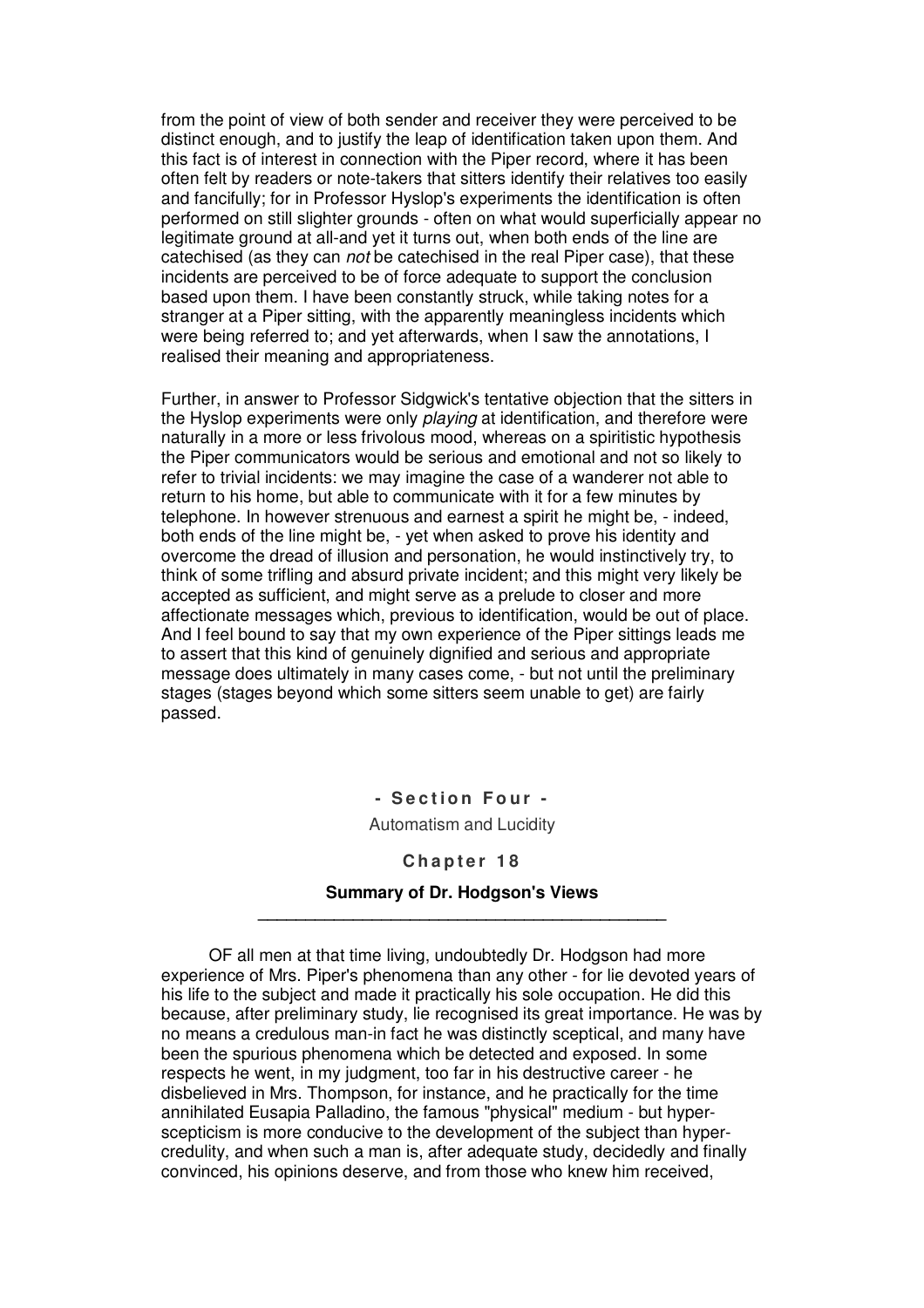from the point of view of both sender and receiver they were perceived to be distinct enough, and to justify the leap of identification taken upon them. And this fact is of interest in connection with the Piper record, where it has been often felt by readers or note-takers that sitters identify their relatives too easily and fancifully; for in Professor Hyslop's experiments the identification is often performed on still slighter grounds - often on what would superficially appear no legitimate ground at all-and yet it turns out, when both ends of the line are catechised (as they can *not* be catechised in the real Piper case), that these incidents are perceived to be of force adequate to support the conclusion based upon them. I have been constantly struck, while taking notes for a stranger at a Piper sitting, with the apparently meaningless incidents which were being referred to; and yet afterwards, when I saw the annotations, I realised their meaning and appropriateness.

Further, in answer to Professor Sidgwick's tentative objection that the sitters in the Hyslop experiments were only *playing* at identification, and therefore were naturally in a more or less frivolous mood, whereas on a spiritistic hypothesis the Piper communicators would be serious and emotional and not so likely to refer to trivial incidents: we may imagine the case of a wanderer not able to return to his home, but able to communicate with it for a few minutes by telephone. In however strenuous and earnest a spirit he might be, - indeed, both ends of the line might be, - yet when asked to prove his identity and overcome the dread of illusion and personation, he would instinctively try, to think of some trifling and absurd private incident; and this might very likely be accepted as sufficient, and might serve as a prelude to closer and more affectionate messages which, previous to identification, would be out of place. And I feel bound to say that my own experience of the Piper sittings leads me to assert that this kind of genuinely dignified and serious and appropriate message does ultimately in many cases come, - but not until the preliminary stages (stages beyond which some sitters seem unable to get) are fairly passed.

# - Section Four -

Automatism and Lucidity

## Chapter 18

### Summary of Dr. Hodgson's Views

OF all men at that time living, undoubtedly Dr. Hodgson had more experience of Mrs. Piper's phenomena than any other - for lie devoted years of his life to the subject and made it practically his sole occupation. He did this because, after preliminary study, lie recognised its great importance. He was by no means a credulous man-in fact he was distinctly sceptical, and many have been the spurious phenomena which be detected and exposed. In some respects he went, in my judgment, too far in his destructive career - he disbelieved in Mrs. Thompson, for instance, and he practically for the time annihilated Eusapia Palladino, the famous "physical" medium - but hyper-scepticism is more conducive to the development of the subject than hyper-credulity, and when such a man is, after adequate study, decidedly and finally convinced, his opinions deserve, and from those who knew him received,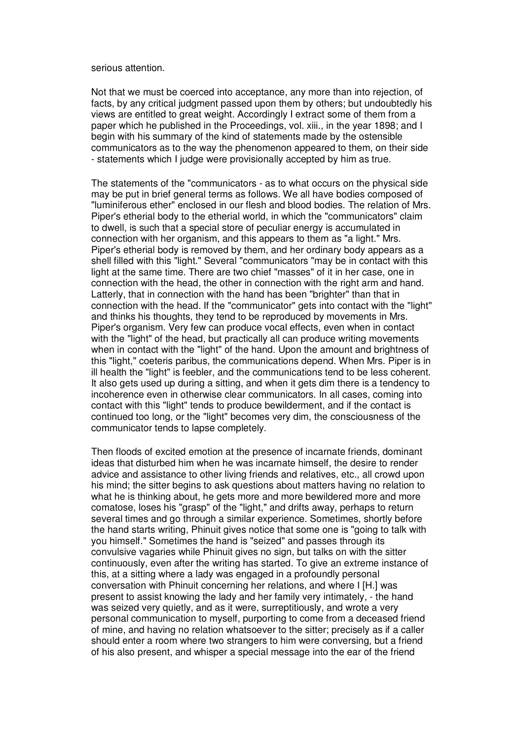serious attention.

Not that we must be coerced into acceptance, any more than into rejection, of facts, by any critical judgment passed upon them by others; but undoubtedly his views are entitled to great weight. Accordingly I extract some of them from a paper which he published in the Proceedings, vol. xiii., in the year 1898; and I begin with his summary of the kind of statements made by the ostensible communicators as to the way the phenomenon appeared to them, on their side - statements which I judge were provisionally accepted by him as true.

The statements of the "communicators - as to what occurs on the physical side may be put in brief general terms as follows. We all have bodies composed of "luminiferous ether" enclosed in our flesh and blood bodies. The relation of Mrs. Piper's etherial body to the etherial world, in which the "communicators" claim to dwell, is such that a special store of peculiar energy is accumulated in connection with her organism, and this appears to them as "a light." Mrs. Piper's etherial body is removed by them, and her ordinary body appears as a shell filled with this "light." Several "communicators "may be in contact with this light at the same time. There are two chief "masses" of it in her case, one in connection with the head, the other in connection with the right arm and hand. Latterly, that in connection with the hand has been "brighter" than that in connection with the head. If the "communicator" gets into contact with the "light" and thinks his thoughts, they tend to be reproduced by movements in Mrs. Piper's organism. Very few can produce vocal effects, even when in contact with the "light" of the head, but practically all can produce writing movements when in contact with the "light" of the hand. Upon the amount and brightness of this "light," coeteris paribus, the communications depend. When Mrs. Piper is in ill health the "light" is feebler, and the communications tend to be less coherent. It also gets used up during a sitting, and when it gets dim there is a tendency to incoherence even in otherwise clear communicators. In all cases, coming into contact with this "light" tends to produce bewilderment, and if the contact is continued too long, or the "light" becomes very dim, the consciousness of the communicator tends to lapse completely.

Then floods of excited emotion at the presence of incarnate friends, dominant ideas that disturbed him when he was incarnate himself, the desire to render advice and assistance to other living friends and relatives, etc., all crowd upon his mind; the sitter begins to ask questions about matters having no relation to what he is thinking about, he gets more and more bewildered more and more comatose, loses his "grasp" of the "light," and drifts away, perhaps to return several times and go through a similar experience. Sometimes, shortly before the hand starts writing, Phinuit gives notice that some one is "going to talk with you himself." Sometimes the hand is "seized" and passes through its convulsive vagaries while Phinuit gives no sign, but talks on with the sitter continuously, even after the writing has started. To give an extreme instance of this, at a sitting where a lady was engaged in a profoundly personal conversation with Phinuit concerning her relations, and where I [H.] was present to assist knowing the lady and her family very intimately, - the hand was seized very quietly, and as it were, surreptitiously, and wrote a very personal communication to myself, purporting to come from a deceased friend of mine, and having no relation whatsoever to the sitter; precisely as if a caller should enter a room where two strangers to him were conversing, but a friend of his also present, and whisper a special message into the ear of the friend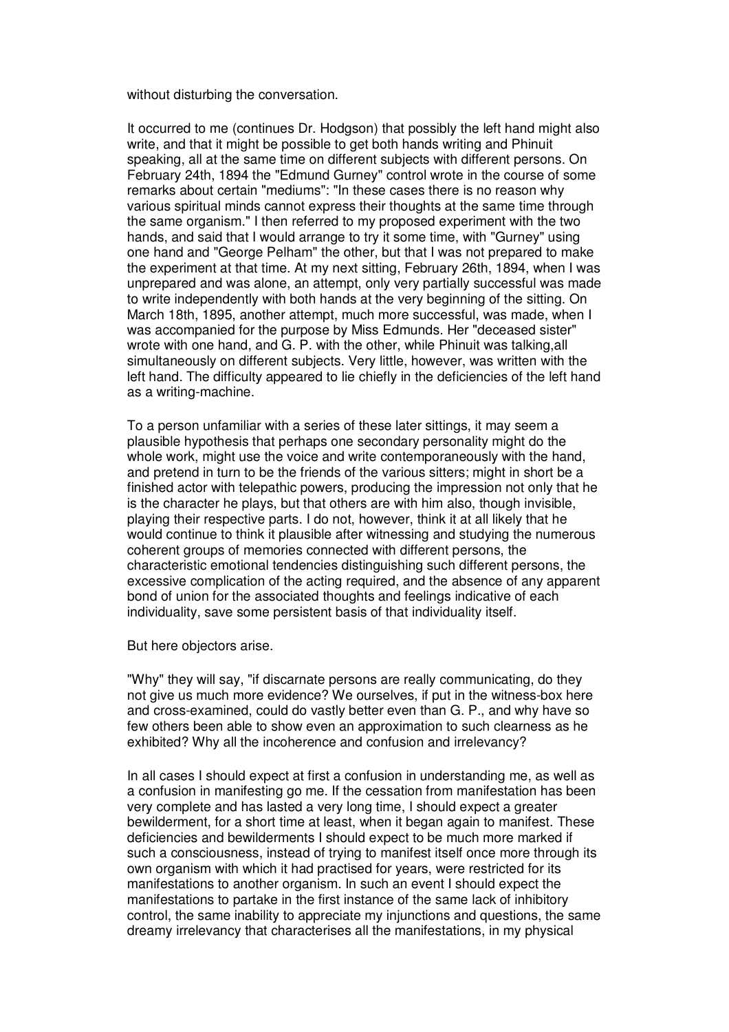without disturbing the conversation.

It occurred to me (continues Dr. Hodgson) that possibly the left hand might also write, and that it might be possible to get both hands writing and Phinuit speaking, all at the same time on different subjects with different persons. On February 24th, 1894 the "Edmund Gurney" control wrote in the course of some remarks about certain "mediums": "In these cases there is no reason why various spiritual minds cannot express their thoughts at the same time through the same organism." I then referred to my proposed experiment with the two hands, and said that I would arrange to try it some time, with "Gurney" using one hand and "George Pelham" the other, but that I was not prepared to make the experiment at that time. At my next sitting, February 26th, 1894, when I was unprepared and was alone, an attempt, only very partially successful was made to write independently with both hands at the very beginning of the sitting. On March 18th, 1895, another attempt, much more successful, was made, when I was accompanied for the purpose by Miss Edmunds. Her "deceased sister" wrote with one hand, and G. P. with the other, while Phinuit was talking,all simultaneously on different subjects. Very little, however, was written with the left hand. The difficulty appeared to lie chiefly in the deficiencies of the left hand as a writing-machine.

To a person unfamiliar with a series of these later sittings, it may seem a plausible hypothesis that perhaps one secondary personality might do the whole work, might use the voice and write contemporaneously with the hand, and pretend in turn to be the friends of the various sitters; might in short be a finished actor with telepathic powers, producing the impression not only that he is the character he plays, but that others are with him also, though invisible, playing their respective parts. I do not, however, think it at all likely that he would continue to think it plausible after witnessing and studying the numerous coherent groups of memories connected with different persons, the characteristic emotional tendencies distinguishing such different persons, the excessive complication of the acting required, and the absence of any apparent bond of union for the associated thoughts and feelings indicative of each individuality, save some persistent basis of that individuality itself.

But here objectors arise.

"Why" they will say, "if discarnate persons are really communicating, do they not give us much more evidence? We ourselves, if put in the witness-box here and cross-examined, could do vastly better even than G. P., and why have so few others been able to show even an approximation to such clearness as he exhibited? Why all the incoherence and confusion and irrelevancy?

In all cases I should expect at first a confusion in understanding me, as well as a confusion in manifesting go me. If the cessation from manifestation has been very complete and has lasted a very long time, I should expect a greater bewilderment, for a short time at least, when it began again to manifest. These deficiencies and bewilderments I should expect to be much more marked if such a consciousness, instead of trying to manifest itself once more through its own organism with which it had practised for years, were restricted for its manifestations to another organism. In such an event I should expect the manifestations to partake in the first instance of the same lack of inhibitory control, the same inability to appreciate my injunctions and questions, the same dreamy irrelevancy that characterises all the manifestations, in my physical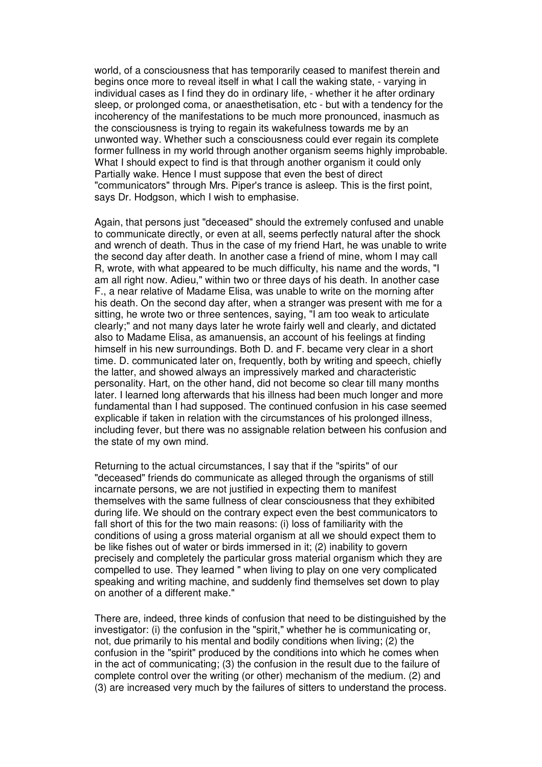world, of a consciousness that has temporarily ceased to manifest therein and begins once more to reveal itself in what I call the waking state, - varying in individual cases as I find they do in ordinary life, - whether it he after ordinary sleep, or prolonged coma, or anaesthetisation, etc - but with a tendency for the incoherency of the manifestations to be much more pronounced, inasmuch as the consciousness is trying to regain its wakefulness towards me by an unwonted way. Whether such a consciousness could ever regain its complete former fullness in my world through another organism seems highly improbable. What I should expect to find is that through another organism it could only Partially wake. Hence I must suppose that even the best of direct "communicators" through Mrs. Piper's trance is asleep. This is the first point, says Dr. Hodgson, which I wish to emphasise.

Again, that persons just "deceased" should the extremely confused and unable to communicate directly, or even at all, seems perfectly natural after the shock and wrench of death. Thus in the case of my friend Hart, he was unable to write the second day after death. In another case a friend of mine, whom I may call R, wrote, with what appeared to be much difficulty, his name and the words, "I am all right now. Adieu," within two or three days of his death. In another case F., a near relative of Madame Elisa, was unable to write on the morning after his death. On the second day after, when a stranger was present with me for a sitting, he wrote two or three sentences, saying, "I am too weak to articulate clearly;" and not many days later he wrote fairly well and clearly, and dictated also to Madame Elisa, as amanuensis, an account of his feelings at finding himself in his new surroundings. Both D. and F. became very clear in a short time. D. communicated later on, frequently, both by writing and speech, chiefly the latter, and showed always an impressively marked and characteristic personality. Hart, on the other hand, did not become so clear till many months later. I learned long afterwards that his illness had been much longer and more fundamental than I had supposed. The continued confusion in his case seemed explicable if taken in relation with the circumstances of his prolonged illness, including fever, but there was no assignable relation between his confusion and the state of my own mind.

Returning to the actual circumstances, I say that if the "spirits" of our "deceased" friends do communicate as alleged through the organisms of still incarnate persons, we are not justified in expecting them to manifest themselves with the same fullness of clear consciousness that they exhibited during life. We should on the contrary expect even the best communicators to fall short of this for the two main reasons: (i) loss of familiarity with the conditions of using a gross material organism at all we should expect them to be like fishes out of water or birds immersed in it; (2) inability to govern precisely and completely the particular gross material organism which they are compelled to use. They learned " when living to play on one very complicated speaking and writing machine, and suddenly find themselves set down to play on another of a different make."

There are, indeed, three kinds of confusion that need to be distinguished by the investigator: (i) the confusion in the "spirit," whether he is communicating or, not, due primarily to his mental and bodily conditions when living; (2) the confusion in the "spirit" produced by the conditions into which he comes when in the act of communicating; (3) the confusion in the result due to the failure of complete control over the writing (or other) mechanism of the medium. (2) and (3) are increased very much by the failures of sitters to understand the process.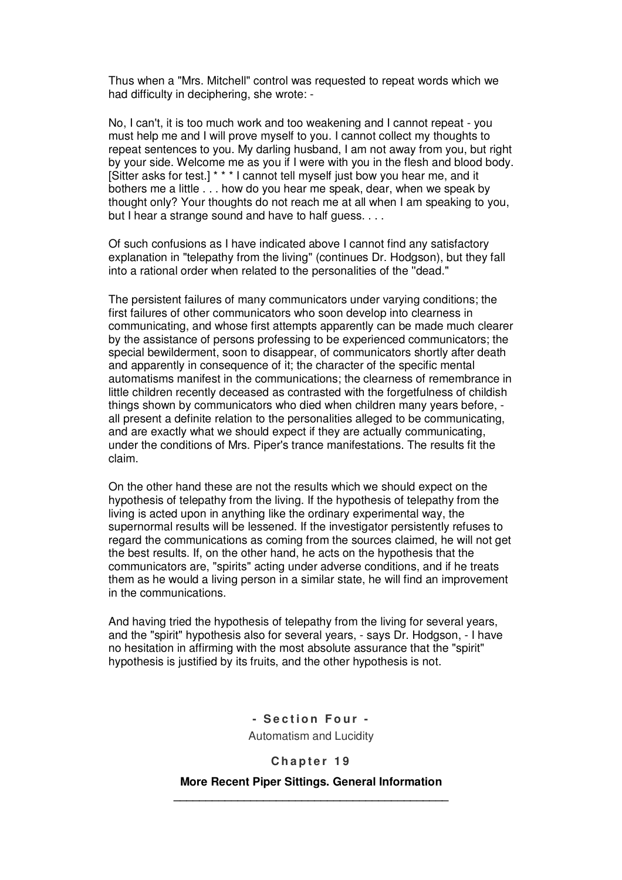Thus when a "Mrs. Mitchell" control was requested to repeat words which we had difficulty in deciphering, she wrote: -

No, I can't, it is too much work and too weakening and I cannot repeat - you must help me and I will prove myself to you. I cannot collect my thoughts to repeat sentences to you. My darling husband, I am not away from you, but right by your side. Welcome me as you if I were with you in the flesh and blood body. [Sitter asks for test.] * * * I cannot tell myself just bow you hear me, and it bothers me a little . . . how do you hear me speak, dear, when we speak by thought only? Your thoughts do not reach me at all when I am speaking to you, but I hear a strange sound and have to half guess. . . .

Of such confusions as I have indicated above I cannot find any satisfactory explanation in "telepathy from the living" (continues Dr. Hodgson), but they fall into a rational order when related to the personalities of the "dead."

The persistent failures of many communicators under varying conditions; the first failures of other communicators who soon develop into clearness in communicating, and whose first attempts apparently can be made much clearer by the assistance of persons professing to be experienced communicators; the special bewilderment, soon to disappear, of communicators shortly after death and apparently in consequence of it; the character of the specific mental automatisms manifest in the communications; the clearness of remembrance in little children recently deceased as contrasted with the forgetfulness of childish things shown by communicators who died when children many years before, - all present a definite relation to the personalities alleged to be communicating, and are exactly what we should expect if they are actually communicating, under the conditions of Mrs. Piper's trance manifestations. The results fit the claim.

On the other hand these are not the results which we should expect on the hypothesis of telepathy from the living. If the hypothesis of telepathy from the living is acted upon in anything like the ordinary experimental way, the supernormal results will be lessened. If the investigator persistently refuses to regard the communications as coming from the sources claimed, he will not get the best results. If, on the other hand, he acts on the hypothesis that the communicators are, "spirits" acting under adverse conditions, and if he treats them as he would a living person in a similar state, he will find an improvement in the communications.

And having tried the hypothesis of telepathy from the living for several years, and the "spirit" hypothesis also for several years, - says Dr. Hodgson, - I have no hesitation in affirming with the most absolute assurance that the "spirit" hypothesis is justified by its fruits, and the other hypothesis is not.

# - Section Four -

Automatism and Lucidity

## Chapter 19

### More Recent Piper Sittings. General Information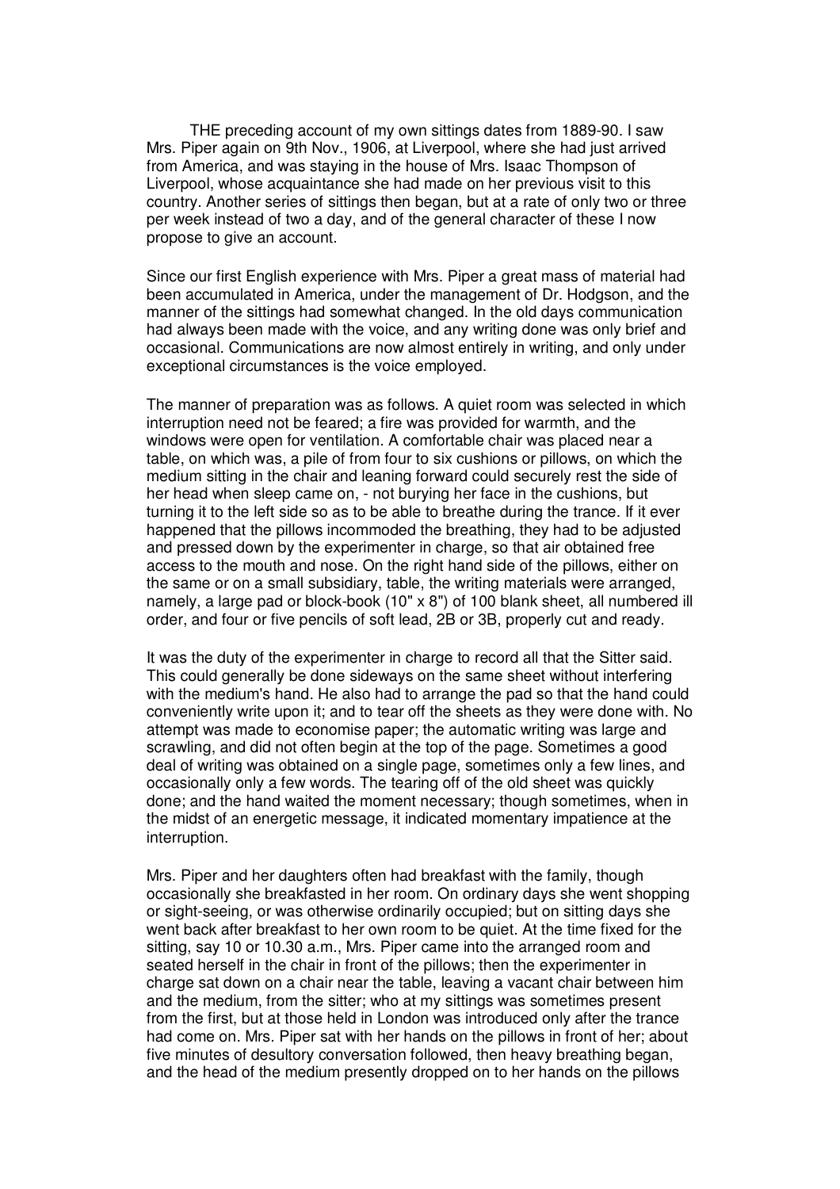THE preceding account of my own sittings dates from 1889-90. I saw Mrs. Piper again on 9th Nov., 1906, at Liverpool, where she had just arrived from America, and was staying in the house of Mrs. Isaac Thompson of Liverpool, whose acquaintance she had made on her previous visit to this country. Another series of sittings then began, but at a rate of only two or three per week instead of two a day, and of the general character of these I now propose to give an account.

Since our first English experience with Mrs. Piper a great mass of material had been accumulated in America, under the management of Dr. Hodgson, and the manner of the sittings had somewhat changed. In the old days communication had always been made with the voice, and any writing done was only brief and occasional. Communications are now almost entirely in writing, and only under exceptional circumstances is the voice employed.

The manner of preparation was as follows. A quiet room was selected in which interruption need not be feared; a fire was provided for warmth, and the windows were open for ventilation. A comfortable chair was placed near a table, on which was, a pile of from four to six cushions or pillows, on which the medium sitting in the chair and leaning forward could securely rest the side of her head when sleep came on, - not burying her face in the cushions, but turning it to the left side so as to be able to breathe during the trance. If it ever happened that the pillows incommoded the breathing, they had to be adjusted and pressed down by the experimenter in charge, so that air obtained free access to the mouth and nose. On the right hand side of the pillows, either on the same or on a small subsidiary, table, the writing materials were arranged, namely, a large pad or block-book (10" x 8") of 100 blank sheet, all numbered ill order, and four or five pencils of soft lead, 2B or 3B, properly cut and ready.

It was the duty of the experimenter in charge to record all that the Sitter said. This could generally be done sideways on the same sheet without interfering with the medium's hand. He also had to arrange the pad so that the hand could conveniently write upon it; and to tear off the sheets as they were done with. No attempt was made to economise paper; the automatic writing was large and scrawling, and did not often begin at the top of the page. Sometimes a good deal of writing was obtained on a single page, sometimes only a few lines, and occasionally only a few words. The tearing off of the old sheet was quickly done; and the hand waited the moment necessary; though sometimes, when in the midst of an energetic message, it indicated momentary impatience at the interruption.

Mrs. Piper and her daughters often had breakfast with the family, though occasionally she breakfasted in her room. On ordinary days she went shopping or sight-seeing, or was otherwise ordinarily occupied; but on sitting days she went back after breakfast to her own room to be quiet. At the time fixed for the sitting, say 10 or 10.30 a.m., Mrs. Piper came into the arranged room and seated herself in the chair in front of the pillows; then the experimenter in charge sat down on a chair near the table, leaving a vacant chair between him and the medium, from the sitter; who at my sittings was sometimes present from the first, but at those held in London was introduced only after the trance had come on. Mrs. Piper sat with her hands on the pillows in front of her; about five minutes of desultory conversation followed, then heavy breathing began, and the head of the medium presently dropped on to her hands on the pillows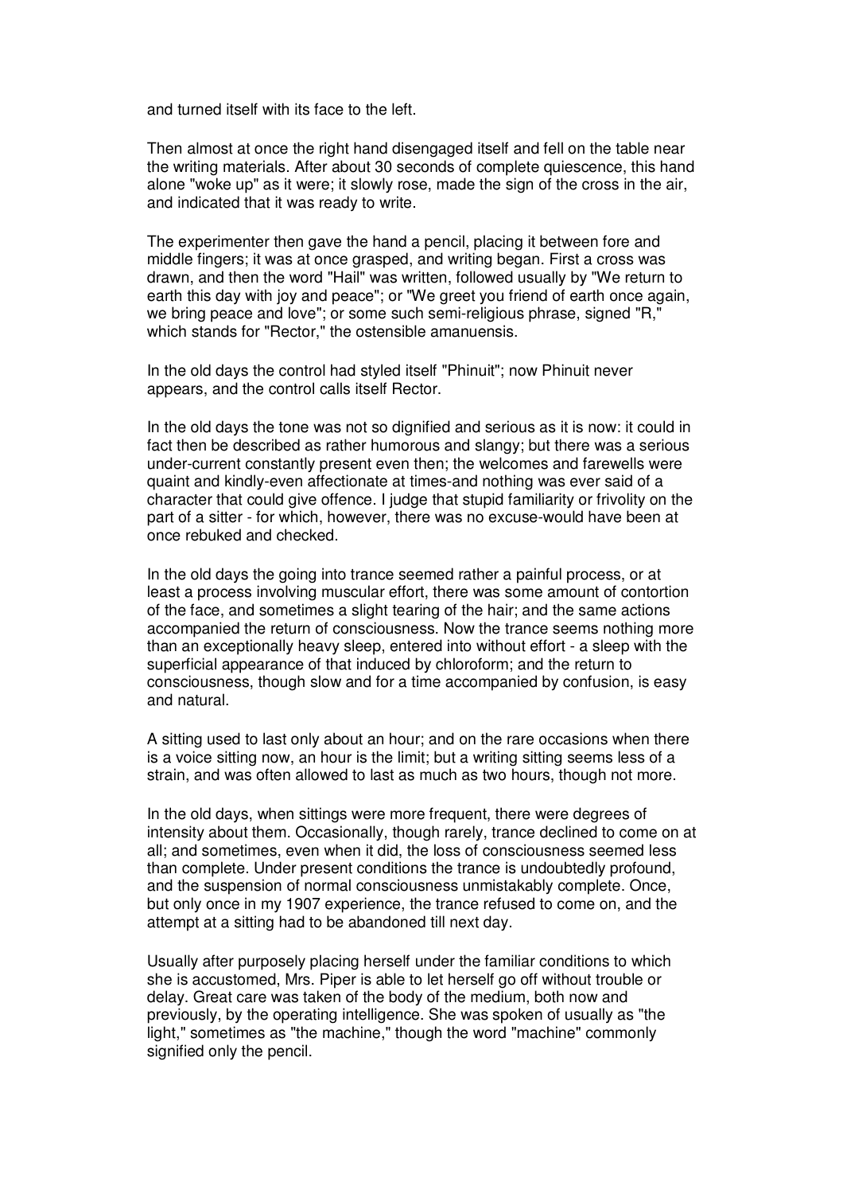and turned itself with its face to the left.

Then almost at once the right hand disengaged itself and fell on the table near the writing materials. After about 30 seconds of complete quiescence, this hand alone "woke up" as it were; it slowly rose, made the sign of the cross in the air, and indicated that it was ready to write.

The experimenter then gave the hand a pencil, placing it between fore and middle fingers; it was at once grasped, and writing began. First a cross was drawn, and then the word "Hail" was written, followed usually by "We return to earth this day with joy and peace"; or "We greet you friend of earth once again, we bring peace and love"; or some such semi-religious phrase, signed "R," which stands for "Rector," the ostensible amanuensis.

In the old days the control had styled itself "Phinuit"; now Phinuit never appears, and the control calls itself Rector.

In the old days the tone was not so dignified and serious as it is now: it could in fact then be described as rather humorous and slangy; but there was a serious under-current constantly present even then; the welcomes and farewells were quaint and kindly-even affectionate at times-and nothing was ever said of a character that could give offence. I judge that stupid familiarity or frivolity on the part of a sitter - for which, however, there was no excuse-would have been at once rebuked and checked.

In the old days the going into trance seemed rather a painful process, or at least a process involving muscular effort, there was some amount of contortion of the face, and sometimes a slight tearing of the hair; and the same actions accompanied the return of consciousness. Now the trance seems nothing more than an exceptionally heavy sleep, entered into without effort - a sleep with the superficial appearance of that induced by chloroform; and the return to consciousness, though slow and for a time accompanied by confusion, is easy and natural.

A sitting used to last only about an hour; and on the rare occasions when there is a voice sitting now, an hour is the limit; but a writing sitting seems less of a strain, and was often allowed to last as much as two hours, though not more.

In the old days, when sittings were more frequent, there were degrees of intensity about them. Occasionally, though rarely, trance declined to come on at all; and sometimes, even when it did, the loss of consciousness seemed less than complete. Under present conditions the trance is undoubtedly profound, and the suspension of normal consciousness unmistakably complete. Once, but only once in my 1907 experience, the trance refused to come on, and the attempt at a sitting had to be abandoned till next day.

Usually after purposely placing herself under the familiar conditions to which she is accustomed, Mrs. Piper is able to let herself go off without trouble or delay. Great care was taken of the body of the medium, both now and previously, by the operating intelligence. She was spoken of usually as "the light," sometimes as "the machine," though the word "machine" commonly signified only the pencil.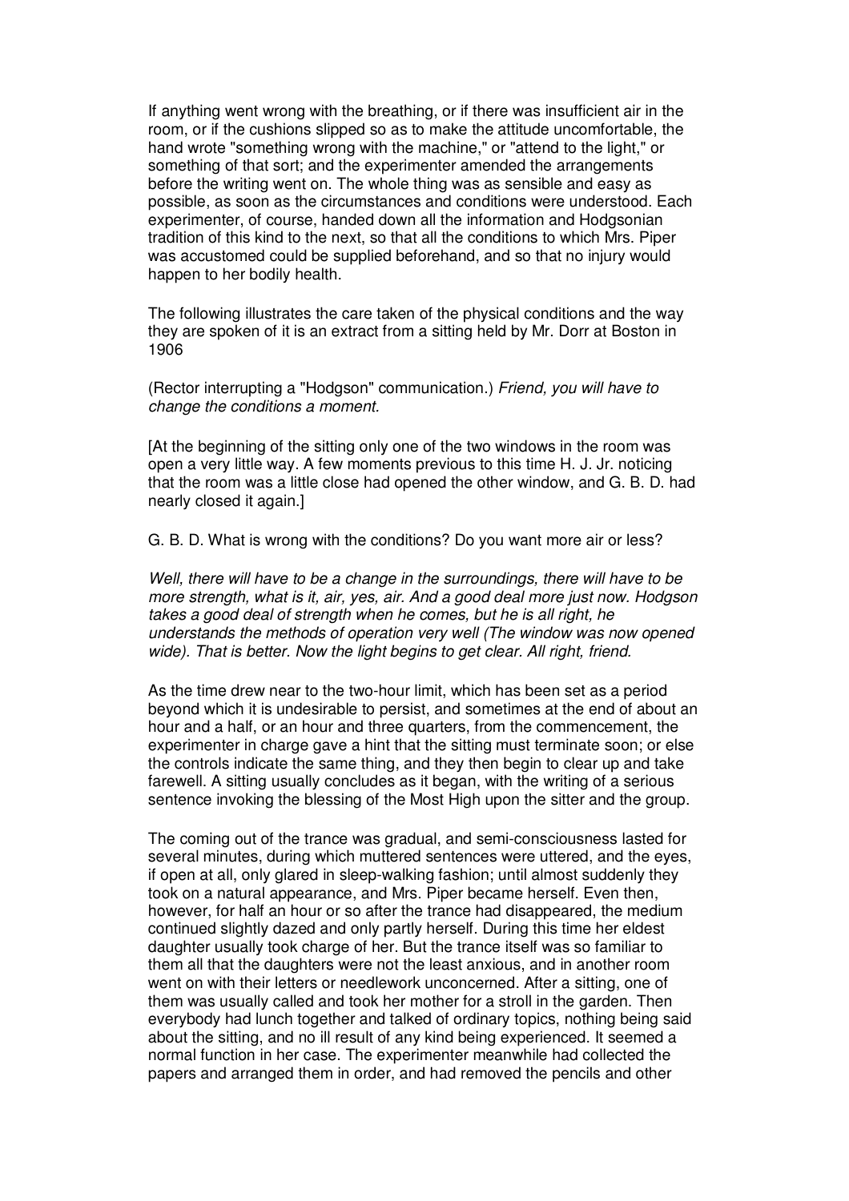If anything went wrong with the breathing, or if there was insufficient air in the room, or if the cushions slipped so as to make the attitude uncomfortable, the hand wrote "something wrong with the machine," or "attend to the light," or something of that sort; and the experimenter amended the arrangements before the writing went on. The whole thing was as sensible and easy as possible, as soon as the circumstances and conditions were understood. Each experimenter, of course, handed down all the information and Hodgsonian tradition of this kind to the next, so that all the conditions to which Mrs. Piper was accustomed could be supplied beforehand, and so that no injury would happen to her bodily health.

The following illustrates the care taken of the physical conditions and the way they are spoken of it is an extract from a sitting held by Mr. Dorr at Boston in 1906

(Rector interrupting a "Hodgson" communication.) *Friend, you will have to change the conditions a moment.*

[At the beginning of the sitting only one of the two windows in the room was open a very little way. A few moments previous to this time H. J. Jr. noticing that the room was a little close had opened the other window, and G. B. D. had nearly closed it again.]

G. B. D. What is wrong with the conditions? Do you want more air or less?

*Well, there will have to be a change in the surroundings, there will have to be more strength, what is it, air, yes, air. And a good deal more just now. Hodgson takes a good deal of strength when he comes, but he is all right, he understands the methods of operation very well* (The window was now opened wide). *That is better. Now the light begins to get clear. All right, friend.*

As the time drew near to the two-hour limit, which has been set as a period beyond which it is undesirable to persist, and sometimes at the end of about an hour and a half, or an hour and three quarters, from the commencement, the experimenter in charge gave a hint that the sitting must terminate soon; or else the controls indicate the same thing, and they then begin to clear up and take farewell. A sitting usually concludes as it began, with the writing of a serious sentence invoking the blessing of the Most High upon the sitter and the group.

The coming out of the trance was gradual, and semi-consciousness lasted for several minutes, during which muttered sentences were uttered, and the eyes, if open at all, only glared in sleep-walking fashion; until almost suddenly they took on a natural appearance, and Mrs. Piper became herself. Even then, however, for half an hour or so after the trance had disappeared, the medium continued slightly dazed and only partly herself. During this time her eldest daughter usually took charge of her. But the trance itself was so familiar to them all that the daughters were not the least anxious, and in another room went on with their letters or needlework unconcerned. After a sitting, one of them was usually called and took her mother for a stroll in the garden. Then everybody had lunch together and talked of ordinary topics, nothing being said about the sitting, and no ill result of any kind being experienced. It seemed a normal function in her case. The experimenter meanwhile had collected the papers and arranged them in order, and had removed the pencils and other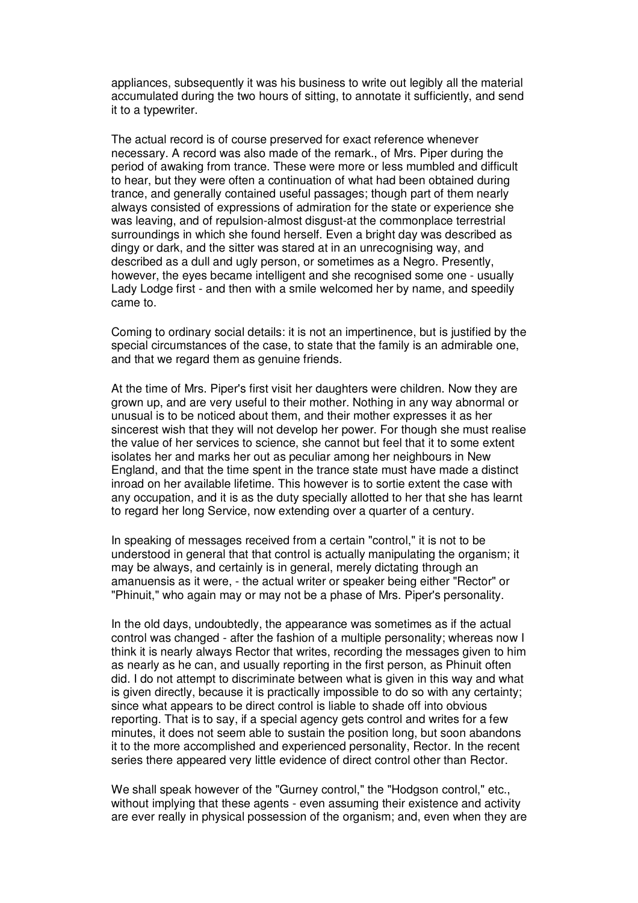appliances, subsequently it was his business to write out legibly all the material accumulated during the two hours of sitting, to annotate it sufficiently, and send it to a typewriter.

The actual record is of course preserved for exact reference whenever necessary. A record was also made of the remark., of Mrs. Piper during the period of awaking from trance. These were more or less mumbled and difficult to hear, but they were often a continuation of what had been obtained during trance, and generally contained useful passages; though part of them nearly always consisted of expressions of admiration for the state or experience she was leaving, and of repulsion-almost disgust-at the commonplace terrestrial surroundings in which she found herself. Even a bright day was described as dingy or dark, and the sitter was stared at in an unrecognising way, and described as a dull and ugly person, or sometimes as a Negro. Presently, however, the eyes became intelligent and she recognised some one - usually Lady Lodge first - and then with a smile welcomed her by name, and speedily came to.

Coming to ordinary social details: it is not an impertinence, but is justified by the special circumstances of the case, to state that the family is an admirable one, and that we regard them as genuine friends.

At the time of Mrs. Piper's first visit her daughters were children. Now they are grown up, and are very useful to their mother. Nothing in any way abnormal or unusual is to be noticed about them, and their mother expresses it as her sincerest wish that they will not develop her power. For though she must realise the value of her services to science, she cannot but feel that it to some extent isolates her and marks her out as peculiar among her neighbours in New England, and that the time spent in the trance state must have made a distinct inroad on her available lifetime. This however is to sortie extent the case with any occupation, and it is as the duty specially allotted to her that she has learnt to regard her long Service, now extending over a quarter of a century.

In speaking of messages received from a certain "control," it is not to be understood in general that that control is actually manipulating the organism; it may be always, and certainly is in general, merely dictating through an amanuensis as it were, - the actual writer or speaker being either "Rector" or "Phinuit," who again may or may not be a phase of Mrs. Piper's personality.

In the old days, undoubtedly, the appearance was sometimes as if the actual control was changed - after the fashion of a multiple personality; whereas now I think it is nearly always Rector that writes, recording the messages given to him as nearly as he can, and usually reporting in the first person, as Phinuit often did. I do not attempt to discriminate between what is given in this way and what is given directly, because it is practically impossible to do so with any certainty; since what appears to be direct control is liable to shade off into obvious reporting. That is to say, if a special agency gets control and writes for a few minutes, it does not seem able to sustain the position long, but soon abandons it to the more accomplished and experienced personality, Rector. In the recent series there appeared very little evidence of direct control other than Rector.

We shall speak however of the "Gurney control," the "Hodgson control," etc., without implying that these agents - even assuming their existence and activity are ever really in physical possession of the organism; and, even when they are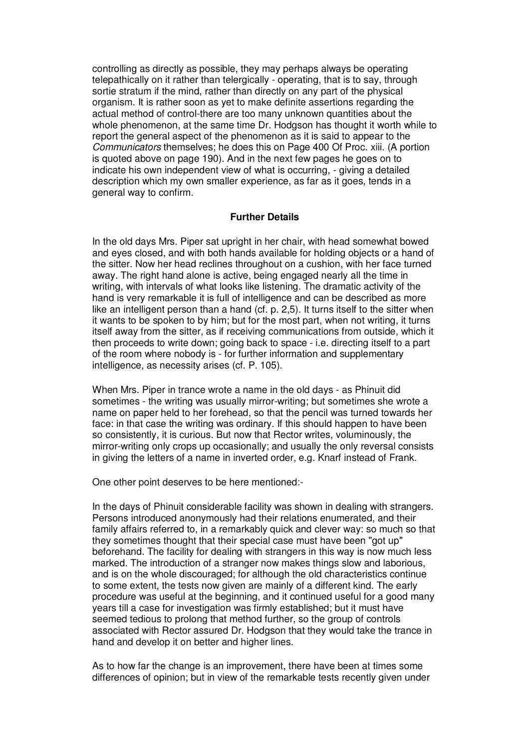controlling as directly as possible, they may perhaps always be operating telepathically on it rather than telergically - operating, that is to say, through sortie stratum if the mind, rather than directly on any part of the physical organism. It is rather soon as yet to make definite assertions regarding the actual method of control-there are too many unknown quantities about the whole phenomenon, at the same time Dr. Hodgson has thought it worth while to report the general aspect of the phenomenon as it is said to appear to the *Communicators* themselves; he does this on Page 400 Of Proc. xiii. (A portion is quoted above on page 190). And in the next few pages he goes on to indicate his own independent view of what is occurring, - giving a detailed description which my own smaller experience, as far as it goes, tends in a general way to confirm.

### Further Details

In the old days Mrs. Piper sat upright in her chair, with head somewhat bowed and eyes closed, and with both hands available for holding objects or a hand of the sitter. Now her head reclines throughout on a cushion, with her face turned away. The right hand alone is active, being engaged nearly all the time in writing, with intervals of what looks like listening. The dramatic activity of the hand is very remarkable it is full of intelligence and can be described as more like an intelligent person than a hand (cf. p. 2,5). It turns itself to the sitter when it wants to be spoken to by him; but for the most part, when not writing, it turns itself away from the sitter, as if receiving communications from outside, which it then proceeds to write down; going back to space - i.e. directing itself to a part of the room where nobody is - for further information and supplementary intelligence, as necessity arises (cf. P. 105).

When Mrs. Piper in trance wrote a name in the old days - as Phinuit did sometimes - the writing was usually mirror-writing; but sometimes she wrote a name on paper held to her forehead, so that the pencil was turned towards her face: in that case the writing was ordinary. If this should happen to have been so consistently, it is curious. But now that Rector writes, voluminously, the mirror-writing only crops up occasionally; and usually the only reversal consists in giving the letters of a name in inverted order, e.g. Knarf instead of Frank.

One other point deserves to be here mentioned:-

In the days of Phinuit considerable facility was shown in dealing with strangers. Persons introduced anonymously had their relations enumerated, and their family affairs referred to, in a remarkably quick and clever way: so much so that they sometimes thought that their special case must have been "got up" beforehand. The facility for dealing with strangers in this way is now much less marked. The introduction of a stranger now makes things slow and laborious, and is on the whole discouraged; for although the old characteristics continue to some extent, the tests now given are mainly of a different kind. The early procedure was useful at the beginning, and it continued useful for a good many years till a case for investigation was firmly established; but it must have seemed tedious to prolong that method further, so the group of controls associated with Rector assured Dr. Hodgson that they would take the trance in hand and develop it on better and higher lines.

As to how far the change is an improvement, there have been at times some differences of opinion; but in view of the remarkable tests recently given under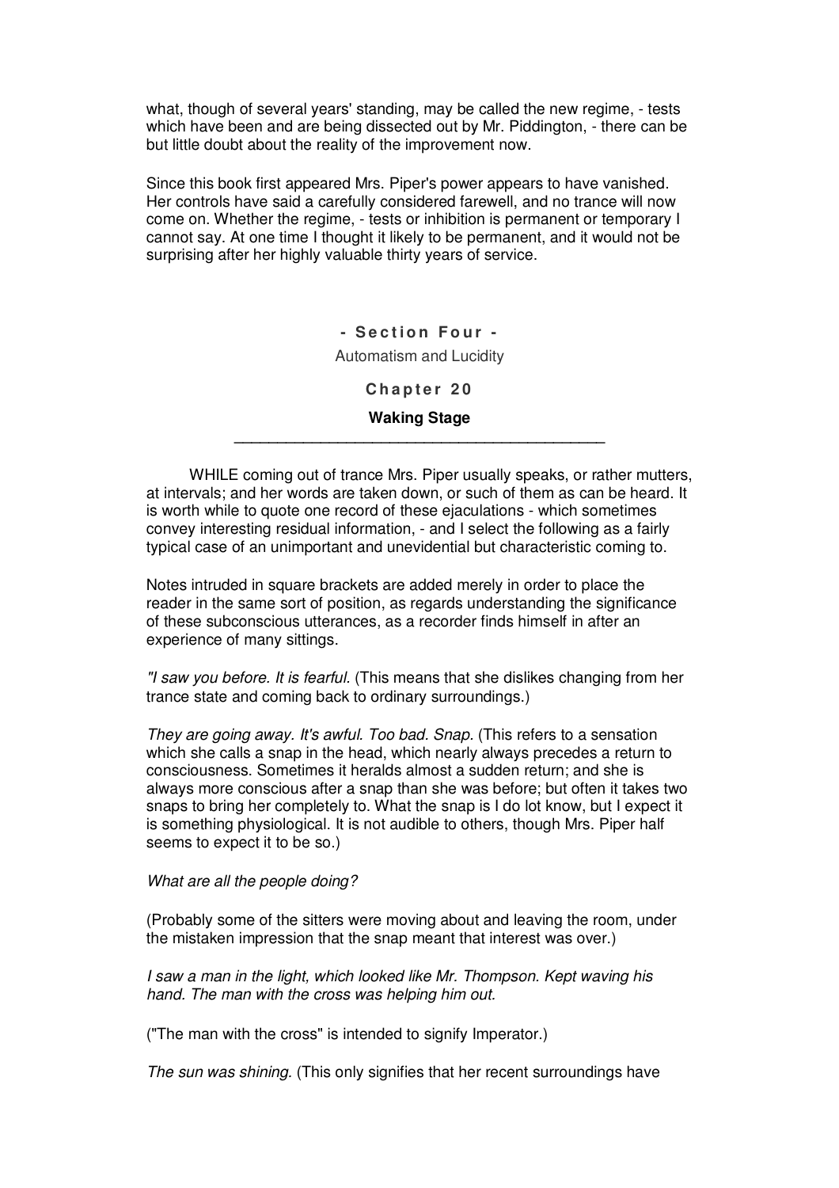what, though of several years' standing, may be called the new regime, - tests which have been and are being dissected out by Mr. Piddington, - there can be but little doubt about the reality of the improvement now.

Since this book first appeared Mrs. Piper's power appears to have vanished. Her controls have said a carefully considered farewell, and no trance will now come on. Whether the regime, - tests or inhibition is permanent or temporary I cannot say. At one time I thought it likely to be permanent, and it would not be surprising after her highly valuable thirty years of service.

## - Section Four -

Automatism and Lucidity

## Chapter 20

### Waking Stage

---

WHILE coming out of trance Mrs. Piper usually speaks, or rather mutters, at intervals; and her words are taken down, or such of them as can be heard. It is worth while to quote one record of these ejaculations - which sometimes convey interesting residual information, - and I select the following as a fairly typical case of an unimportant and unevidential but characteristic coming to.

Notes intruded in square brackets are added merely in order to place the reader in the same sort of position, as regards understanding the significance of these subconscious utterances, as a recorder finds himself in after an experience of many sittings.

*"I saw you before. It is fearful.* (This means that she dislikes changing from her trance state and coming back to ordinary surroundings.)

*They are going away. It's awful. Too bad. Snap.* (This refers to a sensation which she calls a snap in the head, which nearly always precedes a return to consciousness. Sometimes it heralds almost a sudden return; and she is always more conscious after a snap than she was before; but often it takes two snaps to bring her completely to. What the snap is I do lot know, but I expect it is something physiological. It is not audible to others, though Mrs. Piper half seems to expect it to be so.)

*What are all the people doing?*

(Probably some of the sitters were moving about and leaving the room, under the mistaken impression that the snap meant that interest was over.)

*I saw a man in the light, which looked like Mr. Thompson. Kept waving his hand. The man with the cross was helping him out.*

("The man with the cross" is intended to signify Imperator.)

*The sun was shining.* (This only signifies that her recent surroundings have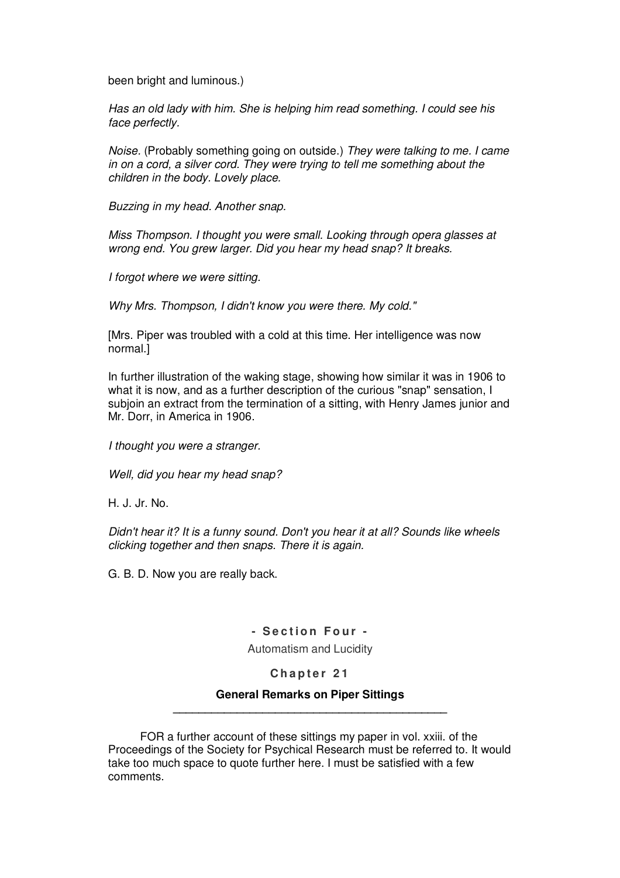been bright and luminous.)

*Has an old lady with him. She is helping him read something. I could see his face perfectly.*

*Noise.* (Probably something going on outside.) *They were talking to me. I came in on a cord, a silver cord. They were trying to tell me something about the children in the body. Lovely place.*

*Buzzing in my head. Another snap.*

*Miss Thompson. I thought you were small. Looking through opera glasses at wrong end. You grew larger. Did you hear my head snap? It breaks.*

*I forgot where we were sitting.*

*Why Mrs. Thompson, I didn't know you were there. My cold."*

[Mrs. Piper was troubled with a cold at this time. Her intelligence was now normal.]

In further illustration of the waking stage, showing how similar it was in 1906 to what it is now, and as a further description of the curious "snap" sensation, I subjoin an extract from the termination of a sitting, with Henry James junior and Mr. Dorr, in America in 1906.

*I thought you were a stranger.*

*Well, did you hear my head snap?*

H. J. Jr. No.

*Didn't hear it? It is a funny sound. Don't you hear it at all? Sounds like wheels clicking together and then snaps. There it is again.*

G. B. D. Now you are really back.

## - Section Four -

Automatism and Lucidity

### Chapter 21

### General Remarks on Piper Sittings

FOR a further account of these sittings my paper in vol. xxiii. of the Proceedings of the Society for Psychical Research must be referred to. It would take too much space to quote further here. I must be satisfied with a few comments.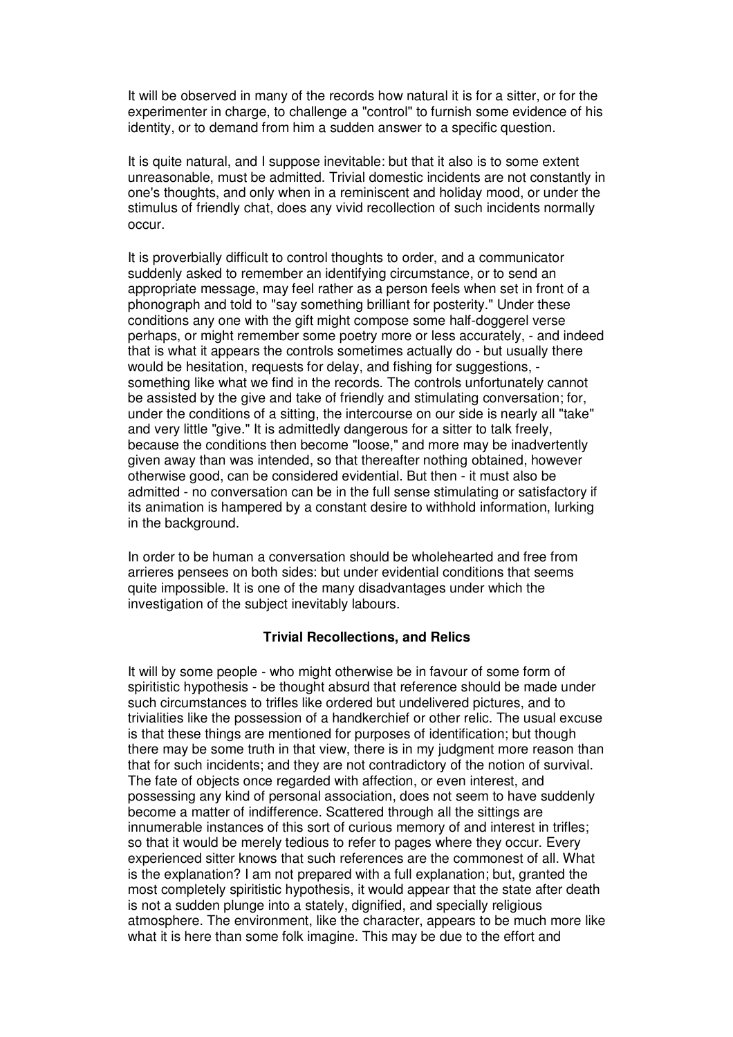It will be observed in many of the records how natural it is for a sitter, or for the experimenter in charge, to challenge a "control" to furnish some evidence of his identity, or to demand from him a sudden answer to a specific question.

It is quite natural, and I suppose inevitable: but that it also is to some extent unreasonable, must be admitted. Trivial domestic incidents are not constantly in one's thoughts, and only when in a reminiscent and holiday mood, or under the stimulus of friendly chat, does any vivid recollection of such incidents normally occur.

It is proverbially difficult to control thoughts to order, and a communicator suddenly asked to remember an identifying circumstance, or to send an appropriate message, may feel rather as a person feels when set in front of a phonograph and told to "say something brilliant for posterity." Under these conditions any one with the gift might compose some half-doggerel verse perhaps, or might remember some poetry more or less accurately, - and indeed that is what it appears the controls sometimes actually do - but usually there would be hesitation, requests for delay, and fishing for suggestions, - something like what we find in the records. The controls unfortunately cannot be assisted by the give and take of friendly and stimulating conversation; for, under the conditions of a sitting, the intercourse on our side is nearly all "take" and very little "give." It is admittedly dangerous for a sitter to talk freely, because the conditions then become "loose," and more may be inadvertently given away than was intended, so that thereafter nothing obtained, however otherwise good, can be considered evidential. But then - it must also be admitted - no conversation can be in the full sense stimulating or satisfactory if its animation is hampered by a constant desire to withhold information, lurking in the background.

In order to be human a conversation should be wholehearted and free from arrieres pensees on both sides: but under evidential conditions that seems quite impossible. It is one of the many disadvantages under which the investigation of the subject inevitably labours.

### Trivial Recollections, and Relics

It will by some people - who might otherwise be in favour of some form of spiritistic hypothesis - be thought absurd that reference should be made under such circumstances to trifles like ordered but undelivered pictures, and to trivialities like the possession of a handkerchief or other relic. The usual excuse is that these things are mentioned for purposes of identification; but though there may be some truth in that view, there is in my judgment more reason than that for such incidents; and they are not contradictory of the notion of survival. The fate of objects once regarded with affection, or even interest, and possessing any kind of personal association, does not seem to have suddenly become a matter of indifference. Scattered through all the sittings are innumerable instances of this sort of curious memory of and interest in trifles; so that it would be merely tedious to refer to pages where they occur. Every experienced sitter knows that such references are the commonest of all. What is the explanation? I am not prepared with a full explanation; but, granted the most completely spiritistic hypothesis, it would appear that the state after death is not a sudden plunge into a stately, dignified, and specially religious atmosphere. The environment, like the character, appears to be much more like what it is here than some folk imagine. This may be due to the effort and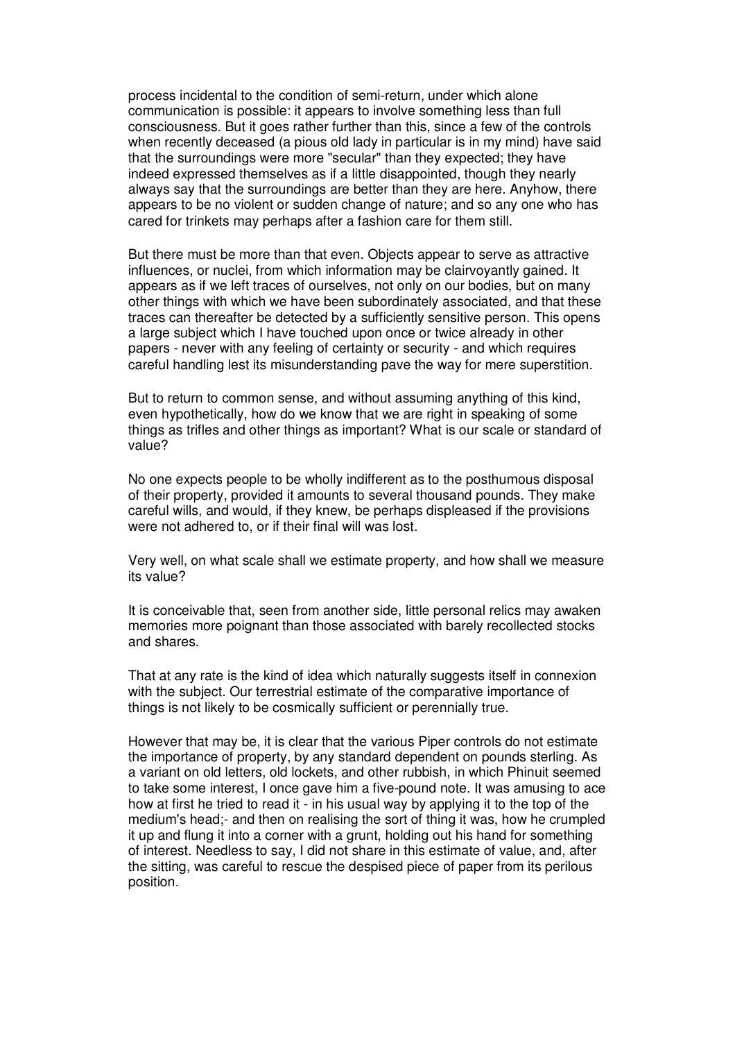process incidental to the condition of semi-return, under which alone communication is possible: it appears to involve something less than full consciousness. But it goes rather further than this, since a few of the controls when recently deceased (a pious old lady in particular is in my mind) have said that the surroundings were more "secular" than they expected; they have indeed expressed themselves as if a little disappointed, though they nearly always say that the surroundings are better than they are here. Anyhow, there appears to be no violent or sudden change of nature; and so any one who has cared for trinkets may perhaps after a fashion care for them still.

But there must be more than that even. Objects appear to serve as attractive influences, or nuclei, from which information may be clairvoyantly gained. It appears as if we left traces of ourselves, not only on our bodies, but on many other things with which we have been subordinately associated, and that these traces can thereafter be detected by a sufficiently sensitive person. This opens a large subject which I have touched upon once or twice already in other papers - never with any feeling of certainty or security - and which requires careful handling lest its misunderstanding pave the way for mere superstition.

But to return to common sense, and without assuming anything of this kind, even hypothetically, how do we know that we are right in speaking of some things as trifles and other things as important? What is our scale or standard of value?

No one expects people to be wholly indifferent as to the posthumous disposal of their property, provided it amounts to several thousand pounds. They make careful wills, and would, if they knew, be perhaps displeased if the provisions were not adhered to, or if their final will was lost.

Very well, on what scale shall we estimate property, and how shall we measure its value?

It is conceivable that, seen from another side, little personal relics may awaken memories more poignant than those associated with barely recollected stocks and shares.

That at any rate is the kind of idea which naturally suggests itself in connexion with the subject. Our terrestrial estimate of the comparative importance of things is not likely to be cosmically sufficient or perennially true.

However that may be, it is clear that the various Piper controls do not estimate the importance of property, by any standard dependent on pounds sterling. As a variant on old letters, old lockets, and other rubbish, in which Phinuit seemed to take some interest, I once gave him a five-pound note. It was amusing to ace how at first he tried to read it - in his usual way by applying it to the top of the medium's head;- and then on realising the sort of thing it was, how he crumpled it up and flung it into a corner with a grunt, holding out his hand for something of interest. Needless to say, I did not share in this estimate of value, and, after the sitting, was careful to rescue the despised piece of paper from its perilous position.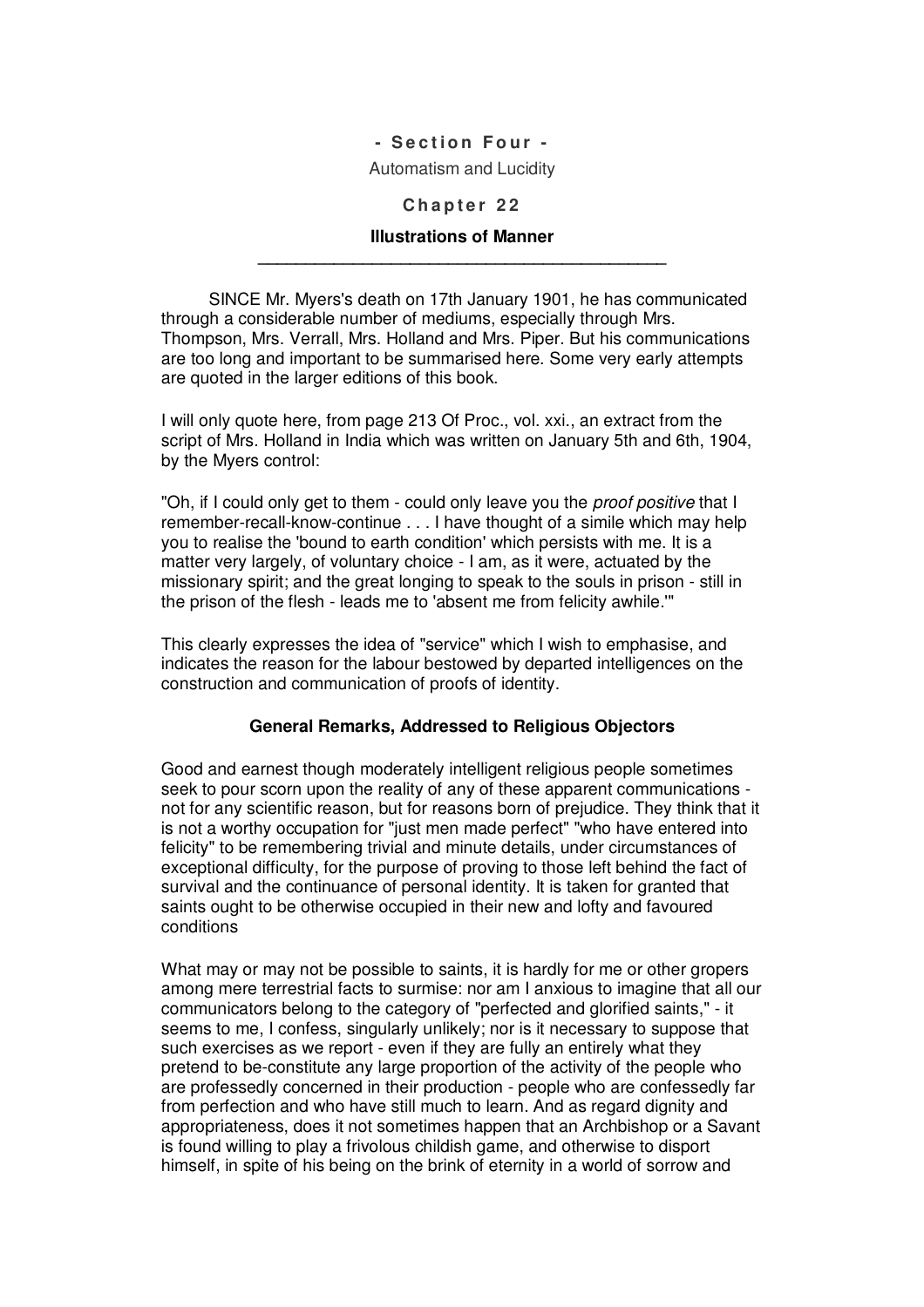## - Section Four -

Automatism and Lucidity

## Chapter 22

### Illustrations of Manner

---

SINCE Mr. Myers's death on 17th January 1901, he has communicated through a considerable number of mediums, especially through Mrs. Thompson, Mrs. Verrall, Mrs. Holland and Mrs. Piper. But his communications are too long and important to be summarised here. Some very early attempts are quoted in the larger editions of this book.

I will only quote here, from page 213 Of Proc., vol. xxi., an extract from the script of Mrs. Holland in India which was written on January 5th and 6th, 1904, by the Myers control:

"Oh, if I could only get to them - could only leave you the *proof positive* that I remember-recall-know-continue . . . I have thought of a simile which may help you to realise the 'bound to earth condition' which persists with me. It is a matter very largely, of voluntary choice - I am, as it were, actuated by the missionary spirit; and the great longing to speak to the souls in prison - still in the prison of the flesh - leads me to 'absent me from felicity awhile.'"

This clearly expresses the idea of "service" which I wish to emphasise, and indicates the reason for the labour bestowed by departed intelligences on the construction and communication of proofs of identity.

### General Remarks, Addressed to Religious Objectors

Good and earnest though moderately intelligent religious people sometimes seek to pour scorn upon the reality of any of these apparent communications - not for any scientific reason, but for reasons born of prejudice. They think that it is not a worthy occupation for "just men made perfect" "who have entered into felicity" to be remembering trivial and minute details, under circumstances of exceptional difficulty, for the purpose of proving to those left behind the fact of survival and the continuance of personal identity. It is taken for granted that saints ought to be otherwise occupied in their new and lofty and favoured conditions

What may or may not be possible to saints, it is hardly for me or other gropers among mere terrestrial facts to surmise: nor am I anxious to imagine that all our communicators belong to the category of "perfected and glorified saints," - it seems to me, I confess, singularly unlikely; nor is it necessary to suppose that such exercises as we report - even if they are fully an entirely what they pretend to be-constitute any large proportion of the activity of the people who are professedly concerned in their production - people who are confessedly far from perfection and who have still much to learn. And as regard dignity and appropriateness, does it not sometimes happen that an Archbishop or a Savant is found willing to play a frivolous childish game, and otherwise to disport himself, in spite of his being on the brink of eternity in a world of sorrow and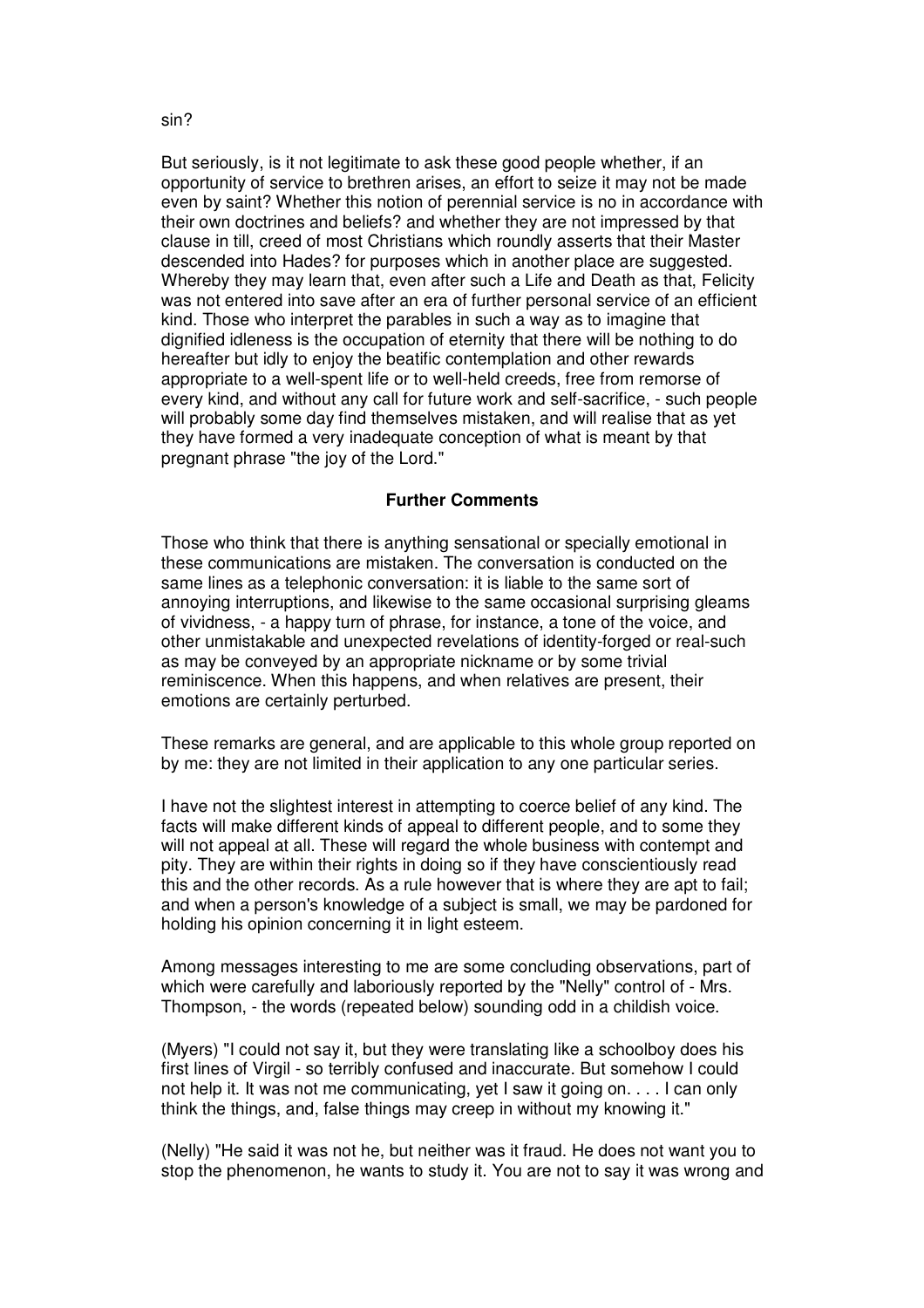sin?

But seriously, is it not legitimate to ask these good people whether, if an opportunity of service to brethren arises, an effort to seize it may not be made even by saint? Whether this notion of perennial service is no in accordance with their own doctrines and beliefs? and whether they are not impressed by that clause in till, creed of most Christians which roundly asserts that their Master descended into Hades? for purposes which in another place are suggested. Whereby they may learn that, even after such a Life and Death as that, Felicity was not entered into save after an era of further personal service of an efficient kind. Those who interpret the parables in such a way as to imagine that dignified idleness is the occupation of eternity that there will be nothing to do hereafter but idly to enjoy the beatific contemplation and other rewards appropriate to a well-spent life or to well-held creeds, free from remorse of every kind, and without any call for future work and self-sacrifice, - such people will probably some day find themselves mistaken, and will realise that as yet they have formed a very inadequate conception of what is meant by that pregnant phrase "the joy of the Lord."

### Further Comments

Those who think that there is anything sensational or specially emotional in these communications are mistaken. The conversation is conducted on the same lines as a telephonic conversation: it is liable to the same sort of annoying interruptions, and likewise to the same occasional surprising gleams of vividness, - a happy turn of phrase, for instance, a tone of the voice, and other unmistakable and unexpected revelations of identity-forged or real-such as may be conveyed by an appropriate nickname or by some trivial reminiscence. When this happens, and when relatives are present, their emotions are certainly perturbed.

These remarks are general, and are applicable to this whole group reported on by me: they are not limited in their application to any one particular series.

I have not the slightest interest in attempting to coerce belief of any kind. The facts will make different kinds of appeal to different people, and to some they will not appeal at all. These will regard the whole business with contempt and pity. They are within their rights in doing so if they have conscientiously read this and the other records. As a rule however that is where they are apt to fail; and when a person's knowledge of a subject is small, we may be pardoned for holding his opinion concerning it in light esteem.

Among messages interesting to me are some concluding observations, part of which were carefully and laboriously reported by the "Nelly" control of - Mrs. Thompson, - the words (repeated below) sounding odd in a childish voice.

(Myers) "I could not say it, but they were translating like a schoolboy does his first lines of Virgil - so terribly confused and inaccurate. But somehow I could not help it. It was not me communicating, yet I saw it going on. . . . I can only think the things, and, false things may creep in without my knowing it."

(Nelly) "He said it was not he, but neither was it fraud. He does not want you to stop the phenomenon, he wants to study it. You are not to say it was wrong and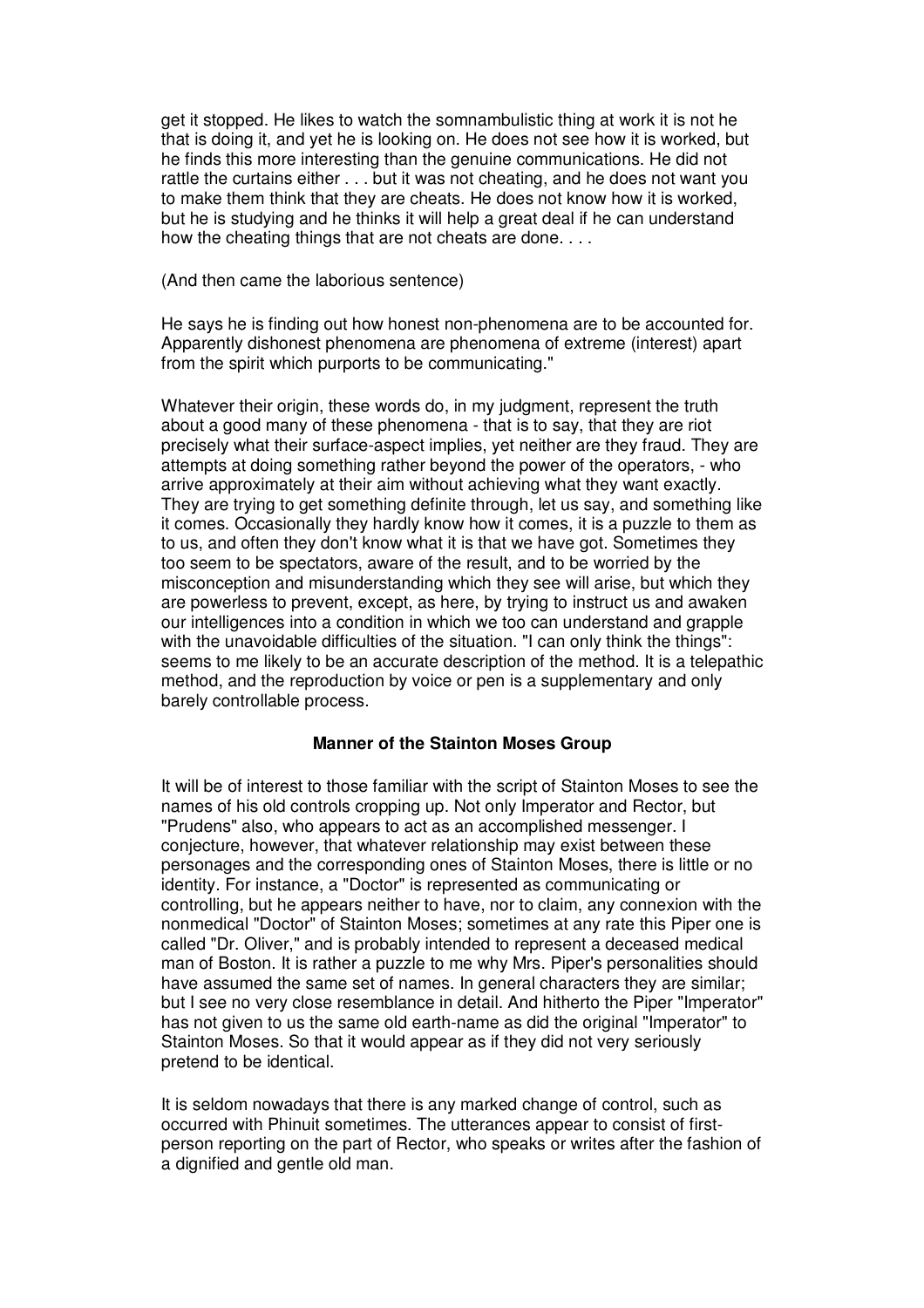get it stopped. He likes to watch the somnambulistic thing at work it is not he that is doing it, and yet he is looking on. He does not see how it is worked, but he finds this more interesting than the genuine communications. He did not rattle the curtains either . . . but it was not cheating, and he does not want you to make them think that they are cheats. He does not know how it is worked, but he is studying and he thinks it will help a great deal if he can understand how the cheating things that are not cheats are done. . . .

(And then came the laborious sentence)

He says he is finding out how honest non-phenomena are to be accounted for. Apparently dishonest phenomena are phenomena of extreme (interest) apart from the spirit which purports to be communicating."

Whatever their origin, these words do, in my judgment, represent the truth about a good many of these phenomena - that is to say, that they are riot precisely what their surface-aspect implies, yet neither are they fraud. They are attempts at doing something rather beyond the power of the operators, - who arrive approximately at their aim without achieving what they want exactly. They are trying to get something definite through, let us say, and something like it comes. Occasionally they hardly know how it comes, it is a puzzle to them as to us, and often they don't know what it is that we have got. Sometimes they too seem to be spectators, aware of the result, and to be worried by the misconception and misunderstanding which they see will arise, but which they are powerless to prevent, except, as here, by trying to instruct us and awaken our intelligences into a condition in which we too can understand and grapple with the unavoidable difficulties of the situation. "I can only think the things": seems to me likely to be an accurate description of the method. It is a telepathic method, and the reproduction by voice or pen is a supplementary and only barely controllable process.

### Manner of the Stainton Moses Group

It will be of interest to those familiar with the script of Stainton Moses to see the names of his old controls cropping up. Not only Imperator and Rector, but "Prudens" also, who appears to act as an accomplished messenger. I conjecture, however, that whatever relationship may exist between these personages and the corresponding ones of Stainton Moses, there is little or no identity. For instance, a "Doctor" is represented as communicating or controlling, but he appears neither to have, nor to claim, any connexion with the nonmedical "Doctor" of Stainton Moses; sometimes at any rate this Piper one is called "Dr. Oliver," and is probably intended to represent a deceased medical man of Boston. It is rather a puzzle to me why Mrs. Piper's personalities should have assumed the same set of names. In general characters they are similar; but I see no very close resemblance in detail. And hitherto the Piper "Imperator" has not given to us the same old earth-name as did the original "Imperator" to Stainton Moses. So that it would appear as if they did not very seriously pretend to be identical.

It is seldom nowadays that there is any marked change of control, such as occurred with Phinuit sometimes. The utterances appear to consist of first-person reporting on the part of Rector, who speaks or writes after the fashion of a dignified and gentle old man.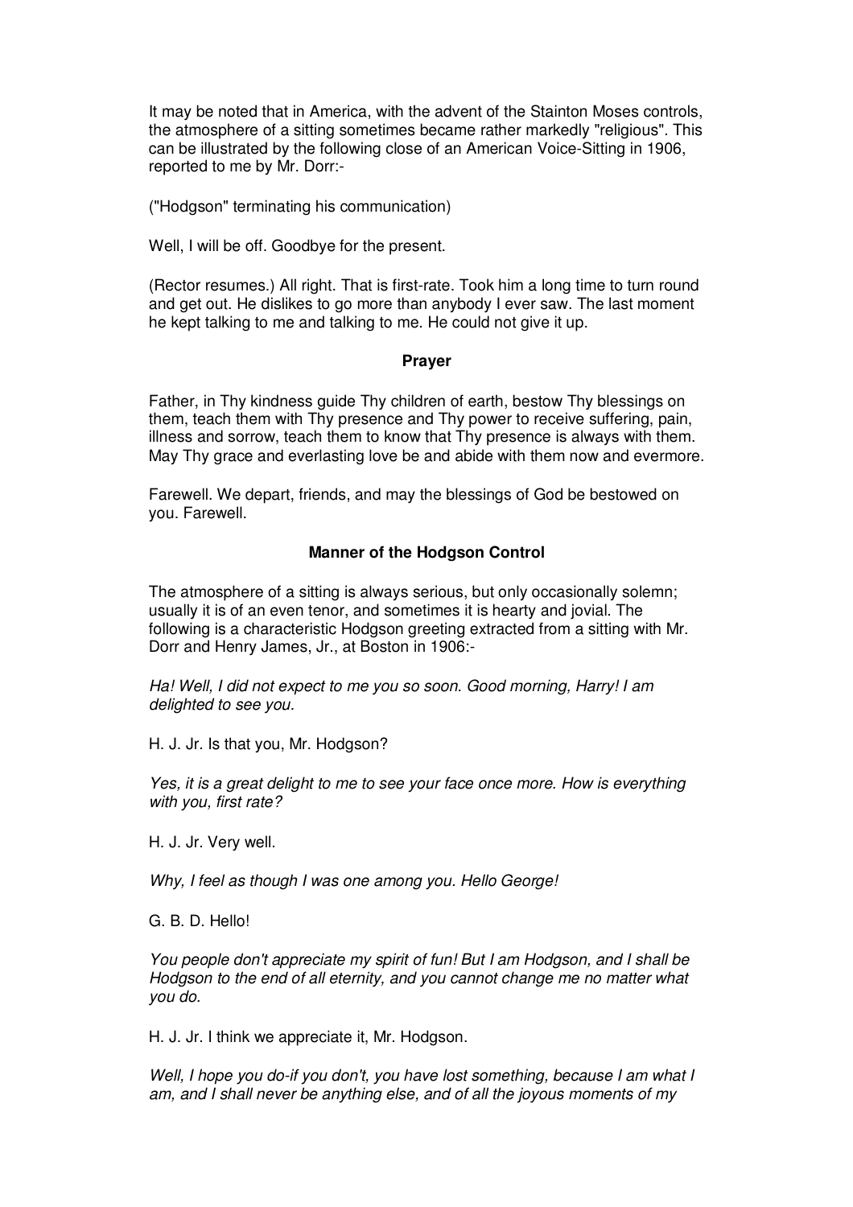It may be noted that in America, with the advent of the Stainton Moses controls, the atmosphere of a sitting sometimes became rather markedly "religious". This can be illustrated by the following close of an American Voice-Sitting in 1906, reported to me by Mr. Dorr:-

("Hodgson" terminating his communication)

Well, I will be off. Goodbye for the present.

(Rector resumes.) All right. That is first-rate. Took him a long time to turn round and get out. He dislikes to go more than anybody I ever saw. The last moment he kept talking to me and talking to me. He could not give it up.

**Prayer**

Father, in Thy kindness guide Thy children of earth, bestow Thy blessings on them, teach them with Thy presence and Thy power to receive suffering, pain, illness and sorrow, teach them to know that Thy presence is always with them. May Thy grace and everlasting love be and abide with them now and evermore.

Farewell. We depart, friends, and may the blessings of God be bestowed on you. Farewell.

**Manner of the Hodgson Control**

The atmosphere of a sitting is always serious, but only occasionally solemn; usually it is of an even tenor, and sometimes it is hearty and jovial. The following is a characteristic Hodgson greeting extracted from a sitting with Mr. Dorr and Henry James, Jr., at Boston in 1906:-

*Ha! Well, I did not expect to me you so soon. Good morning, Harry! I am delighted to see you.*

H. J. Jr. Is that you, Mr. Hodgson?

*Yes, it is a great delight to me to see your face once more. How is everything with you, first rate?*

H. J. Jr. Very well.

*Why, I feel as though I was one among you. Hello George!*

G. B. D. Hello!

*You people don't appreciate my spirit of fun! But I am Hodgson, and I shall be Hodgson to the end of all eternity, and you cannot change me no matter what you do.*

H. J. Jr. I think we appreciate it, Mr. Hodgson.

*Well, I hope you do-if you don't, you have lost something, because I am what I am, and I shall never be anything else, and of all the joyous moments of my*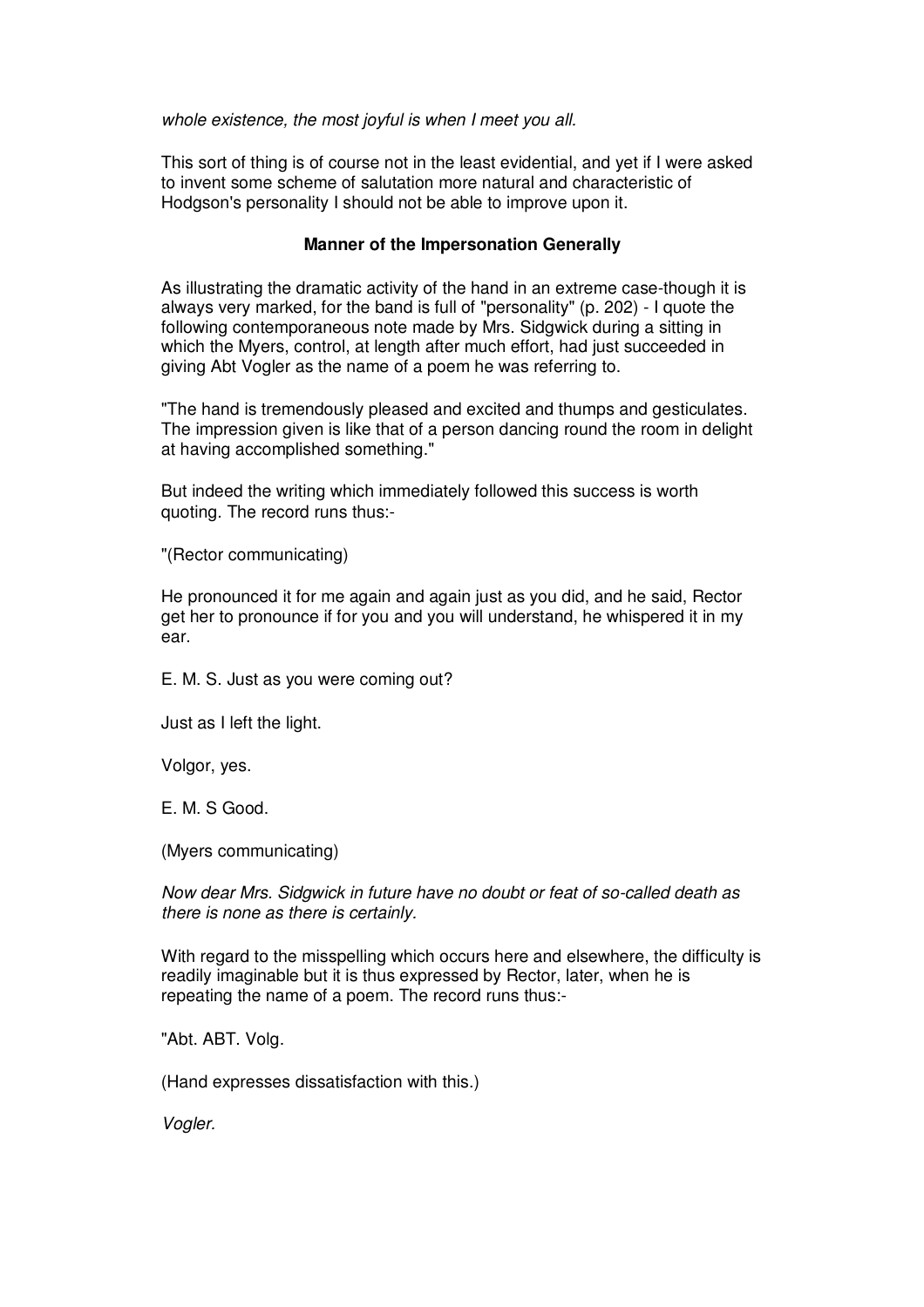*whole existence, the most joyful is when I meet you all.*

This sort of thing is of course not in the least evidential, and yet if I were asked to invent some scheme of salutation more natural and characteristic of Hodgson's personality I should not be able to improve upon it.

**Manner of the Impersonation Generally**

As illustrating the dramatic activity of the hand in an extreme case-though it is always very marked, for the band is full of "personality" (p. 202) - I quote the following contemporaneous note made by Mrs. Sidgwick during a sitting in which the Myers, control, at length after much effort, had just succeeded in giving Abt Vogler as the name of a poem he was referring to.

"The hand is tremendously pleased and excited and thumps and gesticulates. The impression given is like that of a person dancing round the room in delight at having accomplished something."

But indeed the writing which immediately followed this success is worth quoting. The record runs thus:-

"(Rector communicating)

He pronounced it for me again and again just as you did, and he said, Rector get her to pronounce if for you and you will understand, he whispered it in my ear.

E. M. S. Just as you were coming out?

Just as I left the light.

Volgor, yes.

E. M. S Good.

(Myers communicating)

*Now dear Mrs. Sidgwick in future have no doubt or feat of so-called death as there is none as there is certainly.*

With regard to the misspelling which occurs here and elsewhere, the difficulty is readily imaginable but it is thus expressed by Rector, later, when he is repeating the name of a poem. The record runs thus:-

"Abt. ABT. Volg.

(Hand expresses dissatisfaction with this.)

*Vogler.*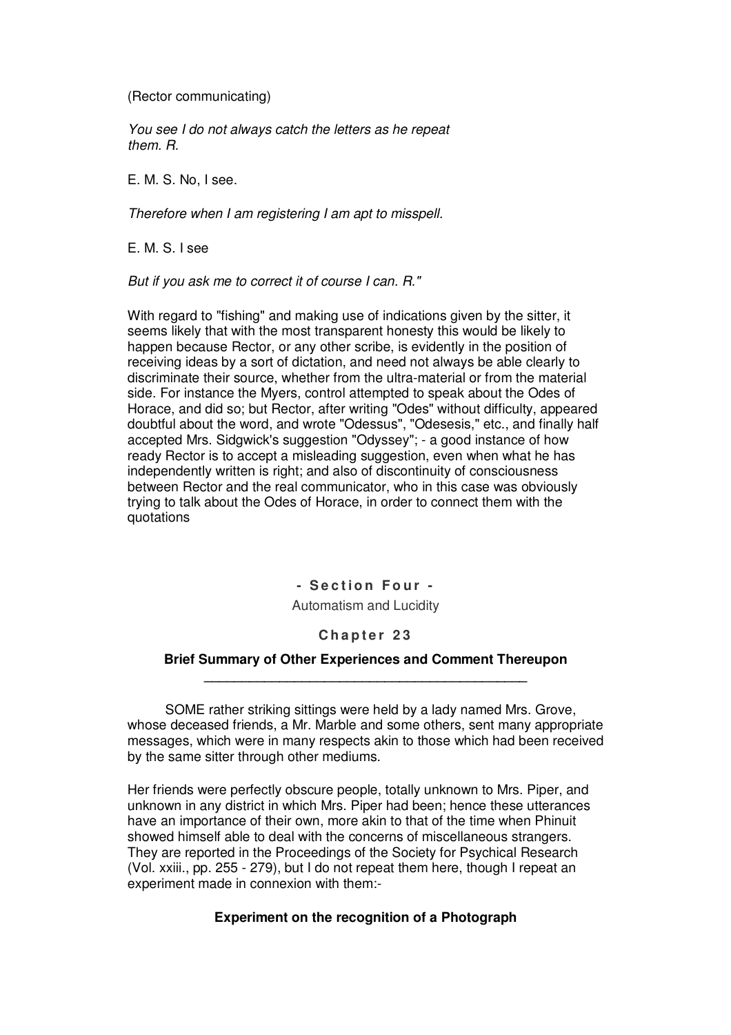(Rector communicating)

*You see I do not always catch the letters as he repeat them. R.*

E. M. S. No, I see.

*Therefore when I am registering I am apt to misspell.*

E. M. S. I see

*But if you ask me to correct it of course I can. R."*

With regard to "fishing" and making use of indications given by the sitter, it seems likely that with the most transparent honesty this would be likely to happen because Rector, or any other scribe, is evidently in the position of receiving ideas by a sort of dictation, and need not always be able clearly to discriminate their source, whether from the ultra-material or from the material side. For instance the Myers, control attempted to speak about the Odes of Horace, and did so; but Rector, after writing "Odes" without difficulty, appeared doubtful about the word, and wrote "Odessus", "Odesesis," etc., and finally half accepted Mrs. Sidgwick's suggestion "Odyssey"; - a good instance of how ready Rector is to accept a misleading suggestion, even when what he has independently written is right; and also of discontinuity of consciousness between Rector and the real communicator, who in this case was obviously trying to talk about the Odes of Horace, in order to connect them with the quotations

## - Section Four -

Automatism and Lucidity

## Chapter 23

### Brief Summary of Other Experiences and Comment Thereupon

SOME rather striking sittings were held by a lady named Mrs. Grove, whose deceased friends, a Mr. Marble and some others, sent many appropriate messages, which were in many respects akin to those which had been received by the same sitter through other mediums.

Her friends were perfectly obscure people, totally unknown to Mrs. Piper, and unknown in any district in which Mrs. Piper had been; hence these utterances have an importance of their own, more akin to that of the time when Phinuit showed himself able to deal with the concerns of miscellaneous strangers. They are reported in the Proceedings of the Society for Psychical Research (Vol. xxiii., pp. 255 - 279), but I do not repeat them here, though I repeat an experiment made in connexion with them:-

**Experiment on the recognition of a Photograph**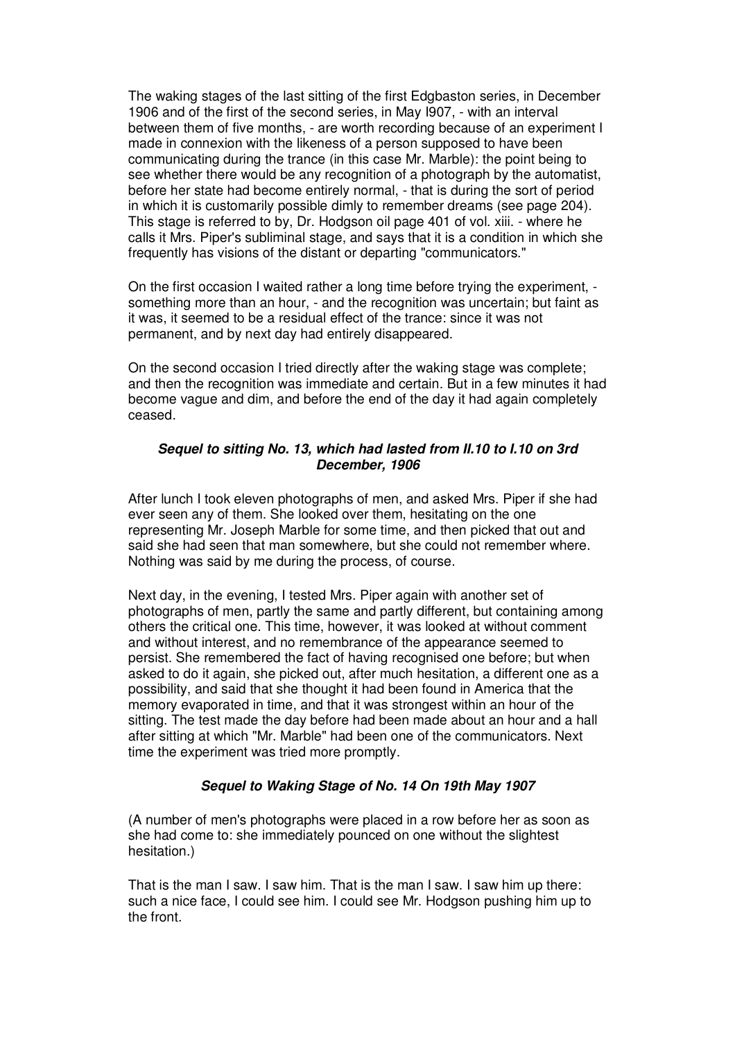The waking stages of the last sitting of the first Edgbaston series, in December 1906 and of the first of the second series, in May I907, - with an interval between them of five months, - are worth recording because of an experiment I made in connexion with the likeness of a person supposed to have been communicating during the trance (in this case Mr. Marble): the point being to see whether there would be any recognition of a photograph by the automatist, before her state had become entirely normal, - that is during the sort of period in which it is customarily possible dimly to remember dreams (see page 204). This stage is referred to by, Dr. Hodgson oil page 401 of vol. xiii. - where he calls it Mrs. Piper's subliminal stage, and says that it is a condition in which she frequently has visions of the distant or departing "communicators."

On the first occasion I waited rather a long time before trying the experiment, - something more than an hour, - and the recognition was uncertain; but faint as it was, it seemed to be a residual effect of the trance: since it was not permanent, and by next day had entirely disappeared.

On the second occasion I tried directly after the waking stage was complete; and then the recognition was immediate and certain. But in a few minutes it had become vague and dim, and before the end of the day it had again completely ceased.

### *Sequel to sitting No. 13, which had lasted from II.10 to I.10 on 3rd December, 1906*

After lunch I took eleven photographs of men, and asked Mrs. Piper if she had ever seen any of them. She looked over them, hesitating on the one representing Mr. Joseph Marble for some time, and then picked that out and said she had seen that man somewhere, but she could not remember where. Nothing was said by me during the process, of course.

Next day, in the evening, I tested Mrs. Piper again with another set of photographs of men, partly the same and partly different, but containing among others the critical one. This time, however, it was looked at without comment and without interest, and no remembrance of the appearance seemed to persist. She remembered the fact of having recognised one before; but when asked to do it again, she picked out, after much hesitation, a different one as a possibility, and said that she thought it had been found in America that the memory evaporated in time, and that it was strongest within an hour of the sitting. The test made the day before had been made about an hour and a hall after sitting at which "Mr. Marble" had been one of the communicators. Next time the experiment was tried more promptly.

### *Sequel to Waking Stage of No. 14 On 19th May 1907*

(A number of men's photographs were placed in a row before her as soon as she had come to: she immediately pounced on one without the slightest hesitation.)

That is the man I saw. I saw him. That is the man I saw. I saw him up there: such a nice face, I could see him. I could see Mr. Hodgson pushing him up to the front.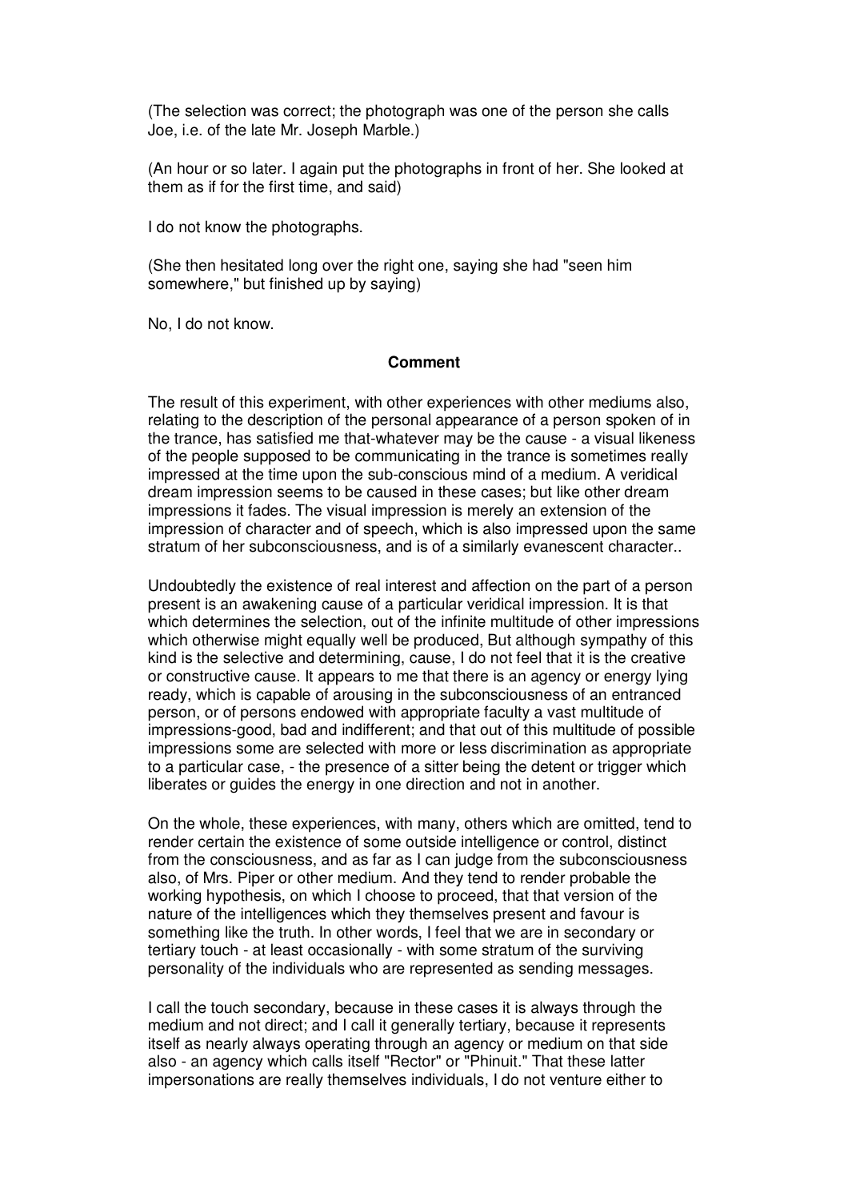(The selection was correct; the photograph was one of the person she calls Joe, i.e. of the late Mr. Joseph Marble.)

(An hour or so later. I again put the photographs in front of her. She looked at them as if for the first time, and said)

I do not know the photographs.

(She then hesitated long over the right one, saying she had "seen him somewhere," but finished up by saying)

No, I do not know.

**Comment**

The result of this experiment, with other experiences with other mediums also, relating to the description of the personal appearance of a person spoken of in the trance, has satisfied me that-whatever may be the cause - a visual likeness of the people supposed to be communicating in the trance is sometimes really impressed at the time upon the sub-conscious mind of a medium. A veridical dream impression seems to be caused in these cases; but like other dream impressions it fades. The visual impression is merely an extension of the impression of character and of speech, which is also impressed upon the same stratum of her subconsciousness, and is of a similarly evanescent character..

Undoubtedly the existence of real interest and affection on the part of a person present is an awakening cause of a particular veridical impression. It is that which determines the selection, out of the infinite multitude of other impressions which otherwise might equally well be produced, But although sympathy of this kind is the selective and determining, cause, I do not feel that it is the creative or constructive cause. It appears to me that there is an agency or energy lying ready, which is capable of arousing in the subconsciousness of an entranced person, or of persons endowed with appropriate faculty a vast multitude of impressions-good, bad and indifferent; and that out of this multitude of possible impressions some are selected with more or less discrimination as appropriate to a particular case, - the presence of a sitter being the detent or trigger which liberates or guides the energy in one direction and not in another.

On the whole, these experiences, with many, others which are omitted, tend to render certain the existence of some outside intelligence or control, distinct from the consciousness, and as far as I can judge from the subconsciousness also, of Mrs. Piper or other medium. And they tend to render probable the working hypothesis, on which I choose to proceed, that that version of the nature of the intelligences which they themselves present and favour is something like the truth. In other words, I feel that we are in secondary or tertiary touch - at least occasionally - with some stratum of the surviving personality of the individuals who are represented as sending messages.

I call the touch secondary, because in these cases it is always through the medium and not direct; and I call it generally tertiary, because it represents itself as nearly always operating through an agency or medium on that side also - an agency which calls itself "Rector" or "Phinuit." That these latter impersonations are really themselves individuals, I do not venture either to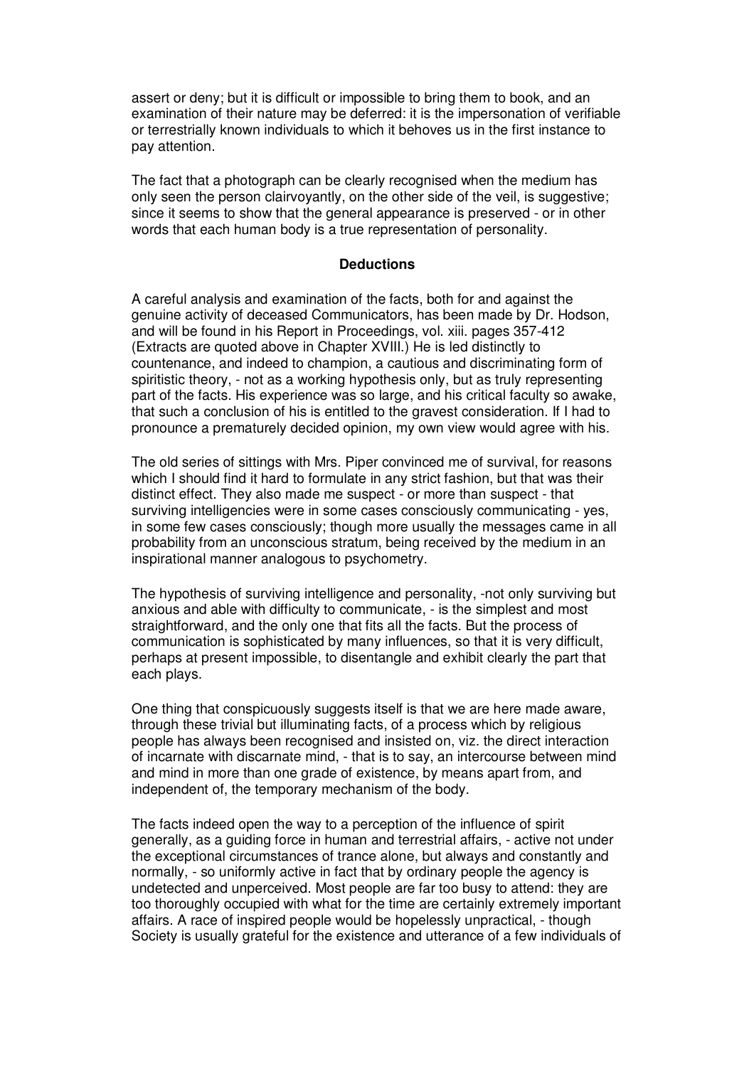assert or deny; but it is difficult or impossible to bring them to book, and an examination of their nature may be deferred: it is the impersonation of verifiable or terrestrially known individuals to which it behoves us in the first instance to pay attention.

The fact that a photograph can be clearly recognised when the medium has only seen the person clairvoyantly, on the other side of the veil, is suggestive; since it seems to show that the general appearance is preserved - or in other words that each human body is a true representation of personality.

## Deductions

A careful analysis and examination of the facts, both for and against the genuine activity of deceased Communicators, has been made by Dr. Hodson, and will be found in his Report in Proceedings, vol. xiii. pages 357-412 (Extracts are quoted above in Chapter XVIII.) He is led distinctly to countenance, and indeed to champion, a cautious and discriminating form of spiritistic theory, - not as a working hypothesis only, but as truly representing part of the facts. His experience was so large, and his critical faculty so awake, that such a conclusion of his is entitled to the gravest consideration. If I had to pronounce a prematurely decided opinion, my own view would agree with his.

The old series of sittings with Mrs. Piper convinced me of survival, for reasons which I should find it hard to formulate in any strict fashion, but that was their distinct effect. They also made me suspect - or more than suspect - that surviving intelligencies were in some cases consciously communicating - yes, in some few cases consciously; though more usually the messages came in all probability from an unconscious stratum, being received by the medium in an inspirational manner analogous to psychometry.

The hypothesis of surviving intelligence and personality, -not only surviving but anxious and able with difficulty to communicate, - is the simplest and most straightforward, and the only one that fits all the facts. But the process of communication is sophisticated by many influences, so that it is very difficult, perhaps at present impossible, to disentangle and exhibit clearly the part that each plays.

One thing that conspicuously suggests itself is that we are here made aware, through these trivial but illuminating facts, of a process which by religious people has always been recognised and insisted on, viz. the direct interaction of incarnate with discarnate mind, - that is to say, an intercourse between mind and mind in more than one grade of existence, by means apart from, and independent of, the temporary mechanism of the body.

The facts indeed open the way to a perception of the influence of spirit generally, as a guiding force in human and terrestrial affairs, - active not under the exceptional circumstances of trance alone, but always and constantly and normally, - so uniformly active in fact that by ordinary people the agency is undetected and unperceived. Most people are far too busy to attend: they are too thoroughly occupied with what for the time are certainly extremely important affairs. A race of inspired people would be hopelessly unpractical, - though Society is usually grateful for the existence and utterance of a few individuals of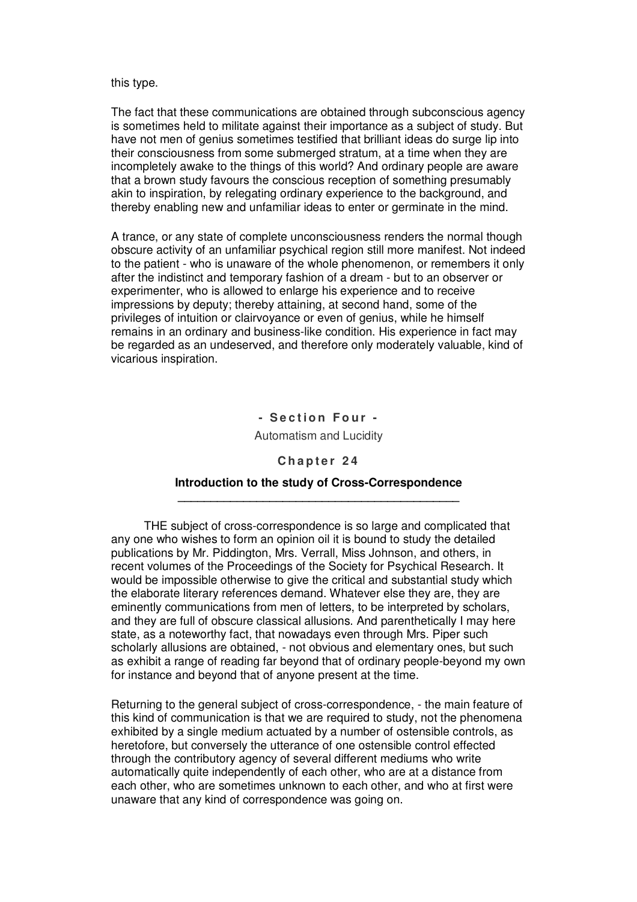this type.

The fact that these communications are obtained through subconscious agency is sometimes held to militate against their importance as a subject of study. But have not men of genius sometimes testified that brilliant ideas do surge lip into their consciousness from some submerged stratum, at a time when they are incompletely awake to the things of this world? And ordinary people are aware that a brown study favours the conscious reception of something presumably akin to inspiration, by relegating ordinary experience to the background, and thereby enabling new and unfamiliar ideas to enter or germinate in the mind.

A trance, or any state of complete unconsciousness renders the normal though obscure activity of an unfamiliar psychical region still more manifest. Not indeed to the patient - who is unaware of the whole phenomenon, or remembers it only after the indistinct and temporary fashion of a dream - but to an observer or experimenter, who is allowed to enlarge his experience and to receive impressions by deputy; thereby attaining, at second hand, some of the privileges of intuition or clairvoyance or even of genius, while he himself remains in an ordinary and business-like condition. His experience in fact may be regarded as an undeserved, and therefore only moderately valuable, kind of vicarious inspiration.

# - Section Four -

Automatism and Lucidity

## Chapter 24

### Introduction to the study of Cross-Correspondence

THE subject of cross-correspondence is so large and complicated that any one who wishes to form an opinion oil it is bound to study the detailed publications by Mr. Piddington, Mrs. Verrall, Miss Johnson, and others, in recent volumes of the Proceedings of the Society for Psychical Research. It would be impossible otherwise to give the critical and substantial study which the elaborate literary references demand. Whatever else they are, they are eminently communications from men of letters, to be interpreted by scholars, and they are full of obscure classical allusions. And parenthetically I may here state, as a noteworthy fact, that nowadays even through Mrs. Piper such scholarly allusions are obtained, - not obvious and elementary ones, but such as exhibit a range of reading far beyond that of ordinary people-beyond my own for instance and beyond that of anyone present at the time.

Returning to the general subject of cross-correspondence, - the main feature of this kind of communication is that we are required to study, not the phenomena exhibited by a single medium actuated by a number of ostensible controls, as heretofore, but conversely the utterance of one ostensible control effected through the contributory agency of several different mediums who write automatically quite independently of each other, who are at a distance from each other, who are sometimes unknown to each other, and who at first were unaware that any kind of correspondence was going on.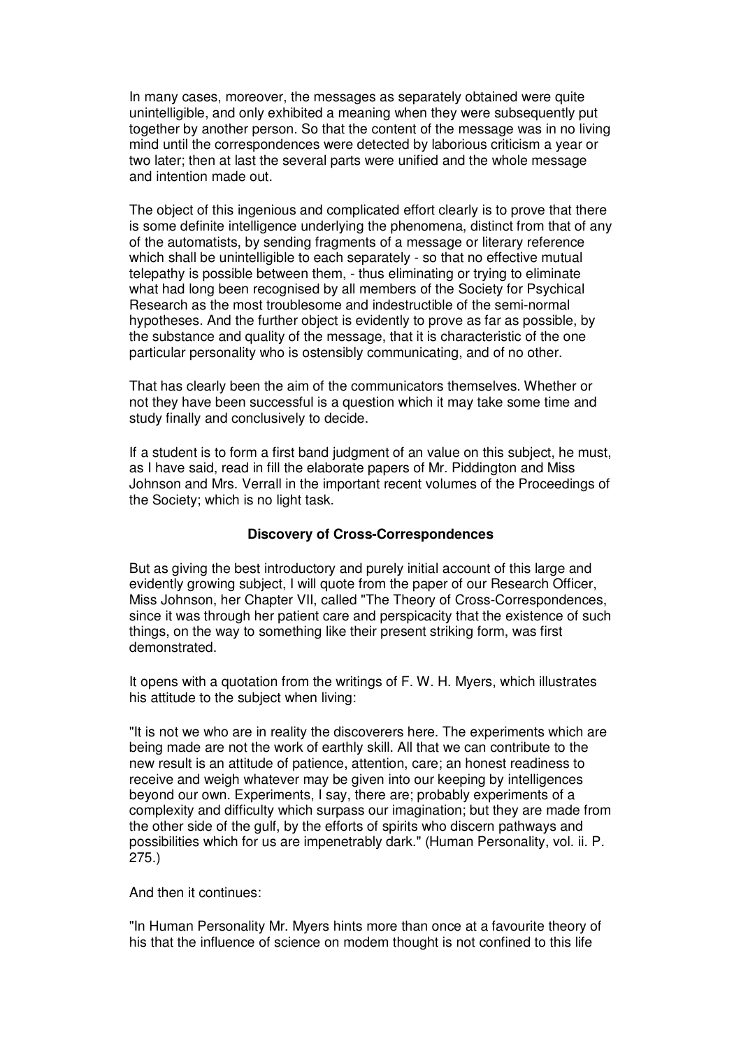In many cases, moreover, the messages as separately obtained were quite unintelligible, and only exhibited a meaning when they were subsequently put together by another person. So that the content of the message was in no living mind until the correspondences were detected by laborious criticism a year or two later; then at last the several parts were unified and the whole message and intention made out.

The object of this ingenious and complicated effort clearly is to prove that there is some definite intelligence underlying the phenomena, distinct from that of any of the automatists, by sending fragments of a message or literary reference which shall be unintelligible to each separately - so that no effective mutual telepathy is possible between them, - thus eliminating or trying to eliminate what had long been recognised by all members of the Society for Psychical Research as the most troublesome and indestructible of the semi-normal hypotheses. And the further object is evidently to prove as far as possible, by the substance and quality of the message, that it is characteristic of the one particular personality who is ostensibly communicating, and of no other.

That has clearly been the aim of the communicators themselves. Whether or not they have been successful is a question which it may take some time and study finally and conclusively to decide.

If a student is to form a first band judgment of an value on this subject, he must, as I have said, read in fill the elaborate papers of Mr. Piddington and Miss Johnson and Mrs. Verrall in the important recent volumes of the Proceedings of the Society; which is no light task.

**Discovery of Cross-Correspondences**

But as giving the best introductory and purely initial account of this large and evidently growing subject, I will quote from the paper of our Research Officer, Miss Johnson, her Chapter VII, called "The Theory of Cross-Correspondences, since it was through her patient care and perspicacity that the existence of such things, on the way to something like their present striking form, was first demonstrated.

It opens with a quotation from the writings of F. W. H. Myers, which illustrates his attitude to the subject when living:

"It is not we who are in reality the discoverers here. The experiments which are being made are not the work of earthly skill. All that we can contribute to the new result is an attitude of patience, attention, care; an honest readiness to receive and weigh whatever may be given into our keeping by intelligences beyond our own. Experiments, I say, there are; probably experiments of a complexity and difficulty which surpass our imagination; but they are made from the other side of the gulf, by the efforts of spirits who discern pathways and possibilities which for us are impenetrably dark." (Human Personality, vol. ii. P. 275.)

And then it continues:

"In Human Personality Mr. Myers hints more than once at a favourite theory of his that the influence of science on modem thought is not confined to this life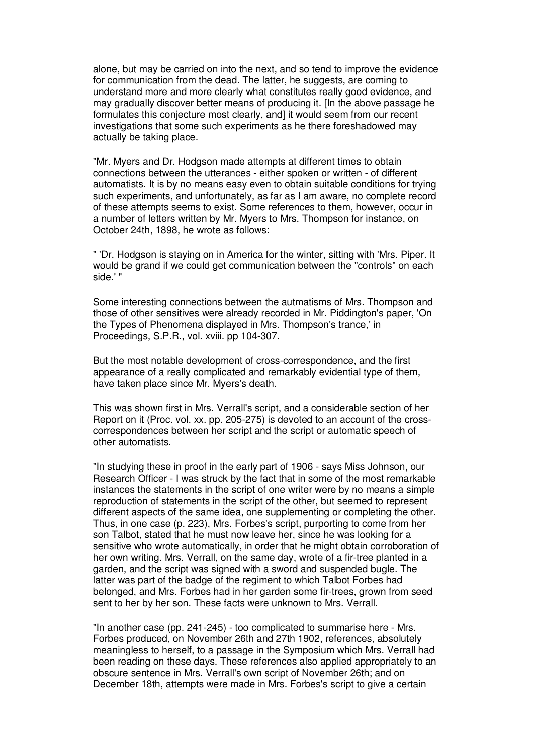alone, but may be carried on into the next, and so tend to improve the evidence for communication from the dead. The latter, he suggests, are coming to understand more and more clearly what constitutes really good evidence, and may gradually discover better means of producing it. [In the above passage he formulates this conjecture most clearly, and] it would seem from our recent investigations that some such experiments as he there foreshadowed may actually be taking place.

"Mr. Myers and Dr. Hodgson made attempts at different times to obtain connections between the utterances - either spoken or written - of different automatists. It is by no means easy even to obtain suitable conditions for trying such experiments, and unfortunately, as far as I am aware, no complete record of these attempts seems to exist. Some references to them, however, occur in a number of letters written by Mr. Myers to Mrs. Thompson for instance, on October 24th, 1898, he wrote as follows:

" 'Dr. Hodgson is staying on in America for the winter, sitting with 'Mrs. Piper. It would be grand if we could get communication between the "controls" on each side.' "

Some interesting connections between the autmatisms of Mrs. Thompson and those of other sensitives were already recorded in Mr. Piddington's paper, 'On the Types of Phenomena displayed in Mrs. Thompson's trance,' in Proceedings, S.P.R., vol. xviii. pp 104-307.

But the most notable development of cross-correspondence, and the first appearance of a really complicated and remarkably evidential type of them, have taken place since Mr. Myers's death.

This was shown first in Mrs. Verrall's script, and a considerable section of her Report on it (Proc. vol. xx. pp. 205-275) is devoted to an account of the cross-correspondences between her script and the script or automatic speech of other automatists.

"In studying these in proof in the early part of 1906 - says Miss Johnson, our Research Officer - I was struck by the fact that in some of the most remarkable instances the statements in the script of one writer were by no means a simple reproduction of statements in the script of the other, but seemed to represent different aspects of the same idea, one supplementing or completing the other. Thus, in one case (p. 223), Mrs. Forbes's script, purporting to come from her son Talbot, stated that he must now leave her, since he was looking for a sensitive who wrote automatically, in order that he might obtain corroboration of her own writing. Mrs. Verrall, on the same day, wrote of a fir-tree planted in a garden, and the script was signed with a sword and suspended bugle. The latter was part of the badge of the regiment to which Talbot Forbes had belonged, and Mrs. Forbes had in her garden some fir-trees, grown from seed sent to her by her son. These facts were unknown to Mrs. Verrall.

"In another case (pp. 241-245) - too complicated to summarise here - Mrs. Forbes produced, on November 26th and 27th 1902, references, absolutely meaningless to herself, to a passage in the Symposium which Mrs. Verrall had been reading on these days. These references also applied appropriately to an obscure sentence in Mrs. Verrall's own script of November 26th; and on December 18th, attempts were made in Mrs. Forbes's script to give a certain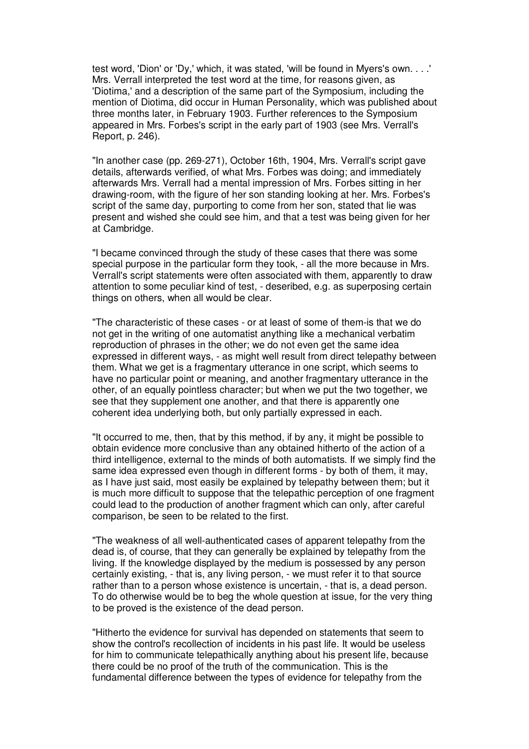test word, 'Dion' or 'Dy,' which, it was stated, 'will be found in Myers's own. . . .' Mrs. Verrall interpreted the test word at the time, for reasons given, as 'Diotima,' and a description of the same part of the Symposium, including the mention of Diotima, did occur in Human Personality, which was published about three months later, in February 1903. Further references to the Symposium appeared in Mrs. Forbes's script in the early part of 1903 (see Mrs. Verrall's Report, p. 246).

"In another case (pp. 269-271), October 16th, 1904, Mrs. Verrall's script gave details, afterwards verified, of what Mrs. Forbes was doing; and immediately afterwards Mrs. Verrall had a mental impression of Mrs. Forbes sitting in her drawing-room, with the figure of her son standing looking at her. Mrs. Forbes's script of the same day, purporting to come from her son, stated that lie was present and wished she could see him, and that a test was being given for her at Cambridge.

"I became convinced through the study of these cases that there was some special purpose in the particular form they took, - all the more because in Mrs. Verrall's script statements were often associated with them, apparently to draw attention to some peculiar kind of test, - deseribed, e.g. as superposing certain things on others, when all would be clear.

"The characteristic of these cases - or at least of some of them-is that we do not get in the writing of one automatist anything like a mechanical verbatim reproduction of phrases in the other; we do not even get the same idea expressed in different ways, - as might well result from direct telepathy between them. What we get is a fragmentary utterance in one script, which seems to have no particular point or meaning, and another fragmentary utterance in the other, of an equally pointless character; but when we put the two together, we see that they supplement one another, and that there is apparently one coherent idea underlying both, but only partially expressed in each.

"It occurred to me, then, that by this method, if by any, it might be possible to obtain evidence more conclusive than any obtained hitherto of the action of a third intelligence, external to the minds of both automatists. If we simply find the same idea expressed even though in different forms - by both of them, it may, as I have just said, most easily be explained by telepathy between them; but it is much more difficult to suppose that the telepathic perception of one fragment could lead to the production of another fragment which can only, after careful comparison, be seen to be related to the first.

"The weakness of all well-authenticated cases of apparent telepathy from the dead is, of course, that they can generally be explained by telepathy from the living. If the knowledge displayed by the medium is possessed by any person certainly existing, - that is, any living person, - we must refer it to that source rather than to a person whose existence is uncertain, - that is, a dead person. To do otherwise would be to beg the whole question at issue, for the very thing to be proved is the existence of the dead person.

"Hitherto the evidence for survival has depended on statements that seem to show the control's recollection of incidents in his past life. It would be useless for him to communicate telepathically anything about his present life, because there could be no proof of the truth of the communication. This is the fundamental difference between the types of evidence for telepathy from the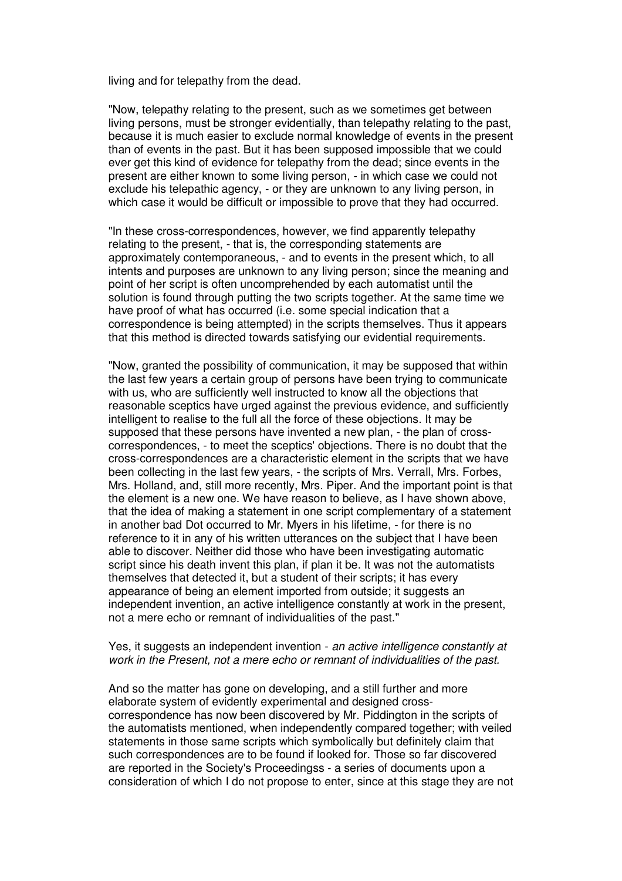living and for telepathy from the dead.

"Now, telepathy relating to the present, such as we sometimes get between living persons, must be stronger evidentially, than telepathy relating to the past, because it is much easier to exclude normal knowledge of events in the present than of events in the past. But it has been supposed impossible that we could ever get this kind of evidence for telepathy from the dead; since events in the present are either known to some living person, - in which case we could not exclude his telepathic agency, - or they are unknown to any living person, in which case it would be difficult or impossible to prove that they had occurred.

"In these cross-correspondences, however, we find apparently telepathy relating to the present, - that is, the corresponding statements are approximately contemporaneous, - and to events in the present which, to all intents and purposes are unknown to any living person; since the meaning and point of her script is often uncomprehended by each automatist until the solution is found through putting the two scripts together. At the same time we have proof of what has occurred (i.e. some special indication that a correspondence is being attempted) in the scripts themselves. Thus it appears that this method is directed towards satisfying our evidential requirements.

"Now, granted the possibility of communication, it may be supposed that within the last few years a certain group of persons have been trying to communicate with us, who are sufficiently well instructed to know all the objections that reasonable sceptics have urged against the previous evidence, and sufficiently intelligent to realise to the full all the force of these objections. It may be supposed that these persons have invented a new plan, - the plan of cross-correspondences, - to meet the sceptics' objections. There is no doubt that the cross-correspondences are a characteristic element in the scripts that we have been collecting in the last few years, - the scripts of Mrs. Verrall, Mrs. Forbes, Mrs. Holland, and, still more recently, Mrs. Piper. And the important point is that the element is a new one. We have reason to believe, as I have shown above, that the idea of making a statement in one script complementary of a statement in another bad Dot occurred to Mr. Myers in his lifetime, - for there is no reference to it in any of his written utterances on the subject that I have been able to discover. Neither did those who have been investigating automatic script since his death invent this plan, if plan it be. It was not the automatists themselves that detected it, but a student of their scripts; it has every appearance of being an element imported from outside; it suggests an independent invention, an active intelligence constantly at work in the present, not a mere echo or remnant of individualities of the past."

Yes, it suggests an independent invention - *an active intelligence constantly at work in the Present, not a mere echo or remnant of individualities of the past.*

And so the matter has gone on developing, and a still further and more elaborate system of evidently experimental and designed cross-correspondence has now been discovered by Mr. Piddington in the scripts of the automatists mentioned, when independently compared together; with veiled statements in those same scripts which symbolically but definitely claim that such correspondences are to be found if looked for. Those so far discovered are reported in the Society's Proceedingss - a series of documents upon a consideration of which I do not propose to enter, since at this stage they are not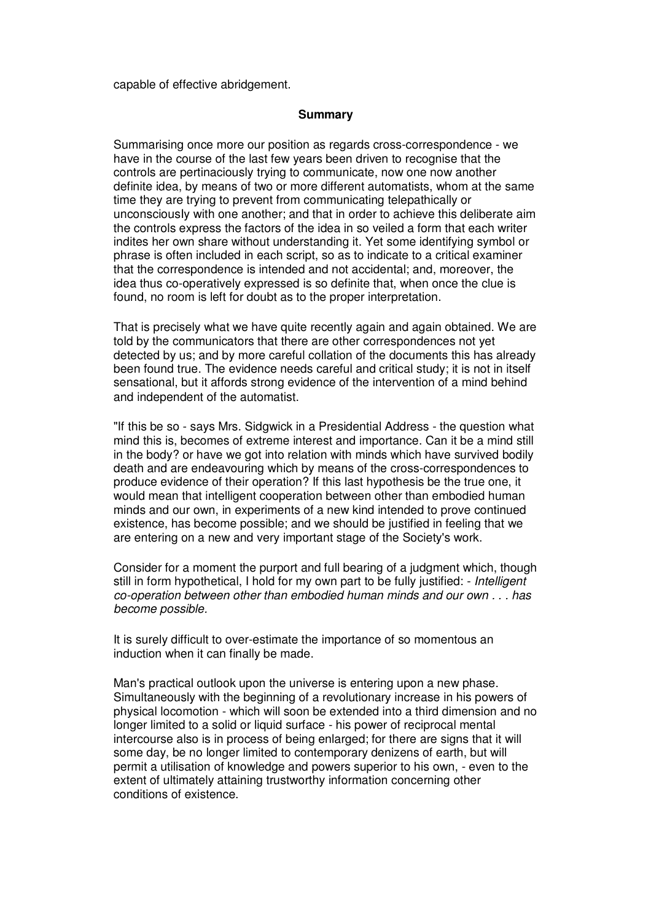capable of effective abridgement.

**Summary**

Summarising once more our position as regards cross-correspondence - we have in the course of the last few years been driven to recognise that the controls are pertinaciously trying to communicate, now one now another definite idea, by means of two or more different automatists, whom at the same time they are trying to prevent from communicating telepathically or unconsciously with one another; and that in order to achieve this deliberate aim the controls express the factors of the idea in so veiled a form that each writer indites her own share without understanding it. Yet some identifying symbol or phrase is often included in each script, so as to indicate to a critical examiner that the correspondence is intended and not accidental; and, moreover, the idea thus co-operatively expressed is so definite that, when once the clue is found, no room is left for doubt as to the proper interpretation.

That is precisely what we have quite recently again and again obtained. We are told by the communicators that there are other correspondences not yet detected by us; and by more careful collation of the documents this has already been found true. The evidence needs careful and critical study; it is not in itself sensational, but it affords strong evidence of the intervention of a mind behind and independent of the automatist.

"If this be so - says Mrs. Sidgwick in a Presidential Address - the question what mind this is, becomes of extreme interest and importance. Can it be a mind still in the body? or have we got into relation with minds which have survived bodily death and are endeavouring which by means of the cross-correspondences to produce evidence of their operation? If this last hypothesis be the true one, it would mean that intelligent cooperation between other than embodied human minds and our own, in experiments of a new kind intended to prove continued existence, has become possible; and we should be justified in feeling that we are entering on a new and very important stage of the Society's work.

Consider for a moment the purport and full bearing of a judgment which, though still in form hypothetical, I hold for my own part to be fully justified: - *Intelligent co-operation between other than embodied human minds and our own . . . has become possible.*

It is surely difficult to over-estimate the importance of so momentous an induction when it can finally be made.

Man's practical outlook upon the universe is entering upon a new phase. Simultaneously with the beginning of a revolutionary increase in his powers of physical locomotion - which will soon be extended into a third dimension and no longer limited to a solid or liquid surface - his power of reciprocal mental intercourse also is in process of being enlarged; for there are signs that it will some day, be no longer limited to contemporary denizens of earth, but will permit a utilisation of knowledge and powers superior to his own, - even to the extent of ultimately attaining trustworthy information concerning other conditions of existence.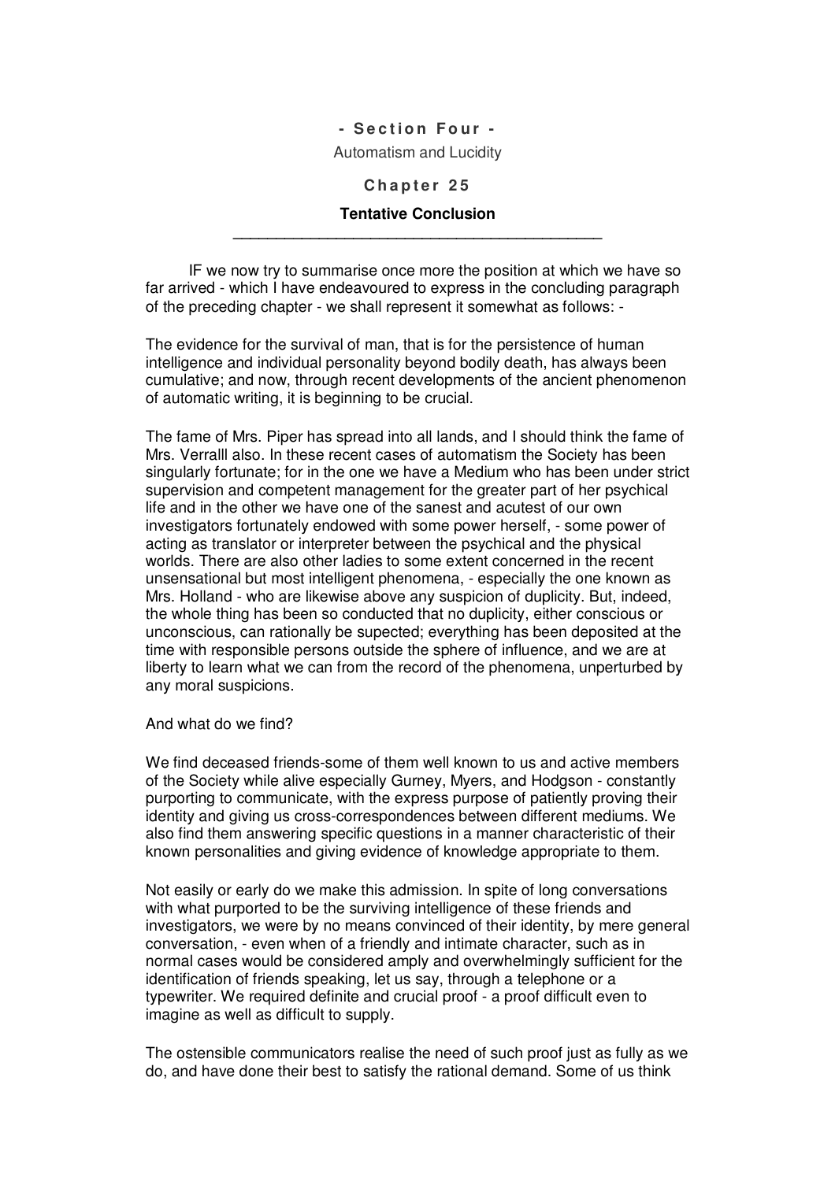**- Section Four -**

Automatism and Lucidity

**Chapter 25**

## Tentative Conclusion

---

IF we now try to summarise once more the position at which we have so far arrived - which I have endeavoured to express in the concluding paragraph of the preceding chapter - we shall represent it somewhat as follows: -

The evidence for the survival of man, that is for the persistence of human intelligence and individual personality beyond bodily death, has always been cumulative; and now, through recent developments of the ancient phenomenon of automatic writing, it is beginning to be crucial.

The fame of Mrs. Piper has spread into all lands, and I should think the fame of Mrs. Verralll also. In these recent cases of automatism the Society has been singularly fortunate; for in the one we have a Medium who has been under strict supervision and competent management for the greater part of her psychical life and in the other we have one of the sanest and acutest of our own investigators fortunately endowed with some power herself, - some power of acting as translator or interpreter between the psychical and the physical worlds. There are also other ladies to some extent concerned in the recent unsensational but most intelligent phenomena, - especially the one known as Mrs. Holland - who are likewise above any suspicion of duplicity. But, indeed, the whole thing has been so conducted that no duplicity, either conscious or unconscious, can rationally be supected; everything has been deposited at the time with responsible persons outside the sphere of influence, and we are at liberty to learn what we can from the record of the phenomena, unperturbed by any moral suspicions.

And what do we find?

We find deceased friends-some of them well known to us and active members of the Society while alive especially Gurney, Myers, and Hodgson - constantly purporting to communicate, with the express purpose of patiently proving their identity and giving us cross-correspondences between different mediums. We also find them answering specific questions in a manner characteristic of their known personalities and giving evidence of knowledge appropriate to them.

Not easily or early do we make this admission. In spite of long conversations with what purported to be the surviving intelligence of these friends and investigators, we were by no means convinced of their identity, by mere general conversation, - even when of a friendly and intimate character, such as in normal cases would be considered amply and overwhelmingly sufficient for the identification of friends speaking, let us say, through a telephone or a typewriter. We required definite and crucial proof - a proof difficult even to imagine as well as difficult to supply.

The ostensible communicators realise the need of such proof just as fully as we do, and have done their best to satisfy the rational demand. Some of us think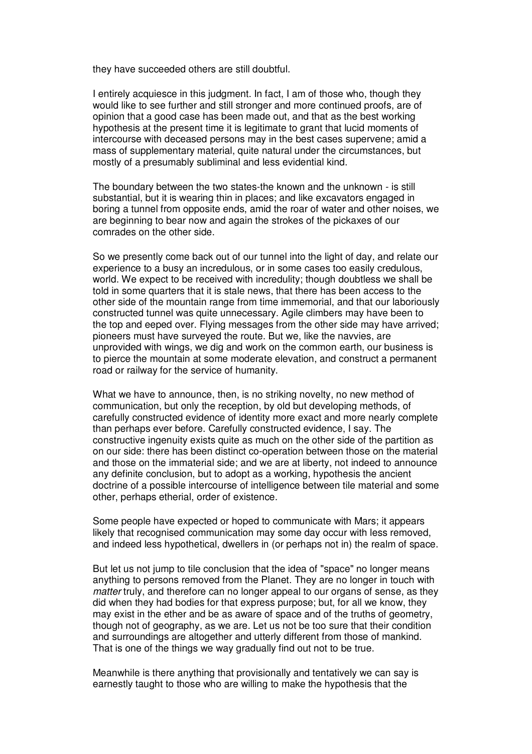they have succeeded others are still doubtful.

I entirely acquiesce in this judgment. In fact, I am of those who, though they would like to see further and still stronger and more continued proofs, are of opinion that a good case has been made out, and that as the best working hypothesis at the present time it is legitimate to grant that lucid moments of intercourse with deceased persons may in the best cases supervene; amid a mass of supplementary material, quite natural under the circumstances, but mostly of a presumably subliminal and less evidential kind.

The boundary between the two states-the known and the unknown - is still substantial, but it is wearing thin in places; and like excavators engaged in boring a tunnel from opposite ends, amid the roar of water and other noises, we are beginning to bear now and again the strokes of the pickaxes of our comrades on the other side.

So we presently come back out of our tunnel into the light of day, and relate our experience to a busy an incredulous, or in some cases too easily credulous, world. We expect to be received with incredulity; though doubtless we shall be told in some quarters that it is stale news, that there has been access to the other side of the mountain range from time immemorial, and that our laboriously constructed tunnel was quite unnecessary. Agile climbers may have been to the top and eeped over. Flying messages from the other side may have arrived; pioneers must have surveyed the route. But we, like the navvies, are unprovided with wings, we dig and work on the common earth, our business is to pierce the mountain at some moderate elevation, and construct a permanent road or railway for the service of humanity.

What we have to announce, then, is no striking novelty, no new method of communication, but only the reception, by old but developing methods, of carefully constructed evidence of identity more exact and more nearly complete than perhaps ever before. Carefully constructed evidence, I say. The constructive ingenuity exists quite as much on the other side of the partition as on our side: there has been distinct co-operation between those on the material and those on the immaterial side; and we are at liberty, not indeed to announce any definite conclusion, but to adopt as a working, hypothesis the ancient doctrine of a possible intercourse of intelligence between tile material and some other, perhaps etherial, order of existence.

Some people have expected or hoped to communicate with Mars; it appears likely that recognised communication may some day occur with less removed, and indeed less hypothetical, dwellers in (or perhaps not in) the realm of space.

But let us not jump to tile conclusion that the idea of "space" no longer means anything to persons removed from the Planet. They are no longer in touch with *matter* truly, and therefore can no longer appeal to our organs of sense, as they did when they had bodies for that express purpose; but, for all we know, they may exist in the ether and be as aware of space and of the truths of geometry, though not of geography, as we are. Let us not be too sure that their condition and surroundings are altogether and utterly different from those of mankind. That is one of the things we way gradually find out not to be true.

Meanwhile is there anything that provisionally and tentatively we can say is earnestly taught to those who are willing to make the hypothesis that the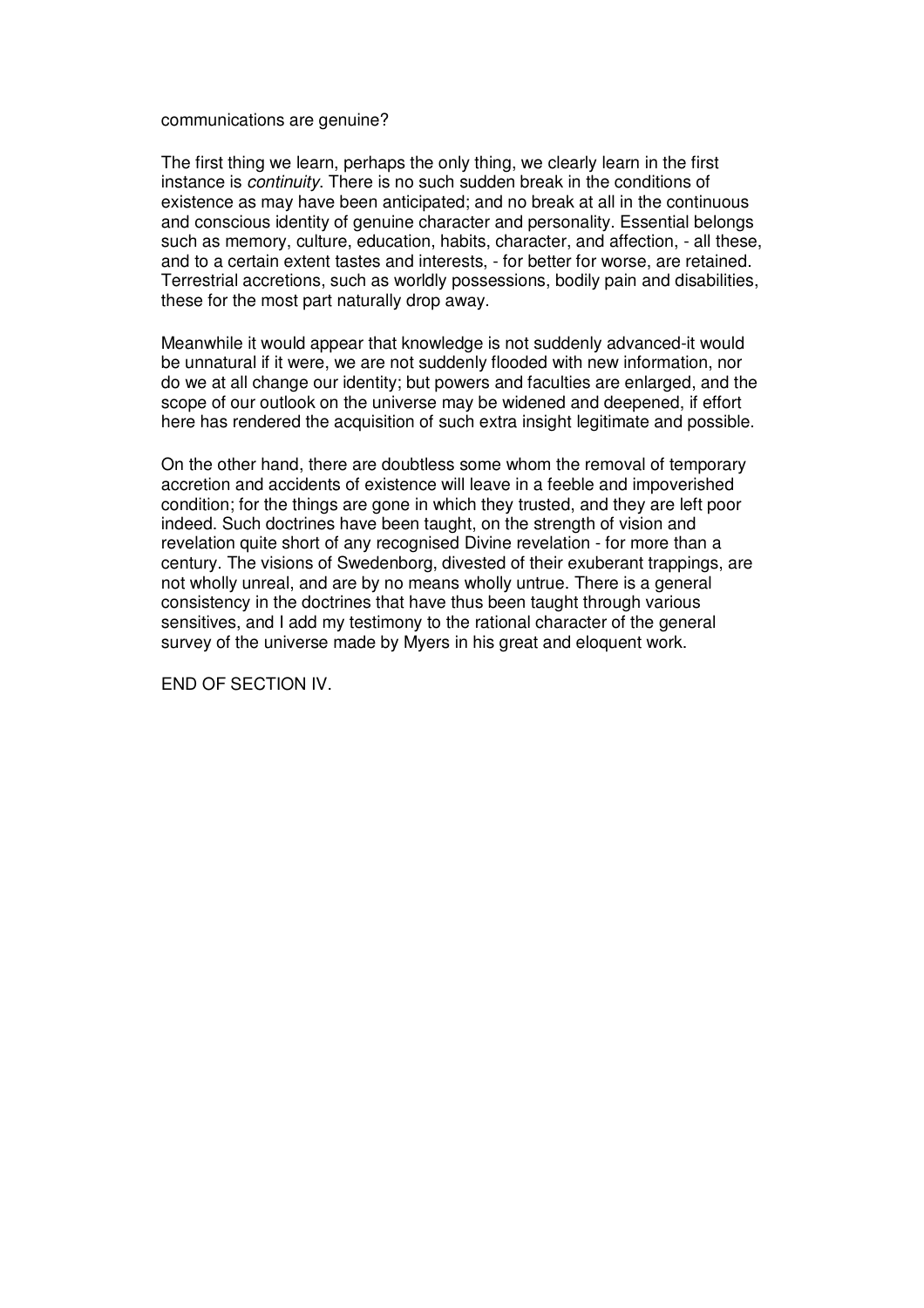communications are genuine?

The first thing we learn, perhaps the only thing, we clearly learn in the first instance is *continuity*. There is no such sudden break in the conditions of existence as may have been anticipated; and no break at all in the continuous and conscious identity of genuine character and personality. Essential belongs such as memory, culture, education, habits, character, and affection, - all these, and to a certain extent tastes and interests, - for better for worse, are retained. Terrestrial accretions, such as worldly possessions, bodily pain and disabilities, these for the most part naturally drop away.

Meanwhile it would appear that knowledge is not suddenly advanced-it would be unnatural if it were, we are not suddenly flooded with new information, nor do we at all change our identity; but powers and faculties are enlarged, and the scope of our outlook on the universe may be widened and deepened, if effort here has rendered the acquisition of such extra insight legitimate and possible.

On the other hand, there are doubtless some whom the removal of temporary accretion and accidents of existence will leave in a feeble and impoverished condition; for the things are gone in which they trusted, and they are left poor indeed. Such doctrines have been taught, on the strength of vision and revelation quite short of any recognised Divine revelation - for more than a century. The visions of Swedenborg, divested of their exuberant trappings, are not wholly unreal, and are by no means wholly untrue. There is a general consistency in the doctrines that have thus been taught through various sensitives, and I add my testimony to the rational character of the general survey of the universe made by Myers in his great and eloquent work.

END OF SECTION IV.